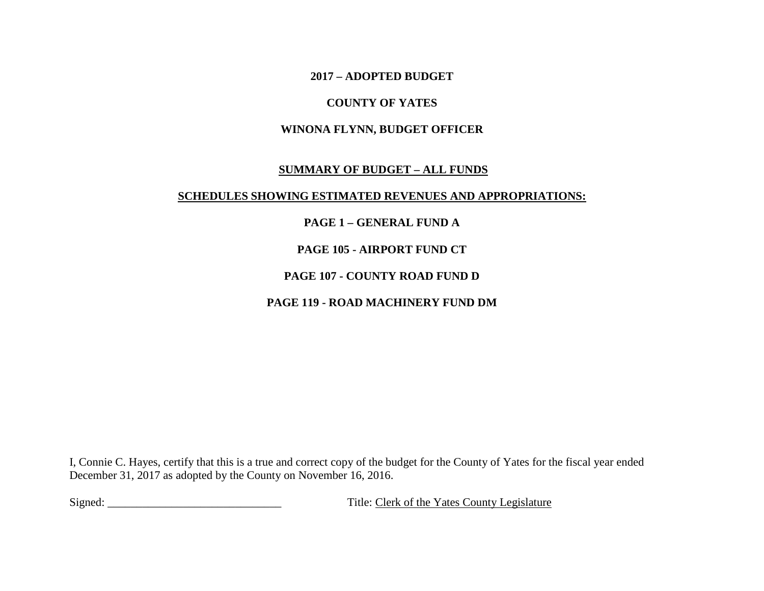# 2017 – ADOPTED BUDGET

## COUNTY OF YATES

## WINONA FLYNN, BUDGET OFFICER

### SUMMARY OF BUDGET – ALL FUNDS

### SCHEDULES SHOWING ESTIMATED REVENUES AND APPROPRIATIONS:

**PAGE 1 – GENERAL FUND A**

**PAGE 105 - AIRPORT FUND CT**

**PAGE 107 - COUNTY ROAD FUND D**

**PAGE 119 - ROAD MACHINERY FUND DM**

I, Connie C. Hayes, certify that this is a true and correct copy of the budget for the County of Yates for the fiscal year ended December 31, 2017 as adopted by the County on November 16, 2016.

Signed: ______________________________ Title: Clerk of the Yates County Legislature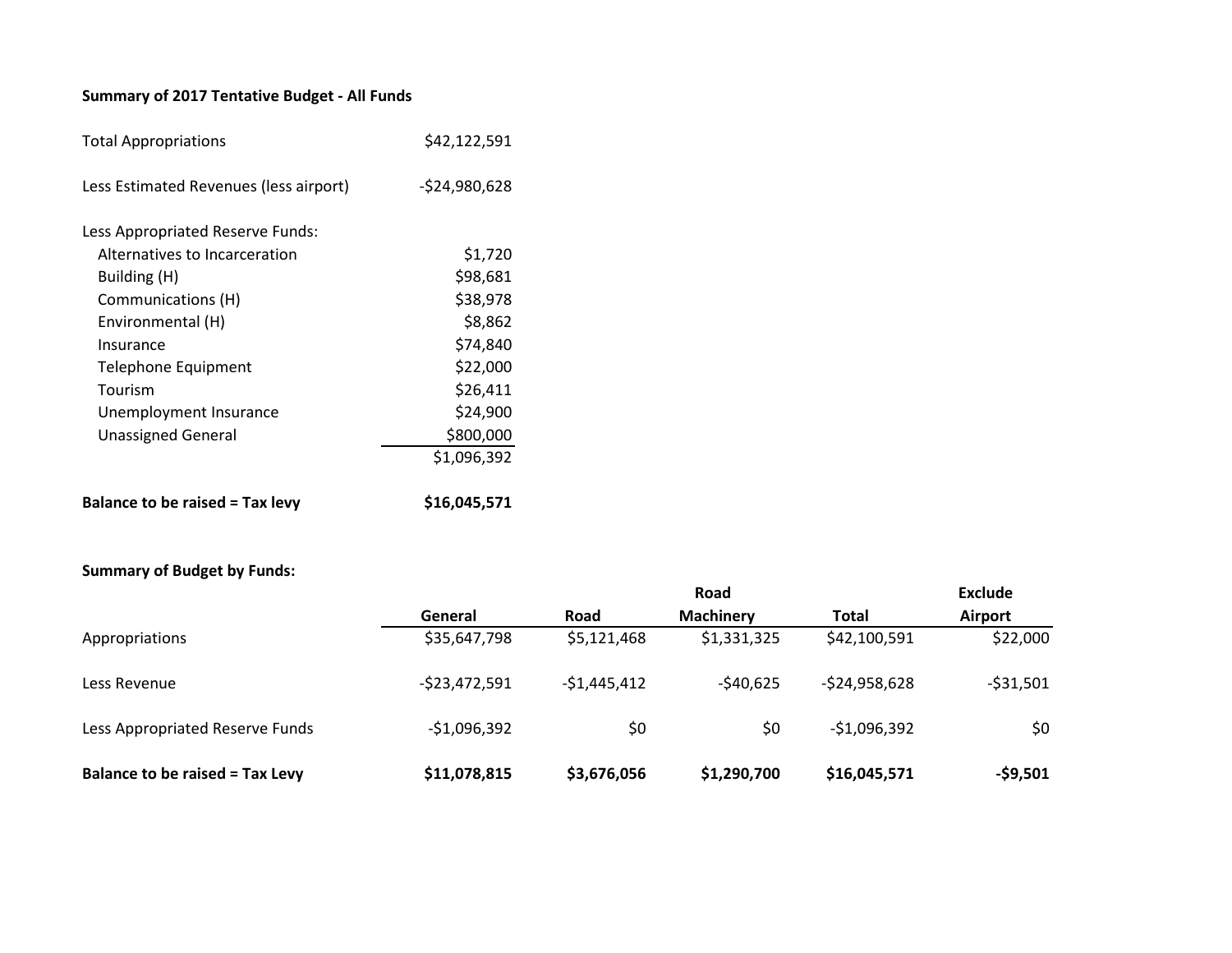**Summary of 2017 Tentative Budget - All Funds**

| | |
|---|---|
| Total Appropriations | $42,122,591 |
| Less Estimated Revenues (less airport) | -$24,980,628 |
| Less Appropriated Reserve Funds: | |
| Alternatives to Incarceration | $1,720 |
| Building (H) | $98,681 |
| Communications (H) | $38,978 |
| Environmental (H) | $8,862 |
| Insurance | $74,840 |
| Telephone Equipment | $22,000 |
| Tourism | $26,411 |
| Unemployment Insurance | $24,900 |
| Unassigned General | $800,000 |
| | $1,096,392 |
| **Balance to be raised = Tax levy** | **$16,045,571** |

**Summary of Budget by Funds:**

| | General | Road | Road Machinery | Total | Exclude Airport |
|---|---|---|---|---|---|
| Appropriations | $35,647,798 | $5,121,468 | $1,331,325 | $42,100,591 | $22,000 |
| Less Revenue | -$23,472,591 | -$1,445,412 | -$40,625 | -$24,958,628 | -$31,501 |
| Less Appropriated Reserve Funds | -$1,096,392 | $0 | $0 | -$1,096,392 | $0 |
| **Balance to be raised = Tax Levy** | **$11,078,815** | **$3,676,056** | **$1,290,700** | **$16,045,571** | **-$9,501** |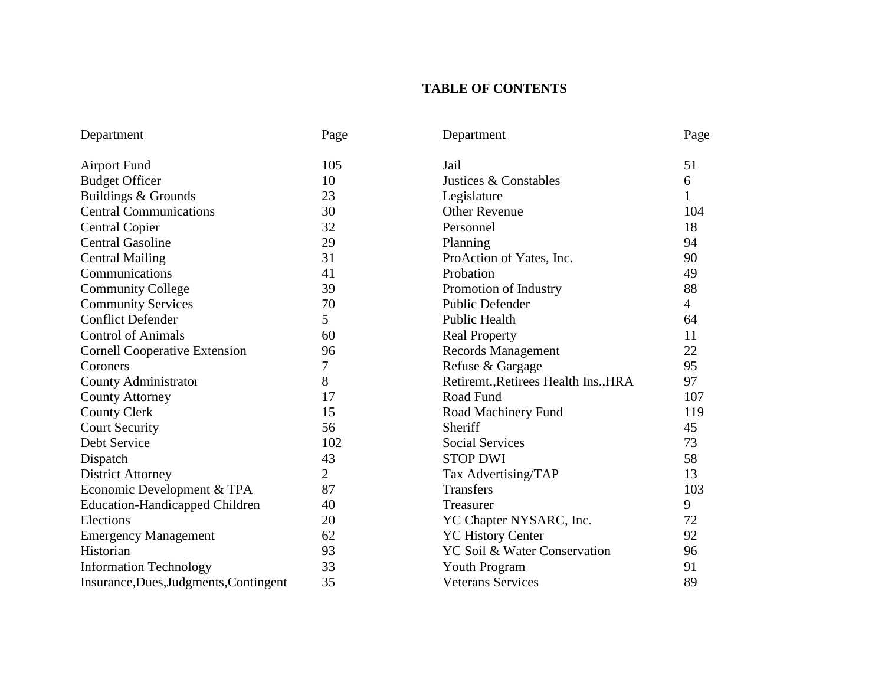# TABLE OF CONTENTS

| Department | Page | Department | Page |
|---|---|---|---|
| Airport Fund | 105 | Jail | 51 |
| Budget Officer | 10 | Justices & Constables | 6 |
| Buildings & Grounds | 23 | Legislature | 1 |
| Central Communications | 30 | Other Revenue | 104 |
| Central Copier | 32 | Personnel | 18 |
| Central Gasoline | 29 | Planning | 94 |
| Central Mailing | 31 | ProAction of Yates, Inc. | 90 |
| Communications | 41 | Probation | 49 |
| Community College | 39 | Promotion of Industry | 88 |
| Community Services | 70 | Public Defender | 4 |
| Conflict Defender | 5 | Public Health | 64 |
| Control of Animals | 60 | Real Property | 11 |
| Cornell Cooperative Extension | 96 | Records Management | 22 |
| Coroners | 7 | Refuse & Gargage | 95 |
| County Administrator | 8 | Retiremt.,Retirees Health Ins.,HRA | 97 |
| County Attorney | 17 | Road Fund | 107 |
| County Clerk | 15 | Road Machinery Fund | 119 |
| Court Security | 56 | Sheriff | 45 |
| Debt Service | 102 | Social Services | 73 |
| Dispatch | 43 | STOP DWI | 58 |
| District Attorney | 2 | Tax Advertising/TAP | 13 |
| Economic Development & TPA | 87 | Transfers | 103 |
| Education-Handicapped Children | 40 | Treasurer | 9 |
| Elections | 20 | YC Chapter NYSARC, Inc. | 72 |
| Emergency Management | 62 | YC History Center | 92 |
| Historian | 93 | YC Soil & Water Conservation | 96 |
| Information Technology | 33 | Youth Program | 91 |
| Insurance,Dues,Judgments,Contingent | 35 | Veterans Services | 89 |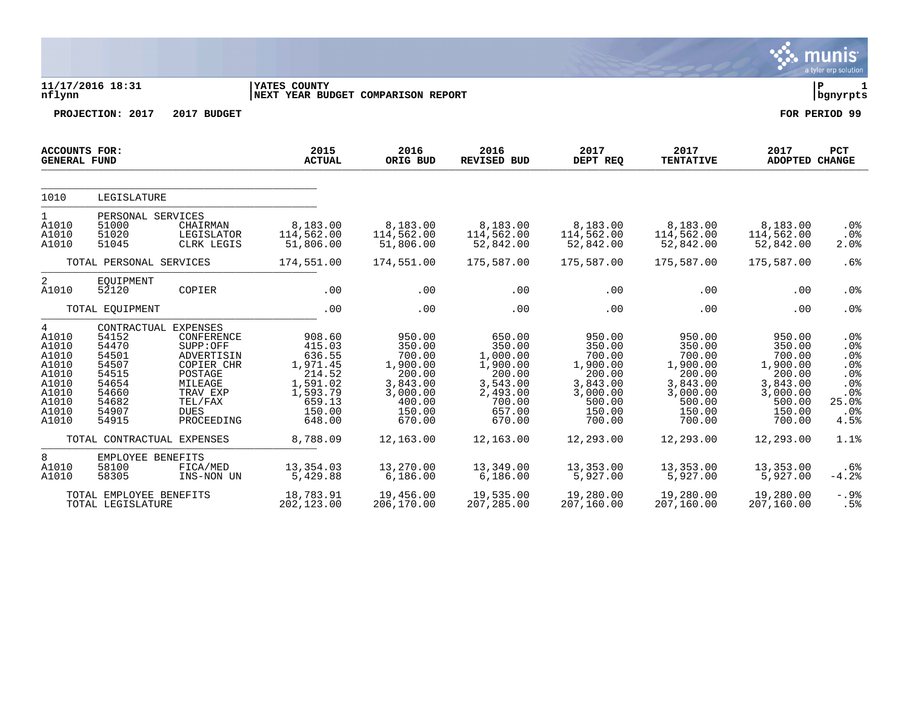11/17/2016 18:31 | YATES COUNTY | P 1
nflynn | NEXT YEAR BUDGET COMPARISON REPORT | bgnyrpts

**PROJECTION: 2017 2017 BUDGET** **FOR PERIOD 99**

| ACCOUNTS FOR: GENERAL FUND | | | 2015 ACTUAL | 2016 ORIG BUD | 2016 REVISED BUD | 2017 DEPT REQ | 2017 TENTATIVE | 2017 ADOPTED | PCT CHANGE |
|---|---|---|---|---|---|---|---|---|---|
| 1010 | LEGISLATURE | | | | | | | | |
| 1 | PERSONAL SERVICES | | | | | | | | |
| A1010 | 51000 | CHAIRMAN | 8,183.00 | 8,183.00 | 8,183.00 | 8,183.00 | 8,183.00 | 8,183.00 | .0% |
| A1010 | 51020 | LEGISLATOR | 114,562.00 | 114,562.00 | 114,562.00 | 114,562.00 | 114,562.00 | 114,562.00 | .0% |
| A1010 | 51045 | CLRK LEGIS | 51,806.00 | 51,806.00 | 52,842.00 | 52,842.00 | 52,842.00 | 52,842.00 | 2.0% |
| | TOTAL PERSONAL SERVICES | | 174,551.00 | 174,551.00 | 175,587.00 | 175,587.00 | 175,587.00 | 175,587.00 | .6% |
| 2 | EQUIPMENT | | | | | | | | |
| A1010 | 52120 | COPIER | .00 | .00 | .00 | .00 | .00 | .00 | .0% |
| | TOTAL EQUIPMENT | | .00 | .00 | .00 | .00 | .00 | .00 | .0% |
| 4 | CONTRACTUAL EXPENSES | | | | | | | | |
| A1010 | 54152 | CONFERENCE | 908.60 | 950.00 | 650.00 | 950.00 | 950.00 | 950.00 | .0% |
| A1010 | 54470 | SUPP:OFF | 415.03 | 350.00 | 350.00 | 350.00 | 350.00 | 350.00 | .0% |
| A1010 | 54501 | ADVERTISIN | 636.55 | 700.00 | 1,000.00 | 700.00 | 700.00 | 700.00 | .0% |
| A1010 | 54507 | COPIER CHR | 1,971.45 | 1,900.00 | 1,900.00 | 1,900.00 | 1,900.00 | 1,900.00 | .0% |
| A1010 | 54515 | POSTAGE | 214.52 | 200.00 | 200.00 | 200.00 | 200.00 | 200.00 | .0% |
| A1010 | 54654 | MILEAGE | 1,591.02 | 3,843.00 | 3,543.00 | 3,843.00 | 3,843.00 | 3,843.00 | .0% |
| A1010 | 54660 | TRAV EXP | 1,593.79 | 3,000.00 | 2,493.00 | 3,000.00 | 3,000.00 | 3,000.00 | .0% |
| A1010 | 54682 | TEL/FAX | 659.13 | 400.00 | 700.00 | 500.00 | 500.00 | 500.00 | 25.0% |
| A1010 | 54907 | DUES | 150.00 | 150.00 | 657.00 | 150.00 | 150.00 | 150.00 | .0% |
| A1010 | 54915 | PROCEEDING | 648.00 | 670.00 | 670.00 | 700.00 | 700.00 | 700.00 | 4.5% |
| | TOTAL CONTRACTUAL EXPENSES | | 8,788.09 | 12,163.00 | 12,163.00 | 12,293.00 | 12,293.00 | 12,293.00 | 1.1% |
| 8 | EMPLOYEE BENEFITS | | | | | | | | |
| A1010 | 58100 | FICA/MED | 13,354.03 | 13,270.00 | 13,349.00 | 13,353.00 | 13,353.00 | 13,353.00 | .6% |
| A1010 | 58305 | INS-NON UN | 5,429.88 | 6,186.00 | 6,186.00 | 5,927.00 | 5,927.00 | 5,927.00 | -4.2% |
| | TOTAL EMPLOYEE BENEFITS | | 18,783.91 | 19,456.00 | 19,535.00 | 19,280.00 | 19,280.00 | 19,280.00 | -.9% |
| | TOTAL LEGISLATURE | | 202,123.00 | 206,170.00 | 207,285.00 | 207,160.00 | 207,160.00 | 207,160.00 | .5% |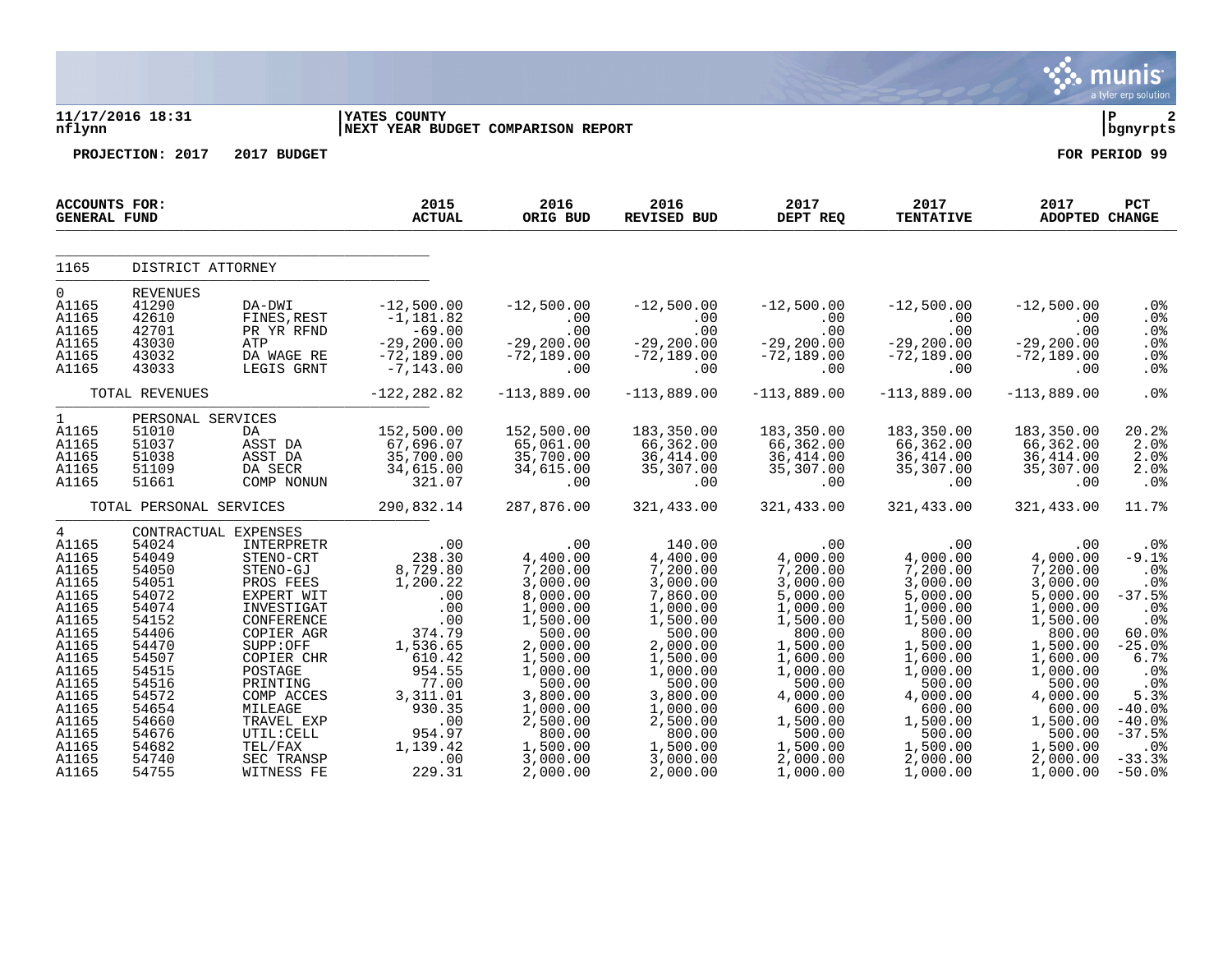**YATES COUNTY**
**NEXT YEAR BUDGET COMPARISON REPORT**

11/17/2016 18:31
nflynn

PROJECTION: 2017 2017 BUDGET

FOR PERIOD 99

| ACCOUNTS FOR: GENERAL FUND | | | 2015 ACTUAL | 2016 ORIG BUD | 2016 REVISED BUD | 2017 DEPT REQ | 2017 TENTATIVE | 2017 ADOPTED | PCT CHANGE |
|---|---|---|---|---|---|---|---|---|---|
| 1165 | DISTRICT ATTORNEY | | | | | | | | |
| 0 | REVENUES | | | | | | | | |
| A1165 | 41290 | DA-DWI | -12,500.00 | -12,500.00 | -12,500.00 | -12,500.00 | -12,500.00 | -12,500.00 | .0% |
| A1165 | 42610 | FINES,REST | -1,181.82 | .00 | .00 | .00 | .00 | .00 | .0% |
| A1165 | 42701 | PR YR RFND | -69.00 | .00 | .00 | .00 | .00 | .00 | .0% |
| A1165 | 43030 | ATP | -29,200.00 | -29,200.00 | -29,200.00 | -29,200.00 | -29,200.00 | -29,200.00 | .0% |
| A1165 | 43032 | DA WAGE RE | -72,189.00 | -72,189.00 | -72,189.00 | -72,189.00 | -72,189.00 | -72,189.00 | .0% |
| A1165 | 43033 | LEGIS GRNT | -7,143.00 | .00 | .00 | .00 | .00 | .00 | .0% |
| | TOTAL REVENUES | | -122,282.82 | -113,889.00 | -113,889.00 | -113,889.00 | -113,889.00 | -113,889.00 | .0% |
| 1 | PERSONAL SERVICES | | | | | | | | |
| A1165 | 51010 | DA | 152,500.00 | 152,500.00 | 183,350.00 | 183,350.00 | 183,350.00 | 183,350.00 | 20.2% |
| A1165 | 51037 | ASST DA | 67,696.07 | 65,061.00 | 66,362.00 | 66,362.00 | 66,362.00 | 66,362.00 | 2.0% |
| A1165 | 51038 | ASST DA | 35,700.00 | 35,700.00 | 36,414.00 | 36,414.00 | 36,414.00 | 36,414.00 | 2.0% |
| A1165 | 51109 | DA SECR | 34,615.00 | 34,615.00 | 35,307.00 | 35,307.00 | 35,307.00 | 35,307.00 | 2.0% |
| A1165 | 51661 | COMP NONUN | 321.07 | .00 | .00 | .00 | .00 | .00 | .0% |
| | TOTAL PERSONAL SERVICES | | 290,832.14 | 287,876.00 | 321,433.00 | 321,433.00 | 321,433.00 | 321,433.00 | 11.7% |
| 4 | CONTRACTUAL EXPENSES | | | | | | | | |
| A1165 | 54024 | INTERPRETR | .00 | .00 | 140.00 | .00 | .00 | .00 | .0% |
| A1165 | 54049 | STENO-CRT | 238.30 | 4,400.00 | 4,400.00 | 4,000.00 | 4,000.00 | 4,000.00 | -9.1% |
| A1165 | 54050 | STENO-GJ | 8,729.80 | 7,200.00 | 7,200.00 | 7,200.00 | 7,200.00 | 7,200.00 | .0% |
| A1165 | 54051 | PROS FEES | 1,200.22 | 3,000.00 | 3,000.00 | 3,000.00 | 3,000.00 | 3,000.00 | .0% |
| A1165 | 54072 | EXPERT WIT | .00 | 8,000.00 | 7,860.00 | 5,000.00 | 5,000.00 | 5,000.00 | -37.5% |
| A1165 | 54074 | INVESTIGAT | .00 | 1,000.00 | 1,000.00 | 1,000.00 | 1,000.00 | 1,000.00 | .0% |
| A1165 | 54152 | CONFERENCE | .00 | 1,500.00 | 1,500.00 | 1,500.00 | 1,500.00 | 1,500.00 | .0% |
| A1165 | 54406 | COPIER AGR | 374.79 | 500.00 | 500.00 | 800.00 | 800.00 | 800.00 | 60.0% |
| A1165 | 54470 | SUPP:OFF | 1,536.65 | 2,000.00 | 2,000.00 | 1,500.00 | 1,500.00 | 1,500.00 | -25.0% |
| A1165 | 54507 | COPIER CHR | 610.42 | 1,500.00 | 1,500.00 | 1,600.00 | 1,600.00 | 1,600.00 | 6.7% |
| A1165 | 54515 | POSTAGE | 954.55 | 1,000.00 | 1,000.00 | 1,000.00 | 1,000.00 | 1,000.00 | .0% |
| A1165 | 54516 | PRINTING | 77.00 | 500.00 | 500.00 | 500.00 | 500.00 | 500.00 | .0% |
| A1165 | 54572 | COMP ACCES | 3,311.01 | 3,800.00 | 3,800.00 | 4,000.00 | 4,000.00 | 4,000.00 | 5.3% |
| A1165 | 54654 | MILEAGE | 930.35 | 1,000.00 | 1,000.00 | 600.00 | 600.00 | 600.00 | -40.0% |
| A1165 | 54660 | TRAVEL EXP | .00 | 2,500.00 | 2,500.00 | 1,500.00 | 1,500.00 | 1,500.00 | -40.0% |
| A1165 | 54676 | UTIL:CELL | 954.97 | 800.00 | 800.00 | 500.00 | 500.00 | 500.00 | -37.5% |
| A1165 | 54682 | TEL/FAX | 1,139.42 | 1,500.00 | 1,500.00 | 1,500.00 | 1,500.00 | 1,500.00 | .0% |
| A1165 | 54740 | SEC TRANSP | .00 | 3,000.00 | 3,000.00 | 2,000.00 | 2,000.00 | 2,000.00 | -33.3% |
| A1165 | 54755 | WITNESS FE | 229.31 | 2,000.00 | 2,000.00 | 1,000.00 | 1,000.00 | 1,000.00 | -50.0% |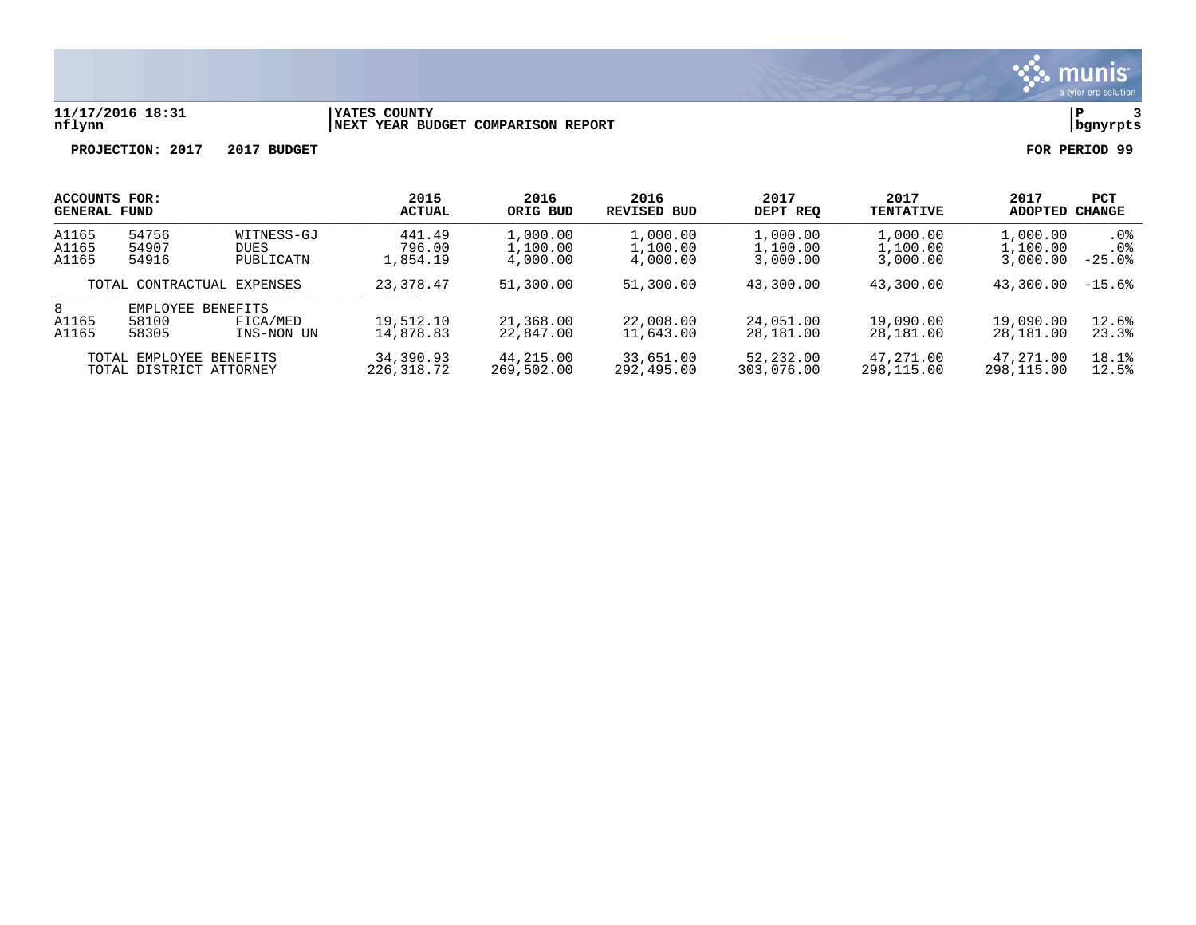11/17/2016 18:31 | YATES COUNTY
nflynn | NEXT YEAR BUDGET COMPARISON REPORT | bgnyrpts

PROJECTION: 2017 2017 BUDGET | FOR PERIOD 99

| ACCOUNTS FOR: GENERAL FUND | | | 2015 ACTUAL | 2016 ORIG BUD | 2016 REVISED BUD | 2017 DEPT REQ | 2017 TENTATIVE | 2017 ADOPTED | PCT CHANGE |
|---|---|---|---|---|---|---|---|---|---|
| A1165 | 54756 | WITNESS-GJ | 441.49 | 1,000.00 | 1,000.00 | 1,000.00 | 1,000.00 | 1,000.00 | .0% |
| A1165 | 54907 | DUES | 796.00 | 1,100.00 | 1,100.00 | 1,100.00 | 1,100.00 | 1,100.00 | .0% |
| A1165 | 54916 | PUBLICATN | 1,854.19 | 4,000.00 | 4,000.00 | 3,000.00 | 3,000.00 | 3,000.00 | -25.0% |
| TOTAL CONTRACTUAL EXPENSES | | | 23,378.47 | 51,300.00 | 51,300.00 | 43,300.00 | 43,300.00 | 43,300.00 | -15.6% |
| 8 | EMPLOYEE BENEFITS | | | | | | | | |
| A1165 | 58100 | FICA/MED | 19,512.10 | 21,368.00 | 22,008.00 | 24,051.00 | 19,090.00 | 19,090.00 | 12.6% |
| A1165 | 58305 | INS-NON UN | 14,878.83 | 22,847.00 | 11,643.00 | 28,181.00 | 28,181.00 | 28,181.00 | 23.3% |
| TOTAL EMPLOYEE BENEFITS | | | 34,390.93 | 44,215.00 | 33,651.00 | 52,232.00 | 47,271.00 | 47,271.00 | 18.1% |
| TOTAL DISTRICT ATTORNEY | | | 226,318.72 | 269,502.00 | 292,495.00 | 303,076.00 | 298,115.00 | 298,115.00 | 12.5% |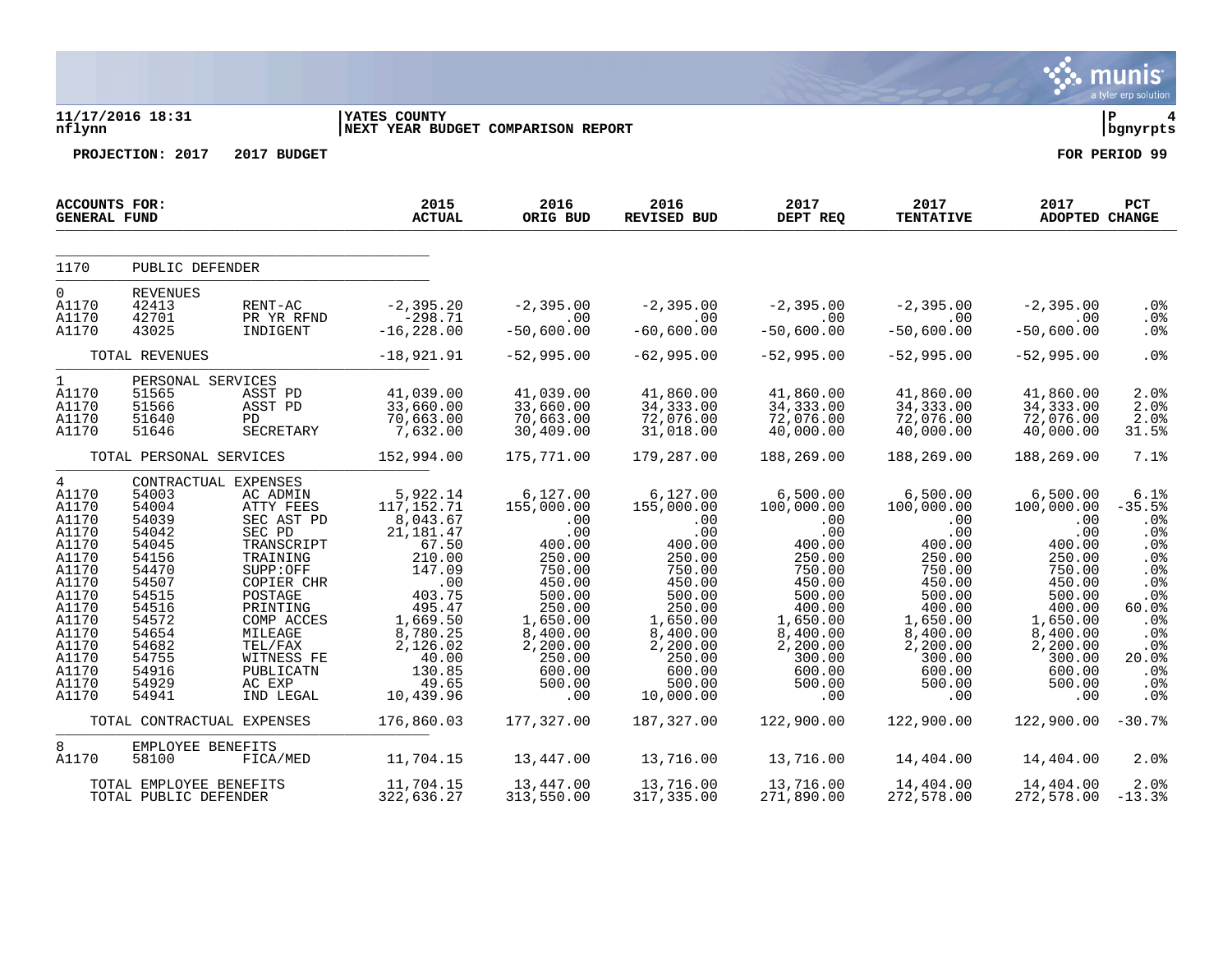11/17/2016 18:31
nflynn

YATES COUNTY
NEXT YEAR BUDGET COMPARISON REPORT

PROJECTION: 2017 2017 BUDGET

FOR PERIOD 99

| ACCOUNTS FOR: GENERAL FUND | | | 2015 ACTUAL | 2016 ORIG BUD | 2016 REVISED BUD | 2017 DEPT REQ | 2017 TENTATIVE | 2017 ADOPTED | PCT CHANGE |
|---|---|---|---|---|---|---|---|---|---|
| 1170 | PUBLIC DEFENDER | | | | | | | | |
| 0 | REVENUES | | | | | | | | |
| A1170 | 42413 | RENT-AC | -2,395.20 | -2,395.00 | -2,395.00 | -2,395.00 | -2,395.00 | -2,395.00 | .0% |
| A1170 | 42701 | PR YR RFND | -298.71 | .00 | .00 | .00 | .00 | .00 | .0% |
| A1170 | 43025 | INDIGENT | -16,228.00 | -50,600.00 | -60,600.00 | -50,600.00 | -50,600.00 | -50,600.00 | .0% |
| | TOTAL REVENUES | | -18,921.91 | -52,995.00 | -62,995.00 | -52,995.00 | -52,995.00 | -52,995.00 | .0% |
| 1 | PERSONAL SERVICES | | | | | | | | |
| A1170 | 51565 | ASST PD | 41,039.00 | 41,039.00 | 41,860.00 | 41,860.00 | 41,860.00 | 41,860.00 | 2.0% |
| A1170 | 51566 | ASST PD | 33,660.00 | 33,660.00 | 34,333.00 | 34,333.00 | 34,333.00 | 34,333.00 | 2.0% |
| A1170 | 51640 | PD | 70,663.00 | 70,663.00 | 72,076.00 | 72,076.00 | 72,076.00 | 72,076.00 | 2.0% |
| A1170 | 51646 | SECRETARY | 7,632.00 | 30,409.00 | 31,018.00 | 40,000.00 | 40,000.00 | 40,000.00 | 31.5% |
| | TOTAL PERSONAL SERVICES | | 152,994.00 | 175,771.00 | 179,287.00 | 188,269.00 | 188,269.00 | 188,269.00 | 7.1% |
| 4 | CONTRACTUAL EXPENSES | | | | | | | | |
| A1170 | 54003 | AC ADMIN | 5,922.14 | 6,127.00 | 6,127.00 | 6,500.00 | 6,500.00 | 6,500.00 | 6.1% |
| A1170 | 54004 | ATTY FEES | 117,152.71 | 155,000.00 | 155,000.00 | 100,000.00 | 100,000.00 | 100,000.00 | -35.5% |
| A1170 | 54039 | SEC AST PD | 8,043.67 | .00 | .00 | .00 | .00 | .00 | .0% |
| A1170 | 54042 | SEC PD | 21,181.47 | .00 | .00 | .00 | .00 | .00 | .0% |
| A1170 | 54045 | TRANSCRIPT | 67.50 | 400.00 | 400.00 | 400.00 | 400.00 | 400.00 | .0% |
| A1170 | 54156 | TRAINING | 210.00 | 250.00 | 250.00 | 250.00 | 250.00 | 250.00 | .0% |
| A1170 | 54470 | SUPP:OFF | 147.09 | 750.00 | 750.00 | 750.00 | 750.00 | 750.00 | .0% |
| A1170 | 54507 | COPIER CHR | .00 | 450.00 | 450.00 | 450.00 | 450.00 | 450.00 | .0% |
| A1170 | 54515 | POSTAGE | 403.75 | 500.00 | 500.00 | 500.00 | 500.00 | 500.00 | .0% |
| A1170 | 54516 | PRINTING | 495.47 | 250.00 | 250.00 | 400.00 | 400.00 | 400.00 | 60.0% |
| A1170 | 54572 | COMP ACCES | 1,669.50 | 1,650.00 | 1,650.00 | 1,650.00 | 1,650.00 | 1,650.00 | .0% |
| A1170 | 54654 | MILEAGE | 8,780.25 | 8,400.00 | 8,400.00 | 8,400.00 | 8,400.00 | 8,400.00 | .0% |
| A1170 | 54682 | TEL/FAX | 2,126.02 | 2,200.00 | 2,200.00 | 2,200.00 | 2,200.00 | 2,200.00 | .0% |
| A1170 | 54755 | WITNESS FE | 40.00 | 250.00 | 250.00 | 300.00 | 300.00 | 300.00 | 20.0% |
| A1170 | 54916 | PUBLICATN | 130.85 | 600.00 | 600.00 | 600.00 | 600.00 | 600.00 | .0% |
| A1170 | 54929 | AC EXP | 49.65 | 500.00 | 500.00 | 500.00 | 500.00 | 500.00 | .0% |
| A1170 | 54941 | IND LEGAL | 10,439.96 | .00 | 10,000.00 | .00 | .00 | .00 | .0% |
| | TOTAL CONTRACTUAL EXPENSES | | 176,860.03 | 177,327.00 | 187,327.00 | 122,900.00 | 122,900.00 | 122,900.00 | -30.7% |
| 8 | EMPLOYEE BENEFITS | | | | | | | | |
| A1170 | 58100 | FICA/MED | 11,704.15 | 13,447.00 | 13,716.00 | 13,716.00 | 14,404.00 | 14,404.00 | 2.0% |
| | TOTAL EMPLOYEE BENEFITS | | 11,704.15 | 13,447.00 | 13,716.00 | 13,716.00 | 14,404.00 | 14,404.00 | 2.0% |
| | TOTAL PUBLIC DEFENDER | | 322,636.27 | 313,550.00 | 317,335.00 | 271,890.00 | 272,578.00 | 272,578.00 | -13.3% |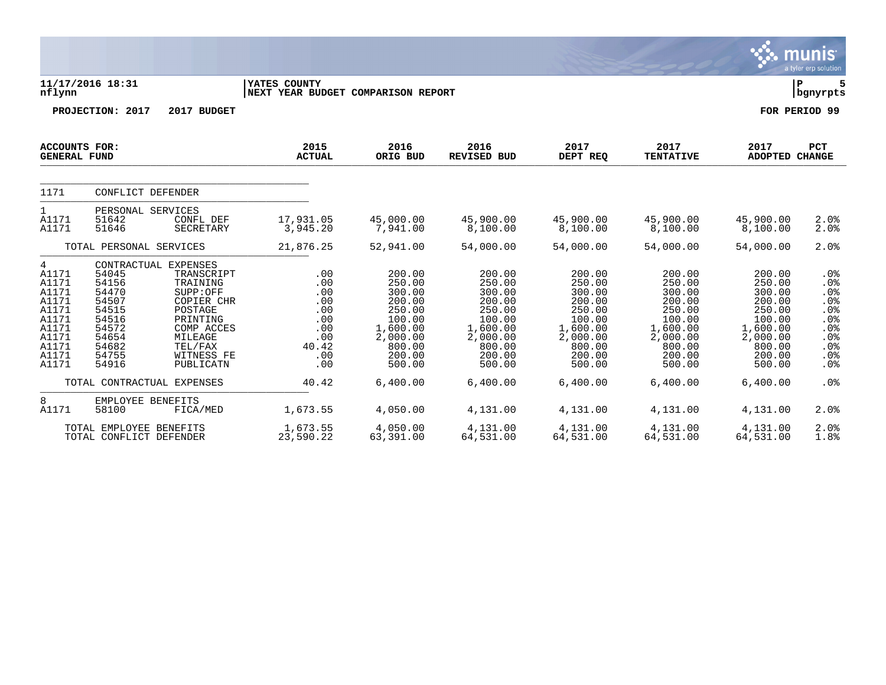11/17/2016 18:31 | YATES COUNTY
nflynn | NEXT YEAR BUDGET COMPARISON REPORT

PROJECTION: 2017 2017 BUDGET — FOR PERIOD 99

| ACCOUNTS FOR: GENERAL FUND | | | 2015 ACTUAL | 2016 ORIG BUD | 2016 REVISED BUD | 2017 DEPT REQ | 2017 TENTATIVE | 2017 ADOPTED | PCT CHANGE |
|---|---|---|---|---|---|---|---|---|---|
| 1171 | CONFLICT DEFENDER | | | | | | | | |
| 1 | PERSONAL SERVICES | | | | | | | | |
| A1171 | 51642 | CONFL DEF | 17,931.05 | 45,000.00 | 45,900.00 | 45,900.00 | 45,900.00 | 45,900.00 | 2.0% |
| A1171 | 51646 | SECRETARY | 3,945.20 | 7,941.00 | 8,100.00 | 8,100.00 | 8,100.00 | 8,100.00 | 2.0% |
| | TOTAL PERSONAL SERVICES | | 21,876.25 | 52,941.00 | 54,000.00 | 54,000.00 | 54,000.00 | 54,000.00 | 2.0% |
| 4 | CONTRACTUAL EXPENSES | | | | | | | | |
| A1171 | 54045 | TRANSCRIPT | .00 | 200.00 | 200.00 | 200.00 | 200.00 | 200.00 | .0% |
| A1171 | 54156 | TRAINING | .00 | 250.00 | 250.00 | 250.00 | 250.00 | 250.00 | .0% |
| A1171 | 54470 | SUPP:OFF | .00 | 300.00 | 300.00 | 300.00 | 300.00 | 300.00 | .0% |
| A1171 | 54507 | COPIER CHR | .00 | 200.00 | 200.00 | 200.00 | 200.00 | 200.00 | .0% |
| A1171 | 54515 | POSTAGE | .00 | 250.00 | 250.00 | 250.00 | 250.00 | 250.00 | .0% |
| A1171 | 54516 | PRINTING | .00 | 100.00 | 100.00 | 100.00 | 100.00 | 100.00 | .0% |
| A1171 | 54572 | COMP ACCES | .00 | 1,600.00 | 1,600.00 | 1,600.00 | 1,600.00 | 1,600.00 | .0% |
| A1171 | 54654 | MILEAGE | .00 | 2,000.00 | 2,000.00 | 2,000.00 | 2,000.00 | 2,000.00 | .0% |
| A1171 | 54682 | TEL/FAX | 40.42 | 800.00 | 800.00 | 800.00 | 800.00 | 800.00 | .0% |
| A1171 | 54755 | WITNESS FE | .00 | 200.00 | 200.00 | 200.00 | 200.00 | 200.00 | .0% |
| A1171 | 54916 | PUBLICATN | .00 | 500.00 | 500.00 | 500.00 | 500.00 | 500.00 | .0% |
| | TOTAL CONTRACTUAL EXPENSES | | 40.42 | 6,400.00 | 6,400.00 | 6,400.00 | 6,400.00 | 6,400.00 | .0% |
| 8 | EMPLOYEE BENEFITS | | | | | | | | |
| A1171 | 58100 | FICA/MED | 1,673.55 | 4,050.00 | 4,131.00 | 4,131.00 | 4,131.00 | 4,131.00 | 2.0% |
| | TOTAL EMPLOYEE BENEFITS | | 1,673.55 | 4,050.00 | 4,131.00 | 4,131.00 | 4,131.00 | 4,131.00 | 2.0% |
| | TOTAL CONFLICT DEFENDER | | 23,590.22 | 63,391.00 | 64,531.00 | 64,531.00 | 64,531.00 | 64,531.00 | 1.8% |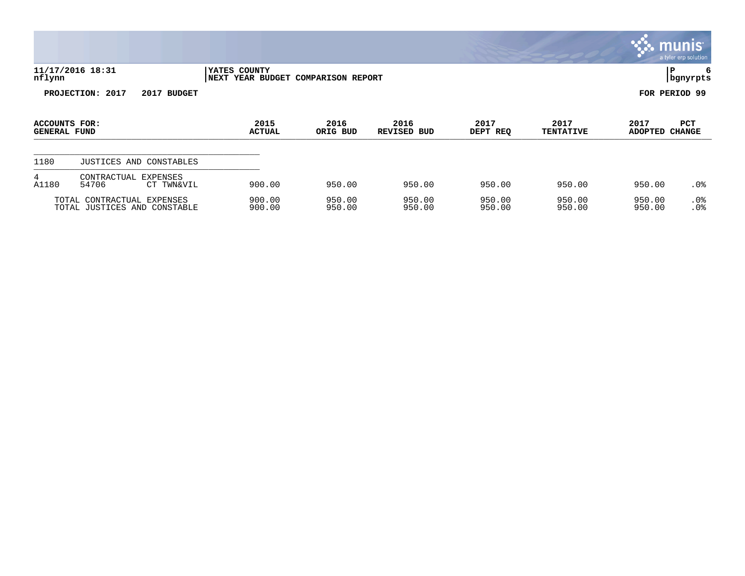11/17/2016 18:31 | YATES COUNTY | P 6
nflynn | NEXT YEAR BUDGET COMPARISON REPORT | bgnyrpts

**PROJECTION: 2017 2017 BUDGET** **FOR PERIOD 99**

| ACCOUNTS FOR: GENERAL FUND | | | 2015 ACTUAL | 2016 ORIG BUD | 2016 REVISED BUD | 2017 DEPT REQ | 2017 TENTATIVE | 2017 ADOPTED | PCT CHANGE |
|---|---|---|---|---|---|---|---|---|---|
| 1180 | JUSTICES AND CONSTABLES | | | | | | | | |
| 4 | CONTRACTUAL EXPENSES | | | | | | | | |
| A1180 | 54706 | CT TWN&VIL | 900.00 | 950.00 | 950.00 | 950.00 | 950.00 | 950.00 | .0% |
| TOTAL CONTRACTUAL EXPENSES | | | 900.00 | 950.00 | 950.00 | 950.00 | 950.00 | 950.00 | .0% |
| TOTAL JUSTICES AND CONSTABLE | | | 900.00 | 950.00 | 950.00 | 950.00 | 950.00 | 950.00 | .0% |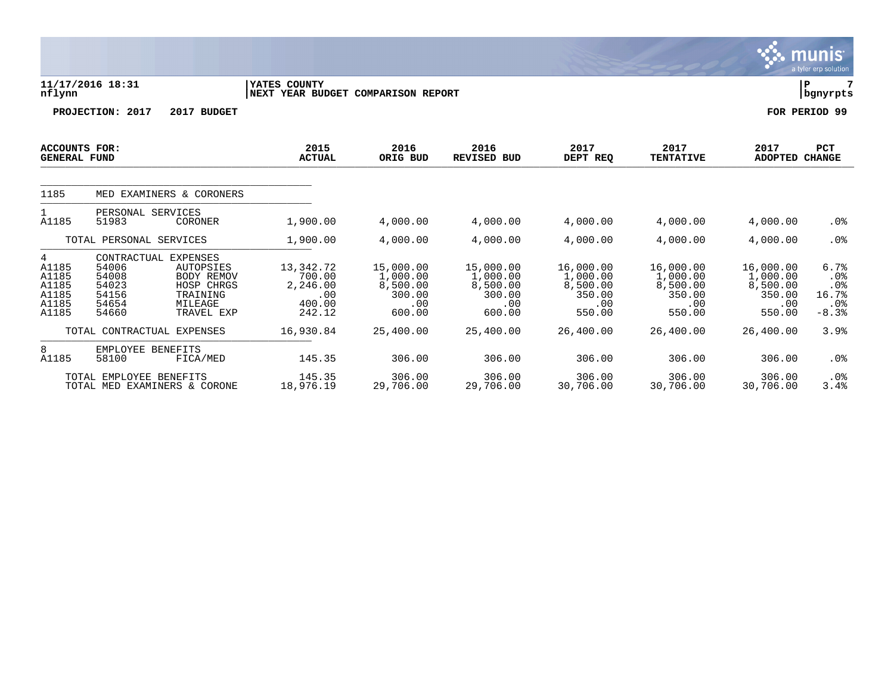**11/17/2016 18:31** | **YATES COUNTY** | **NEXT YEAR BUDGET COMPARISON REPORT**

nflynn | bgnyrpts

**PROJECTION: 2017    2017 BUDGET** | **FOR PERIOD 99**

| ACCOUNTS FOR: GENERAL FUND | | | 2015 ACTUAL | 2016 ORIG BUD | 2016 REVISED BUD | 2017 DEPT REQ | 2017 TENTATIVE | 2017 ADOPTED | PCT CHANGE |
|---|---|---|---|---|---|---|---|---|---|
| 1185 | MED EXAMINERS & CORONERS | | | | | | | | |
| 1 | PERSONAL SERVICES | | | | | | | | |
| A1185 | 51983 | CORONER | 1,900.00 | 4,000.00 | 4,000.00 | 4,000.00 | 4,000.00 | 4,000.00 | .0% |
| | TOTAL PERSONAL SERVICES | | 1,900.00 | 4,000.00 | 4,000.00 | 4,000.00 | 4,000.00 | 4,000.00 | .0% |
| 4 | CONTRACTUAL EXPENSES | | | | | | | | |
| A1185 | 54006 | AUTOPSIES | 13,342.72 | 15,000.00 | 15,000.00 | 16,000.00 | 16,000.00 | 16,000.00 | 6.7% |
| A1185 | 54008 | BODY REMOV | 700.00 | 1,000.00 | 1,000.00 | 1,000.00 | 1,000.00 | 1,000.00 | .0% |
| A1185 | 54023 | HOSP CHRGS | 2,246.00 | 8,500.00 | 8,500.00 | 8,500.00 | 8,500.00 | 8,500.00 | .0% |
| A1185 | 54156 | TRAINING | .00 | 300.00 | 300.00 | 350.00 | 350.00 | 350.00 | 16.7% |
| A1185 | 54654 | MILEAGE | 400.00 | .00 | .00 | .00 | .00 | .00 | .0% |
| A1185 | 54660 | TRAVEL EXP | 242.12 | 600.00 | 600.00 | 550.00 | 550.00 | 550.00 | -8.3% |
| | TOTAL CONTRACTUAL EXPENSES | | 16,930.84 | 25,400.00 | 25,400.00 | 26,400.00 | 26,400.00 | 26,400.00 | 3.9% |
| 8 | EMPLOYEE BENEFITS | | | | | | | | |
| A1185 | 58100 | FICA/MED | 145.35 | 306.00 | 306.00 | 306.00 | 306.00 | 306.00 | .0% |
| | TOTAL EMPLOYEE BENEFITS | | 145.35 | 306.00 | 306.00 | 306.00 | 306.00 | 306.00 | .0% |
| | TOTAL MED EXAMINERS & CORONE | | 18,976.19 | 29,706.00 | 29,706.00 | 30,706.00 | 30,706.00 | 30,706.00 | 3.4% |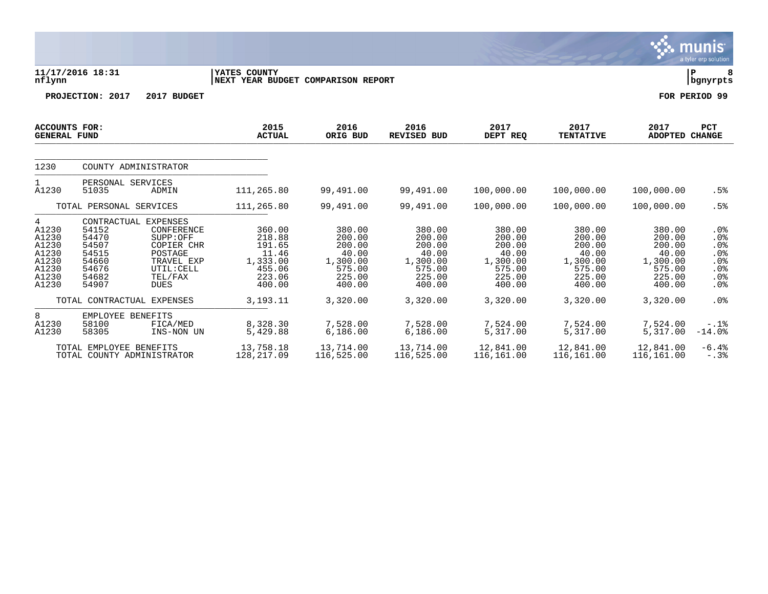11/17/2016 18:31 | YATES COUNTY | P 8
nflynn | NEXT YEAR BUDGET COMPARISON REPORT | bgnyrpts

**PROJECTION: 2017 2017 BUDGET** | **FOR PERIOD 99**

| ACCOUNTS FOR: GENERAL FUND | | | 2015 ACTUAL | 2016 ORIG BUD | 2016 REVISED BUD | 2017 DEPT REQ | 2017 TENTATIVE | 2017 ADOPTED | PCT CHANGE |
|---|---|---|---|---|---|---|---|---|---|
| 1230 | COUNTY ADMINISTRATOR | | | | | | | | |
| 1 | PERSONAL SERVICES | | | | | | | | |
| A1230 | 51035 | ADMIN | 111,265.80 | 99,491.00 | 99,491.00 | 100,000.00 | 100,000.00 | 100,000.00 | .5% |
| | TOTAL PERSONAL SERVICES | | 111,265.80 | 99,491.00 | 99,491.00 | 100,000.00 | 100,000.00 | 100,000.00 | .5% |
| 4 | CONTRACTUAL EXPENSES | | | | | | | | |
| A1230 | 54152 | CONFERENCE | 360.00 | 380.00 | 380.00 | 380.00 | 380.00 | 380.00 | .0% |
| A1230 | 54470 | SUPP:OFF | 218.88 | 200.00 | 200.00 | 200.00 | 200.00 | 200.00 | .0% |
| A1230 | 54507 | COPIER CHR | 191.65 | 200.00 | 200.00 | 200.00 | 200.00 | 200.00 | .0% |
| A1230 | 54515 | POSTAGE | 11.46 | 40.00 | 40.00 | 40.00 | 40.00 | 40.00 | .0% |
| A1230 | 54660 | TRAVEL EXP | 1,333.00 | 1,300.00 | 1,300.00 | 1,300.00 | 1,300.00 | 1,300.00 | .0% |
| A1230 | 54676 | UTIL:CELL | 455.06 | 575.00 | 575.00 | 575.00 | 575.00 | 575.00 | .0% |
| A1230 | 54682 | TEL/FAX | 223.06 | 225.00 | 225.00 | 225.00 | 225.00 | 225.00 | .0% |
| A1230 | 54907 | DUES | 400.00 | 400.00 | 400.00 | 400.00 | 400.00 | 400.00 | .0% |
| | TOTAL CONTRACTUAL EXPENSES | | 3,193.11 | 3,320.00 | 3,320.00 | 3,320.00 | 3,320.00 | 3,320.00 | .0% |
| 8 | EMPLOYEE BENEFITS | | | | | | | | |
| A1230 | 58100 | FICA/MED | 8,328.30 | 7,528.00 | 7,528.00 | 7,524.00 | 7,524.00 | 7,524.00 | -.1% |
| A1230 | 58305 | INS-NON UN | 5,429.88 | 6,186.00 | 6,186.00 | 5,317.00 | 5,317.00 | 5,317.00 | -14.0% |
| | TOTAL EMPLOYEE BENEFITS | | 13,758.18 | 13,714.00 | 13,714.00 | 12,841.00 | 12,841.00 | 12,841.00 | -6.4% |
| | TOTAL COUNTY ADMINISTRATOR | | 128,217.09 | 116,525.00 | 116,525.00 | 116,161.00 | 116,161.00 | 116,161.00 | -.3% |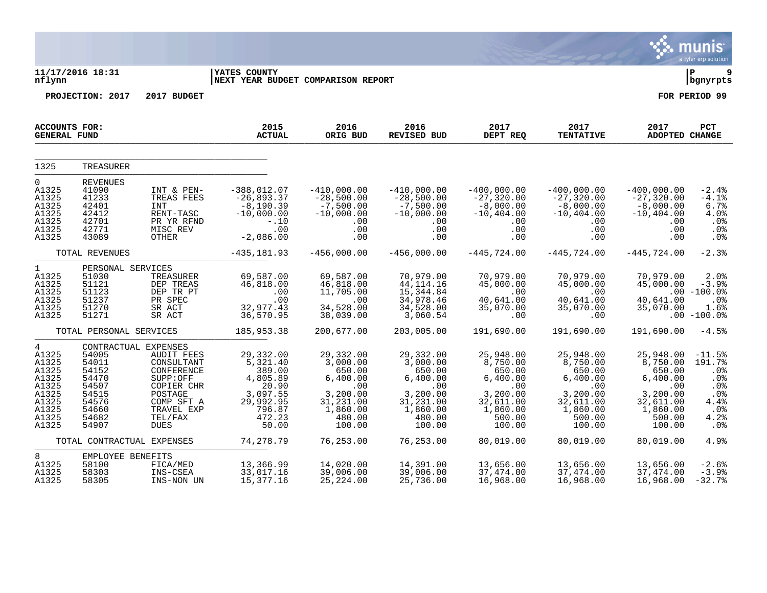**11/17/2016 18:31** | **YATES COUNTY** | **P 9**
**nflynn** | **NEXT YEAR BUDGET COMPARISON REPORT** | **bgnyrpts**

**PROJECTION: 2017 2017 BUDGET** **FOR PERIOD 99**

| ACCOUNTS FOR: GENERAL FUND | | | 2015 ACTUAL | 2016 ORIG BUD | 2016 REVISED BUD | 2017 DEPT REQ | 2017 TENTATIVE | 2017 ADOPTED | PCT CHANGE |
|---|---|---|---|---|---|---|---|---|---|
| 1325 | TREASURER | | | | | | | | |
| 0 | REVENUES | | | | | | | | |
| A1325 | 41090 | INT & PEN- | -388,012.07 | -410,000.00 | -410,000.00 | -400,000.00 | -400,000.00 | -400,000.00 | -2.4% |
| A1325 | 41233 | TREAS FEES | -26,893.37 | -28,500.00 | -28,500.00 | -27,320.00 | -27,320.00 | -27,320.00 | -4.1% |
| A1325 | 42401 | INT | -8,190.39 | -7,500.00 | -7,500.00 | -8,000.00 | -8,000.00 | -8,000.00 | 6.7% |
| A1325 | 42412 | RENT-TASC | -10,000.00 | -10,000.00 | -10,000.00 | -10,404.00 | -10,404.00 | -10,404.00 | 4.0% |
| A1325 | 42701 | PR YR RFND | -.10 | .00 | .00 | .00 | .00 | .00 | .0% |
| A1325 | 42771 | MISC REV | .00 | .00 | .00 | .00 | .00 | .00 | .0% |
| A1325 | 43089 | OTHER | -2,086.00 | .00 | .00 | .00 | .00 | .00 | .0% |
| | TOTAL REVENUES | | -435,181.93 | -456,000.00 | -456,000.00 | -445,724.00 | -445,724.00 | -445,724.00 | -2.3% |
| 1 | PERSONAL SERVICES | | | | | | | | |
| A1325 | 51030 | TREASURER | 69,587.00 | 69,587.00 | 70,979.00 | 70,979.00 | 70,979.00 | 70,979.00 | 2.0% |
| A1325 | 51121 | DEP TREAS | 46,818.00 | 46,818.00 | 44,114.16 | 45,000.00 | 45,000.00 | 45,000.00 | -3.9% |
| A1325 | 51123 | DEP TR PT | .00 | 11,705.00 | 15,344.84 | .00 | .00 | .00 | -100.0% |
| A1325 | 51237 | PR SPEC | .00 | .00 | 34,978.46 | 40,641.00 | 40,641.00 | 40,641.00 | .0% |
| A1325 | 51270 | SR ACT | 32,977.43 | 34,528.00 | 34,528.00 | 35,070.00 | 35,070.00 | 35,070.00 | 1.6% |
| A1325 | 51271 | SR ACT | 36,570.95 | 38,039.00 | 3,060.54 | .00 | .00 | .00 | -100.0% |
| | TOTAL PERSONAL SERVICES | | 185,953.38 | 200,677.00 | 203,005.00 | 191,690.00 | 191,690.00 | 191,690.00 | -4.5% |
| 4 | CONTRACTUAL EXPENSES | | | | | | | | |
| A1325 | 54005 | AUDIT FEES | 29,332.00 | 29,332.00 | 29,332.00 | 25,948.00 | 25,948.00 | 25,948.00 | -11.5% |
| A1325 | 54011 | CONSULTANT | 5,321.40 | 3,000.00 | 3,000.00 | 8,750.00 | 8,750.00 | 8,750.00 | 191.7% |
| A1325 | 54152 | CONFERENCE | 389.00 | 650.00 | 650.00 | 650.00 | 650.00 | 650.00 | .0% |
| A1325 | 54470 | SUPP:OFF | 4,805.89 | 6,400.00 | 6,400.00 | 6,400.00 | 6,400.00 | 6,400.00 | .0% |
| A1325 | 54507 | COPIER CHR | 20.90 | .00 | .00 | .00 | .00 | .00 | .0% |
| A1325 | 54515 | POSTAGE | 3,097.55 | 3,200.00 | 3,200.00 | 3,200.00 | 3,200.00 | 3,200.00 | .0% |
| A1325 | 54576 | COMP SFT A | 29,992.95 | 31,231.00 | 31,231.00 | 32,611.00 | 32,611.00 | 32,611.00 | 4.4% |
| A1325 | 54660 | TRAVEL EXP | 796.87 | 1,860.00 | 1,860.00 | 1,860.00 | 1,860.00 | 1,860.00 | .0% |
| A1325 | 54682 | TEL/FAX | 472.23 | 480.00 | 480.00 | 500.00 | 500.00 | 500.00 | 4.2% |
| A1325 | 54907 | DUES | 50.00 | 100.00 | 100.00 | 100.00 | 100.00 | 100.00 | .0% |
| | TOTAL CONTRACTUAL EXPENSES | | 74,278.79 | 76,253.00 | 76,253.00 | 80,019.00 | 80,019.00 | 80,019.00 | 4.9% |
| 8 | EMPLOYEE BENEFITS | | | | | | | | |
| A1325 | 58100 | FICA/MED | 13,366.99 | 14,020.00 | 14,391.00 | 13,656.00 | 13,656.00 | 13,656.00 | -2.6% |
| A1325 | 58303 | INS-CSEA | 33,017.16 | 39,006.00 | 39,006.00 | 37,474.00 | 37,474.00 | 37,474.00 | -3.9% |
| A1325 | 58305 | INS-NON UN | 15,377.16 | 25,224.00 | 25,736.00 | 16,968.00 | 16,968.00 | 16,968.00 | -32.7% |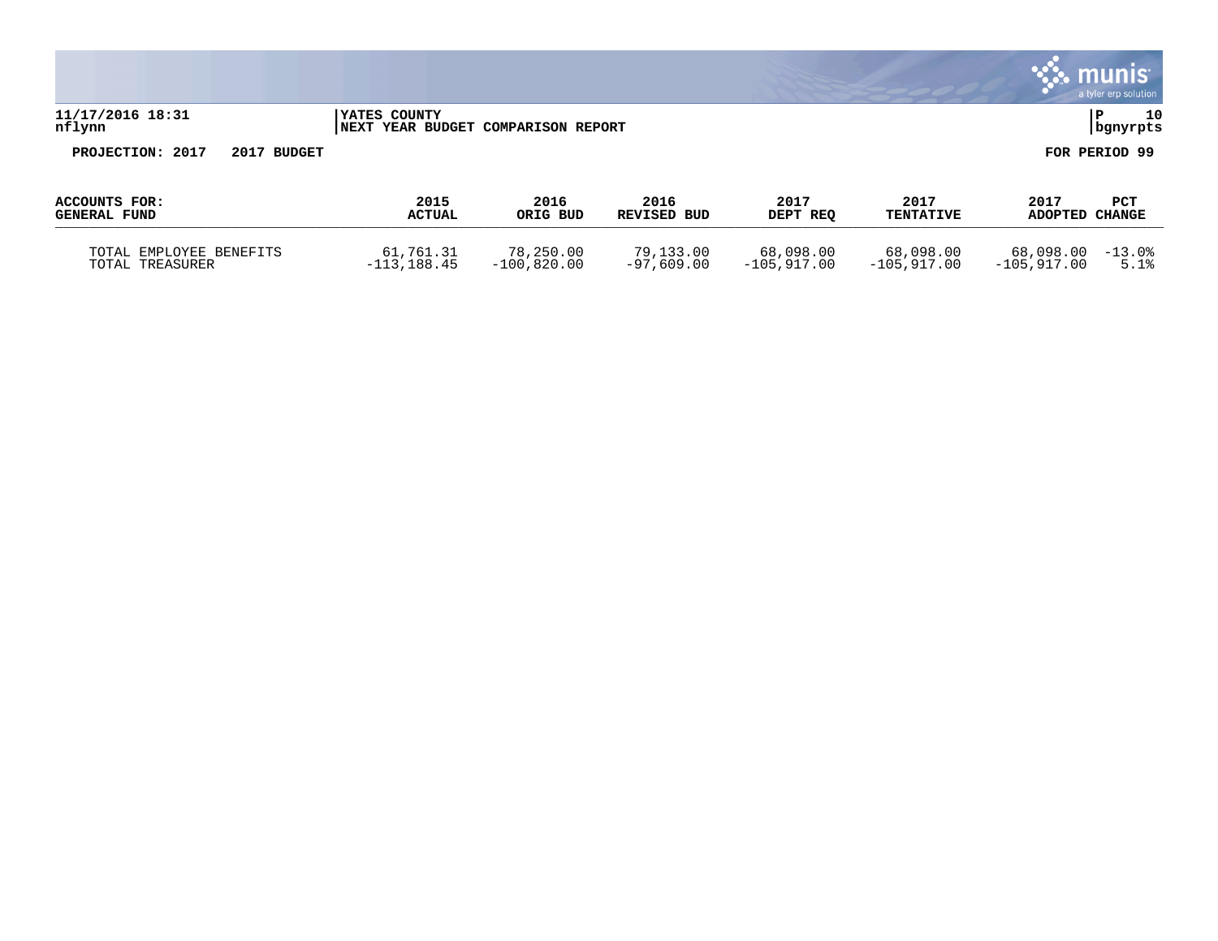PROJECTION: 2017 2017 BUDGET — FOR PERIOD 99

| ACCOUNTS FOR: GENERAL FUND | 2015 ACTUAL | 2016 ORIG BUD | 2016 REVISED BUD | 2017 DEPT REQ | 2017 TENTATIVE | 2017 ADOPTED | PCT CHANGE |
|---|---|---|---|---|---|---|---|
| TOTAL EMPLOYEE BENEFITS | 61,761.31 | 78,250.00 | 79,133.00 | 68,098.00 | 68,098.00 | 68,098.00 | -13.0% |
| TOTAL TREASURER | -113,188.45 | -100,820.00 | -97,609.00 | -105,917.00 | -105,917.00 | -105,917.00 | 5.1% |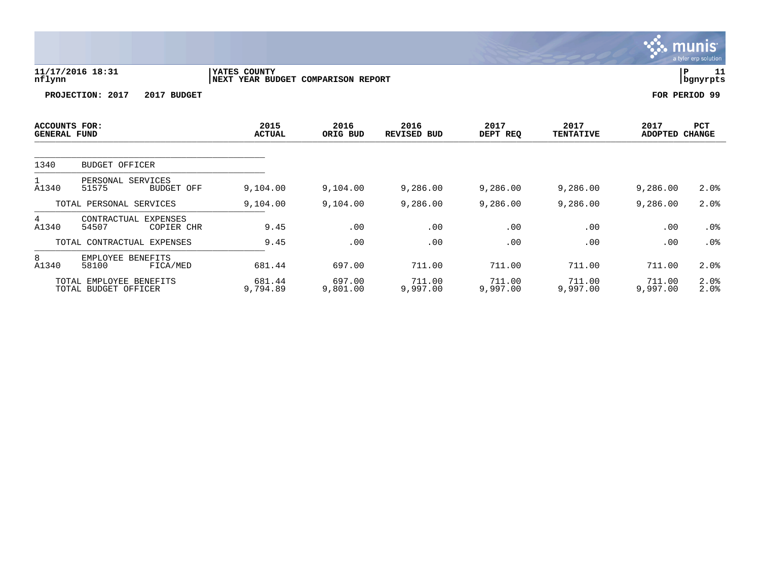11/17/2016 18:31
nflynn

YATES COUNTY
NEXT YEAR BUDGET COMPARISON REPORT

P 11
bgnyrpts

**PROJECTION: 2017 2017 BUDGET** **FOR PERIOD 99**

| ACCOUNTS FOR: GENERAL FUND | | | 2015 ACTUAL | 2016 ORIG BUD | 2016 REVISED BUD | 2017 DEPT REQ | 2017 TENTATIVE | 2017 ADOPTED | PCT CHANGE |
|---|---|---|---|---|---|---|---|---|---|
| 1340 | BUDGET OFFICER | | | | | | | | |
| 1 | PERSONAL SERVICES | | | | | | | | |
| A1340 | 51575 | BUDGET OFF | 9,104.00 | 9,104.00 | 9,286.00 | 9,286.00 | 9,286.00 | 9,286.00 | 2.0% |
| | TOTAL PERSONAL SERVICES | | 9,104.00 | 9,104.00 | 9,286.00 | 9,286.00 | 9,286.00 | 9,286.00 | 2.0% |
| 4 | CONTRACTUAL EXPENSES | | | | | | | | |
| A1340 | 54507 | COPIER CHR | 9.45 | .00 | .00 | .00 | .00 | .00 | .0% |
| | TOTAL CONTRACTUAL EXPENSES | | 9.45 | .00 | .00 | .00 | .00 | .00 | .0% |
| 8 | EMPLOYEE BENEFITS | | | | | | | | |
| A1340 | 58100 | FICA/MED | 681.44 | 697.00 | 711.00 | 711.00 | 711.00 | 711.00 | 2.0% |
| | TOTAL EMPLOYEE BENEFITS | | 681.44 | 697.00 | 711.00 | 711.00 | 711.00 | 711.00 | 2.0% |
| | TOTAL BUDGET OFFICER | | 9,794.89 | 9,801.00 | 9,997.00 | 9,997.00 | 9,997.00 | 9,997.00 | 2.0% |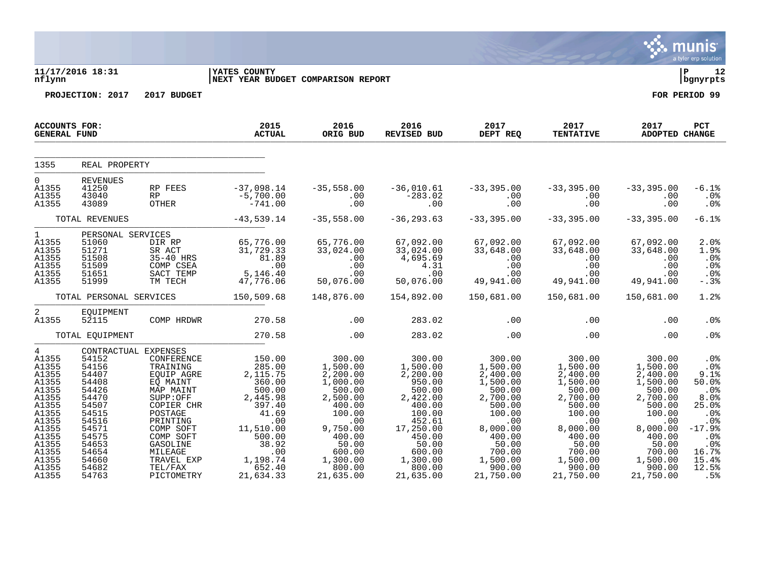11/17/2016 18:31 | YATES COUNTY | P 12
nflynn | NEXT YEAR BUDGET COMPARISON REPORT | bgnyrpts

**PROJECTION: 2017 2017 BUDGET** **FOR PERIOD 99**

| ACCOUNTS FOR: GENERAL FUND | | | 2015 ACTUAL | 2016 ORIG BUD | 2016 REVISED BUD | 2017 DEPT REQ | 2017 TENTATIVE | 2017 ADOPTED | PCT CHANGE |
|---|---|---|---|---|---|---|---|---|---|
| 1355 | REAL PROPERTY | | | | | | | | |
| 0 | REVENUES | | | | | | | | |
| A1355 | 41250 | RP FEES | -37,098.14 | -35,558.00 | -36,010.61 | -33,395.00 | -33,395.00 | -33,395.00 | -6.1% |
| A1355 | 43040 | RP | -5,700.00 | .00 | -283.02 | .00 | .00 | .00 | .0% |
| A1355 | 43089 | OTHER | -741.00 | .00 | .00 | .00 | .00 | .00 | .0% |
| | TOTAL REVENUES | | -43,539.14 | -35,558.00 | -36,293.63 | -33,395.00 | -33,395.00 | -33,395.00 | -6.1% |
| 1 | PERSONAL SERVICES | | | | | | | | |
| A1355 | 51060 | DIR RP | 65,776.00 | 65,776.00 | 67,092.00 | 67,092.00 | 67,092.00 | 67,092.00 | 2.0% |
| A1355 | 51271 | SR ACT | 31,729.33 | 33,024.00 | 33,024.00 | 33,648.00 | 33,648.00 | 33,648.00 | 1.9% |
| A1355 | 51508 | 35-40 HRS | 81.89 | .00 | 4,695.69 | .00 | .00 | .00 | .0% |
| A1355 | 51509 | COMP CSEA | .00 | .00 | 4.31 | .00 | .00 | .00 | .0% |
| A1355 | 51651 | SACT TEMP | 5,146.40 | .00 | .00 | .00 | .00 | .00 | .0% |
| A1355 | 51999 | TM TECH | 47,776.06 | 50,076.00 | 50,076.00 | 49,941.00 | 49,941.00 | 49,941.00 | -.3% |
| | TOTAL PERSONAL SERVICES | | 150,509.68 | 148,876.00 | 154,892.00 | 150,681.00 | 150,681.00 | 150,681.00 | 1.2% |
| 2 | EQUIPMENT | | | | | | | | |
| A1355 | 52115 | COMP HRDWR | 270.58 | .00 | 283.02 | .00 | .00 | .00 | .0% |
| | TOTAL EQUIPMENT | | 270.58 | .00 | 283.02 | .00 | .00 | .00 | .0% |
| 4 | CONTRACTUAL EXPENSES | | | | | | | | |
| A1355 | 54152 | CONFERENCE | 150.00 | 300.00 | 300.00 | 300.00 | 300.00 | 300.00 | .0% |
| A1355 | 54156 | TRAINING | 285.00 | 1,500.00 | 1,500.00 | 1,500.00 | 1,500.00 | 1,500.00 | .0% |
| A1355 | 54407 | EQUIP AGRE | 2,115.75 | 2,200.00 | 2,200.00 | 2,400.00 | 2,400.00 | 2,400.00 | 9.1% |
| A1355 | 54408 | EQ MAINT | 360.00 | 1,000.00 | 950.00 | 1,500.00 | 1,500.00 | 1,500.00 | 50.0% |
| A1355 | 54426 | MAP MAINT | 500.00 | 500.00 | 500.00 | 500.00 | 500.00 | 500.00 | .0% |
| A1355 | 54470 | SUPP:OFF | 2,445.98 | 2,500.00 | 2,422.00 | 2,700.00 | 2,700.00 | 2,700.00 | 8.0% |
| A1355 | 54507 | COPIER CHR | 397.40 | 400.00 | 400.00 | 500.00 | 500.00 | 500.00 | 25.0% |
| A1355 | 54515 | POSTAGE | 41.69 | 100.00 | 100.00 | 100.00 | 100.00 | 100.00 | .0% |
| A1355 | 54516 | PRINTING | .00 | .00 | 452.61 | .00 | .00 | .00 | .0% |
| A1355 | 54571 | COMP SOFT | 11,510.00 | 9,750.00 | 17,250.00 | 8,000.00 | 8,000.00 | 8,000.00 | -17.9% |
| A1355 | 54575 | COMP SOFT | 500.00 | 400.00 | 450.00 | 400.00 | 400.00 | 400.00 | .0% |
| A1355 | 54653 | GASOLINE | 38.92 | 50.00 | 50.00 | 50.00 | 50.00 | 50.00 | .0% |
| A1355 | 54654 | MILEAGE | .00 | 600.00 | 600.00 | 700.00 | 700.00 | 700.00 | 16.7% |
| A1355 | 54660 | TRAVEL EXP | 1,198.74 | 1,300.00 | 1,300.00 | 1,500.00 | 1,500.00 | 1,500.00 | 15.4% |
| A1355 | 54682 | TEL/FAX | 652.40 | 800.00 | 800.00 | 900.00 | 900.00 | 900.00 | 12.5% |
| A1355 | 54763 | PICTOMETRY | 21,634.33 | 21,635.00 | 21,635.00 | 21,750.00 | 21,750.00 | 21,750.00 | .5% |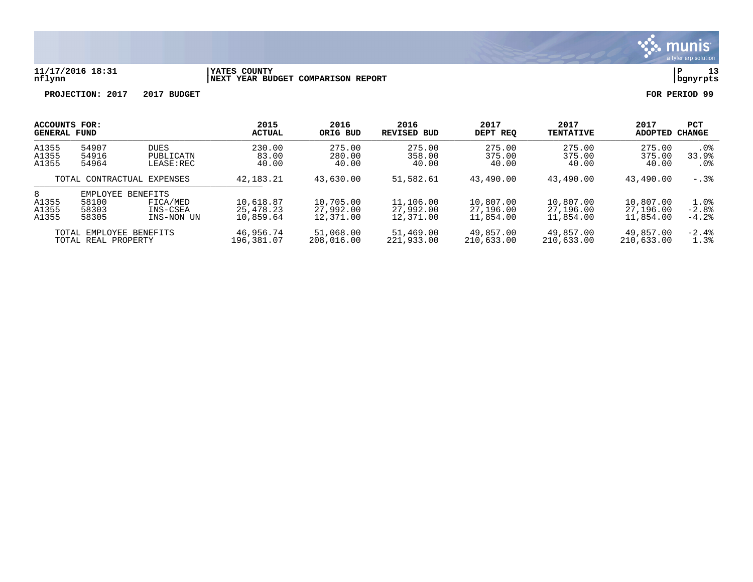11/17/2016 18:31 | YATES COUNTY | P 13
nflynn | NEXT YEAR BUDGET COMPARISON REPORT | bgnyrpts

**PROJECTION: 2017 2017 BUDGET** **FOR PERIOD 99**

| ACCOUNTS FOR: GENERAL FUND | | | 2015 ACTUAL | 2016 ORIG BUD | 2016 REVISED BUD | 2017 DEPT REQ | 2017 TENTATIVE | 2017 ADOPTED | PCT CHANGE |
|---|---|---|---|---|---|---|---|---|---|
| A1355 | 54907 | DUES | 230.00 | 275.00 | 275.00 | 275.00 | 275.00 | 275.00 | .0% |
| A1355 | 54916 | PUBLICATN | 83.00 | 280.00 | 358.00 | 375.00 | 375.00 | 375.00 | 33.9% |
| A1355 | 54964 | LEASE:REC | 40.00 | 40.00 | 40.00 | 40.00 | 40.00 | 40.00 | .0% |
| | TOTAL CONTRACTUAL EXPENSES | | 42,183.21 | 43,630.00 | 51,582.61 | 43,490.00 | 43,490.00 | 43,490.00 | -.3% |
| 8 | EMPLOYEE BENEFITS | | | | | | | | |
| A1355 | 58100 | FICA/MED | 10,618.87 | 10,705.00 | 11,106.00 | 10,807.00 | 10,807.00 | 10,807.00 | 1.0% |
| A1355 | 58303 | INS-CSEA | 25,478.23 | 27,992.00 | 27,992.00 | 27,196.00 | 27,196.00 | 27,196.00 | -2.8% |
| A1355 | 58305 | INS-NON UN | 10,859.64 | 12,371.00 | 12,371.00 | 11,854.00 | 11,854.00 | 11,854.00 | -4.2% |
| | TOTAL EMPLOYEE BENEFITS | | 46,956.74 | 51,068.00 | 51,469.00 | 49,857.00 | 49,857.00 | 49,857.00 | -2.4% |
| | TOTAL REAL PROPERTY | | 196,381.07 | 208,016.00 | 221,933.00 | 210,633.00 | 210,633.00 | 210,633.00 | 1.3% |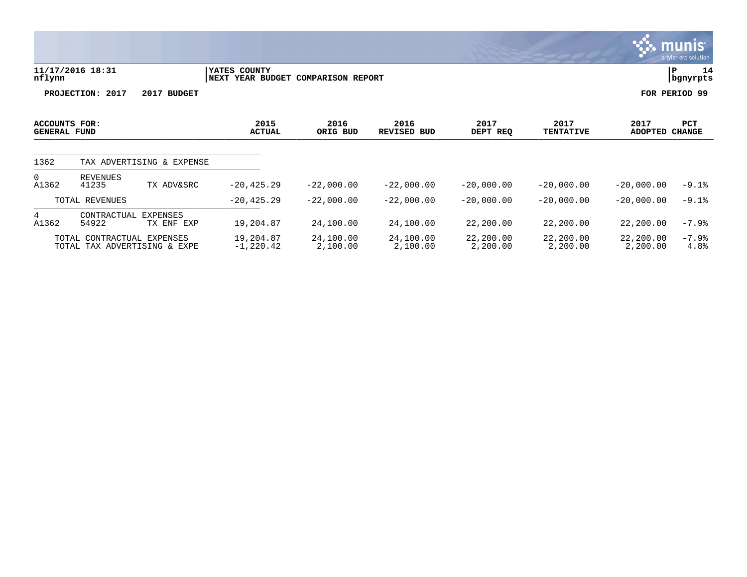YATES COUNTY
NEXT YEAR BUDGET COMPARISON REPORT

PROJECTION: 2017 2017 BUDGET

FOR PERIOD 99

| ACCOUNTS FOR: GENERAL FUND | | | 2015 ACTUAL | 2016 ORIG BUD | 2016 REVISED BUD | 2017 DEPT REQ | 2017 TENTATIVE | 2017 ADOPTED | PCT CHANGE |
|---|---|---|---|---|---|---|---|---|---|
| 1362 | TAX ADVERTISING & EXPENSE | | | | | | | | |
| 0 | REVENUES | | | | | | | | |
| A1362 | 41235 | TX ADV&SRC | -20,425.29 | -22,000.00 | -22,000.00 | -20,000.00 | -20,000.00 | -20,000.00 | -9.1% |
| | TOTAL REVENUES | | -20,425.29 | -22,000.00 | -22,000.00 | -20,000.00 | -20,000.00 | -20,000.00 | -9.1% |
| 4 | CONTRACTUAL EXPENSES | | | | | | | | |
| A1362 | 54922 | TX ENF EXP | 19,204.87 | 24,100.00 | 24,100.00 | 22,200.00 | 22,200.00 | 22,200.00 | -7.9% |
| | TOTAL CONTRACTUAL EXPENSES | | 19,204.87 | 24,100.00 | 24,100.00 | 22,200.00 | 22,200.00 | 22,200.00 | -7.9% |
| | TOTAL TAX ADVERTISING & EXPE | | -1,220.42 | 2,100.00 | 2,100.00 | 2,200.00 | 2,200.00 | 2,200.00 | 4.8% |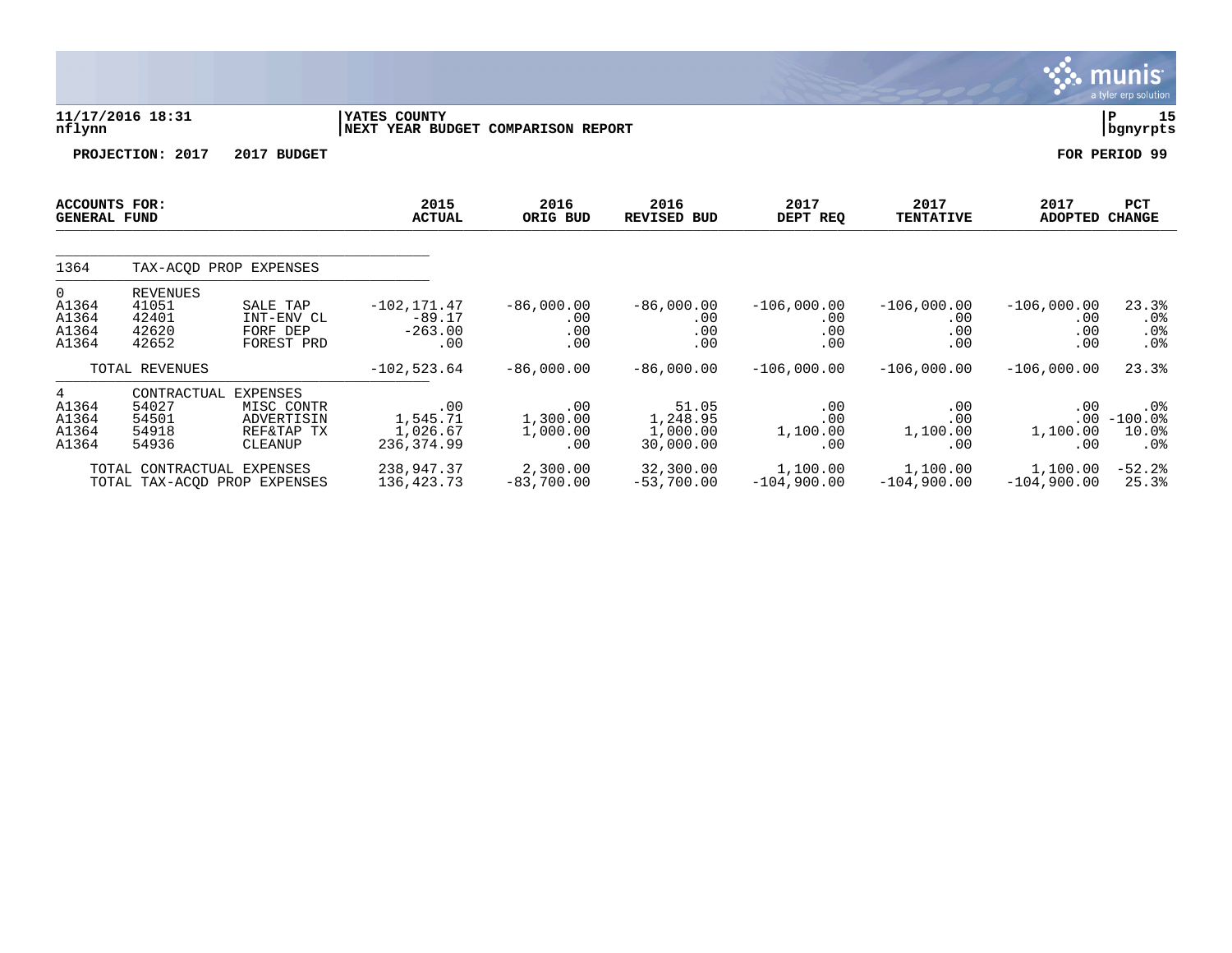**11/17/2016 18:31**
**nflynn**

**YATES COUNTY**
**NEXT YEAR BUDGET COMPARISON REPORT**

**P 15**
**bgnyrpts**

**PROJECTION: 2017 2017 BUDGET** **FOR PERIOD 99**

| ACCOUNTS FOR: GENERAL FUND | | | 2015 ACTUAL | 2016 ORIG BUD | 2016 REVISED BUD | 2017 DEPT REQ | 2017 TENTATIVE | 2017 ADOPTED | PCT CHANGE |
|---|---|---|---|---|---|---|---|---|---|
| 1364 | TAX-ACQD PROP EXPENSES | | | | | | | | |
| 0 | REVENUES | | | | | | | | |
| A1364 | 41051 | SALE TAP | -102,171.47 | -86,000.00 | -86,000.00 | -106,000.00 | -106,000.00 | -106,000.00 | 23.3% |
| A1364 | 42401 | INT-ENV CL | -89.17 | .00 | .00 | .00 | .00 | .00 | .0% |
| A1364 | 42620 | FORF DEP | -263.00 | .00 | .00 | .00 | .00 | .00 | .0% |
| A1364 | 42652 | FOREST PRD | .00 | .00 | .00 | .00 | .00 | .00 | .0% |
| | TOTAL REVENUES | | -102,523.64 | -86,000.00 | -86,000.00 | -106,000.00 | -106,000.00 | -106,000.00 | 23.3% |
| 4 | CONTRACTUAL EXPENSES | | | | | | | | |
| A1364 | 54027 | MISC CONTR | .00 | .00 | 51.05 | .00 | .00 | .00 | .0% |
| A1364 | 54501 | ADVERTISIN | 1,545.71 | 1,300.00 | 1,248.95 | .00 | .00 | .00 | -100.0% |
| A1364 | 54918 | REF&TAP TX | 1,026.67 | 1,000.00 | 1,000.00 | 1,100.00 | 1,100.00 | 1,100.00 | 10.0% |
| A1364 | 54936 | CLEANUP | 236,374.99 | .00 | 30,000.00 | .00 | .00 | .00 | .0% |
| | TOTAL CONTRACTUAL EXPENSES | | 238,947.37 | 2,300.00 | 32,300.00 | 1,100.00 | 1,100.00 | 1,100.00 | -52.2% |
| | TOTAL TAX-ACQD PROP EXPENSES | | 136,423.73 | -83,700.00 | -53,700.00 | -104,900.00 | -104,900.00 | -104,900.00 | 25.3% |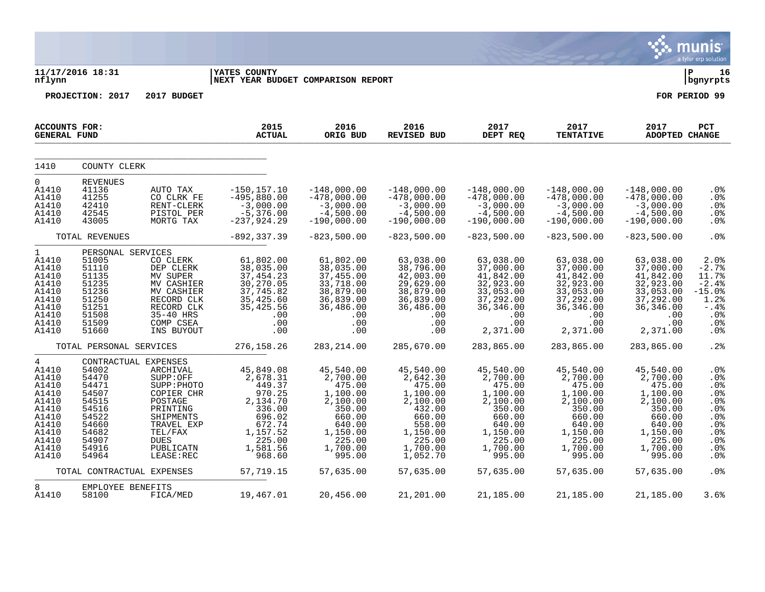**11/17/2016 18:31**
**nflynn**

**YATES COUNTY**
**NEXT YEAR BUDGET COMPARISON REPORT**

**P 16**
**bgnyrpts**

**PROJECTION: 2017 2017 BUDGET** **FOR PERIOD 99**

| ACCOUNTS FOR: GENERAL FUND | | | 2015 ACTUAL | 2016 ORIG BUD | 2016 REVISED BUD | 2017 DEPT REQ | 2017 TENTATIVE | 2017 ADOPTED | PCT CHANGE |
|---|---|---|---|---|---|---|---|---|---|
| 1410 | COUNTY CLERK | | | | | | | | |
| 0 | REVENUES | | | | | | | | |
| A1410 | 41136 | AUTO TAX | -150,157.10 | -148,000.00 | -148,000.00 | -148,000.00 | -148,000.00 | -148,000.00 | .0% |
| A1410 | 41255 | CO CLRK FE | -495,880.00 | -478,000.00 | -478,000.00 | -478,000.00 | -478,000.00 | -478,000.00 | .0% |
| A1410 | 42410 | RENT-CLERK | -3,000.00 | -3,000.00 | -3,000.00 | -3,000.00 | -3,000.00 | -3,000.00 | .0% |
| A1410 | 42545 | PISTOL PER | -5,376.00 | -4,500.00 | -4,500.00 | -4,500.00 | -4,500.00 | -4,500.00 | .0% |
| A1410 | 43005 | MORTG TAX | -237,924.29 | -190,000.00 | -190,000.00 | -190,000.00 | -190,000.00 | -190,000.00 | .0% |
| | TOTAL REVENUES | | -892,337.39 | -823,500.00 | -823,500.00 | -823,500.00 | -823,500.00 | -823,500.00 | .0% |
| 1 | PERSONAL SERVICES | | | | | | | | |
| A1410 | 51005 | CO CLERK | 61,802.00 | 61,802.00 | 63,038.00 | 63,038.00 | 63,038.00 | 63,038.00 | 2.0% |
| A1410 | 51110 | DEP CLERK | 38,035.00 | 38,035.00 | 38,796.00 | 37,000.00 | 37,000.00 | 37,000.00 | -2.7% |
| A1410 | 51135 | MV SUPER | 37,454.23 | 37,455.00 | 42,003.00 | 41,842.00 | 41,842.00 | 41,842.00 | 11.7% |
| A1410 | 51235 | MV CASHIER | 30,270.05 | 33,718.00 | 29,629.00 | 32,923.00 | 32,923.00 | 32,923.00 | -2.4% |
| A1410 | 51236 | MV CASHIER | 37,745.82 | 38,879.00 | 38,879.00 | 33,053.00 | 33,053.00 | 33,053.00 | -15.0% |
| A1410 | 51250 | RECORD CLK | 35,425.60 | 36,839.00 | 36,839.00 | 37,292.00 | 37,292.00 | 37,292.00 | 1.2% |
| A1410 | 51251 | RECORD CLK | 35,425.56 | 36,486.00 | 36,486.00 | 36,346.00 | 36,346.00 | 36,346.00 | -.4% |
| A1410 | 51508 | 35-40 HRS | .00 | .00 | .00 | .00 | .00 | .00 | .0% |
| A1410 | 51509 | COMP CSEA | .00 | .00 | .00 | .00 | .00 | .00 | .0% |
| A1410 | 51660 | INS BUYOUT | .00 | .00 | .00 | 2,371.00 | 2,371.00 | 2,371.00 | .0% |
| | TOTAL PERSONAL SERVICES | | 276,158.26 | 283,214.00 | 285,670.00 | 283,865.00 | 283,865.00 | 283,865.00 | .2% |
| 4 | CONTRACTUAL EXPENSES | | | | | | | | |
| A1410 | 54002 | ARCHIVAL | 45,849.08 | 45,540.00 | 45,540.00 | 45,540.00 | 45,540.00 | 45,540.00 | .0% |
| A1410 | 54470 | SUPP:OFF | 2,678.31 | 2,700.00 | 2,642.30 | 2,700.00 | 2,700.00 | 2,700.00 | .0% |
| A1410 | 54471 | SUPP:PHOTO | 449.37 | 475.00 | 475.00 | 475.00 | 475.00 | 475.00 | .0% |
| A1410 | 54507 | COPIER CHR | 970.25 | 1,100.00 | 1,100.00 | 1,100.00 | 1,100.00 | 1,100.00 | .0% |
| A1410 | 54515 | POSTAGE | 2,134.70 | 2,100.00 | 2,100.00 | 2,100.00 | 2,100.00 | 2,100.00 | .0% |
| A1410 | 54516 | PRINTING | 336.00 | 350.00 | 432.00 | 350.00 | 350.00 | 350.00 | .0% |
| A1410 | 54522 | SHIPMENTS | 696.02 | 660.00 | 660.00 | 660.00 | 660.00 | 660.00 | .0% |
| A1410 | 54660 | TRAVEL EXP | 672.74 | 640.00 | 558.00 | 640.00 | 640.00 | 640.00 | .0% |
| A1410 | 54682 | TEL/FAX | 1,157.52 | 1,150.00 | 1,150.00 | 1,150.00 | 1,150.00 | 1,150.00 | .0% |
| A1410 | 54907 | DUES | 225.00 | 225.00 | 225.00 | 225.00 | 225.00 | 225.00 | .0% |
| A1410 | 54916 | PUBLICATN | 1,581.56 | 1,700.00 | 1,700.00 | 1,700.00 | 1,700.00 | 1,700.00 | .0% |
| A1410 | 54964 | LEASE:REC | 968.60 | 995.00 | 1,052.70 | 995.00 | 995.00 | 995.00 | .0% |
| | TOTAL CONTRACTUAL EXPENSES | | 57,719.15 | 57,635.00 | 57,635.00 | 57,635.00 | 57,635.00 | 57,635.00 | .0% |
| 8 | EMPLOYEE BENEFITS | | | | | | | | |
| A1410 | 58100 | FICA/MED | 19,467.01 | 20,456.00 | 21,201.00 | 21,185.00 | 21,185.00 | 21,185.00 | 3.6% |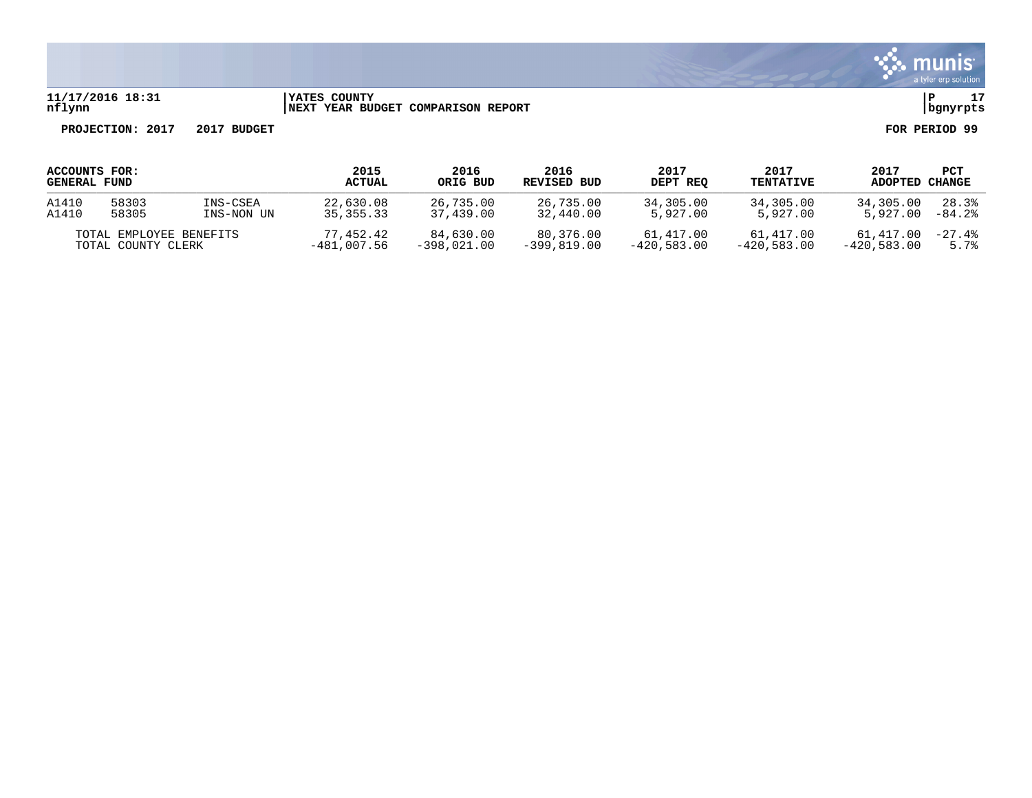**YATES COUNTY**
**NEXT YEAR BUDGET COMPARISON REPORT**

11/17/2016 18:31
nflynn

**PROJECTION: 2017    2017 BUDGET**    **FOR PERIOD 99**

| ACCOUNTS FOR: GENERAL FUND | | | 2015 ACTUAL | 2016 ORIG BUD | 2016 REVISED BUD | 2017 DEPT REQ | 2017 TENTATIVE | 2017 ADOPTED | PCT CHANGE |
|---|---|---|---|---|---|---|---|---|---|
| A1410 | 58303 | INS-CSEA | 22,630.08 | 26,735.00 | 26,735.00 | 34,305.00 | 34,305.00 | 34,305.00 | 28.3% |
| A1410 | 58305 | INS-NON UN | 35,355.33 | 37,439.00 | 32,440.00 | 5,927.00 | 5,927.00 | 5,927.00 | -84.2% |
| TOTAL EMPLOYEE BENEFITS | | | 77,452.42 | 84,630.00 | 80,376.00 | 61,417.00 | 61,417.00 | 61,417.00 | -27.4% |
| TOTAL COUNTY CLERK | | | -481,007.56 | -398,021.00 | -399,819.00 | -420,583.00 | -420,583.00 | -420,583.00 | 5.7% |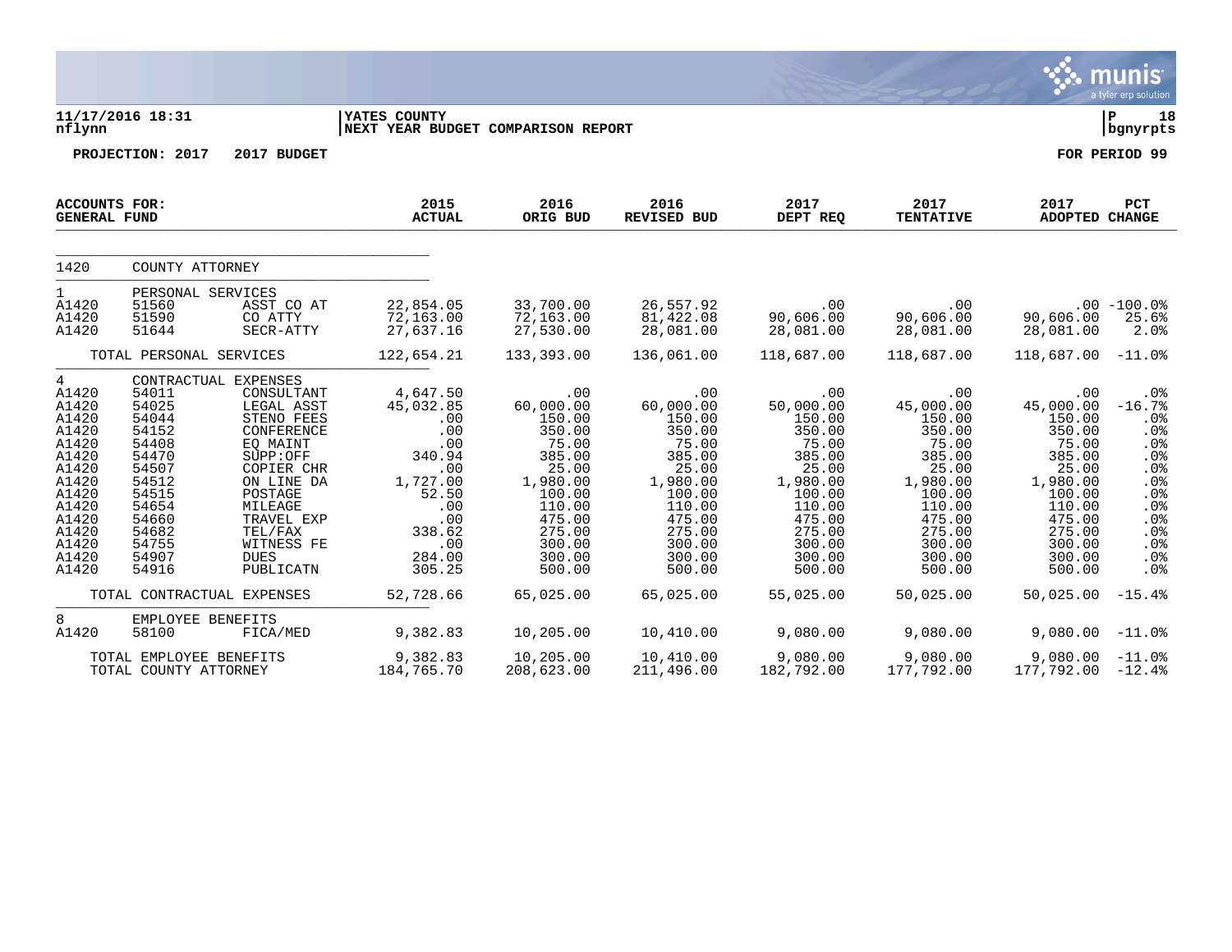**11/17/2016 18:31** | **YATES COUNTY** | **P 18**
**nflynn** | **NEXT YEAR BUDGET COMPARISON REPORT** | **bgnyrpts**

**PROJECTION: 2017 2017 BUDGET** — **FOR PERIOD 99**

| ACCOUNTS FOR: GENERAL FUND | | | 2015 ACTUAL | 2016 ORIG BUD | 2016 REVISED BUD | 2017 DEPT REQ | 2017 TENTATIVE | 2017 ADOPTED | PCT CHANGE |
|---|---|---|---|---|---|---|---|---|---|
| 1420 | COUNTY ATTORNEY | | | | | | | | |
| 1 | PERSONAL SERVICES | | | | | | | | |
| A1420 | 51560 | ASST CO AT | 22,854.05 | 33,700.00 | 26,557.92 | .00 | .00 | .00 | -100.0% |
| A1420 | 51590 | CO ATTY | 72,163.00 | 72,163.00 | 81,422.08 | 90,606.00 | 90,606.00 | 90,606.00 | 25.6% |
| A1420 | 51644 | SECR-ATTY | 27,637.16 | 27,530.00 | 28,081.00 | 28,081.00 | 28,081.00 | 28,081.00 | 2.0% |
| TOTAL PERSONAL SERVICES | | | 122,654.21 | 133,393.00 | 136,061.00 | 118,687.00 | 118,687.00 | 118,687.00 | -11.0% |
| 4 | CONTRACTUAL EXPENSES | | | | | | | | |
| A1420 | 54011 | CONSULTANT | 4,647.50 | .00 | .00 | .00 | .00 | .00 | .0% |
| A1420 | 54025 | LEGAL ASST | 45,032.85 | 60,000.00 | 60,000.00 | 50,000.00 | 45,000.00 | 45,000.00 | -16.7% |
| A1420 | 54044 | STENO FEES | .00 | 150.00 | 150.00 | 150.00 | 150.00 | 150.00 | .0% |
| A1420 | 54152 | CONFERENCE | .00 | 350.00 | 350.00 | 350.00 | 350.00 | 350.00 | .0% |
| A1420 | 54408 | EQ MAINT | .00 | 75.00 | 75.00 | 75.00 | 75.00 | 75.00 | .0% |
| A1420 | 54470 | SUPP:OFF | 340.94 | 385.00 | 385.00 | 385.00 | 385.00 | 385.00 | .0% |
| A1420 | 54507 | COPIER CHR | .00 | 25.00 | 25.00 | 25.00 | 25.00 | 25.00 | .0% |
| A1420 | 54512 | ON LINE DA | 1,727.00 | 1,980.00 | 1,980.00 | 1,980.00 | 1,980.00 | 1,980.00 | .0% |
| A1420 | 54515 | POSTAGE | 52.50 | 100.00 | 100.00 | 100.00 | 100.00 | 100.00 | .0% |
| A1420 | 54654 | MILEAGE | .00 | 110.00 | 110.00 | 110.00 | 110.00 | 110.00 | .0% |
| A1420 | 54660 | TRAVEL EXP | .00 | 475.00 | 475.00 | 475.00 | 475.00 | 475.00 | .0% |
| A1420 | 54682 | TEL/FAX | 338.62 | 275.00 | 275.00 | 275.00 | 275.00 | 275.00 | .0% |
| A1420 | 54755 | WITNESS FE | .00 | 300.00 | 300.00 | 300.00 | 300.00 | 300.00 | .0% |
| A1420 | 54907 | DUES | 284.00 | 300.00 | 300.00 | 300.00 | 300.00 | 300.00 | .0% |
| A1420 | 54916 | PUBLICATN | 305.25 | 500.00 | 500.00 | 500.00 | 500.00 | 500.00 | .0% |
| TOTAL CONTRACTUAL EXPENSES | | | 52,728.66 | 65,025.00 | 65,025.00 | 55,025.00 | 50,025.00 | 50,025.00 | -15.4% |
| 8 | EMPLOYEE BENEFITS | | | | | | | | |
| A1420 | 58100 | FICA/MED | 9,382.83 | 10,205.00 | 10,410.00 | 9,080.00 | 9,080.00 | 9,080.00 | -11.0% |
| TOTAL EMPLOYEE BENEFITS | | | 9,382.83 | 10,205.00 | 10,410.00 | 9,080.00 | 9,080.00 | 9,080.00 | -11.0% |
| TOTAL COUNTY ATTORNEY | | | 184,765.70 | 208,623.00 | 211,496.00 | 182,792.00 | 177,792.00 | 177,792.00 | -12.4% |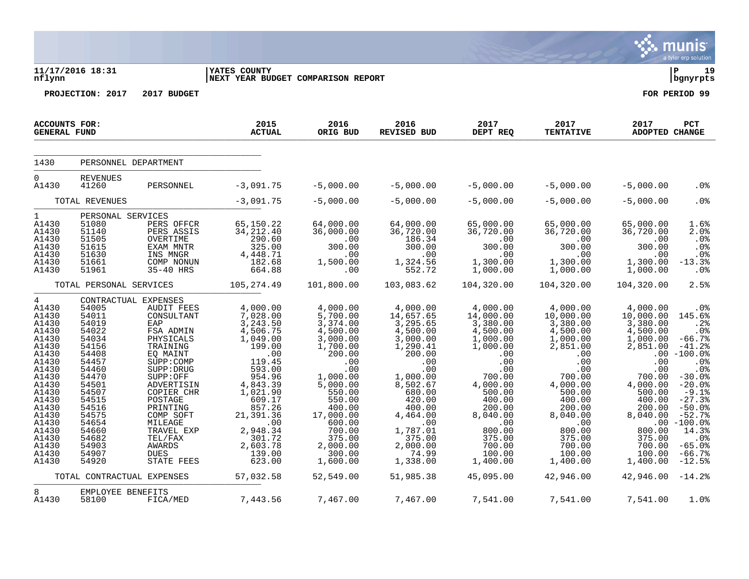11/17/2016 18:31 | YATES COUNTY | P 19
nflynn | NEXT YEAR BUDGET COMPARISON REPORT | bgnyrpts

**PROJECTION: 2017 2017 BUDGET** **FOR PERIOD 99**

| ACCOUNTS FOR: GENERAL FUND | | | 2015 ACTUAL | 2016 ORIG BUD | 2016 REVISED BUD | 2017 DEPT REQ | 2017 TENTATIVE | 2017 ADOPTED | PCT CHANGE |
|---|---|---|---|---|---|---|---|---|---|
| 1430 | PERSONNEL DEPARTMENT | | | | | | | | |
| 0 | REVENUES | | | | | | | | |
| A1430 | 41260 | PERSONNEL | -3,091.75 | -5,000.00 | -5,000.00 | -5,000.00 | -5,000.00 | -5,000.00 | .0% |
| | TOTAL REVENUES | | -3,091.75 | -5,000.00 | -5,000.00 | -5,000.00 | -5,000.00 | -5,000.00 | .0% |
| 1 | PERSONAL SERVICES | | | | | | | | |
| A1430 | 51080 | PERS OFFCR | 65,150.22 | 64,000.00 | 64,000.00 | 65,000.00 | 65,000.00 | 65,000.00 | 1.6% |
| A1430 | 51140 | PERS ASSIS | 34,212.40 | 36,000.00 | 36,720.00 | 36,720.00 | 36,720.00 | 36,720.00 | 2.0% |
| A1430 | 51505 | OVERTIME | 290.60 | .00 | 186.34 | .00 | .00 | .00 | .0% |
| A1430 | 51615 | EXAM MNTR | 325.00 | 300.00 | 300.00 | 300.00 | 300.00 | 300.00 | .0% |
| A1430 | 51630 | INS MNGR | 4,448.71 | .00 | .00 | .00 | .00 | .00 | .0% |
| A1430 | 51661 | COMP NONUN | 182.68 | 1,500.00 | 1,324.56 | 1,300.00 | 1,300.00 | 1,300.00 | -13.3% |
| A1430 | 51961 | 35-40 HRS | 664.88 | .00 | 552.72 | 1,000.00 | 1,000.00 | 1,000.00 | .0% |
| | TOTAL PERSONAL SERVICES | | 105,274.49 | 101,800.00 | 103,083.62 | 104,320.00 | 104,320.00 | 104,320.00 | 2.5% |
| 4 | CONTRACTUAL EXPENSES | | | | | | | | |
| A1430 | 54005 | AUDIT FEES | 4,000.00 | 4,000.00 | 4,000.00 | 4,000.00 | 4,000.00 | 4,000.00 | .0% |
| A1430 | 54011 | CONSULTANT | 7,028.00 | 5,700.00 | 14,657.65 | 14,000.00 | 10,000.00 | 10,000.00 | 145.6% |
| A1430 | 54019 | EAP | 3,243.50 | 3,374.00 | 3,295.65 | 3,380.00 | 3,380.00 | 3,380.00 | .2% |
| A1430 | 54022 | FSA ADMIN | 4,506.75 | 4,500.00 | 4,500.00 | 4,500.00 | 4,500.00 | 4,500.00 | .0% |
| A1430 | 54034 | PHYSICALS | 1,049.00 | 3,000.00 | 3,000.00 | 1,000.00 | 1,000.00 | 1,000.00 | -66.7% |
| A1430 | 54156 | TRAINING | 199.00 | 1,700.00 | 1,290.41 | 1,000.00 | 2,851.00 | 2,851.00 | -41.2% |
| A1430 | 54408 | EQ MAINT | .00 | 200.00 | 200.00 | .00 | .00 | .00 | -100.0% |
| A1430 | 54457 | SUPP:COMP | 119.45 | .00 | .00 | .00 | .00 | .00 | .0% |
| A1430 | 54460 | SUPP:DRUG | 593.00 | .00 | .00 | .00 | .00 | .00 | .0% |
| A1430 | 54470 | SUPP:OFF | 954.96 | 1,000.00 | 1,000.00 | 700.00 | 700.00 | 700.00 | -30.0% |
| A1430 | 54501 | ADVERTISIN | 4,843.39 | 5,000.00 | 8,502.67 | 4,000.00 | 4,000.00 | 4,000.00 | -20.0% |
| A1430 | 54507 | COPIER CHR | 1,021.90 | 550.00 | 680.00 | 500.00 | 500.00 | 500.00 | -9.1% |
| A1430 | 54515 | POSTAGE | 609.17 | 550.00 | 420.00 | 400.00 | 400.00 | 400.00 | -27.3% |
| A1430 | 54516 | PRINTING | 857.26 | 400.00 | 400.00 | 200.00 | 200.00 | 200.00 | -50.0% |
| A1430 | 54575 | COMP SOFT | 21,391.36 | 17,000.00 | 4,464.00 | 8,040.00 | 8,040.00 | 8,040.00 | -52.7% |
| A1430 | 54654 | MILEAGE | .00 | 600.00 | .00 | .00 | .00 | .00 | -100.0% |
| A1430 | 54660 | TRAVEL EXP | 2,948.34 | 700.00 | 1,787.01 | 800.00 | 800.00 | 800.00 | 14.3% |
| A1430 | 54682 | TEL/FAX | 301.72 | 375.00 | 375.00 | 375.00 | 375.00 | 375.00 | .0% |
| A1430 | 54903 | AWARDS | 2,603.78 | 2,000.00 | 2,000.00 | 700.00 | 700.00 | 700.00 | -65.0% |
| A1430 | 54907 | DUES | 139.00 | 300.00 | 74.99 | 100.00 | 100.00 | 100.00 | -66.7% |
| A1430 | 54920 | STATE FEES | 623.00 | 1,600.00 | 1,338.00 | 1,400.00 | 1,400.00 | 1,400.00 | -12.5% |
| | TOTAL CONTRACTUAL EXPENSES | | 57,032.58 | 52,549.00 | 51,985.38 | 45,095.00 | 42,946.00 | 42,946.00 | -14.2% |
| 8 | EMPLOYEE BENEFITS | | | | | | | | |
| A1430 | 58100 | FICA/MED | 7,443.56 | 7,467.00 | 7,467.00 | 7,541.00 | 7,541.00 | 7,541.00 | 1.0% |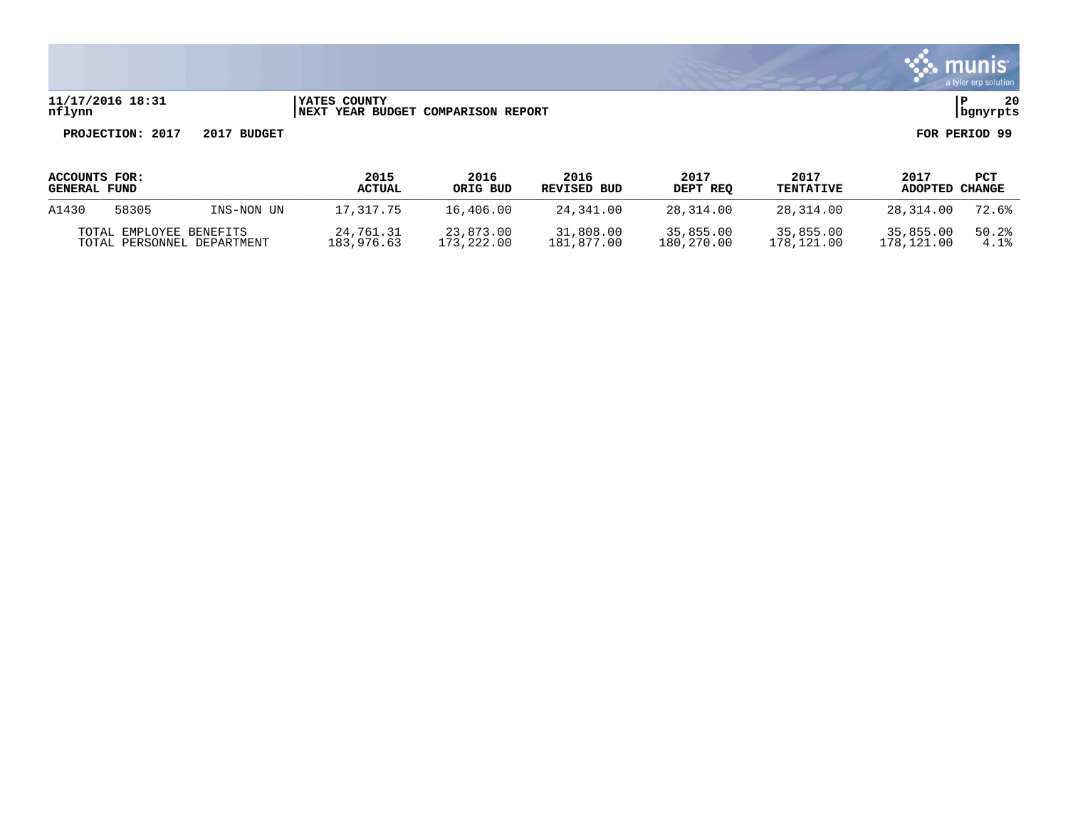**11/17/2016 18:31** | **YATES COUNTY** | **P 20**
**nflynn** | **NEXT YEAR BUDGET COMPARISON REPORT** | **bgnyrpts**

**PROJECTION: 2017 2017 BUDGET** **FOR PERIOD 99**

| ACCOUNTS FOR: GENERAL FUND | | | 2015 ACTUAL | 2016 ORIG BUD | 2016 REVISED BUD | 2017 DEPT REQ | 2017 TENTATIVE | 2017 ADOPTED | PCT CHANGE |
|---|---|---|---|---|---|---|---|---|---|
| A1430 | 58305 | INS-NON UN | 17,317.75 | 16,406.00 | 24,341.00 | 28,314.00 | 28,314.00 | 28,314.00 | 72.6% |
| TOTAL EMPLOYEE BENEFITS | | | 24,761.31 | 23,873.00 | 31,808.00 | 35,855.00 | 35,855.00 | 35,855.00 | 50.2% |
| TOTAL PERSONNEL DEPARTMENT | | | 183,976.63 | 173,222.00 | 181,877.00 | 180,270.00 | 178,121.00 | 178,121.00 | 4.1% |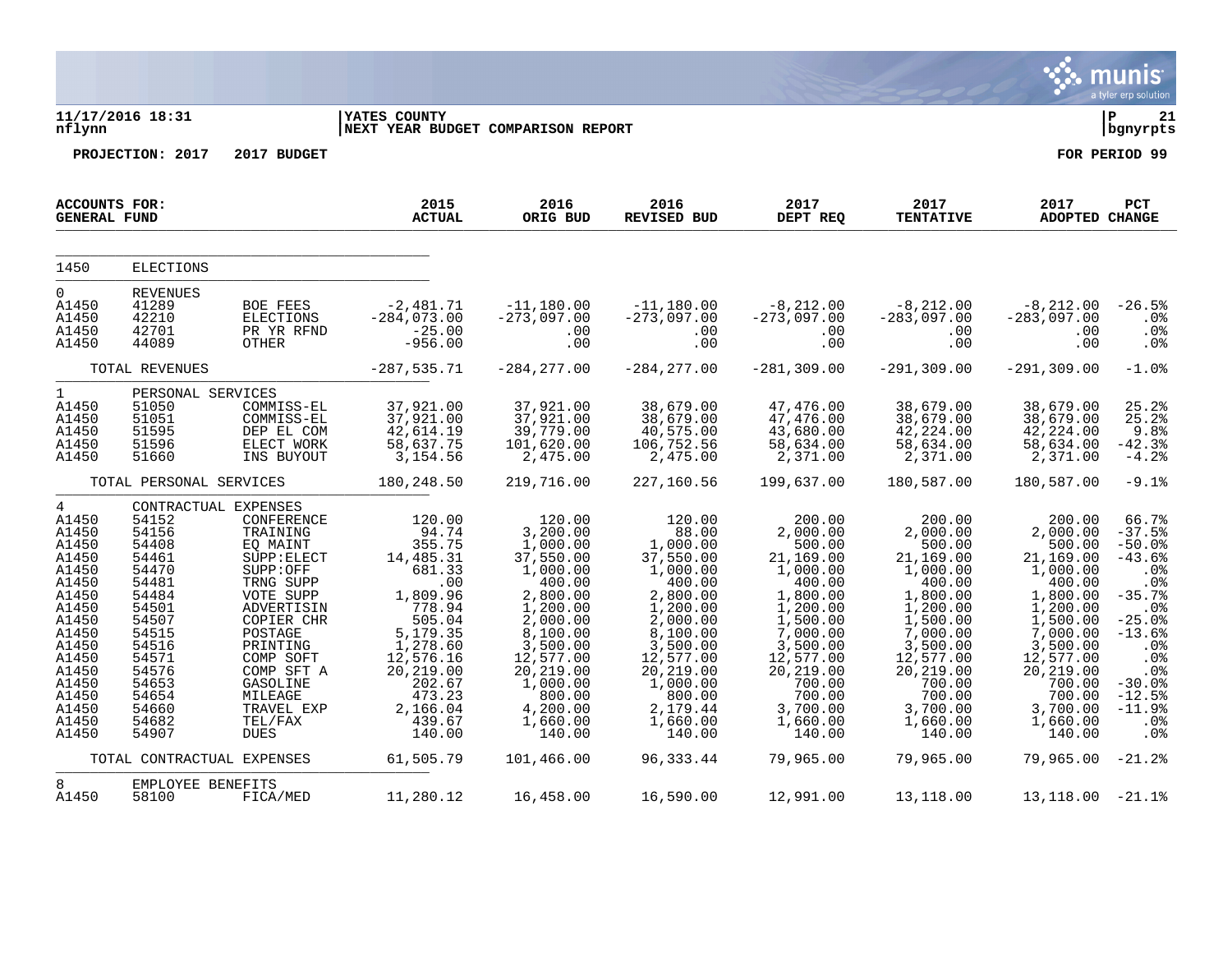**11/17/2016 18:31** | **YATES COUNTY** | **P 21**
**nflynn** | **NEXT YEAR BUDGET COMPARISON REPORT** | **bgnyrpts**

**PROJECTION: 2017 2017 BUDGET** **FOR PERIOD 99**

| ACCOUNTS FOR: GENERAL FUND | | | 2015 ACTUAL | 2016 ORIG BUD | 2016 REVISED BUD | 2017 DEPT REQ | 2017 TENTATIVE | 2017 ADOPTED | PCT CHANGE |
|---|---|---|---|---|---|---|---|---|---|
| 1450 | ELECTIONS | | | | | | | | |
| 0 | REVENUES | | | | | | | | |
| A1450 | 41289 | BOE FEES | -2,481.71 | -11,180.00 | -11,180.00 | -8,212.00 | -8,212.00 | -8,212.00 | -26.5% |
| A1450 | 42210 | ELECTIONS | -284,073.00 | -273,097.00 | -273,097.00 | -273,097.00 | -283,097.00 | -283,097.00 | .0% |
| A1450 | 42701 | PR YR RFND | -25.00 | .00 | .00 | .00 | .00 | .00 | .0% |
| A1450 | 44089 | OTHER | -956.00 | .00 | .00 | .00 | .00 | .00 | .0% |
| | TOTAL REVENUES | | -287,535.71 | -284,277.00 | -284,277.00 | -281,309.00 | -291,309.00 | -291,309.00 | -1.0% |
| 1 | PERSONAL SERVICES | | | | | | | | |
| A1450 | 51050 | COMMISS-EL | 37,921.00 | 37,921.00 | 38,679.00 | 47,476.00 | 38,679.00 | 38,679.00 | 25.2% |
| A1450 | 51051 | COMMISS-EL | 37,921.00 | 37,921.00 | 38,679.00 | 47,476.00 | 38,679.00 | 38,679.00 | 25.2% |
| A1450 | 51595 | DEP EL COM | 42,614.19 | 39,779.00 | 40,575.00 | 43,680.00 | 42,224.00 | 42,224.00 | 9.8% |
| A1450 | 51596 | ELECT WORK | 58,637.75 | 101,620.00 | 106,752.56 | 58,634.00 | 58,634.00 | 58,634.00 | -42.3% |
| A1450 | 51660 | INS BUYOUT | 3,154.56 | 2,475.00 | 2,475.00 | 2,371.00 | 2,371.00 | 2,371.00 | -4.2% |
| | TOTAL PERSONAL SERVICES | | 180,248.50 | 219,716.00 | 227,160.56 | 199,637.00 | 180,587.00 | 180,587.00 | -9.1% |
| 4 | CONTRACTUAL EXPENSES | | | | | | | | |
| A1450 | 54152 | CONFERENCE | 120.00 | 120.00 | 120.00 | 200.00 | 200.00 | 200.00 | 66.7% |
| A1450 | 54156 | TRAINING | 94.74 | 3,200.00 | 88.00 | 2,000.00 | 2,000.00 | 2,000.00 | -37.5% |
| A1450 | 54408 | EQ MAINT | 355.75 | 1,000.00 | 1,000.00 | 500.00 | 500.00 | 500.00 | -50.0% |
| A1450 | 54461 | SUPP:ELECT | 14,485.31 | 37,550.00 | 37,550.00 | 21,169.00 | 21,169.00 | 21,169.00 | -43.6% |
| A1450 | 54470 | SUPP:OFF | 681.33 | 1,000.00 | 1,000.00 | 1,000.00 | 1,000.00 | 1,000.00 | .0% |
| A1450 | 54481 | TRNG SUPP | .00 | 400.00 | 400.00 | 400.00 | 400.00 | 400.00 | .0% |
| A1450 | 54484 | VOTE SUPP | 1,809.96 | 2,800.00 | 2,800.00 | 1,800.00 | 1,800.00 | 1,800.00 | -35.7% |
| A1450 | 54501 | ADVERTISIN | 778.94 | 1,200.00 | 1,200.00 | 1,200.00 | 1,200.00 | 1,200.00 | .0% |
| A1450 | 54507 | COPIER CHR | 505.04 | 2,000.00 | 2,000.00 | 1,500.00 | 1,500.00 | 1,500.00 | -25.0% |
| A1450 | 54515 | POSTAGE | 5,179.35 | 8,100.00 | 8,100.00 | 7,000.00 | 7,000.00 | 7,000.00 | -13.6% |
| A1450 | 54516 | PRINTING | 1,278.60 | 3,500.00 | 3,500.00 | 3,500.00 | 3,500.00 | 3,500.00 | .0% |
| A1450 | 54571 | COMP SOFT | 12,576.16 | 12,577.00 | 12,577.00 | 12,577.00 | 12,577.00 | 12,577.00 | .0% |
| A1450 | 54576 | COMP SFT A | 20,219.00 | 20,219.00 | 20,219.00 | 20,219.00 | 20,219.00 | 20,219.00 | .0% |
| A1450 | 54653 | GASOLINE | 202.67 | 1,000.00 | 1,000.00 | 700.00 | 700.00 | 700.00 | -30.0% |
| A1450 | 54654 | MILEAGE | 473.23 | 800.00 | 800.00 | 700.00 | 700.00 | 700.00 | -12.5% |
| A1450 | 54660 | TRAVEL EXP | 2,166.04 | 4,200.00 | 2,179.44 | 3,700.00 | 3,700.00 | 3,700.00 | -11.9% |
| A1450 | 54682 | TEL/FAX | 439.67 | 1,660.00 | 1,660.00 | 1,660.00 | 1,660.00 | 1,660.00 | .0% |
| A1450 | 54907 | DUES | 140.00 | 140.00 | 140.00 | 140.00 | 140.00 | 140.00 | .0% |
| | TOTAL CONTRACTUAL EXPENSES | | 61,505.79 | 101,466.00 | 96,333.44 | 79,965.00 | 79,965.00 | 79,965.00 | -21.2% |
| 8 | EMPLOYEE BENEFITS | | | | | | | | |
| A1450 | 58100 | FICA/MED | 11,280.12 | 16,458.00 | 16,590.00 | 12,991.00 | 13,118.00 | 13,118.00 | -21.1% |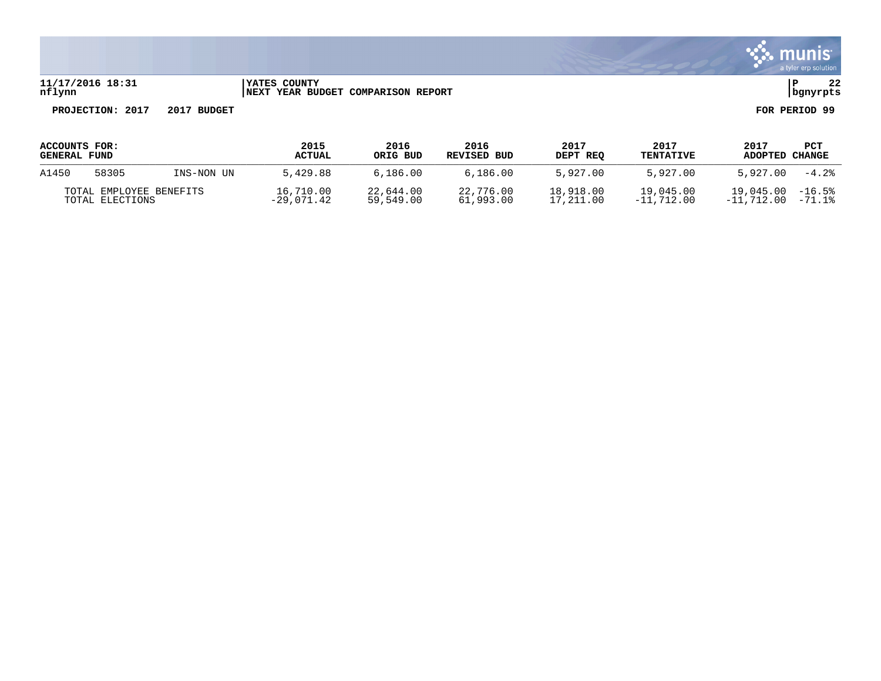YATES COUNTY
NEXT YEAR BUDGET COMPARISON REPORT

11/17/2016 18:31
nflynn

**PROJECTION: 2017 2017 BUDGET** **FOR PERIOD 99**

| ACCOUNTS FOR: GENERAL FUND | | | 2015 ACTUAL | 2016 ORIG BUD | 2016 REVISED BUD | 2017 DEPT REQ | 2017 TENTATIVE | 2017 ADOPTED | PCT CHANGE |
|---|---|---|---|---|---|---|---|---|---|
| A1450 | 58305 | INS-NON UN | 5,429.88 | 6,186.00 | 6,186.00 | 5,927.00 | 5,927.00 | 5,927.00 | -4.2% |
| TOTAL EMPLOYEE BENEFITS | | | 16,710.00 | 22,644.00 | 22,776.00 | 18,918.00 | 19,045.00 | 19,045.00 | -16.5% |
| TOTAL ELECTIONS | | | -29,071.42 | 59,549.00 | 61,993.00 | 17,211.00 | -11,712.00 | -11,712.00 | -71.1% |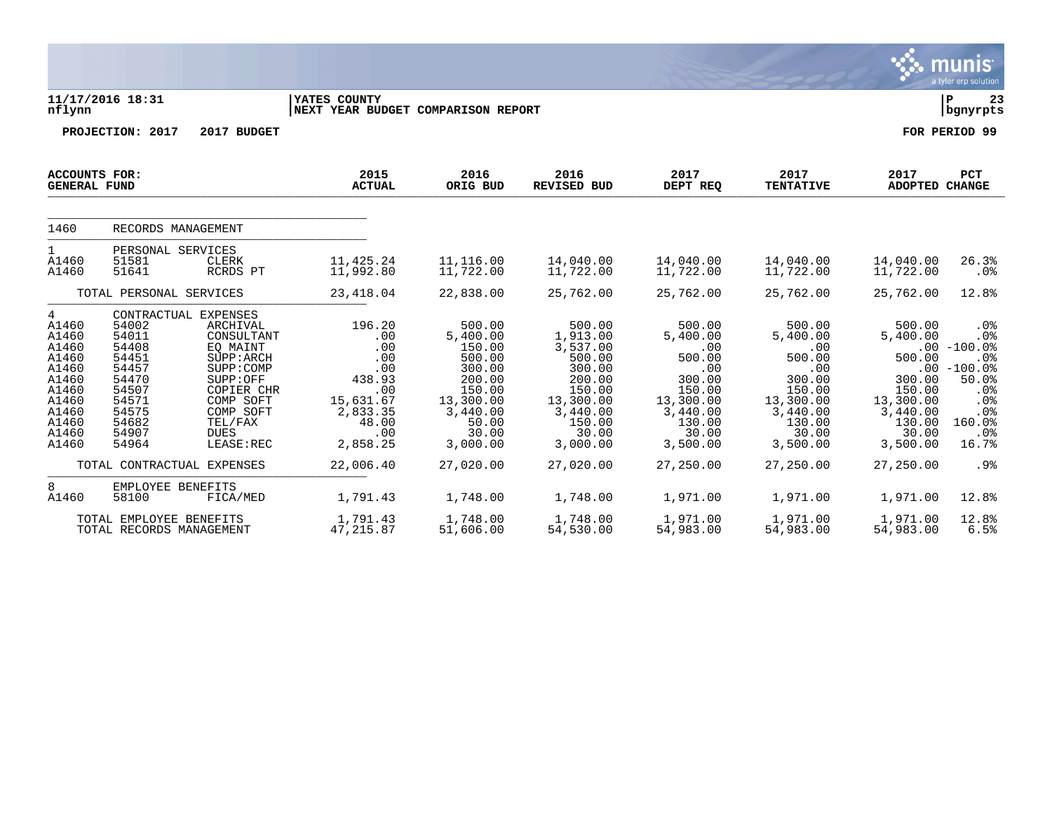**11/17/2016 18:31** | **YATES COUNTY** | **P 23**
**nflynn** | **NEXT YEAR BUDGET COMPARISON REPORT** | **bgnyrpts**

**PROJECTION: 2017 2017 BUDGET** | **FOR PERIOD 99**

| ACCOUNTS FOR: GENERAL FUND | | | 2015 ACTUAL | 2016 ORIG BUD | 2016 REVISED BUD | 2017 DEPT REQ | 2017 TENTATIVE | 2017 ADOPTED | PCT CHANGE |
|---|---|---|---|---|---|---|---|---|---|
| 1460 | RECORDS MANAGEMENT | | | | | | | | |
| 1 | PERSONAL SERVICES | | | | | | | | |
| A1460 | 51581 | CLERK | 11,425.24 | 11,116.00 | 14,040.00 | 14,040.00 | 14,040.00 | 14,040.00 | 26.3% |
| A1460 | 51641 | RCRDS PT | 11,992.80 | 11,722.00 | 11,722.00 | 11,722.00 | 11,722.00 | 11,722.00 | .0% |
| | TOTAL PERSONAL SERVICES | | 23,418.04 | 22,838.00 | 25,762.00 | 25,762.00 | 25,762.00 | 25,762.00 | 12.8% |
| 4 | CONTRACTUAL EXPENSES | | | | | | | | |
| A1460 | 54002 | ARCHIVAL | 196.20 | 500.00 | 500.00 | 500.00 | 500.00 | 500.00 | .0% |
| A1460 | 54011 | CONSULTANT | .00 | 5,400.00 | 1,913.00 | 5,400.00 | 5,400.00 | 5,400.00 | .0% |
| A1460 | 54408 | EQ MAINT | .00 | 150.00 | 3,537.00 | .00 | .00 | .00 | -100.0% |
| A1460 | 54451 | SUPP:ARCH | .00 | 500.00 | 500.00 | 500.00 | 500.00 | 500.00 | .0% |
| A1460 | 54457 | SUPP:COMP | .00 | 300.00 | 300.00 | .00 | .00 | .00 | -100.0% |
| A1460 | 54470 | SUPP:OFF | 438.93 | 200.00 | 200.00 | 300.00 | 300.00 | 300.00 | 50.0% |
| A1460 | 54507 | COPIER CHR | .00 | 150.00 | 150.00 | 150.00 | 150.00 | 150.00 | .0% |
| A1460 | 54571 | COMP SOFT | 15,631.67 | 13,300.00 | 13,300.00 | 13,300.00 | 13,300.00 | 13,300.00 | .0% |
| A1460 | 54575 | COMP SOFT | 2,833.35 | 3,440.00 | 3,440.00 | 3,440.00 | 3,440.00 | 3,440.00 | .0% |
| A1460 | 54682 | TEL/FAX | 48.00 | 50.00 | 150.00 | 130.00 | 130.00 | 130.00 | 160.0% |
| A1460 | 54907 | DUES | .00 | 30.00 | 30.00 | 30.00 | 30.00 | 30.00 | .0% |
| A1460 | 54964 | LEASE:REC | 2,858.25 | 3,000.00 | 3,000.00 | 3,500.00 | 3,500.00 | 3,500.00 | 16.7% |
| | TOTAL CONTRACTUAL EXPENSES | | 22,006.40 | 27,020.00 | 27,020.00 | 27,250.00 | 27,250.00 | 27,250.00 | .9% |
| 8 | EMPLOYEE BENEFITS | | | | | | | | |
| A1460 | 58100 | FICA/MED | 1,791.43 | 1,748.00 | 1,748.00 | 1,971.00 | 1,971.00 | 1,971.00 | 12.8% |
| | TOTAL EMPLOYEE BENEFITS | | 1,791.43 | 1,748.00 | 1,748.00 | 1,971.00 | 1,971.00 | 1,971.00 | 12.8% |
| | TOTAL RECORDS MANAGEMENT | | 47,215.87 | 51,606.00 | 54,530.00 | 54,983.00 | 54,983.00 | 54,983.00 | 6.5% |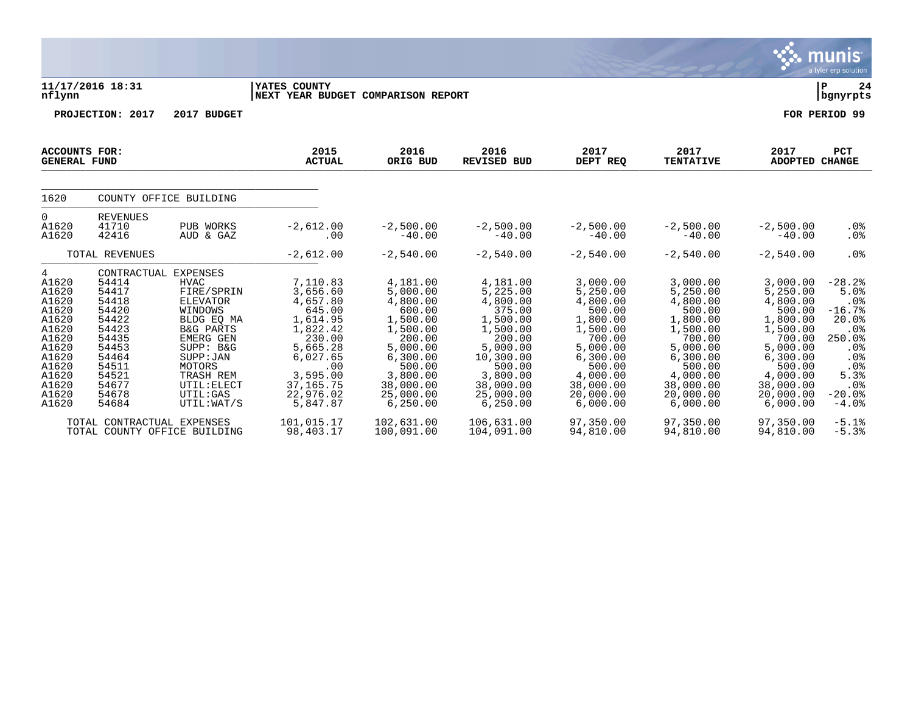11/17/2016 18:31 nflynn | YATES COUNTY NEXT YEAR BUDGET COMPARISON REPORT | P 24 bgnyrpts

PROJECTION: 2017 2017 BUDGET | FOR PERIOD 99

| ACCOUNTS FOR: GENERAL FUND | | | 2015 ACTUAL | 2016 ORIG BUD | 2016 REVISED BUD | 2017 DEPT REQ | 2017 TENTATIVE | 2017 ADOPTED | PCT CHANGE |
|---|---|---|---|---|---|---|---|---|---|
| 1620 | COUNTY OFFICE BUILDING | | | | | | | | |
| 0 | REVENUES | | | | | | | | |
| A1620 | 41710 | PUB WORKS | -2,612.00 | -2,500.00 | -2,500.00 | -2,500.00 | -2,500.00 | -2,500.00 | .0% |
| A1620 | 42416 | AUD & GAZ | .00 | -40.00 | -40.00 | -40.00 | -40.00 | -40.00 | .0% |
| | TOTAL REVENUES | | -2,612.00 | -2,540.00 | -2,540.00 | -2,540.00 | -2,540.00 | -2,540.00 | .0% |
| 4 | CONTRACTUAL EXPENSES | | | | | | | | |
| A1620 | 54414 | HVAC | 7,110.83 | 4,181.00 | 4,181.00 | 3,000.00 | 3,000.00 | 3,000.00 | -28.2% |
| A1620 | 54417 | FIRE/SPRIN | 3,656.60 | 5,000.00 | 5,225.00 | 5,250.00 | 5,250.00 | 5,250.00 | 5.0% |
| A1620 | 54418 | ELEVATOR | 4,657.80 | 4,800.00 | 4,800.00 | 4,800.00 | 4,800.00 | 4,800.00 | .0% |
| A1620 | 54420 | WINDOWS | 645.00 | 600.00 | 375.00 | 500.00 | 500.00 | 500.00 | -16.7% |
| A1620 | 54422 | BLDG EQ MA | 1,614.95 | 1,500.00 | 1,500.00 | 1,800.00 | 1,800.00 | 1,800.00 | 20.0% |
| A1620 | 54423 | B&G PARTS | 1,822.42 | 1,500.00 | 1,500.00 | 1,500.00 | 1,500.00 | 1,500.00 | .0% |
| A1620 | 54435 | EMERG GEN | 230.00 | 200.00 | 200.00 | 700.00 | 700.00 | 700.00 | 250.0% |
| A1620 | 54453 | SUPP: B&G | 5,665.28 | 5,000.00 | 5,000.00 | 5,000.00 | 5,000.00 | 5,000.00 | .0% |
| A1620 | 54464 | SUPP:JAN | 6,027.65 | 6,300.00 | 10,300.00 | 6,300.00 | 6,300.00 | 6,300.00 | .0% |
| A1620 | 54511 | MOTORS | .00 | 500.00 | 500.00 | 500.00 | 500.00 | 500.00 | .0% |
| A1620 | 54521 | TRASH REM | 3,595.00 | 3,800.00 | 3,800.00 | 4,000.00 | 4,000.00 | 4,000.00 | 5.3% |
| A1620 | 54677 | UTIL:ELECT | 37,165.75 | 38,000.00 | 38,000.00 | 38,000.00 | 38,000.00 | 38,000.00 | .0% |
| A1620 | 54678 | UTIL:GAS | 22,976.02 | 25,000.00 | 25,000.00 | 20,000.00 | 20,000.00 | 20,000.00 | -20.0% |
| A1620 | 54684 | UTIL:WAT/S | 5,847.87 | 6,250.00 | 6,250.00 | 6,000.00 | 6,000.00 | 6,000.00 | -4.0% |
| | TOTAL CONTRACTUAL EXPENSES | | 101,015.17 | 102,631.00 | 106,631.00 | 97,350.00 | 97,350.00 | 97,350.00 | -5.1% |
| | TOTAL COUNTY OFFICE BUILDING | | 98,403.17 | 100,091.00 | 104,091.00 | 94,810.00 | 94,810.00 | 94,810.00 | -5.3% |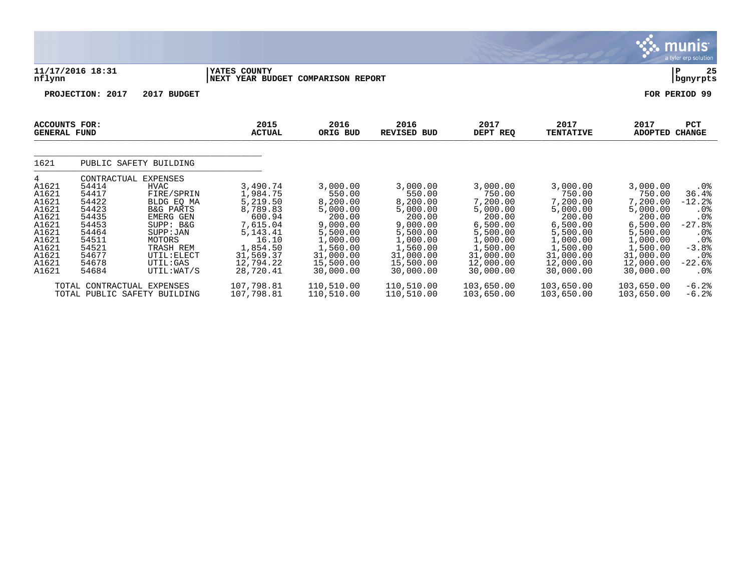11/17/2016 18:31 | YATES COUNTY | P 25
nflynn | NEXT YEAR BUDGET COMPARISON REPORT | bgnyrpts

PROJECTION: 2017 2017 BUDGET FOR PERIOD 99

| ACCOUNTS FOR: GENERAL FUND | | | 2015 ACTUAL | 2016 ORIG BUD | 2016 REVISED BUD | 2017 DEPT REQ | 2017 TENTATIVE | 2017 ADOPTED | PCT CHANGE |
|---|---|---|---|---|---|---|---|---|---|
| 1621 | PUBLIC SAFETY BUILDING | | | | | | | | |
| 4 | CONTRACTUAL EXPENSES | | | | | | | | |
| A1621 | 54414 | HVAC | 3,490.74 | 3,000.00 | 3,000.00 | 3,000.00 | 3,000.00 | 3,000.00 | .0% |
| A1621 | 54417 | FIRE/SPRIN | 1,984.75 | 550.00 | 550.00 | 750.00 | 750.00 | 750.00 | 36.4% |
| A1621 | 54422 | BLDG EQ MA | 5,219.50 | 8,200.00 | 8,200.00 | 7,200.00 | 7,200.00 | 7,200.00 | -12.2% |
| A1621 | 54423 | B&G PARTS | 8,789.83 | 5,000.00 | 5,000.00 | 5,000.00 | 5,000.00 | 5,000.00 | .0% |
| A1621 | 54435 | EMERG GEN | 600.94 | 200.00 | 200.00 | 200.00 | 200.00 | 200.00 | .0% |
| A1621 | 54453 | SUPP: B&G | 7,615.04 | 9,000.00 | 9,000.00 | 6,500.00 | 6,500.00 | 6,500.00 | -27.8% |
| A1621 | 54464 | SUPP:JAN | 5,143.41 | 5,500.00 | 5,500.00 | 5,500.00 | 5,500.00 | 5,500.00 | .0% |
| A1621 | 54511 | MOTORS | 16.10 | 1,000.00 | 1,000.00 | 1,000.00 | 1,000.00 | 1,000.00 | .0% |
| A1621 | 54521 | TRASH REM | 1,854.50 | 1,560.00 | 1,560.00 | 1,500.00 | 1,500.00 | 1,500.00 | -3.8% |
| A1621 | 54677 | UTIL:ELECT | 31,569.37 | 31,000.00 | 31,000.00 | 31,000.00 | 31,000.00 | 31,000.00 | .0% |
| A1621 | 54678 | UTIL:GAS | 12,794.22 | 15,500.00 | 15,500.00 | 12,000.00 | 12,000.00 | 12,000.00 | -22.6% |
| A1621 | 54684 | UTIL:WAT/S | 28,720.41 | 30,000.00 | 30,000.00 | 30,000.00 | 30,000.00 | 30,000.00 | .0% |
| TOTAL CONTRACTUAL EXPENSES | | | 107,798.81 | 110,510.00 | 110,510.00 | 103,650.00 | 103,650.00 | 103,650.00 | -6.2% |
| TOTAL PUBLIC SAFETY BUILDING | | | 107,798.81 | 110,510.00 | 110,510.00 | 103,650.00 | 103,650.00 | 103,650.00 | -6.2% |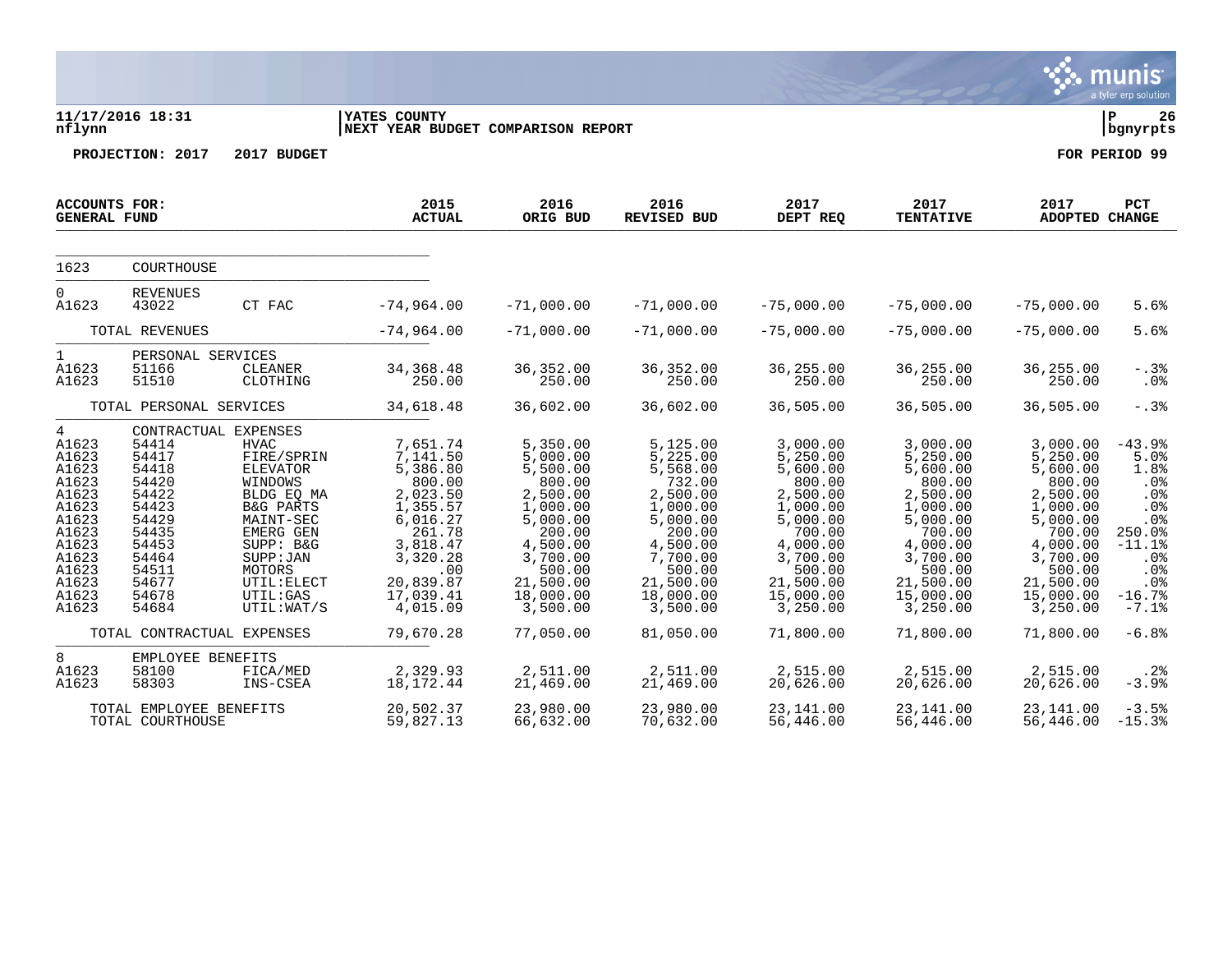**11/17/2016 18:31** | **YATES COUNTY** | **P 26**
**nflynn** | **NEXT YEAR BUDGET COMPARISON REPORT** | **bgnyrpts**

**PROJECTION: 2017 2017 BUDGET** | **FOR PERIOD 99**

| ACCOUNTS FOR: GENERAL FUND | | | 2015 ACTUAL | 2016 ORIG BUD | 2016 REVISED BUD | 2017 DEPT REQ | 2017 TENTATIVE | 2017 ADOPTED | PCT CHANGE |
|---|---|---|---|---|---|---|---|---|---|
| 1623 | COURTHOUSE | | | | | | | | |
| 0 | REVENUES | | | | | | | | |
| A1623 | 43022 | CT FAC | -74,964.00 | -71,000.00 | -71,000.00 | -75,000.00 | -75,000.00 | -75,000.00 | 5.6% |
| | TOTAL REVENUES | | -74,964.00 | -71,000.00 | -71,000.00 | -75,000.00 | -75,000.00 | -75,000.00 | 5.6% |
| 1 | PERSONAL SERVICES | | | | | | | | |
| A1623 | 51166 | CLEANER | 34,368.48 | 36,352.00 | 36,352.00 | 36,255.00 | 36,255.00 | 36,255.00 | -.3% |
| A1623 | 51510 | CLOTHING | 250.00 | 250.00 | 250.00 | 250.00 | 250.00 | 250.00 | .0% |
| | TOTAL PERSONAL SERVICES | | 34,618.48 | 36,602.00 | 36,602.00 | 36,505.00 | 36,505.00 | 36,505.00 | -.3% |
| 4 | CONTRACTUAL EXPENSES | | | | | | | | |
| A1623 | 54414 | HVAC | 7,651.74 | 5,350.00 | 5,125.00 | 3,000.00 | 3,000.00 | 3,000.00 | -43.9% |
| A1623 | 54417 | FIRE/SPRIN | 7,141.50 | 5,000.00 | 5,225.00 | 5,250.00 | 5,250.00 | 5,250.00 | 5.0% |
| A1623 | 54418 | ELEVATOR | 5,386.80 | 5,500.00 | 5,568.00 | 5,600.00 | 5,600.00 | 5,600.00 | 1.8% |
| A1623 | 54420 | WINDOWS | 800.00 | 800.00 | 732.00 | 800.00 | 800.00 | 800.00 | .0% |
| A1623 | 54422 | BLDG EQ MA | 2,023.50 | 2,500.00 | 2,500.00 | 2,500.00 | 2,500.00 | 2,500.00 | .0% |
| A1623 | 54423 | B&G PARTS | 1,355.57 | 1,000.00 | 1,000.00 | 1,000.00 | 1,000.00 | 1,000.00 | .0% |
| A1623 | 54429 | MAINT-SEC | 6,016.27 | 5,000.00 | 5,000.00 | 5,000.00 | 5,000.00 | 5,000.00 | .0% |
| A1623 | 54435 | EMERG GEN | 261.78 | 200.00 | 200.00 | 700.00 | 700.00 | 700.00 | 250.0% |
| A1623 | 54453 | SUPP: B&G | 3,818.47 | 4,500.00 | 4,500.00 | 4,000.00 | 4,000.00 | 4,000.00 | -11.1% |
| A1623 | 54464 | SUPP:JAN | 3,320.28 | 3,700.00 | 7,700.00 | 3,700.00 | 3,700.00 | 3,700.00 | .0% |
| A1623 | 54511 | MOTORS | .00 | 500.00 | 500.00 | 500.00 | 500.00 | 500.00 | .0% |
| A1623 | 54677 | UTIL:ELECT | 20,839.87 | 21,500.00 | 21,500.00 | 21,500.00 | 21,500.00 | 21,500.00 | .0% |
| A1623 | 54678 | UTIL:GAS | 17,039.41 | 18,000.00 | 18,000.00 | 15,000.00 | 15,000.00 | 15,000.00 | -16.7% |
| A1623 | 54684 | UTIL:WAT/S | 4,015.09 | 3,500.00 | 3,500.00 | 3,250.00 | 3,250.00 | 3,250.00 | -7.1% |
| | TOTAL CONTRACTUAL EXPENSES | | 79,670.28 | 77,050.00 | 81,050.00 | 71,800.00 | 71,800.00 | 71,800.00 | -6.8% |
| 8 | EMPLOYEE BENEFITS | | | | | | | | |
| A1623 | 58100 | FICA/MED | 2,329.93 | 2,511.00 | 2,511.00 | 2,515.00 | 2,515.00 | 2,515.00 | .2% |
| A1623 | 58303 | INS-CSEA | 18,172.44 | 21,469.00 | 21,469.00 | 20,626.00 | 20,626.00 | 20,626.00 | -3.9% |
| | TOTAL EMPLOYEE BENEFITS | | 20,502.37 | 23,980.00 | 23,980.00 | 23,141.00 | 23,141.00 | 23,141.00 | -3.5% |
| | TOTAL COURTHOUSE | | 59,827.13 | 66,632.00 | 70,632.00 | 56,446.00 | 56,446.00 | 56,446.00 | -15.3% |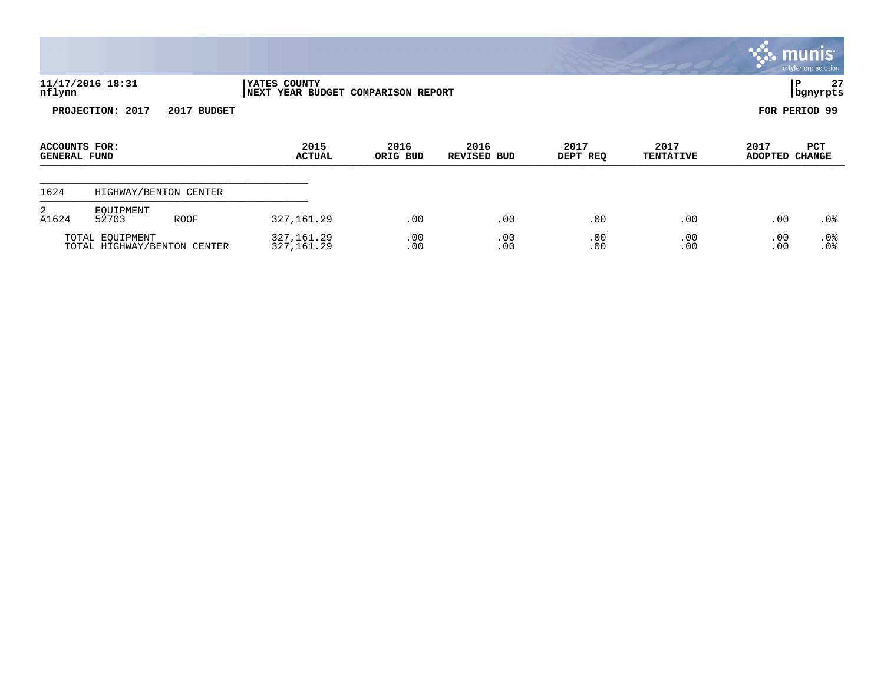**11/17/2016 18:31** | **YATES COUNTY** | **P 27**
**nflynn** | **NEXT YEAR BUDGET COMPARISON REPORT** | **bgnyrpts**

**PROJECTION: 2017 2017 BUDGET** | **FOR PERIOD 99**

| ACCOUNTS FOR: GENERAL FUND | | | 2015 ACTUAL | 2016 ORIG BUD | 2016 REVISED BUD | 2017 DEPT REQ | 2017 TENTATIVE | 2017 ADOPTED | PCT CHANGE |
|---|---|---|---|---|---|---|---|---|---|
| 1624 | HIGHWAY/BENTON CENTER | | | | | | | | |
| 2 | EQUIPMENT | | | | | | | | |
| A1624 | 52703 | ROOF | 327,161.29 | .00 | .00 | .00 | .00 | .00 | .0% |
| | TOTAL EQUIPMENT | | 327,161.29 | .00 | .00 | .00 | .00 | .00 | .0% |
| | TOTAL HIGHWAY/BENTON CENTER | | 327,161.29 | .00 | .00 | .00 | .00 | .00 | .0% |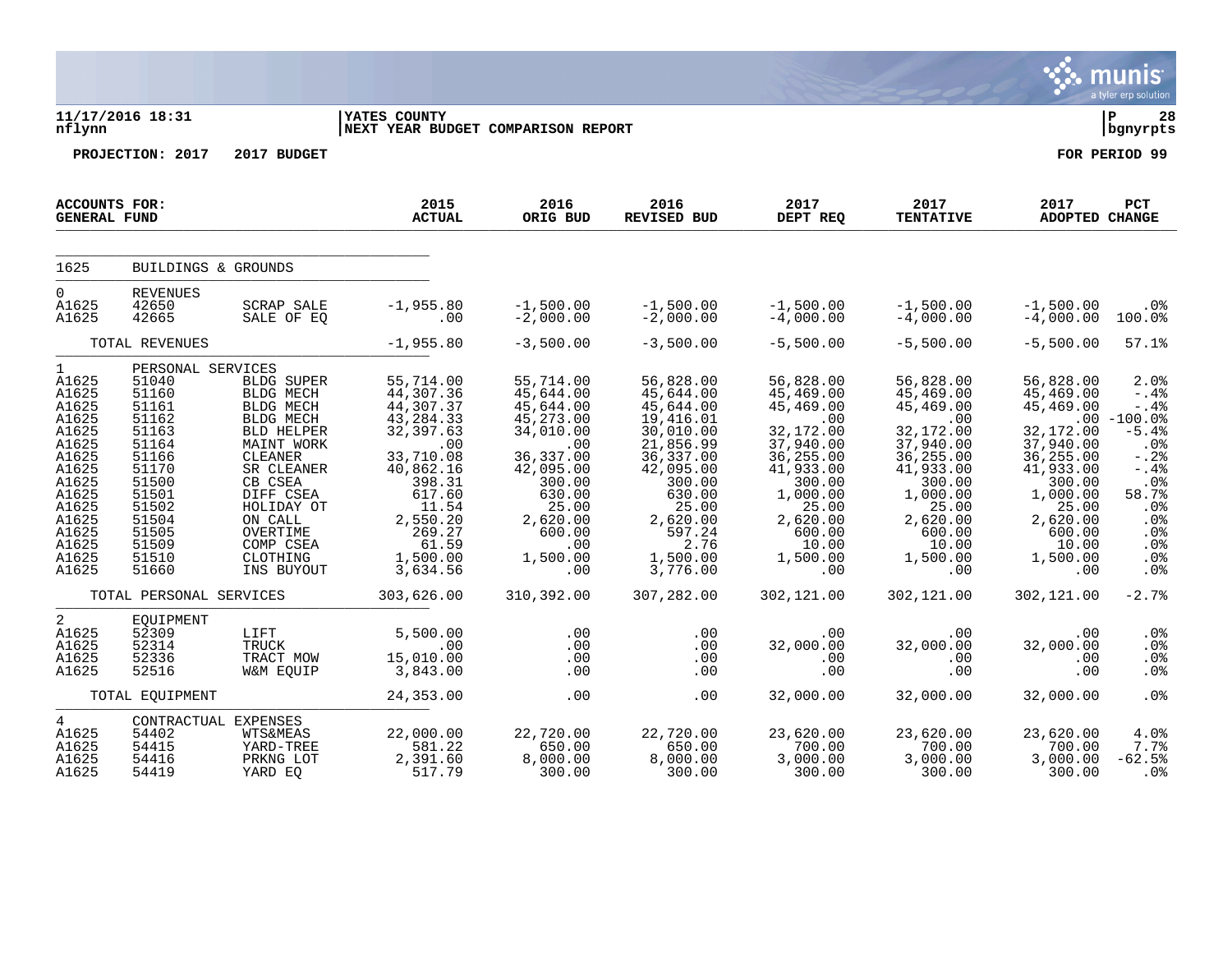**11/17/2016 18:31** | **YATES COUNTY** | **P 28**
**nflynn** | **NEXT YEAR BUDGET COMPARISON REPORT** | **bgnyrpts**

**PROJECTION: 2017 2017 BUDGET** **FOR PERIOD 99**

| ACCOUNTS FOR: GENERAL FUND | | | 2015 ACTUAL | 2016 ORIG BUD | 2016 REVISED BUD | 2017 DEPT REQ | 2017 TENTATIVE | 2017 ADOPTED | PCT CHANGE |
|---|---|---|---|---|---|---|---|---|---|
| 1625 | BUILDINGS & GROUNDS | | | | | | | | |
| 0 | REVENUES | | | | | | | | |
| A1625 | 42650 | SCRAP SALE | -1,955.80 | -1,500.00 | -1,500.00 | -1,500.00 | -1,500.00 | -1,500.00 | .0% |
| A1625 | 42665 | SALE OF EQ | .00 | -2,000.00 | -2,000.00 | -4,000.00 | -4,000.00 | -4,000.00 | 100.0% |
| | TOTAL REVENUES | | -1,955.80 | -3,500.00 | -3,500.00 | -5,500.00 | -5,500.00 | -5,500.00 | 57.1% |
| 1 | PERSONAL SERVICES | | | | | | | | |
| A1625 | 51040 | BLDG SUPER | 55,714.00 | 55,714.00 | 56,828.00 | 56,828.00 | 56,828.00 | 56,828.00 | 2.0% |
| A1625 | 51160 | BLDG MECH | 44,307.36 | 45,644.00 | 45,644.00 | 45,469.00 | 45,469.00 | 45,469.00 | -.4% |
| A1625 | 51161 | BLDG MECH | 44,307.37 | 45,644.00 | 45,644.00 | 45,469.00 | 45,469.00 | 45,469.00 | -.4% |
| A1625 | 51162 | BLDG MECH | 43,284.33 | 45,273.00 | 19,416.01 | .00 | .00 | .00 | -100.0% |
| A1625 | 51163 | BLD HELPER | 32,397.63 | 34,010.00 | 30,010.00 | 32,172.00 | 32,172.00 | 32,172.00 | -5.4% |
| A1625 | 51164 | MAINT WORK | .00 | .00 | 21,856.99 | 37,940.00 | 37,940.00 | 37,940.00 | .0% |
| A1625 | 51166 | CLEANER | 33,710.08 | 36,337.00 | 36,337.00 | 36,255.00 | 36,255.00 | 36,255.00 | -.2% |
| A1625 | 51170 | SR CLEANER | 40,862.16 | 42,095.00 | 42,095.00 | 41,933.00 | 41,933.00 | 41,933.00 | -.4% |
| A1625 | 51500 | CB CSEA | 398.31 | 300.00 | 300.00 | 300.00 | 300.00 | 300.00 | .0% |
| A1625 | 51501 | DIFF CSEA | 617.60 | 630.00 | 630.00 | 1,000.00 | 1,000.00 | 1,000.00 | 58.7% |
| A1625 | 51502 | HOLIDAY OT | 11.54 | 25.00 | 25.00 | 25.00 | 25.00 | 25.00 | .0% |
| A1625 | 51504 | ON CALL | 2,550.20 | 2,620.00 | 2,620.00 | 2,620.00 | 2,620.00 | 2,620.00 | .0% |
| A1625 | 51505 | OVERTIME | 269.27 | 600.00 | 597.24 | 600.00 | 600.00 | 600.00 | .0% |
| A1625 | 51509 | COMP CSEA | 61.59 | .00 | 2.76 | 10.00 | 10.00 | 10.00 | .0% |
| A1625 | 51510 | CLOTHING | 1,500.00 | 1,500.00 | 1,500.00 | 1,500.00 | 1,500.00 | 1,500.00 | .0% |
| A1625 | 51660 | INS BUYOUT | 3,634.56 | .00 | 3,776.00 | .00 | .00 | .00 | .0% |
| | TOTAL PERSONAL SERVICES | | 303,626.00 | 310,392.00 | 307,282.00 | 302,121.00 | 302,121.00 | 302,121.00 | -2.7% |
| 2 | EQUIPMENT | | | | | | | | |
| A1625 | 52309 | LIFT | 5,500.00 | .00 | .00 | .00 | .00 | .00 | .0% |
| A1625 | 52314 | TRUCK | .00 | .00 | .00 | 32,000.00 | 32,000.00 | 32,000.00 | .0% |
| A1625 | 52336 | TRACT MOW | 15,010.00 | .00 | .00 | .00 | .00 | .00 | .0% |
| A1625 | 52516 | W&M EQUIP | 3,843.00 | .00 | .00 | .00 | .00 | .00 | .0% |
| | TOTAL EQUIPMENT | | 24,353.00 | .00 | .00 | 32,000.00 | 32,000.00 | 32,000.00 | .0% |
| 4 | CONTRACTUAL EXPENSES | | | | | | | | |
| A1625 | 54402 | WTS&MEAS | 22,000.00 | 22,720.00 | 22,720.00 | 23,620.00 | 23,620.00 | 23,620.00 | 4.0% |
| A1625 | 54415 | YARD-TREE | 581.22 | 650.00 | 650.00 | 700.00 | 700.00 | 700.00 | 7.7% |
| A1625 | 54416 | PRKNG LOT | 2,391.60 | 8,000.00 | 8,000.00 | 3,000.00 | 3,000.00 | 3,000.00 | -62.5% |
| A1625 | 54419 | YARD EQ | 517.79 | 300.00 | 300.00 | 300.00 | 300.00 | 300.00 | .0% |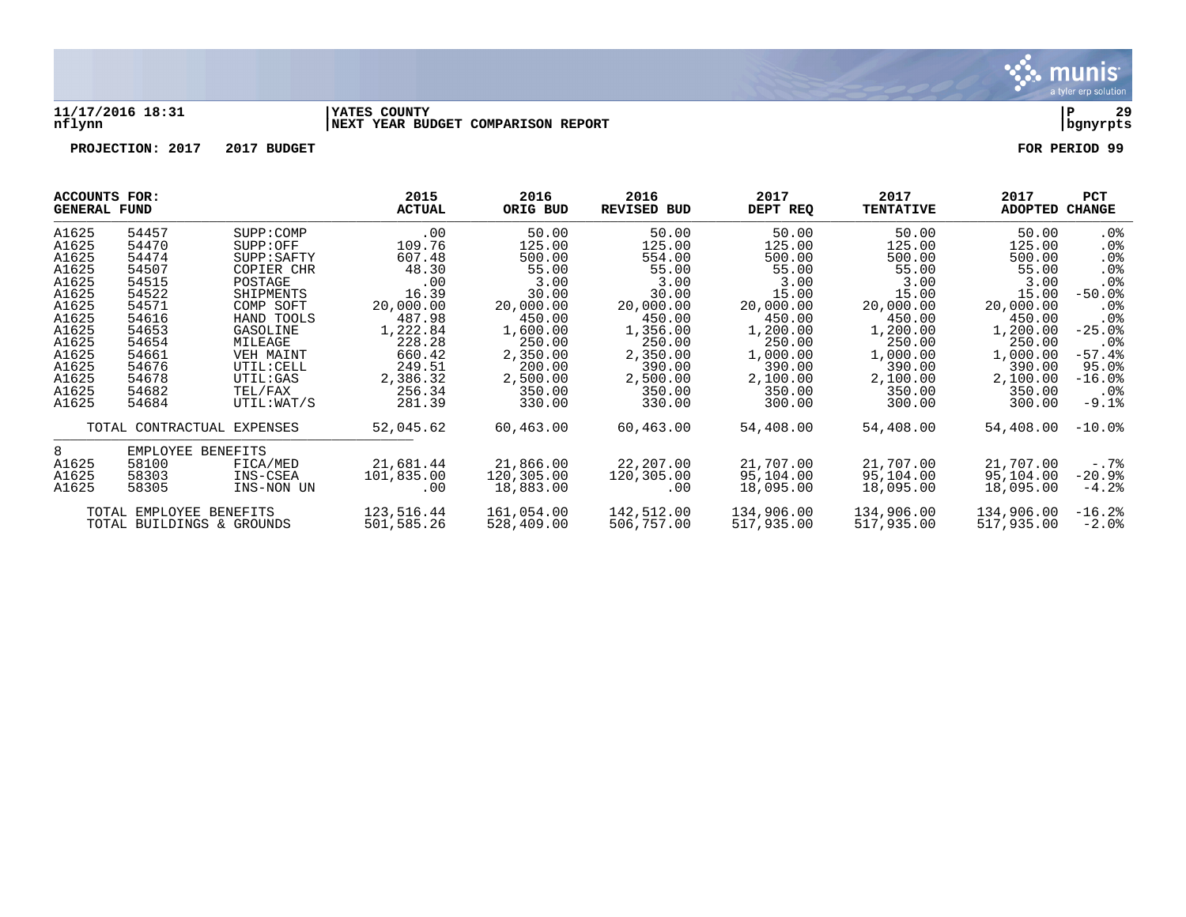**11/17/2016 18:31** | **YATES COUNTY** | **P 29**
**nflynn** | **NEXT YEAR BUDGET COMPARISON REPORT** | **bgnyrpts**

**PROJECTION: 2017 2017 BUDGET** | **FOR PERIOD 99**

| ACCOUNTS FOR: GENERAL FUND | | | 2015 ACTUAL | 2016 ORIG BUD | 2016 REVISED BUD | 2017 DEPT REQ | 2017 TENTATIVE | 2017 ADOPTED | PCT CHANGE |
|---|---|---|---|---|---|---|---|---|---|
| A1625 | 54457 | SUPP:COMP | .00 | 50.00 | 50.00 | 50.00 | 50.00 | 50.00 | .0% |
| A1625 | 54470 | SUPP:OFF | 109.76 | 125.00 | 125.00 | 125.00 | 125.00 | 125.00 | .0% |
| A1625 | 54474 | SUPP:SAFTY | 607.48 | 500.00 | 554.00 | 500.00 | 500.00 | 500.00 | .0% |
| A1625 | 54507 | COPIER CHR | 48.30 | 55.00 | 55.00 | 55.00 | 55.00 | 55.00 | .0% |
| A1625 | 54515 | POSTAGE | .00 | 3.00 | 3.00 | 3.00 | 3.00 | 3.00 | .0% |
| A1625 | 54522 | SHIPMENTS | 16.39 | 30.00 | 30.00 | 15.00 | 15.00 | 15.00 | -50.0% |
| A1625 | 54571 | COMP SOFT | 20,000.00 | 20,000.00 | 20,000.00 | 20,000.00 | 20,000.00 | 20,000.00 | .0% |
| A1625 | 54616 | HAND TOOLS | 487.98 | 450.00 | 450.00 | 450.00 | 450.00 | 450.00 | .0% |
| A1625 | 54653 | GASOLINE | 1,222.84 | 1,600.00 | 1,356.00 | 1,200.00 | 1,200.00 | 1,200.00 | -25.0% |
| A1625 | 54654 | MILEAGE | 228.28 | 250.00 | 250.00 | 250.00 | 250.00 | 250.00 | .0% |
| A1625 | 54661 | VEH MAINT | 660.42 | 2,350.00 | 2,350.00 | 1,000.00 | 1,000.00 | 1,000.00 | -57.4% |
| A1625 | 54676 | UTIL:CELL | 249.51 | 200.00 | 390.00 | 390.00 | 390.00 | 390.00 | 95.0% |
| A1625 | 54678 | UTIL:GAS | 2,386.32 | 2,500.00 | 2,500.00 | 2,100.00 | 2,100.00 | 2,100.00 | -16.0% |
| A1625 | 54682 | TEL/FAX | 256.34 | 350.00 | 350.00 | 350.00 | 350.00 | 350.00 | .0% |
| A1625 | 54684 | UTIL:WAT/S | 281.39 | 330.00 | 330.00 | 300.00 | 300.00 | 300.00 | -9.1% |
| | TOTAL CONTRACTUAL EXPENSES | | 52,045.62 | 60,463.00 | 60,463.00 | 54,408.00 | 54,408.00 | 54,408.00 | -10.0% |
| 8 | EMPLOYEE BENEFITS | | | | | | | | |
| A1625 | 58100 | FICA/MED | 21,681.44 | 21,866.00 | 22,207.00 | 21,707.00 | 21,707.00 | 21,707.00 | -.7% |
| A1625 | 58303 | INS-CSEA | 101,835.00 | 120,305.00 | 120,305.00 | 95,104.00 | 95,104.00 | 95,104.00 | -20.9% |
| A1625 | 58305 | INS-NON UN | .00 | 18,883.00 | .00 | 18,095.00 | 18,095.00 | 18,095.00 | -4.2% |
| | TOTAL EMPLOYEE BENEFITS | | 123,516.44 | 161,054.00 | 142,512.00 | 134,906.00 | 134,906.00 | 134,906.00 | -16.2% |
| | TOTAL BUILDINGS & GROUNDS | | 501,585.26 | 528,409.00 | 506,757.00 | 517,935.00 | 517,935.00 | 517,935.00 | -2.0% |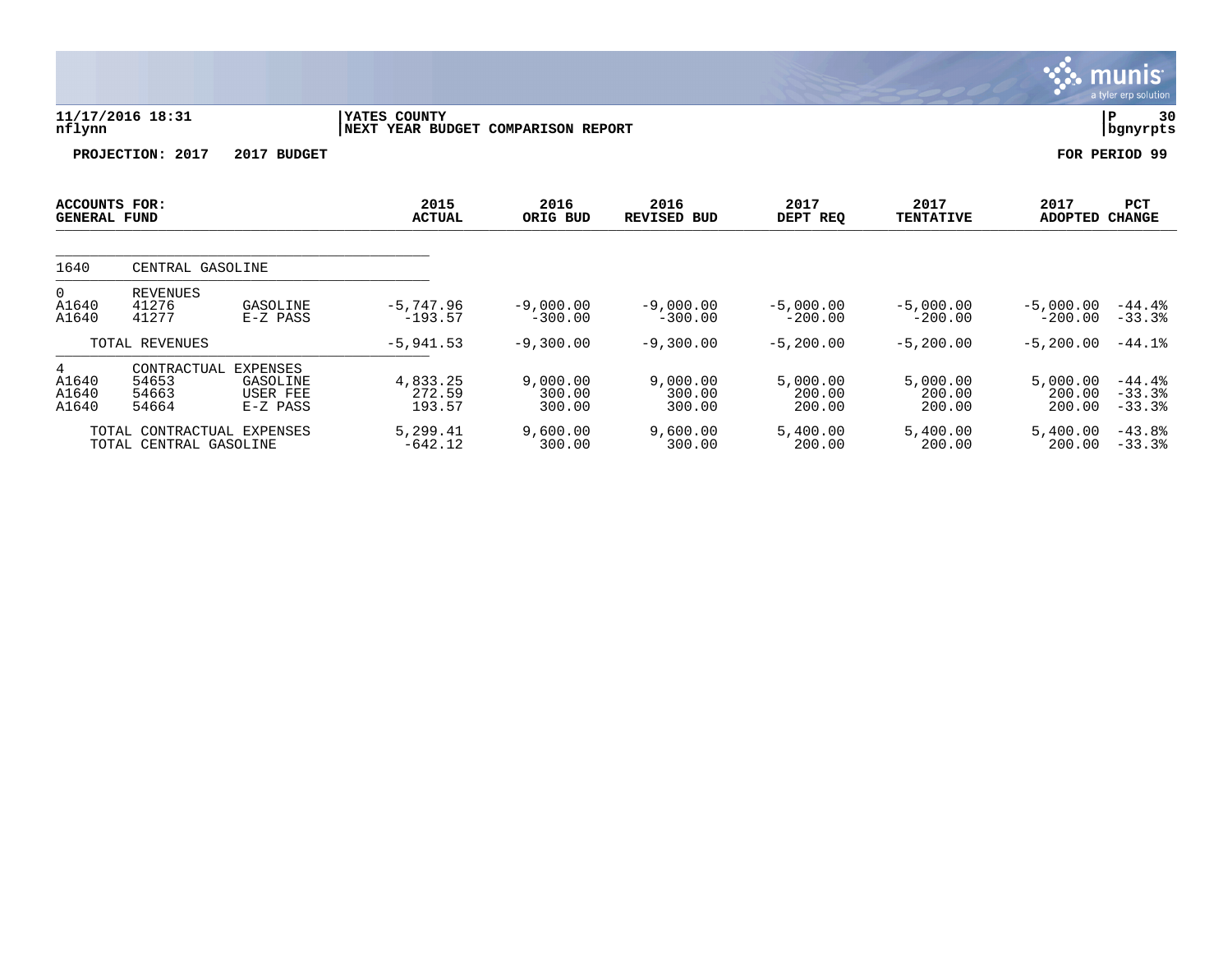11/17/2016 18:31 | YATES COUNTY | P 30
nflynn | NEXT YEAR BUDGET COMPARISON REPORT | bgnyrpts

**PROJECTION: 2017 2017 BUDGET** **FOR PERIOD 99**

| ACCOUNTS FOR: GENERAL FUND | | | 2015 ACTUAL | 2016 ORIG BUD | 2016 REVISED BUD | 2017 DEPT REQ | 2017 TENTATIVE | 2017 ADOPTED | PCT CHANGE |
|---|---|---|---|---|---|---|---|---|---|
| 1640 | CENTRAL GASOLINE | | | | | | | | |
| 0 | REVENUES | | | | | | | | |
| A1640 | 41276 | GASOLINE | -5,747.96 | -9,000.00 | -9,000.00 | -5,000.00 | -5,000.00 | -5,000.00 | -44.4% |
| A1640 | 41277 | E-Z PASS | -193.57 | -300.00 | -300.00 | -200.00 | -200.00 | -200.00 | -33.3% |
| | TOTAL REVENUES | | -5,941.53 | -9,300.00 | -9,300.00 | -5,200.00 | -5,200.00 | -5,200.00 | -44.1% |
| 4 | CONTRACTUAL EXPENSES | | | | | | | | |
| A1640 | 54653 | GASOLINE | 4,833.25 | 9,000.00 | 9,000.00 | 5,000.00 | 5,000.00 | 5,000.00 | -44.4% |
| A1640 | 54663 | USER FEE | 272.59 | 300.00 | 300.00 | 200.00 | 200.00 | 200.00 | -33.3% |
| A1640 | 54664 | E-Z PASS | 193.57 | 300.00 | 300.00 | 200.00 | 200.00 | 200.00 | -33.3% |
| | TOTAL CONTRACTUAL EXPENSES | | 5,299.41 | 9,600.00 | 9,600.00 | 5,400.00 | 5,400.00 | 5,400.00 | -43.8% |
| | TOTAL CENTRAL GASOLINE | | -642.12 | 300.00 | 300.00 | 200.00 | 200.00 | 200.00 | -33.3% |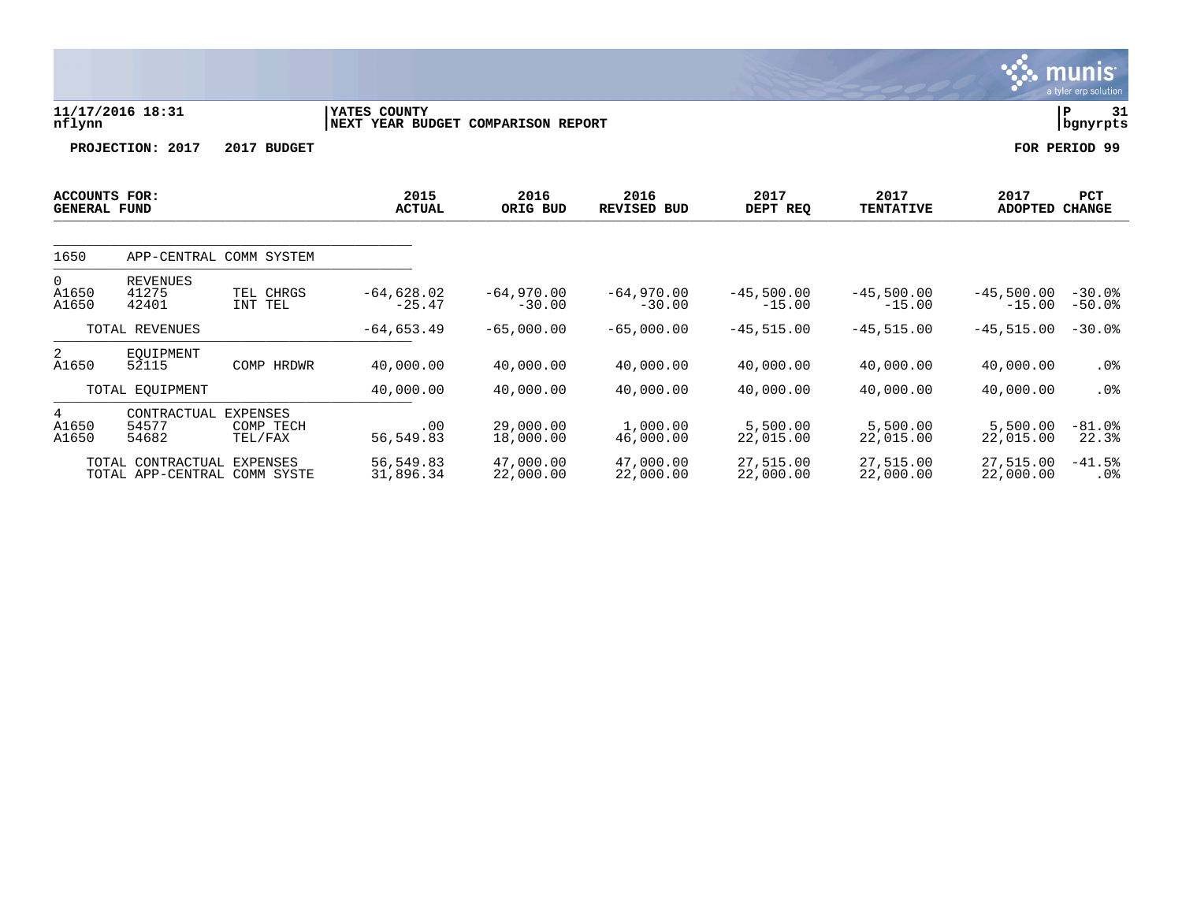11/17/2016 18:31 nflynn | YATES COUNTY NEXT YEAR BUDGET COMPARISON REPORT | P 31 bgnyrpts

PROJECTION: 2017 2017 BUDGET | FOR PERIOD 99

| ACCOUNTS FOR: GENERAL FUND | | | 2015 ACTUAL | 2016 ORIG BUD | 2016 REVISED BUD | 2017 DEPT REQ | 2017 TENTATIVE | 2017 ADOPTED | PCT CHANGE |
|---|---|---|---|---|---|---|---|---|---|
| 1650 | APP-CENTRAL COMM SYSTEM | | | | | | | | |
| 0 | REVENUES | | | | | | | | |
| A1650 | 41275 | TEL CHRGS | -64,628.02 | -64,970.00 | -64,970.00 | -45,500.00 | -45,500.00 | -45,500.00 | -30.0% |
| A1650 | 42401 | INT TEL | -25.47 | -30.00 | -30.00 | -15.00 | -15.00 | -15.00 | -50.0% |
| | TOTAL REVENUES | | -64,653.49 | -65,000.00 | -65,000.00 | -45,515.00 | -45,515.00 | -45,515.00 | -30.0% |
| 2 | EQUIPMENT | | | | | | | | |
| A1650 | 52115 | COMP HRDWR | 40,000.00 | 40,000.00 | 40,000.00 | 40,000.00 | 40,000.00 | 40,000.00 | .0% |
| | TOTAL EQUIPMENT | | 40,000.00 | 40,000.00 | 40,000.00 | 40,000.00 | 40,000.00 | 40,000.00 | .0% |
| 4 | CONTRACTUAL EXPENSES | | | | | | | | |
| A1650 | 54577 | COMP TECH | .00 | 29,000.00 | 1,000.00 | 5,500.00 | 5,500.00 | 5,500.00 | -81.0% |
| A1650 | 54682 | TEL/FAX | 56,549.83 | 18,000.00 | 46,000.00 | 22,015.00 | 22,015.00 | 22,015.00 | 22.3% |
| | TOTAL CONTRACTUAL EXPENSES | | 56,549.83 | 47,000.00 | 47,000.00 | 27,515.00 | 27,515.00 | 27,515.00 | -41.5% |
| | TOTAL APP-CENTRAL COMM SYSTE | | 31,896.34 | 22,000.00 | 22,000.00 | 22,000.00 | 22,000.00 | 22,000.00 | .0% |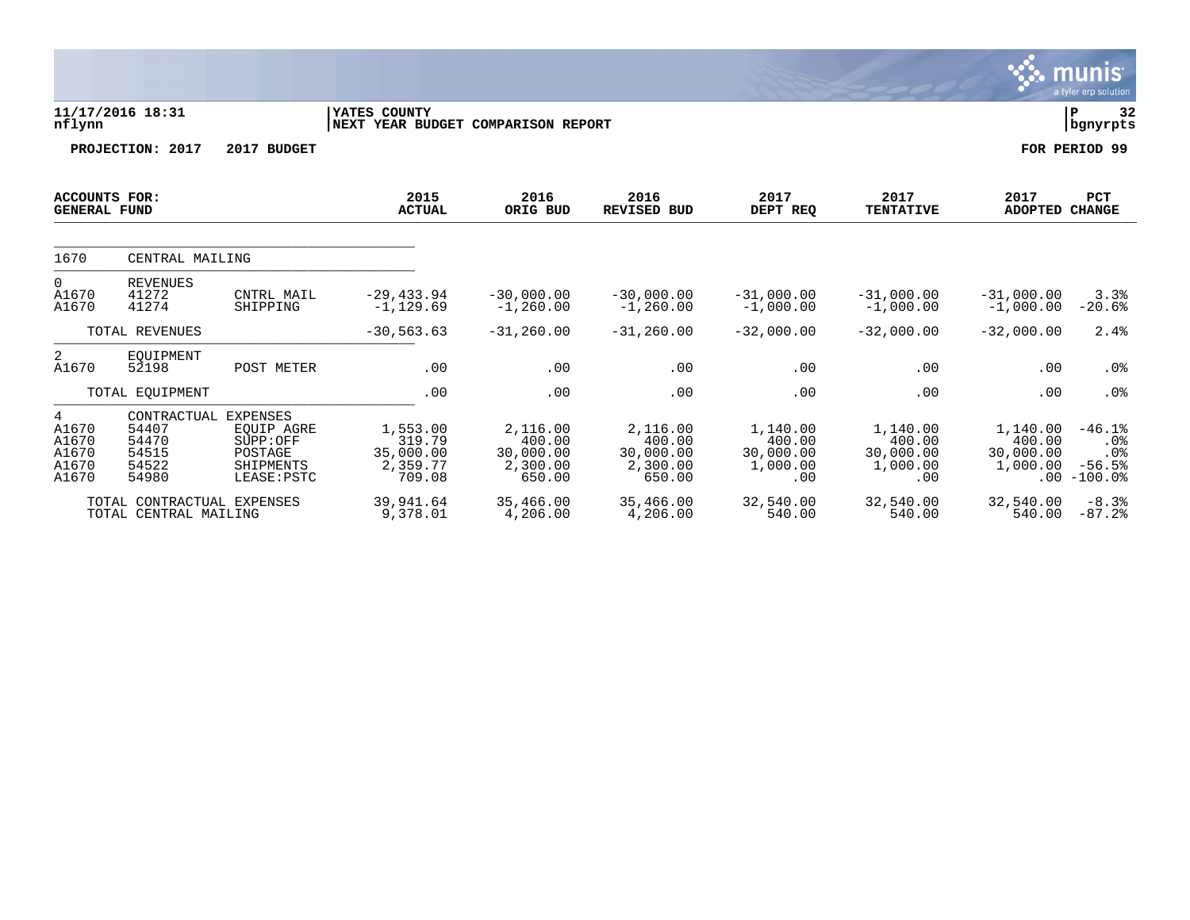**11/17/2016 18:31** | **YATES COUNTY** | **P 32**
**nflynn** | **NEXT YEAR BUDGET COMPARISON REPORT** | **bgnyrpts**

**PROJECTION: 2017 2017 BUDGET** **FOR PERIOD 99**

| ACCOUNTS FOR: GENERAL FUND | | | 2015 ACTUAL | 2016 ORIG BUD | 2016 REVISED BUD | 2017 DEPT REQ | 2017 TENTATIVE | 2017 ADOPTED | PCT CHANGE |
|---|---|---|---|---|---|---|---|---|---|
| 1670 | CENTRAL MAILING | | | | | | | | |
| 0 | REVENUES | | | | | | | | |
| A1670 | 41272 | CNTRL MAIL | -29,433.94 | -30,000.00 | -30,000.00 | -31,000.00 | -31,000.00 | -31,000.00 | 3.3% |
| A1670 | 41274 | SHIPPING | -1,129.69 | -1,260.00 | -1,260.00 | -1,000.00 | -1,000.00 | -1,000.00 | -20.6% |
| | TOTAL REVENUES | | -30,563.63 | -31,260.00 | -31,260.00 | -32,000.00 | -32,000.00 | -32,000.00 | 2.4% |
| 2 | EQUIPMENT | | | | | | | | |
| A1670 | 52198 | POST METER | .00 | .00 | .00 | .00 | .00 | .00 | .0% |
| | TOTAL EQUIPMENT | | .00 | .00 | .00 | .00 | .00 | .00 | .0% |
| 4 | CONTRACTUAL EXPENSES | | | | | | | | |
| A1670 | 54407 | EQUIP AGRE | 1,553.00 | 2,116.00 | 2,116.00 | 1,140.00 | 1,140.00 | 1,140.00 | -46.1% |
| A1670 | 54470 | SUPP:OFF | 319.79 | 400.00 | 400.00 | 400.00 | 400.00 | 400.00 | .0% |
| A1670 | 54515 | POSTAGE | 35,000.00 | 30,000.00 | 30,000.00 | 30,000.00 | 30,000.00 | 30,000.00 | .0% |
| A1670 | 54522 | SHIPMENTS | 2,359.77 | 2,300.00 | 2,300.00 | 1,000.00 | 1,000.00 | 1,000.00 | -56.5% |
| A1670 | 54980 | LEASE:PSTC | 709.08 | 650.00 | 650.00 | .00 | .00 | .00 | -100.0% |
| | TOTAL CONTRACTUAL EXPENSES | | 39,941.64 | 35,466.00 | 35,466.00 | 32,540.00 | 32,540.00 | 32,540.00 | -8.3% |
| | TOTAL CENTRAL MAILING | | 9,378.01 | 4,206.00 | 4,206.00 | 540.00 | 540.00 | 540.00 | -87.2% |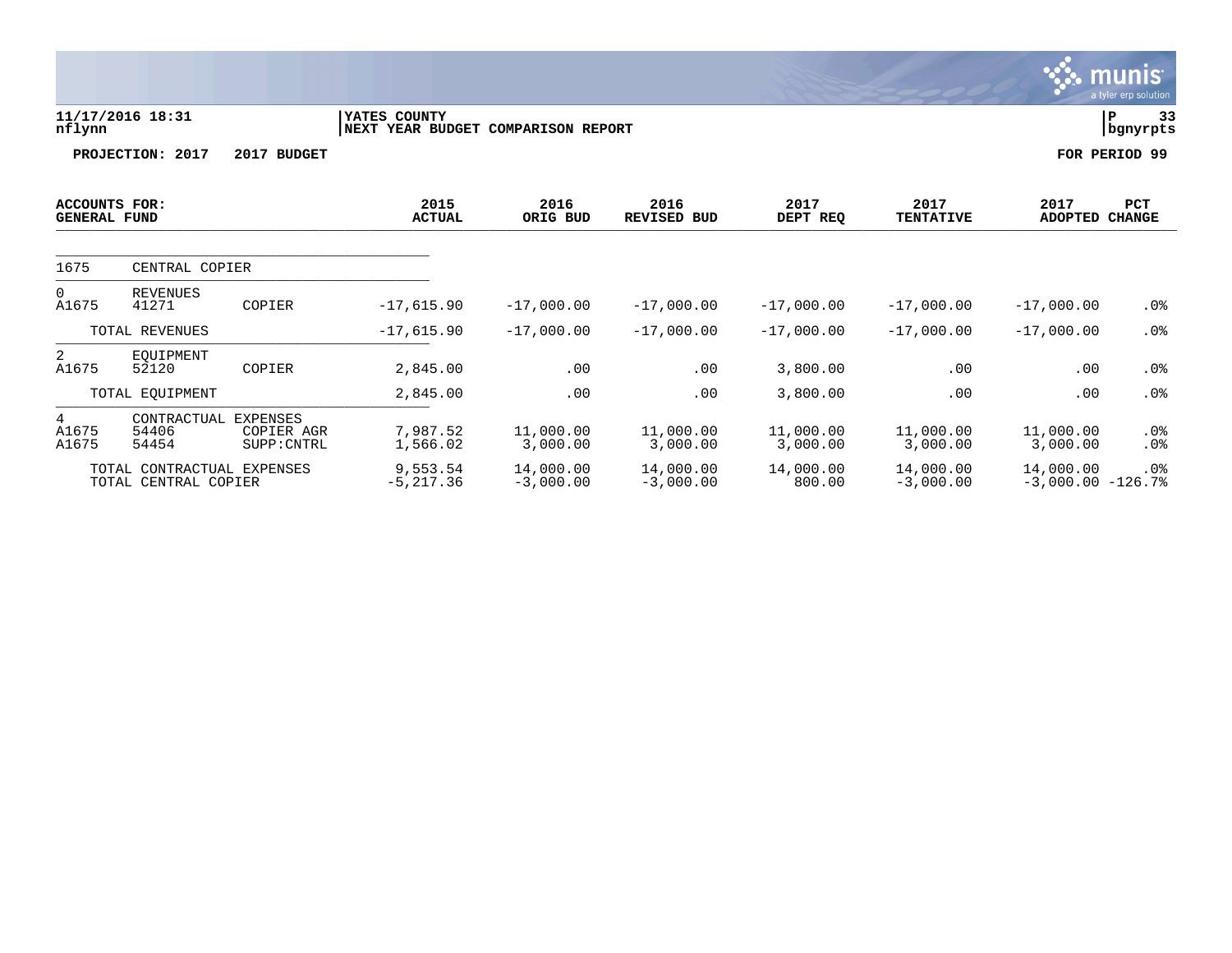11/17/2016 18:31 | YATES COUNTY | P 33
nflynn | NEXT YEAR BUDGET COMPARISON REPORT | bgnyrpts

**PROJECTION: 2017 2017 BUDGET** **FOR PERIOD 99**

| ACCOUNTS FOR: GENERAL FUND | | | 2015 ACTUAL | 2016 ORIG BUD | 2016 REVISED BUD | 2017 DEPT REQ | 2017 TENTATIVE | 2017 ADOPTED | PCT CHANGE |
|---|---|---|---|---|---|---|---|---|---|
| 1675 | CENTRAL COPIER | | | | | | | | |
| 0 | REVENUES | | | | | | | | |
| A1675 | 41271 | COPIER | -17,615.90 | -17,000.00 | -17,000.00 | -17,000.00 | -17,000.00 | -17,000.00 | .0% |
| | TOTAL REVENUES | | -17,615.90 | -17,000.00 | -17,000.00 | -17,000.00 | -17,000.00 | -17,000.00 | .0% |
| 2 | EQUIPMENT | | | | | | | | |
| A1675 | 52120 | COPIER | 2,845.00 | .00 | .00 | 3,800.00 | .00 | .00 | .0% |
| | TOTAL EQUIPMENT | | 2,845.00 | .00 | .00 | 3,800.00 | .00 | .00 | .0% |
| 4 | CONTRACTUAL EXPENSES | | | | | | | | |
| A1675 | 54406 | COPIER AGR | 7,987.52 | 11,000.00 | 11,000.00 | 11,000.00 | 11,000.00 | 11,000.00 | .0% |
| A1675 | 54454 | SUPP:CNTRL | 1,566.02 | 3,000.00 | 3,000.00 | 3,000.00 | 3,000.00 | 3,000.00 | .0% |
| | TOTAL CONTRACTUAL EXPENSES | | 9,553.54 | 14,000.00 | 14,000.00 | 14,000.00 | 14,000.00 | 14,000.00 | .0% |
| | TOTAL CENTRAL COPIER | | -5,217.36 | -3,000.00 | -3,000.00 | 800.00 | -3,000.00 | -3,000.00 | -126.7% |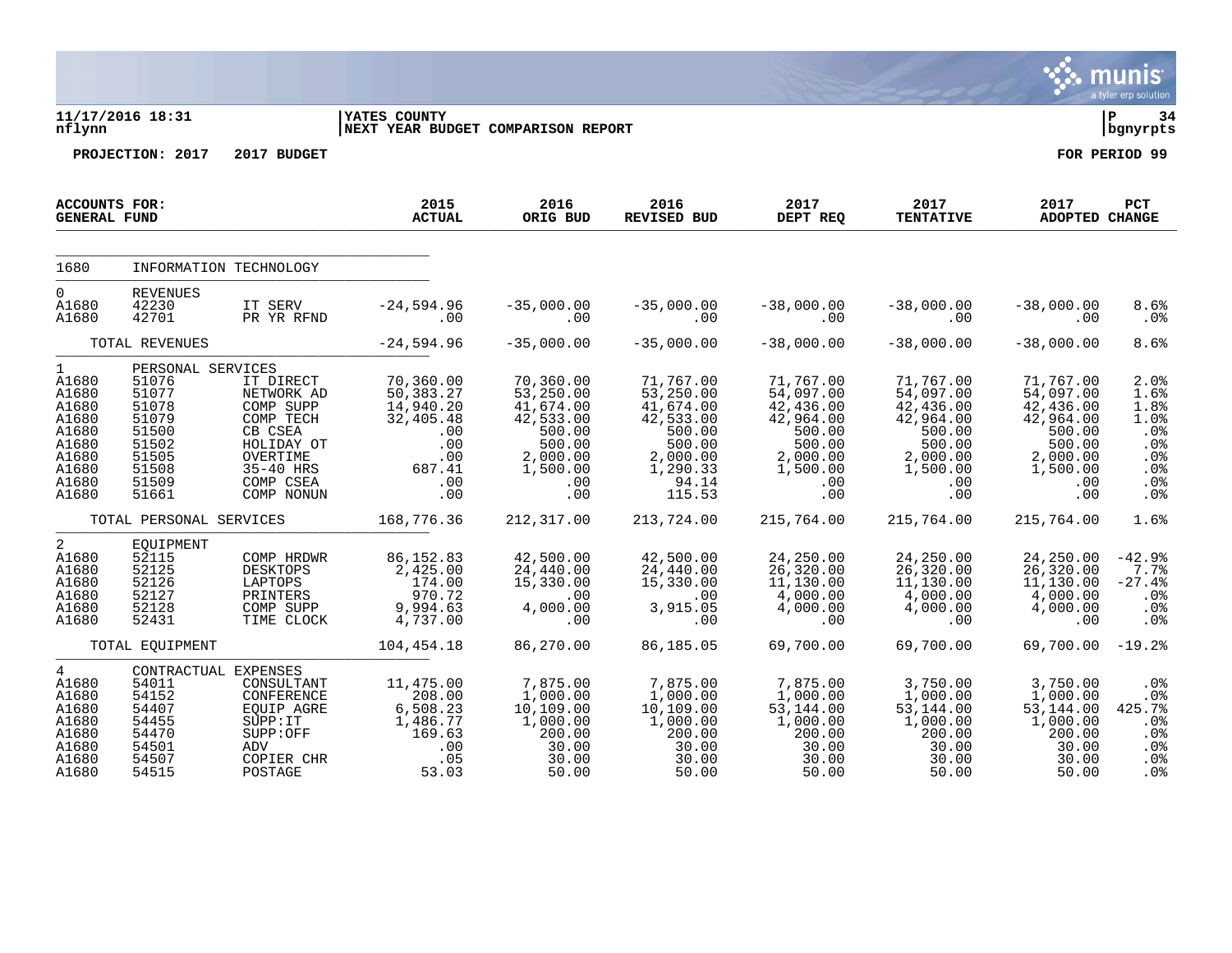**YATES COUNTY**
**NEXT YEAR BUDGET COMPARISON REPORT**

11/17/2016 18:31
nflynn

**PROJECTION: 2017 2017 BUDGET** **FOR PERIOD 99**

| ACCOUNTS FOR: GENERAL FUND | | | 2015 ACTUAL | 2016 ORIG BUD | 2016 REVISED BUD | 2017 DEPT REQ | 2017 TENTATIVE | 2017 ADOPTED | PCT CHANGE |
|---|---|---|---|---|---|---|---|---|---|
| 1680 | INFORMATION TECHNOLOGY | | | | | | | | |
| 0 | REVENUES | | | | | | | | |
| A1680 | 42230 | IT SERV | -24,594.96 | -35,000.00 | -35,000.00 | -38,000.00 | -38,000.00 | -38,000.00 | 8.6% |
| A1680 | 42701 | PR YR RFND | .00 | .00 | .00 | .00 | .00 | .00 | .0% |
| | TOTAL REVENUES | | -24,594.96 | -35,000.00 | -35,000.00 | -38,000.00 | -38,000.00 | -38,000.00 | 8.6% |
| 1 | PERSONAL SERVICES | | | | | | | | |
| A1680 | 51076 | IT DIRECT | 70,360.00 | 70,360.00 | 71,767.00 | 71,767.00 | 71,767.00 | 71,767.00 | 2.0% |
| A1680 | 51077 | NETWORK AD | 50,383.27 | 53,250.00 | 53,250.00 | 54,097.00 | 54,097.00 | 54,097.00 | 1.6% |
| A1680 | 51078 | COMP SUPP | 14,940.20 | 41,674.00 | 41,674.00 | 42,436.00 | 42,436.00 | 42,436.00 | 1.8% |
| A1680 | 51079 | COMP TECH | 32,405.48 | 42,533.00 | 42,533.00 | 42,964.00 | 42,964.00 | 42,964.00 | 1.0% |
| A1680 | 51500 | CB CSEA | .00 | 500.00 | 500.00 | 500.00 | 500.00 | 500.00 | .0% |
| A1680 | 51502 | HOLIDAY OT | .00 | 500.00 | 500.00 | 500.00 | 500.00 | 500.00 | .0% |
| A1680 | 51505 | OVERTIME | .00 | 2,000.00 | 2,000.00 | 2,000.00 | 2,000.00 | 2,000.00 | .0% |
| A1680 | 51508 | 35-40 HRS | 687.41 | 1,500.00 | 1,290.33 | 1,500.00 | 1,500.00 | 1,500.00 | .0% |
| A1680 | 51509 | COMP CSEA | .00 | .00 | 94.14 | .00 | .00 | .00 | .0% |
| A1680 | 51661 | COMP NONUN | .00 | .00 | 115.53 | .00 | .00 | .00 | .0% |
| | TOTAL PERSONAL SERVICES | | 168,776.36 | 212,317.00 | 213,724.00 | 215,764.00 | 215,764.00 | 215,764.00 | 1.6% |
| 2 | EQUIPMENT | | | | | | | | |
| A1680 | 52115 | COMP HRDWR | 86,152.83 | 42,500.00 | 42,500.00 | 24,250.00 | 24,250.00 | 24,250.00 | -42.9% |
| A1680 | 52125 | DESKTOPS | 2,425.00 | 24,440.00 | 24,440.00 | 26,320.00 | 26,320.00 | 26,320.00 | 7.7% |
| A1680 | 52126 | LAPTOPS | 174.00 | 15,330.00 | 15,330.00 | 11,130.00 | 11,130.00 | 11,130.00 | -27.4% |
| A1680 | 52127 | PRINTERS | 970.72 | .00 | .00 | 4,000.00 | 4,000.00 | 4,000.00 | .0% |
| A1680 | 52128 | COMP SUPP | 9,994.63 | 4,000.00 | 3,915.05 | 4,000.00 | 4,000.00 | 4,000.00 | .0% |
| A1680 | 52431 | TIME CLOCK | 4,737.00 | .00 | .00 | .00 | .00 | .00 | .0% |
| | TOTAL EQUIPMENT | | 104,454.18 | 86,270.00 | 86,185.05 | 69,700.00 | 69,700.00 | 69,700.00 | -19.2% |
| 4 | CONTRACTUAL EXPENSES | | | | | | | | |
| A1680 | 54011 | CONSULTANT | 11,475.00 | 7,875.00 | 7,875.00 | 7,875.00 | 3,750.00 | 3,750.00 | .0% |
| A1680 | 54152 | CONFERENCE | 208.00 | 1,000.00 | 1,000.00 | 1,000.00 | 1,000.00 | 1,000.00 | .0% |
| A1680 | 54407 | EQUIP AGRE | 6,508.23 | 10,109.00 | 10,109.00 | 53,144.00 | 53,144.00 | 53,144.00 | 425.7% |
| A1680 | 54455 | SUPP:IT | 1,486.77 | 1,000.00 | 1,000.00 | 1,000.00 | 1,000.00 | 1,000.00 | .0% |
| A1680 | 54470 | SUPP:OFF | 169.63 | 200.00 | 200.00 | 200.00 | 200.00 | 200.00 | .0% |
| A1680 | 54501 | ADV | .00 | 30.00 | 30.00 | 30.00 | 30.00 | 30.00 | .0% |
| A1680 | 54507 | COPIER CHR | .05 | 30.00 | 30.00 | 30.00 | 30.00 | 30.00 | .0% |
| A1680 | 54515 | POSTAGE | 53.03 | 50.00 | 50.00 | 50.00 | 50.00 | 50.00 | .0% |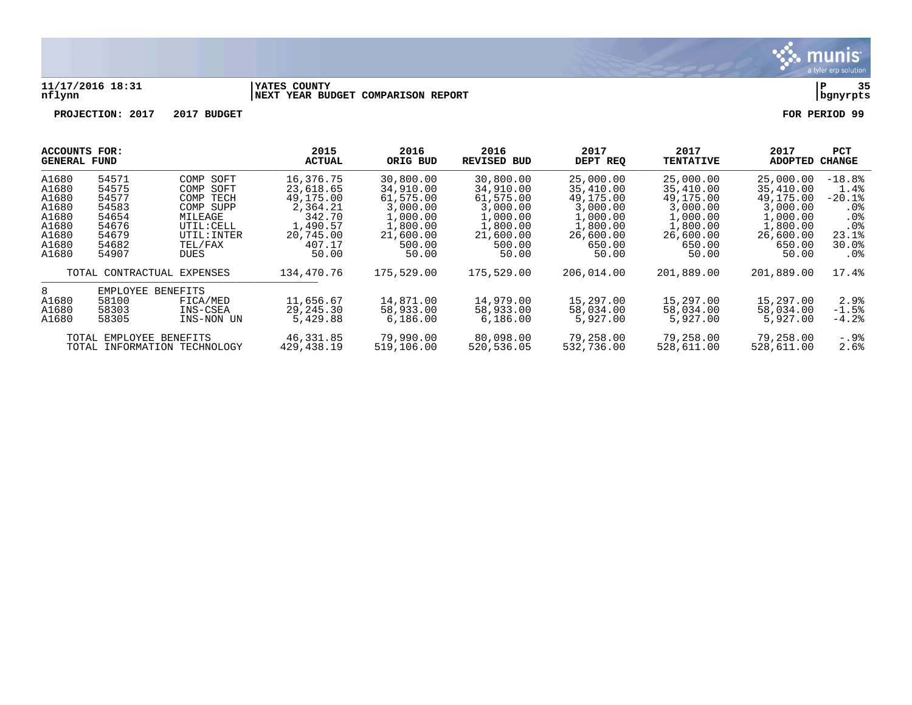**11/17/2016 18:31** | **YATES COUNTY**
**nflynn** | **NEXT YEAR BUDGET COMPARISON REPORT** | **bgnyrpts**

**PROJECTION: 2017 2017 BUDGET** — **FOR PERIOD 99**

| ACCOUNTS FOR: GENERAL FUND | | | 2015 ACTUAL | 2016 ORIG BUD | 2016 REVISED BUD | 2017 DEPT REQ | 2017 TENTATIVE | 2017 ADOPTED | PCT CHANGE |
|---|---|---|---|---|---|---|---|---|---|
| A1680 | 54571 | COMP SOFT | 16,376.75 | 30,800.00 | 30,800.00 | 25,000.00 | 25,000.00 | 25,000.00 | -18.8% |
| A1680 | 54575 | COMP SOFT | 23,618.65 | 34,910.00 | 34,910.00 | 35,410.00 | 35,410.00 | 35,410.00 | 1.4% |
| A1680 | 54577 | COMP TECH | 49,175.00 | 61,575.00 | 61,575.00 | 49,175.00 | 49,175.00 | 49,175.00 | -20.1% |
| A1680 | 54583 | COMP SUPP | 2,364.21 | 3,000.00 | 3,000.00 | 3,000.00 | 3,000.00 | 3,000.00 | .0% |
| A1680 | 54654 | MILEAGE | 342.70 | 1,000.00 | 1,000.00 | 1,000.00 | 1,000.00 | 1,000.00 | .0% |
| A1680 | 54676 | UTIL:CELL | 1,490.57 | 1,800.00 | 1,800.00 | 1,800.00 | 1,800.00 | 1,800.00 | .0% |
| A1680 | 54679 | UTIL:INTER | 20,745.00 | 21,600.00 | 21,600.00 | 26,600.00 | 26,600.00 | 26,600.00 | 23.1% |
| A1680 | 54682 | TEL/FAX | 407.17 | 500.00 | 500.00 | 650.00 | 650.00 | 650.00 | 30.0% |
| A1680 | 54907 | DUES | 50.00 | 50.00 | 50.00 | 50.00 | 50.00 | 50.00 | .0% |
| TOTAL CONTRACTUAL EXPENSES | | | 134,470.76 | 175,529.00 | 175,529.00 | 206,014.00 | 201,889.00 | 201,889.00 | 17.4% |
| 8 | EMPLOYEE BENEFITS | | | | | | | | |
| A1680 | 58100 | FICA/MED | 11,656.67 | 14,871.00 | 14,979.00 | 15,297.00 | 15,297.00 | 15,297.00 | 2.9% |
| A1680 | 58303 | INS-CSEA | 29,245.30 | 58,933.00 | 58,933.00 | 58,034.00 | 58,034.00 | 58,034.00 | -1.5% |
| A1680 | 58305 | INS-NON UN | 5,429.88 | 6,186.00 | 6,186.00 | 5,927.00 | 5,927.00 | 5,927.00 | -4.2% |
| TOTAL EMPLOYEE BENEFITS | | | 46,331.85 | 79,990.00 | 80,098.00 | 79,258.00 | 79,258.00 | 79,258.00 | -.9% |
| TOTAL INFORMATION TECHNOLOGY | | | 429,438.19 | 519,106.00 | 520,536.05 | 532,736.00 | 528,611.00 | 528,611.00 | 2.6% |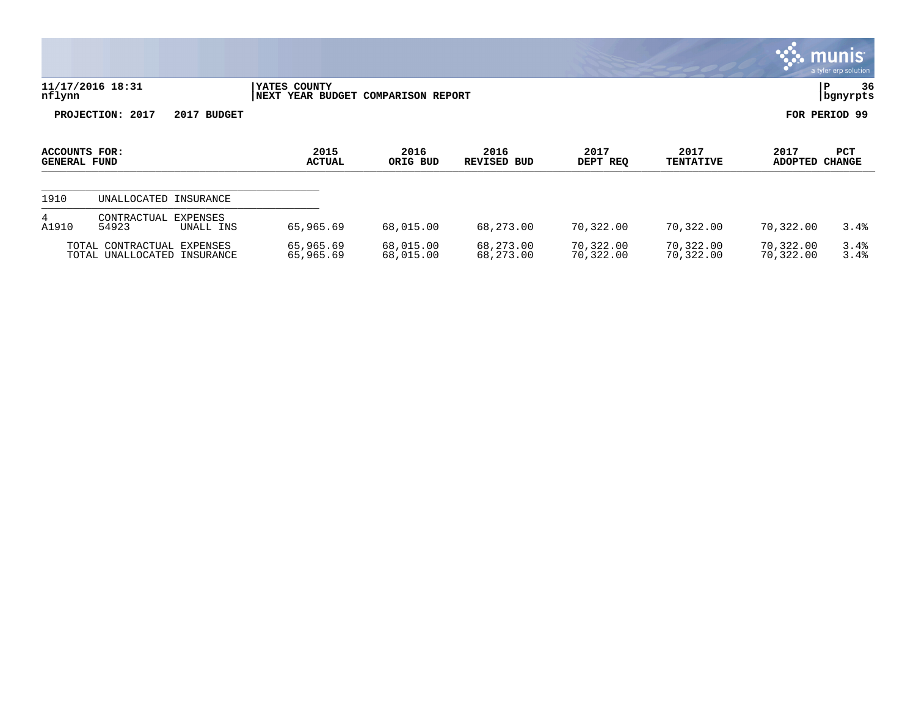YATES COUNTY
NEXT YEAR BUDGET COMPARISON REPORT

11/17/2016 18:31
nflynn

PROJECTION: 2017 2017 BUDGET

FOR PERIOD 99

| ACCOUNTS FOR: GENERAL FUND | | | 2015 ACTUAL | 2016 ORIG BUD | 2016 REVISED BUD | 2017 DEPT REQ | 2017 TENTATIVE | 2017 ADOPTED | PCT CHANGE |
|---|---|---|---|---|---|---|---|---|---|
| 1910 | UNALLOCATED INSURANCE | | | | | | | | |
| 4 | CONTRACTUAL EXPENSES | | | | | | | | |
| A1910 | 54923 | UNALL INS | 65,965.69 | 68,015.00 | 68,273.00 | 70,322.00 | 70,322.00 | 70,322.00 | 3.4% |
| | TOTAL CONTRACTUAL EXPENSES | | 65,965.69 | 68,015.00 | 68,273.00 | 70,322.00 | 70,322.00 | 70,322.00 | 3.4% |
| | TOTAL UNALLOCATED INSURANCE | | 65,965.69 | 68,015.00 | 68,273.00 | 70,322.00 | 70,322.00 | 70,322.00 | 3.4% |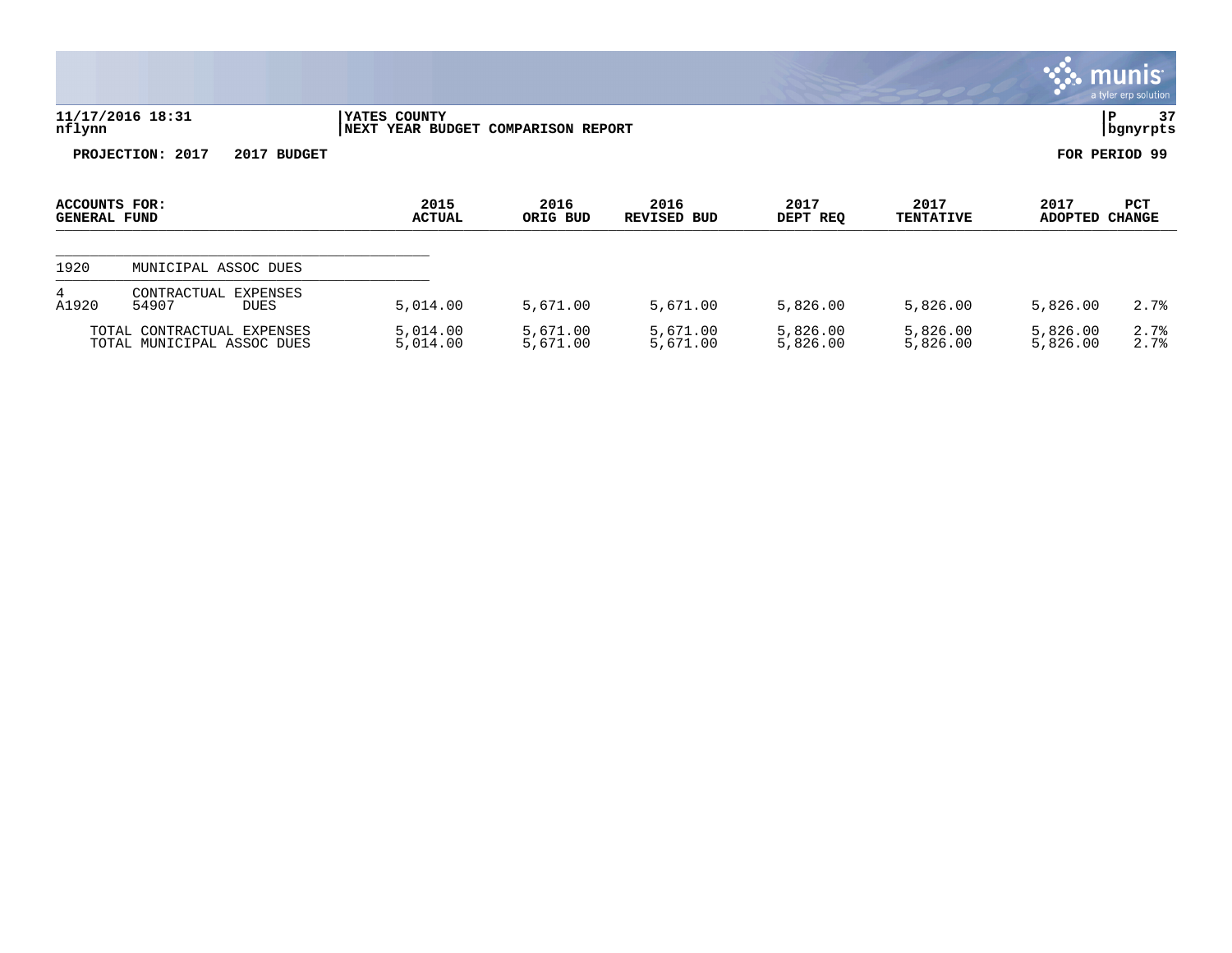**YATES COUNTY**
**NEXT YEAR BUDGET COMPARISON REPORT**

11/17/2016 18:31
nflynn

P 37
bgnyrpts

**PROJECTION: 2017 2017 BUDGET** **FOR PERIOD 99**

| ACCOUNTS FOR: GENERAL FUND | | | 2015 ACTUAL | 2016 ORIG BUD | 2016 REVISED BUD | 2017 DEPT REQ | 2017 TENTATIVE | 2017 ADOPTED | PCT CHANGE |
|---|---|---|---|---|---|---|---|---|---|
| 1920 | MUNICIPAL ASSOC DUES | | | | | | | | |
| 4 | CONTRACTUAL EXPENSES | | | | | | | | |
| A1920 | 54907 | DUES | 5,014.00 | 5,671.00 | 5,671.00 | 5,826.00 | 5,826.00 | 5,826.00 | 2.7% |
| TOTAL CONTRACTUAL EXPENSES | | | 5,014.00 | 5,671.00 | 5,671.00 | 5,826.00 | 5,826.00 | 5,826.00 | 2.7% |
| TOTAL MUNICIPAL ASSOC DUES | | | 5,014.00 | 5,671.00 | 5,671.00 | 5,826.00 | 5,826.00 | 5,826.00 | 2.7% |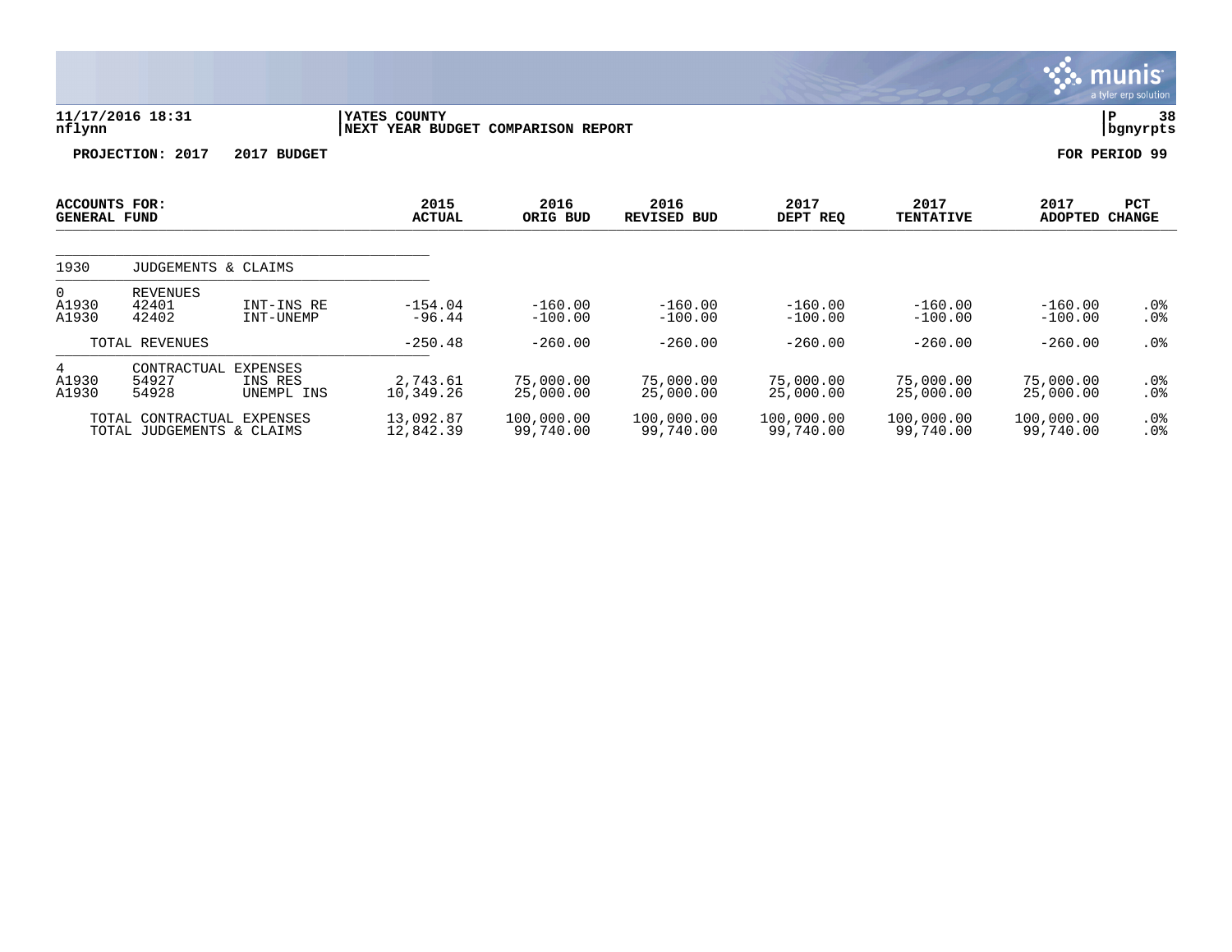**11/17/2016 18:31** | **YATES COUNTY** | **P 38**
**nflynn** | **NEXT YEAR BUDGET COMPARISON REPORT** | **bgnyrpts**

**PROJECTION: 2017 2017 BUDGET** **FOR PERIOD 99**

| ACCOUNTS FOR: GENERAL FUND | | | 2015 ACTUAL | 2016 ORIG BUD | 2016 REVISED BUD | 2017 DEPT REQ | 2017 TENTATIVE | 2017 ADOPTED | PCT CHANGE |
|---|---|---|---|---|---|---|---|---|---|
| 1930 | JUDGEMENTS & CLAIMS | | | | | | | | |
| 0 | REVENUES | | | | | | | | |
| A1930 | 42401 | INT-INS RE | -154.04 | -160.00 | -160.00 | -160.00 | -160.00 | -160.00 | .0% |
| A1930 | 42402 | INT-UNEMP | -96.44 | -100.00 | -100.00 | -100.00 | -100.00 | -100.00 | .0% |
| | TOTAL REVENUES | | -250.48 | -260.00 | -260.00 | -260.00 | -260.00 | -260.00 | .0% |
| 4 | CONTRACTUAL EXPENSES | | | | | | | | |
| A1930 | 54927 | INS RES | 2,743.61 | 75,000.00 | 75,000.00 | 75,000.00 | 75,000.00 | 75,000.00 | .0% |
| A1930 | 54928 | UNEMPL INS | 10,349.26 | 25,000.00 | 25,000.00 | 25,000.00 | 25,000.00 | 25,000.00 | .0% |
| | TOTAL CONTRACTUAL EXPENSES | | 13,092.87 | 100,000.00 | 100,000.00 | 100,000.00 | 100,000.00 | 100,000.00 | .0% |
| | TOTAL JUDGEMENTS & CLAIMS | | 12,842.39 | 99,740.00 | 99,740.00 | 99,740.00 | 99,740.00 | 99,740.00 | .0% |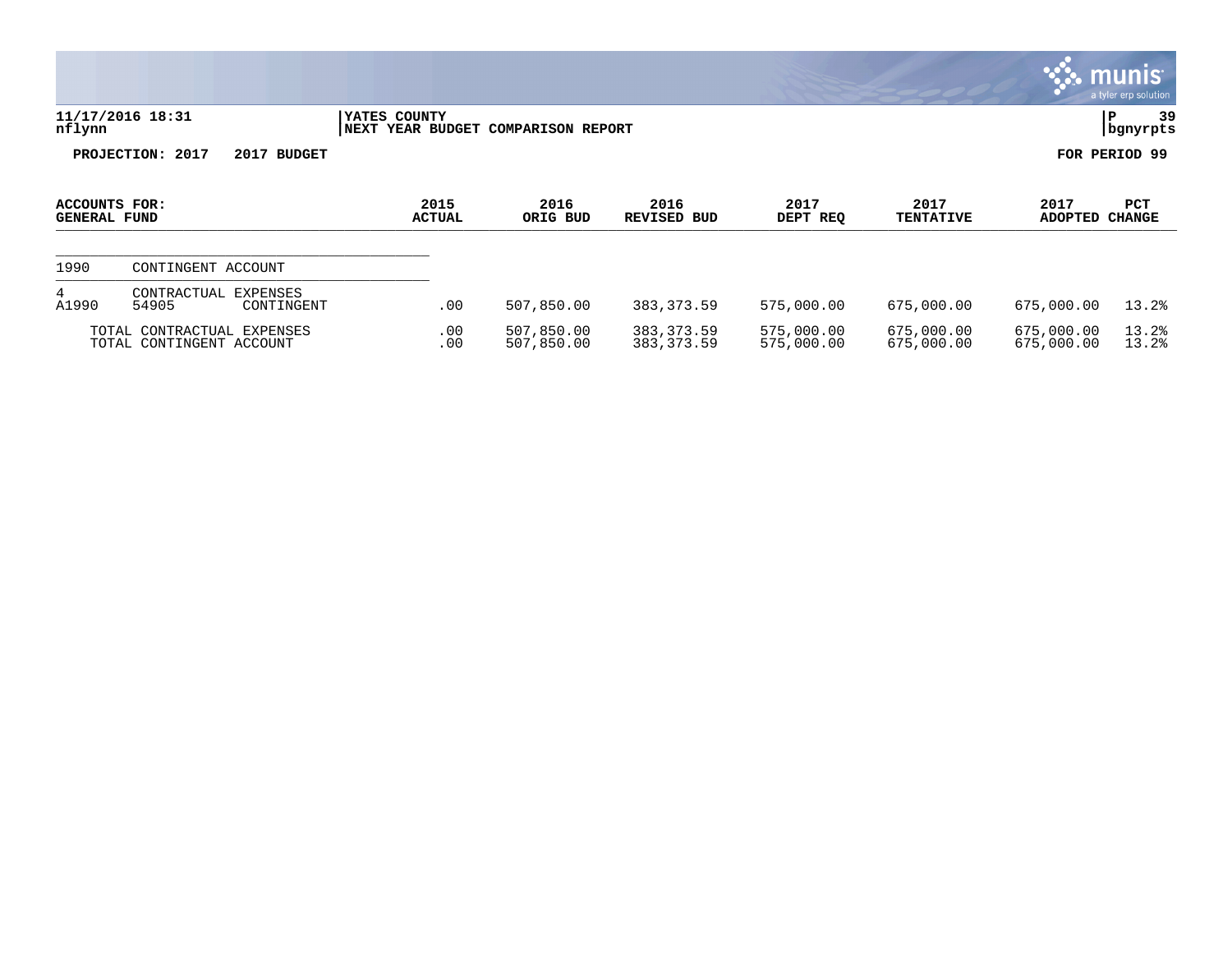**11/17/2016 18:31** | **YATES COUNTY**
nflynn | **NEXT YEAR BUDGET COMPARISON REPORT** | P 39 bgnyrpts

**PROJECTION: 2017 2017 BUDGET** | **FOR PERIOD 99**

| ACCOUNTS FOR: GENERAL FUND | | | 2015 ACTUAL | 2016 ORIG BUD | 2016 REVISED BUD | 2017 DEPT REQ | 2017 TENTATIVE | 2017 ADOPTED | PCT CHANGE |
|---|---|---|---|---|---|---|---|---|---|
| 1990 | CONTINGENT ACCOUNT | | | | | | | | |
| 4 | CONTRACTUAL EXPENSES | | | | | | | | |
| A1990 | 54905 | CONTINGENT | .00 | 507,850.00 | 383,373.59 | 575,000.00 | 675,000.00 | 675,000.00 | 13.2% |
| TOTAL CONTRACTUAL EXPENSES | | | .00 | 507,850.00 | 383,373.59 | 575,000.00 | 675,000.00 | 675,000.00 | 13.2% |
| TOTAL CONTINGENT ACCOUNT | | | .00 | 507,850.00 | 383,373.59 | 575,000.00 | 675,000.00 | 675,000.00 | 13.2% |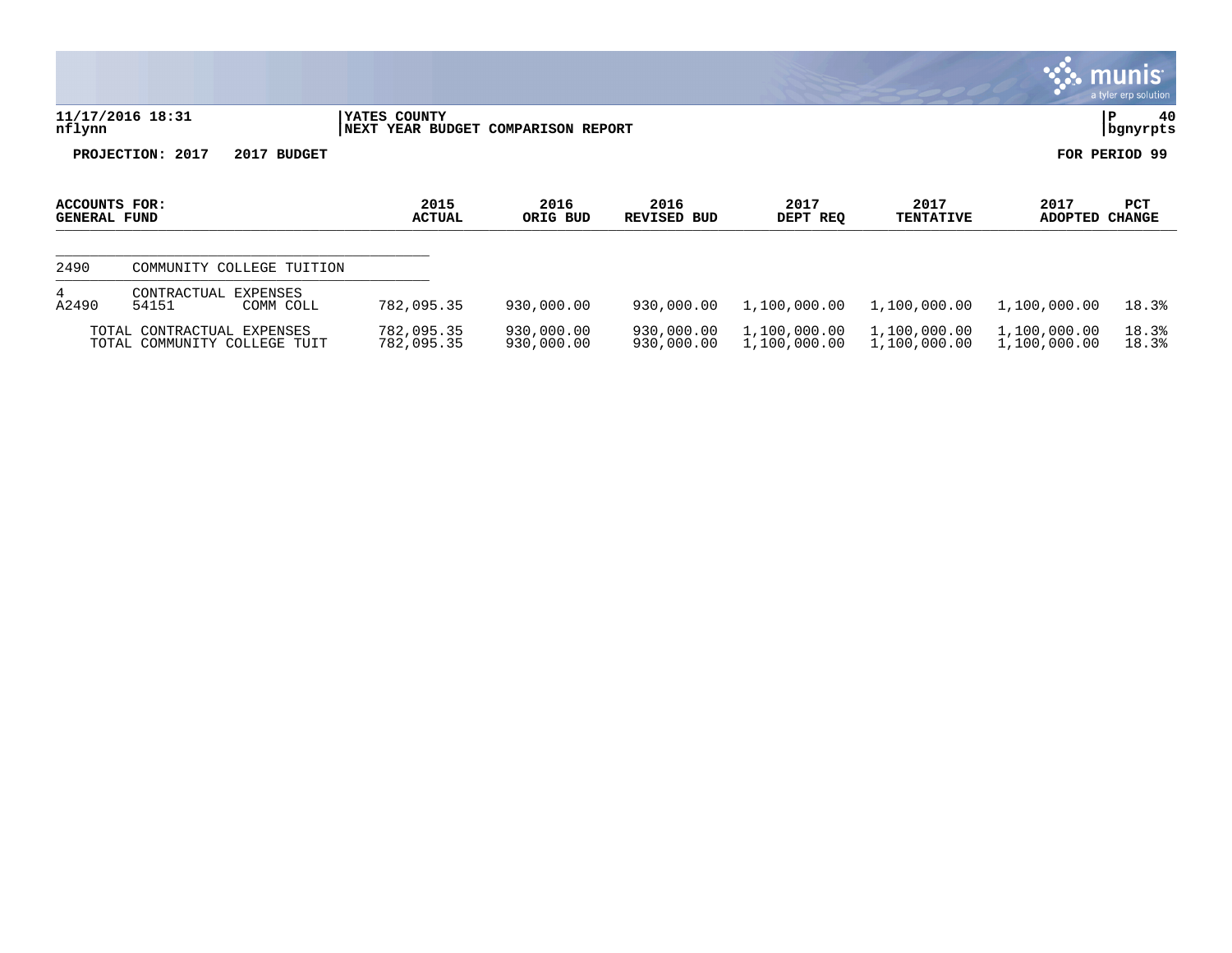**11/17/2016 18:31**
**nflynn**

**YATES COUNTY**
**NEXT YEAR BUDGET COMPARISON REPORT**

**P 40**
**bgnyrpts**

**PROJECTION: 2017 2017 BUDGET**

**FOR PERIOD 99**

| ACCOUNTS FOR: GENERAL FUND | | | 2015 ACTUAL | 2016 ORIG BUD | 2016 REVISED BUD | 2017 DEPT REQ | 2017 TENTATIVE | 2017 ADOPTED | PCT CHANGE |
|---|---|---|---|---|---|---|---|---|---|
| 2490 | COMMUNITY COLLEGE TUITION | | | | | | | | |
| 4 | CONTRACTUAL EXPENSES | | | | | | | | |
| A2490 | 54151 | COMM COLL | 782,095.35 | 930,000.00 | 930,000.00 | 1,100,000.00 | 1,100,000.00 | 1,100,000.00 | 18.3% |
| TOTAL CONTRACTUAL EXPENSES | | | 782,095.35 | 930,000.00 | 930,000.00 | 1,100,000.00 | 1,100,000.00 | 1,100,000.00 | 18.3% |
| TOTAL COMMUNITY COLLEGE TUIT | | | 782,095.35 | 930,000.00 | 930,000.00 | 1,100,000.00 | 1,100,000.00 | 1,100,000.00 | 18.3% |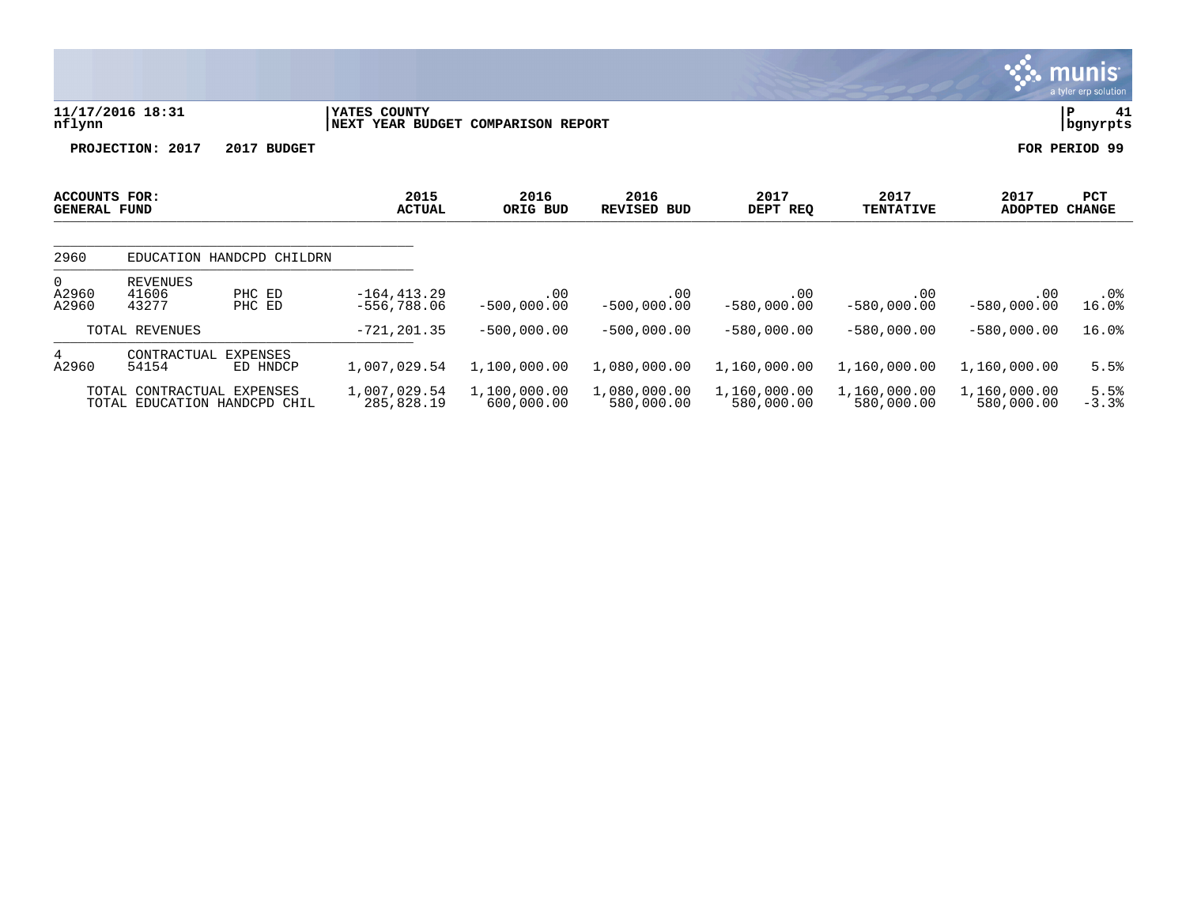**11/17/2016 18:31** | **YATES COUNTY** | **P 41**
**nflynn** | **NEXT YEAR BUDGET COMPARISON REPORT** | **bgnyrpts**

**PROJECTION: 2017 2017 BUDGET** **FOR PERIOD 99**

| ACCOUNTS FOR: GENERAL FUND | | | 2015 ACTUAL | 2016 ORIG BUD | 2016 REVISED BUD | 2017 DEPT REQ | 2017 TENTATIVE | 2017 ADOPTED | PCT CHANGE |
|---|---|---|---|---|---|---|---|---|---|
| 2960 | EDUCATION HANDCPD CHILDRN | | | | | | | | |
| 0 | REVENUES | | | | | | | | |
| A2960 | 41606 | PHC ED | -164,413.29 | .00 | .00 | .00 | .00 | .00 | .0% |
| A2960 | 43277 | PHC ED | -556,788.06 | -500,000.00 | -500,000.00 | -580,000.00 | -580,000.00 | -580,000.00 | 16.0% |
| | TOTAL REVENUES | | -721,201.35 | -500,000.00 | -500,000.00 | -580,000.00 | -580,000.00 | -580,000.00 | 16.0% |
| 4 | CONTRACTUAL EXPENSES | | | | | | | | |
| A2960 | 54154 | ED HNDCP | 1,007,029.54 | 1,100,000.00 | 1,080,000.00 | 1,160,000.00 | 1,160,000.00 | 1,160,000.00 | 5.5% |
| | TOTAL CONTRACTUAL EXPENSES | | 1,007,029.54 | 1,100,000.00 | 1,080,000.00 | 1,160,000.00 | 1,160,000.00 | 1,160,000.00 | 5.5% |
| | TOTAL EDUCATION HANDCPD CHIL | | 285,828.19 | 600,000.00 | 580,000.00 | 580,000.00 | 580,000.00 | 580,000.00 | -3.3% |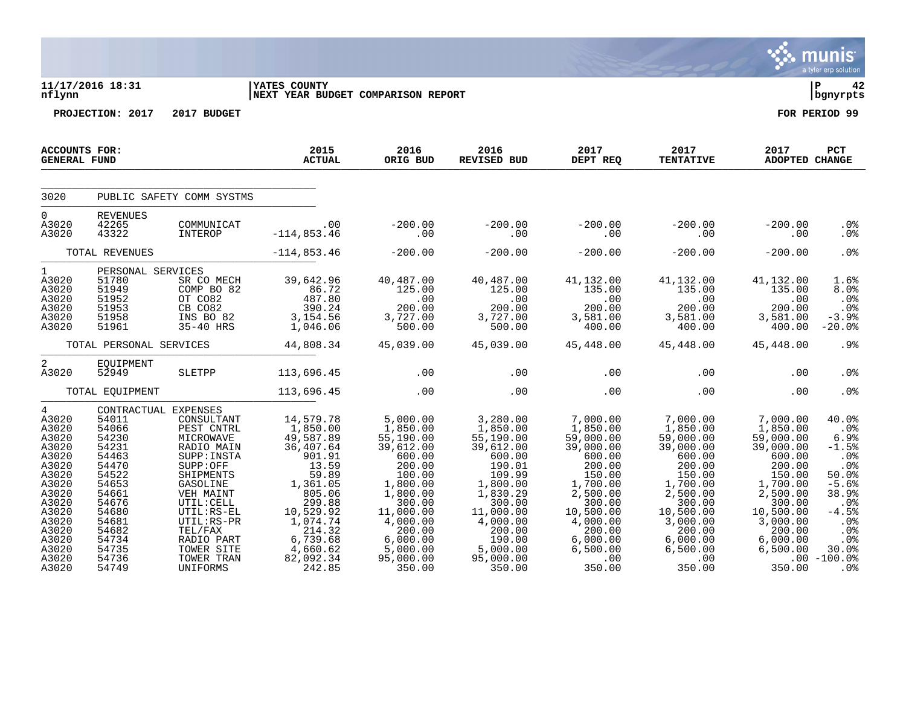11/17/2016 18:31 | YATES COUNTY | P 42
nflynn | NEXT YEAR BUDGET COMPARISON REPORT | bgnyrpts

PROJECTION: 2017 2017 BUDGET FOR PERIOD 99

| ACCOUNTS FOR: GENERAL FUND | | | 2015 ACTUAL | 2016 ORIG BUD | 2016 REVISED BUD | 2017 DEPT REQ | 2017 TENTATIVE | 2017 ADOPTED | PCT CHANGE |
|---|---|---|---|---|---|---|---|---|---|
| 3020 | PUBLIC SAFETY COMM SYSTMS | | | | | | | | |
| 0 | REVENUES | | | | | | | | |
| A3020 | 42265 | COMMUNICAT | .00 | -200.00 | -200.00 | -200.00 | -200.00 | -200.00 | .0% |
| A3020 | 43322 | INTEROP | -114,853.46 | .00 | .00 | .00 | .00 | .00 | .0% |
| | TOTAL REVENUES | | -114,853.46 | -200.00 | -200.00 | -200.00 | -200.00 | -200.00 | .0% |
| 1 | PERSONAL SERVICES | | | | | | | | |
| A3020 | 51780 | SR CO MECH | 39,642.96 | 40,487.00 | 40,487.00 | 41,132.00 | 41,132.00 | 41,132.00 | 1.6% |
| A3020 | 51949 | COMP BO 82 | 86.72 | 125.00 | 125.00 | 135.00 | 135.00 | 135.00 | 8.0% |
| A3020 | 51952 | OT CO82 | 487.80 | .00 | .00 | .00 | .00 | .00 | .0% |
| A3020 | 51953 | CB CO82 | 390.24 | 200.00 | 200.00 | 200.00 | 200.00 | 200.00 | .0% |
| A3020 | 51958 | INS BO 82 | 3,154.56 | 3,727.00 | 3,727.00 | 3,581.00 | 3,581.00 | 3,581.00 | -3.9% |
| A3020 | 51961 | 35-40 HRS | 1,046.06 | 500.00 | 500.00 | 400.00 | 400.00 | 400.00 | -20.0% |
| | TOTAL PERSONAL SERVICES | | 44,808.34 | 45,039.00 | 45,039.00 | 45,448.00 | 45,448.00 | 45,448.00 | .9% |
| 2 | EQUIPMENT | | | | | | | | |
| A3020 | 52949 | SLETPP | 113,696.45 | .00 | .00 | .00 | .00 | .00 | .0% |
| | TOTAL EQUIPMENT | | 113,696.45 | .00 | .00 | .00 | .00 | .00 | .0% |
| 4 | CONTRACTUAL EXPENSES | | | | | | | | |
| A3020 | 54011 | CONSULTANT | 14,579.78 | 5,000.00 | 3,280.00 | 7,000.00 | 7,000.00 | 7,000.00 | 40.0% |
| A3020 | 54066 | PEST CNTRL | 1,850.00 | 1,850.00 | 1,850.00 | 1,850.00 | 1,850.00 | 1,850.00 | .0% |
| A3020 | 54230 | MICROWAVE | 49,587.89 | 55,190.00 | 55,190.00 | 59,000.00 | 59,000.00 | 59,000.00 | 6.9% |
| A3020 | 54231 | RADIO MAIN | 36,407.64 | 39,612.00 | 39,612.00 | 39,000.00 | 39,000.00 | 39,000.00 | -1.5% |
| A3020 | 54463 | SUPP:INSTA | 901.91 | 600.00 | 600.00 | 600.00 | 600.00 | 600.00 | .0% |
| A3020 | 54470 | SUPP:OFF | 13.59 | 200.00 | 190.01 | 200.00 | 200.00 | 200.00 | .0% |
| A3020 | 54522 | SHIPMENTS | 59.89 | 100.00 | 109.99 | 150.00 | 150.00 | 150.00 | 50.0% |
| A3020 | 54653 | GASOLINE | 1,361.05 | 1,800.00 | 1,800.00 | 1,700.00 | 1,700.00 | 1,700.00 | -5.6% |
| A3020 | 54661 | VEH MAINT | 805.06 | 1,800.00 | 1,830.29 | 2,500.00 | 2,500.00 | 2,500.00 | 38.9% |
| A3020 | 54676 | UTIL:CELL | 299.88 | 300.00 | 300.00 | 300.00 | 300.00 | 300.00 | .0% |
| A3020 | 54680 | UTIL:RS-EL | 10,529.92 | 11,000.00 | 11,000.00 | 10,500.00 | 10,500.00 | 10,500.00 | -4.5% |
| A3020 | 54681 | UTIL:RS-PR | 1,074.74 | 4,000.00 | 4,000.00 | 4,000.00 | 3,000.00 | 3,000.00 | .0% |
| A3020 | 54682 | TEL/FAX | 214.32 | 200.00 | 200.00 | 200.00 | 200.00 | 200.00 | .0% |
| A3020 | 54734 | RADIO PART | 6,739.68 | 6,000.00 | 190.00 | 6,000.00 | 6,000.00 | 6,000.00 | .0% |
| A3020 | 54735 | TOWER SITE | 4,660.62 | 5,000.00 | 5,000.00 | 6,500.00 | 6,500.00 | 6,500.00 | 30.0% |
| A3020 | 54736 | TOWER TRAN | 82,092.34 | 95,000.00 | 95,000.00 | .00 | .00 | .00 | -100.0% |
| A3020 | 54749 | UNIFORMS | 242.85 | 350.00 | 350.00 | 350.00 | 350.00 | 350.00 | .0% |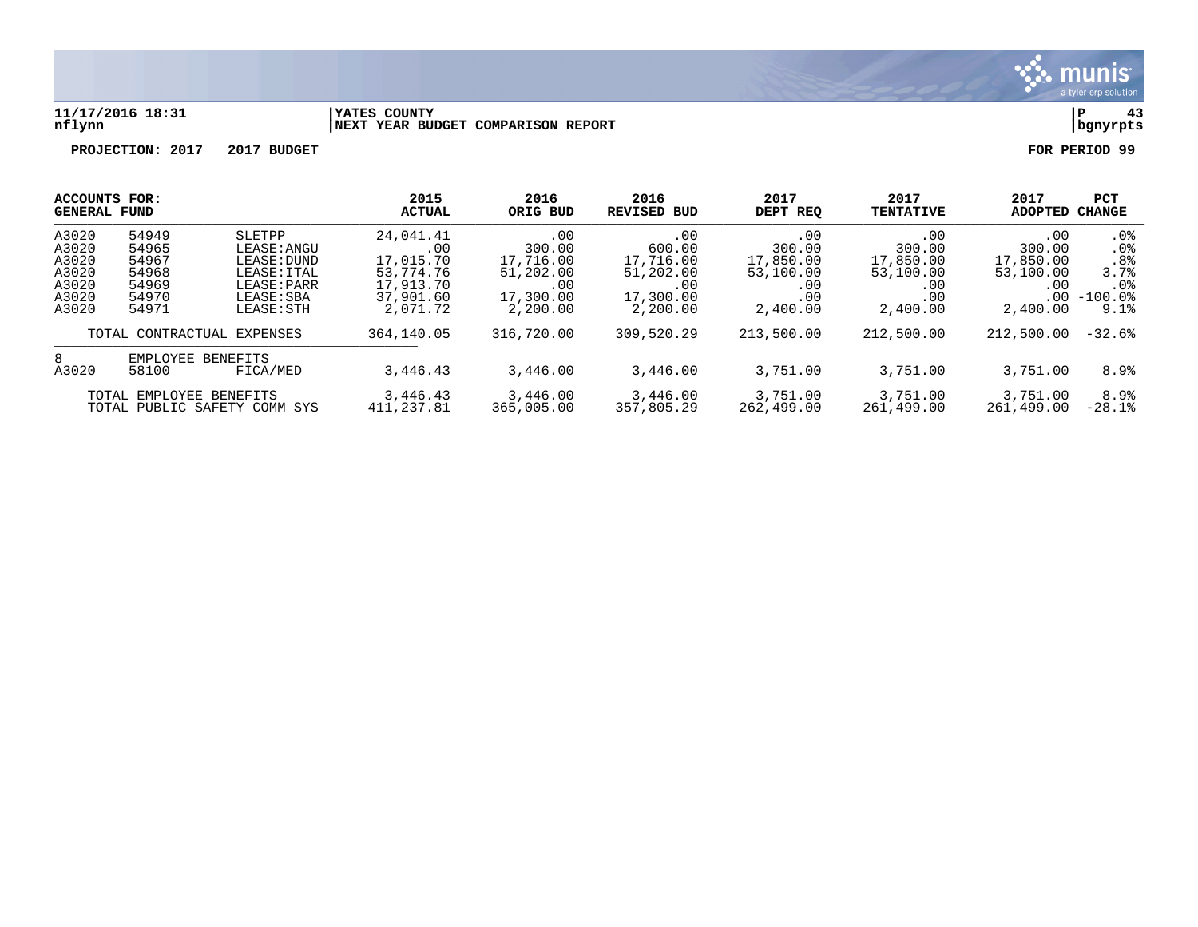11/17/2016 18:31 | YATES COUNTY | P 43
nflynn | NEXT YEAR BUDGET COMPARISON REPORT | bgnyrpts

**PROJECTION: 2017 2017 BUDGET** **FOR PERIOD 99**

| ACCOUNTS FOR: GENERAL FUND | | | 2015 ACTUAL | 2016 ORIG BUD | 2016 REVISED BUD | 2017 DEPT REQ | 2017 TENTATIVE | 2017 ADOPTED | PCT CHANGE |
|---|---|---|---|---|---|---|---|---|---|
| A3020 | 54949 | SLETPP | 24,041.41 | .00 | .00 | .00 | .00 | .00 | .0% |
| A3020 | 54965 | LEASE:ANGU | .00 | 300.00 | 600.00 | 300.00 | 300.00 | 300.00 | .0% |
| A3020 | 54967 | LEASE:DUND | 17,015.70 | 17,716.00 | 17,716.00 | 17,850.00 | 17,850.00 | 17,850.00 | .8% |
| A3020 | 54968 | LEASE:ITAL | 53,774.76 | 51,202.00 | 51,202.00 | 53,100.00 | 53,100.00 | 53,100.00 | 3.7% |
| A3020 | 54969 | LEASE:PARR | 17,913.70 | .00 | .00 | .00 | .00 | .00 | .0% |
| A3020 | 54970 | LEASE:SBA | 37,901.60 | 17,300.00 | 17,300.00 | .00 | .00 | .00 | -100.0% |
| A3020 | 54971 | LEASE:STH | 2,071.72 | 2,200.00 | 2,200.00 | 2,400.00 | 2,400.00 | 2,400.00 | 9.1% |
| | TOTAL CONTRACTUAL EXPENSES | | 364,140.05 | 316,720.00 | 309,520.29 | 213,500.00 | 212,500.00 | 212,500.00 | -32.6% |
| 8 | EMPLOYEE BENEFITS | | | | | | | | |
| A3020 | 58100 | FICA/MED | 3,446.43 | 3,446.00 | 3,446.00 | 3,751.00 | 3,751.00 | 3,751.00 | 8.9% |
| | TOTAL EMPLOYEE BENEFITS | | 3,446.43 | 3,446.00 | 3,446.00 | 3,751.00 | 3,751.00 | 3,751.00 | 8.9% |
| | TOTAL PUBLIC SAFETY COMM SYS | | 411,237.81 | 365,005.00 | 357,805.29 | 262,499.00 | 261,499.00 | 261,499.00 | -28.1% |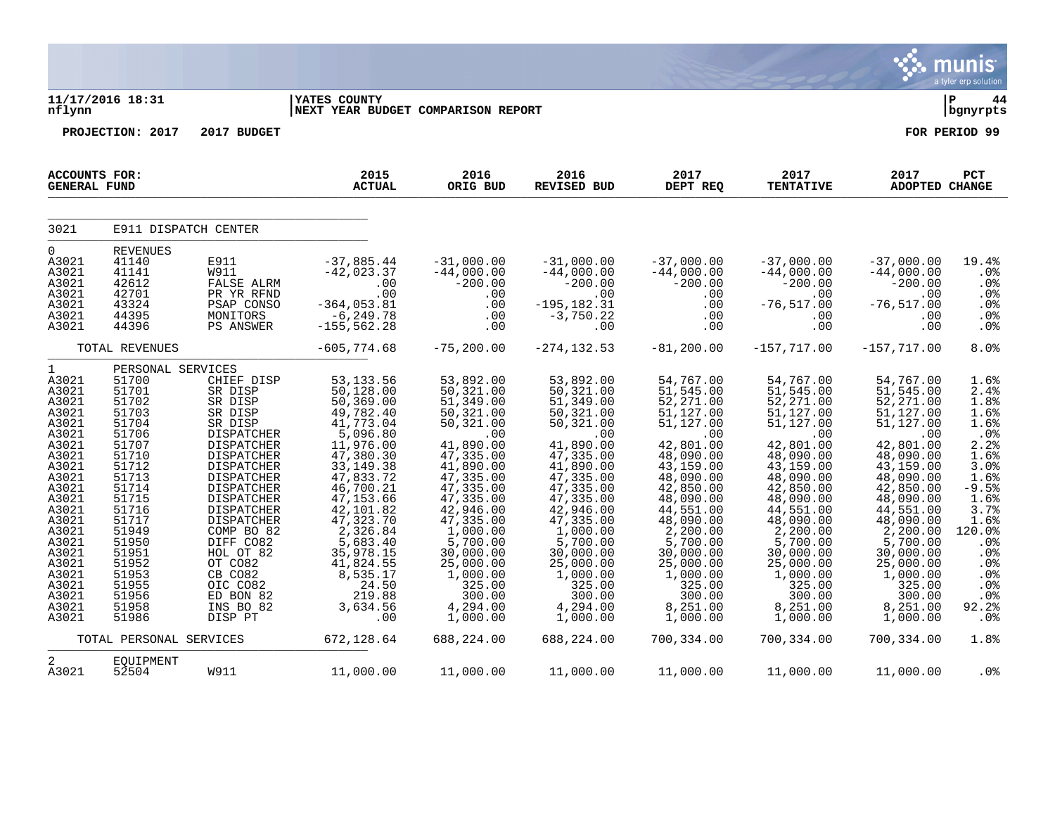11/17/2016 18:31 | YATES COUNTY | P 44
nflynn | NEXT YEAR BUDGET COMPARISON REPORT | bgnyrpts

**PROJECTION: 2017 2017 BUDGET** **FOR PERIOD 99**

| ACCOUNTS FOR: GENERAL FUND | | | 2015 ACTUAL | 2016 ORIG BUD | 2016 REVISED BUD | 2017 DEPT REQ | 2017 TENTATIVE | 2017 ADOPTED | PCT CHANGE |
|---|---|---|---|---|---|---|---|---|---|
| 3021 | E911 DISPATCH CENTER | | | | | | | | |
| 0 | REVENUES | | | | | | | | |
| A3021 | 41140 | E911 | -37,885.44 | -31,000.00 | -31,000.00 | -37,000.00 | -37,000.00 | -37,000.00 | 19.4% |
| A3021 | 41141 | W911 | -42,023.37 | -44,000.00 | -44,000.00 | -44,000.00 | -44,000.00 | -44,000.00 | .0% |
| A3021 | 42612 | FALSE ALRM | .00 | -200.00 | -200.00 | -200.00 | -200.00 | -200.00 | .0% |
| A3021 | 42701 | PR YR RFND | .00 | .00 | .00 | .00 | .00 | .00 | .0% |
| A3021 | 43324 | PSAP CONSO | -364,053.81 | .00 | -195,182.31 | .00 | -76,517.00 | -76,517.00 | .0% |
| A3021 | 44395 | MONITORS | -6,249.78 | .00 | -3,750.22 | .00 | .00 | .00 | .0% |
| A3021 | 44396 | PS ANSWER | -155,562.28 | .00 | .00 | .00 | .00 | .00 | .0% |
| | TOTAL REVENUES | | -605,774.68 | -75,200.00 | -274,132.53 | -81,200.00 | -157,717.00 | -157,717.00 | 8.0% |
| 1 | PERSONAL SERVICES | | | | | | | | |
| A3021 | 51700 | CHIEF DISP | 53,133.56 | 53,892.00 | 53,892.00 | 54,767.00 | 54,767.00 | 54,767.00 | 1.6% |
| A3021 | 51701 | SR DISP | 50,128.00 | 50,321.00 | 50,321.00 | 51,545.00 | 51,545.00 | 51,545.00 | 2.4% |
| A3021 | 51702 | SR DISP | 50,369.00 | 51,349.00 | 51,349.00 | 52,271.00 | 52,271.00 | 52,271.00 | 1.8% |
| A3021 | 51703 | SR DISP | 49,782.40 | 50,321.00 | 50,321.00 | 51,127.00 | 51,127.00 | 51,127.00 | 1.6% |
| A3021 | 51704 | SR DISP | 41,773.04 | 50,321.00 | 50,321.00 | 51,127.00 | 51,127.00 | 51,127.00 | 1.6% |
| A3021 | 51706 | DISPATCHER | 5,096.80 | .00 | .00 | .00 | .00 | .00 | .0% |
| A3021 | 51707 | DISPATCHER | 11,976.00 | 41,890.00 | 41,890.00 | 42,801.00 | 42,801.00 | 42,801.00 | 2.2% |
| A3021 | 51710 | DISPATCHER | 47,380.30 | 47,335.00 | 47,335.00 | 48,090.00 | 48,090.00 | 48,090.00 | 1.6% |
| A3021 | 51712 | DISPATCHER | 33,149.38 | 41,890.00 | 41,890.00 | 43,159.00 | 43,159.00 | 43,159.00 | 3.0% |
| A3021 | 51713 | DISPATCHER | 47,833.72 | 47,335.00 | 47,335.00 | 48,090.00 | 48,090.00 | 48,090.00 | 1.6% |
| A3021 | 51714 | DISPATCHER | 46,700.21 | 47,335.00 | 47,335.00 | 42,850.00 | 42,850.00 | 42,850.00 | -9.5% |
| A3021 | 51715 | DISPATCHER | 47,153.66 | 47,335.00 | 47,335.00 | 48,090.00 | 48,090.00 | 48,090.00 | 1.6% |
| A3021 | 51716 | DISPATCHER | 42,101.82 | 42,946.00 | 42,946.00 | 44,551.00 | 44,551.00 | 44,551.00 | 3.7% |
| A3021 | 51717 | DISPATCHER | 47,323.70 | 47,335.00 | 47,335.00 | 48,090.00 | 48,090.00 | 48,090.00 | 1.6% |
| A3021 | 51949 | COMP BO 82 | 2,326.84 | 1,000.00 | 1,000.00 | 2,200.00 | 2,200.00 | 2,200.00 | 120.0% |
| A3021 | 51950 | DIFF CO82 | 5,683.40 | 5,700.00 | 5,700.00 | 5,700.00 | 5,700.00 | 5,700.00 | .0% |
| A3021 | 51951 | HOL OT 82 | 35,978.15 | 30,000.00 | 30,000.00 | 30,000.00 | 30,000.00 | 30,000.00 | .0% |
| A3021 | 51952 | OT CO82 | 41,824.55 | 25,000.00 | 25,000.00 | 25,000.00 | 25,000.00 | 25,000.00 | .0% |
| A3021 | 51953 | CB CO82 | 8,535.17 | 1,000.00 | 1,000.00 | 1,000.00 | 1,000.00 | 1,000.00 | .0% |
| A3021 | 51955 | OIC CO82 | 24.50 | 325.00 | 325.00 | 325.00 | 325.00 | 325.00 | .0% |
| A3021 | 51956 | ED BON 82 | 219.88 | 300.00 | 300.00 | 300.00 | 300.00 | 300.00 | .0% |
| A3021 | 51958 | INS BO 82 | 3,634.56 | 4,294.00 | 4,294.00 | 8,251.00 | 8,251.00 | 8,251.00 | 92.2% |
| A3021 | 51986 | DISP PT | .00 | 1,000.00 | 1,000.00 | 1,000.00 | 1,000.00 | 1,000.00 | .0% |
| | TOTAL PERSONAL SERVICES | | 672,128.64 | 688,224.00 | 688,224.00 | 700,334.00 | 700,334.00 | 700,334.00 | 1.8% |
| 2 | EQUIPMENT | | | | | | | | |
| A3021 | 52504 | W911 | 11,000.00 | 11,000.00 | 11,000.00 | 11,000.00 | 11,000.00 | 11,000.00 | .0% |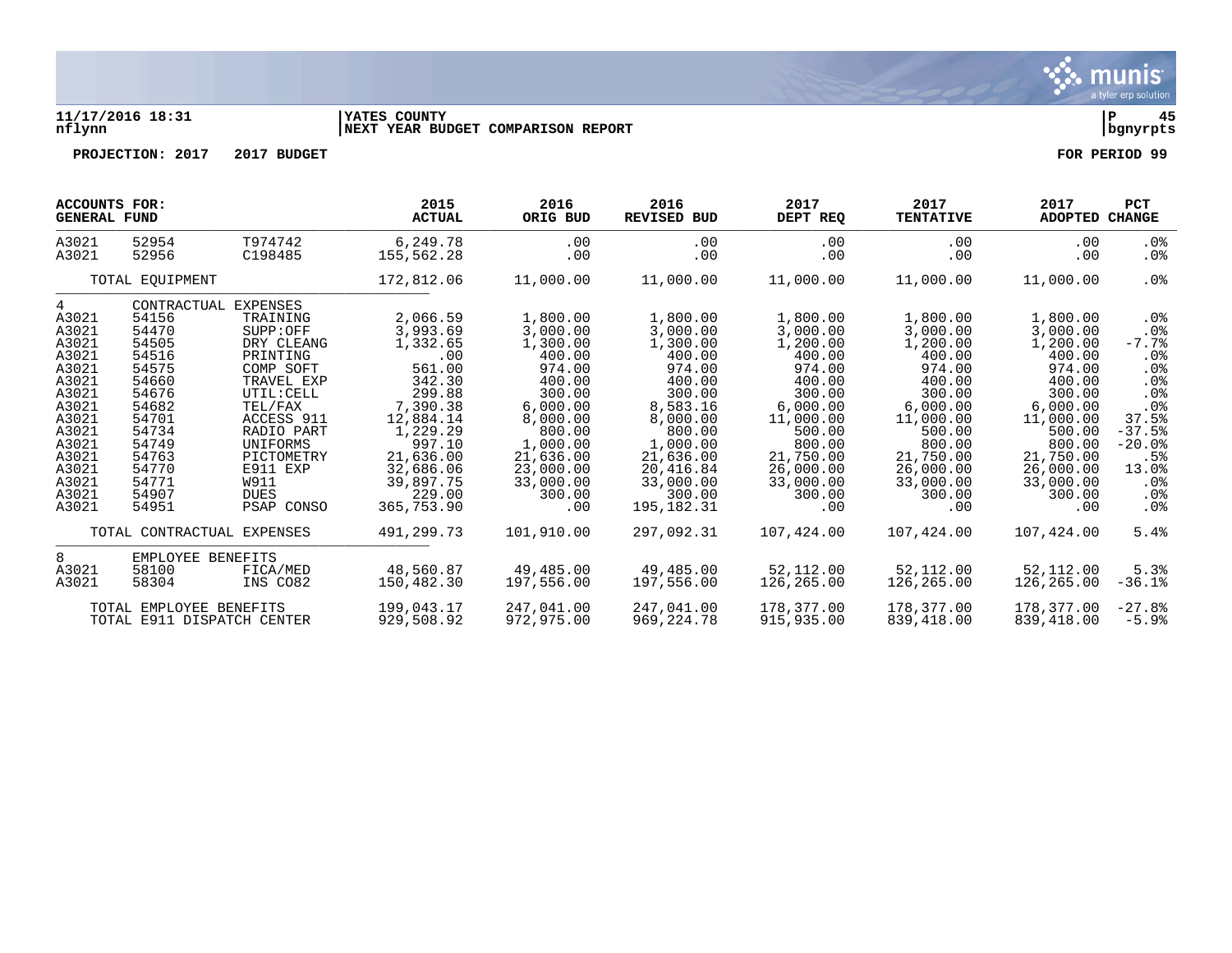11/17/2016 18:31 | YATES COUNTY | P 45
nflynn | NEXT YEAR BUDGET COMPARISON REPORT | bgnyrpts

**PROJECTION: 2017 2017 BUDGET** **FOR PERIOD 99**

| ACCOUNTS FOR: GENERAL FUND | | | 2015 ACTUAL | 2016 ORIG BUD | 2016 REVISED BUD | 2017 DEPT REQ | 2017 TENTATIVE | 2017 ADOPTED | PCT CHANGE |
|---|---|---|---|---|---|---|---|---|---|
| A3021 | 52954 | T974742 | 6,249.78 | .00 | .00 | .00 | .00 | .00 | .0% |
| A3021 | 52956 | C198485 | 155,562.28 | .00 | .00 | .00 | .00 | .00 | .0% |
| | TOTAL EQUIPMENT | | 172,812.06 | 11,000.00 | 11,000.00 | 11,000.00 | 11,000.00 | 11,000.00 | .0% |
| 4 | CONTRACTUAL EXPENSES | | | | | | | | |
| A3021 | 54156 | TRAINING | 2,066.59 | 1,800.00 | 1,800.00 | 1,800.00 | 1,800.00 | 1,800.00 | .0% |
| A3021 | 54470 | SUPP:OFF | 3,993.69 | 3,000.00 | 3,000.00 | 3,000.00 | 3,000.00 | 3,000.00 | .0% |
| A3021 | 54505 | DRY CLEANG | 1,332.65 | 1,300.00 | 1,300.00 | 1,200.00 | 1,200.00 | 1,200.00 | -7.7% |
| A3021 | 54516 | PRINTING | .00 | 400.00 | 400.00 | 400.00 | 400.00 | 400.00 | .0% |
| A3021 | 54575 | COMP SOFT | 561.00 | 974.00 | 974.00 | 974.00 | 974.00 | 974.00 | .0% |
| A3021 | 54660 | TRAVEL EXP | 342.30 | 400.00 | 400.00 | 400.00 | 400.00 | 400.00 | .0% |
| A3021 | 54676 | UTIL:CELL | 299.88 | 300.00 | 300.00 | 300.00 | 300.00 | 300.00 | .0% |
| A3021 | 54682 | TEL/FAX | 7,390.38 | 6,000.00 | 8,583.16 | 6,000.00 | 6,000.00 | 6,000.00 | .0% |
| A3021 | 54701 | ACCESS 911 | 12,884.14 | 8,000.00 | 8,000.00 | 11,000.00 | 11,000.00 | 11,000.00 | 37.5% |
| A3021 | 54734 | RADIO PART | 1,229.29 | 800.00 | 800.00 | 500.00 | 500.00 | 500.00 | -37.5% |
| A3021 | 54749 | UNIFORMS | 997.10 | 1,000.00 | 1,000.00 | 800.00 | 800.00 | 800.00 | -20.0% |
| A3021 | 54763 | PICTOMETRY | 21,636.00 | 21,636.00 | 21,636.00 | 21,750.00 | 21,750.00 | 21,750.00 | .5% |
| A3021 | 54770 | E911 EXP | 32,686.06 | 23,000.00 | 20,416.84 | 26,000.00 | 26,000.00 | 26,000.00 | 13.0% |
| A3021 | 54771 | W911 | 39,897.75 | 33,000.00 | 33,000.00 | 33,000.00 | 33,000.00 | 33,000.00 | .0% |
| A3021 | 54907 | DUES | 229.00 | 300.00 | 300.00 | 300.00 | 300.00 | 300.00 | .0% |
| A3021 | 54951 | PSAP CONSO | 365,753.90 | .00 | 195,182.31 | .00 | .00 | .00 | .0% |
| | TOTAL CONTRACTUAL EXPENSES | | 491,299.73 | 101,910.00 | 297,092.31 | 107,424.00 | 107,424.00 | 107,424.00 | 5.4% |
| 8 | EMPLOYEE BENEFITS | | | | | | | | |
| A3021 | 58100 | FICA/MED | 48,560.87 | 49,485.00 | 49,485.00 | 52,112.00 | 52,112.00 | 52,112.00 | 5.3% |
| A3021 | 58304 | INS CO82 | 150,482.30 | 197,556.00 | 197,556.00 | 126,265.00 | 126,265.00 | 126,265.00 | -36.1% |
| | TOTAL EMPLOYEE BENEFITS | | 199,043.17 | 247,041.00 | 247,041.00 | 178,377.00 | 178,377.00 | 178,377.00 | -27.8% |
| | TOTAL E911 DISPATCH CENTER | | 929,508.92 | 972,975.00 | 969,224.78 | 915,935.00 | 839,418.00 | 839,418.00 | -5.9% |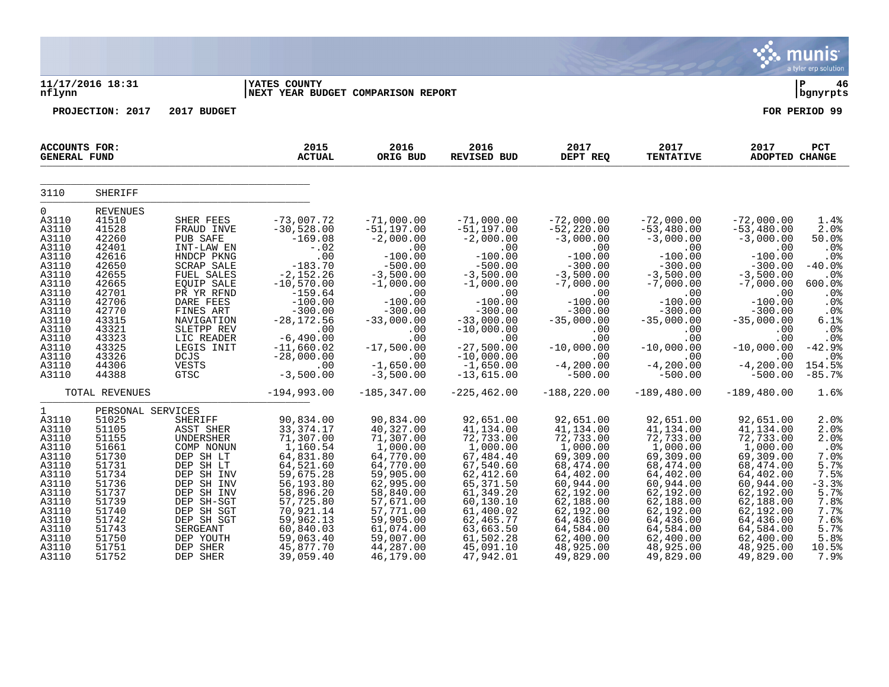11/17/2016 18:31 | YATES COUNTY | P 46
nflynn | NEXT YEAR BUDGET COMPARISON REPORT | bgnyrpts

**PROJECTION: 2017 2017 BUDGET** **FOR PERIOD 99**

| ACCOUNTS FOR: GENERAL FUND | | | 2015 ACTUAL | 2016 ORIG BUD | 2016 REVISED BUD | 2017 DEPT REQ | 2017 TENTATIVE | 2017 ADOPTED | PCT CHANGE |
|---|---|---|---|---|---|---|---|---|---|
| 3110 | SHERIFF | | | | | | | | |
| 0 | REVENUES | | | | | | | | |
| A3110 | 41510 | SHER FEES | -73,007.72 | -71,000.00 | -71,000.00 | -72,000.00 | -72,000.00 | -72,000.00 | 1.4% |
| A3110 | 41528 | FRAUD INVE | -30,528.00 | -51,197.00 | -51,197.00 | -52,220.00 | -53,480.00 | -53,480.00 | 2.0% |
| A3110 | 42260 | PUB SAFE | -169.08 | -2,000.00 | -2,000.00 | -3,000.00 | -3,000.00 | -3,000.00 | 50.0% |
| A3110 | 42401 | INT-LAW EN | -.02 | .00 | .00 | .00 | .00 | .00 | .0% |
| A3110 | 42616 | HNDCP PKNG | .00 | -100.00 | -100.00 | -100.00 | -100.00 | -100.00 | .0% |
| A3110 | 42650 | SCRAP SALE | -183.70 | -500.00 | -500.00 | -300.00 | -300.00 | -300.00 | -40.0% |
| A3110 | 42655 | FUEL SALES | -2,152.26 | -3,500.00 | -3,500.00 | -3,500.00 | -3,500.00 | -3,500.00 | .0% |
| A3110 | 42665 | EQUIP SALE | -10,570.00 | -1,000.00 | -1,000.00 | -7,000.00 | -7,000.00 | -7,000.00 | 600.0% |
| A3110 | 42701 | PR YR RFND | -159.64 | .00 | .00 | .00 | .00 | .00 | .0% |
| A3110 | 42706 | DARE FEES | -100.00 | -100.00 | -100.00 | -100.00 | -100.00 | -100.00 | .0% |
| A3110 | 42770 | FINES ART | -300.00 | -300.00 | -300.00 | -300.00 | -300.00 | -300.00 | .0% |
| A3110 | 43315 | NAVIGATION | -28,172.56 | -33,000.00 | -33,000.00 | -35,000.00 | -35,000.00 | -35,000.00 | 6.1% |
| A3110 | 43321 | SLETPP REV | .00 | .00 | -10,000.00 | .00 | .00 | .00 | .0% |
| A3110 | 43323 | LIC READER | -6,490.00 | .00 | .00 | .00 | .00 | .00 | .0% |
| A3110 | 43325 | LEGIS INIT | -11,660.02 | -17,500.00 | -27,500.00 | -10,000.00 | -10,000.00 | -10,000.00 | -42.9% |
| A3110 | 43326 | DCJS | -28,000.00 | .00 | -10,000.00 | .00 | .00 | .00 | .0% |
| A3110 | 44306 | VESTS | .00 | -1,650.00 | -1,650.00 | -4,200.00 | -4,200.00 | -4,200.00 | 154.5% |
| A3110 | 44388 | GTSC | -3,500.00 | -3,500.00 | -13,615.00 | -500.00 | -500.00 | -500.00 | -85.7% |
| | TOTAL REVENUES | | -194,993.00 | -185,347.00 | -225,462.00 | -188,220.00 | -189,480.00 | -189,480.00 | 1.6% |
| 1 | PERSONAL SERVICES | | | | | | | | |
| A3110 | 51025 | SHERIFF | 90,834.00 | 90,834.00 | 92,651.00 | 92,651.00 | 92,651.00 | 92,651.00 | 2.0% |
| A3110 | 51105 | ASST SHER | 33,374.17 | 40,327.00 | 41,134.00 | 41,134.00 | 41,134.00 | 41,134.00 | 2.0% |
| A3110 | 51155 | UNDERSHER | 71,307.00 | 71,307.00 | 72,733.00 | 72,733.00 | 72,733.00 | 72,733.00 | 2.0% |
| A3110 | 51661 | COMP NONUN | 1,160.54 | 1,000.00 | 1,000.00 | 1,000.00 | 1,000.00 | 1,000.00 | .0% |
| A3110 | 51730 | DEP SH LT | 64,831.80 | 64,770.00 | 67,484.40 | 69,309.00 | 69,309.00 | 69,309.00 | 7.0% |
| A3110 | 51731 | DEP SH LT | 64,521.60 | 64,770.00 | 67,540.60 | 68,474.00 | 68,474.00 | 68,474.00 | 5.7% |
| A3110 | 51734 | DEP SH INV | 59,675.28 | 59,905.00 | 62,412.60 | 64,402.00 | 64,402.00 | 64,402.00 | 7.5% |
| A3110 | 51736 | DEP SH INV | 56,193.80 | 62,995.00 | 65,371.50 | 60,944.00 | 60,944.00 | 60,944.00 | -3.3% |
| A3110 | 51737 | DEP SH INV | 58,896.20 | 58,840.00 | 61,349.20 | 62,192.00 | 62,192.00 | 62,192.00 | 5.7% |
| A3110 | 51739 | DEP SH-SGT | 57,725.80 | 57,671.00 | 60,130.10 | 62,188.00 | 62,188.00 | 62,188.00 | 7.8% |
| A3110 | 51740 | DEP SH SGT | 70,921.14 | 57,771.00 | 61,400.02 | 62,192.00 | 62,192.00 | 62,192.00 | 7.7% |
| A3110 | 51742 | DEP SH SGT | 59,962.13 | 59,905.00 | 62,465.77 | 64,436.00 | 64,436.00 | 64,436.00 | 7.6% |
| A3110 | 51743 | SERGEANT | 60,840.03 | 61,074.00 | 63,663.50 | 64,584.00 | 64,584.00 | 64,584.00 | 5.7% |
| A3110 | 51750 | DEP YOUTH | 59,063.40 | 59,007.00 | 61,502.28 | 62,400.00 | 62,400.00 | 62,400.00 | 5.8% |
| A3110 | 51751 | DEP SHER | 45,877.70 | 44,287.00 | 45,091.10 | 48,925.00 | 48,925.00 | 48,925.00 | 10.5% |
| A3110 | 51752 | DEP SHER | 39,059.40 | 46,179.00 | 47,942.01 | 49,829.00 | 49,829.00 | 49,829.00 | 7.9% |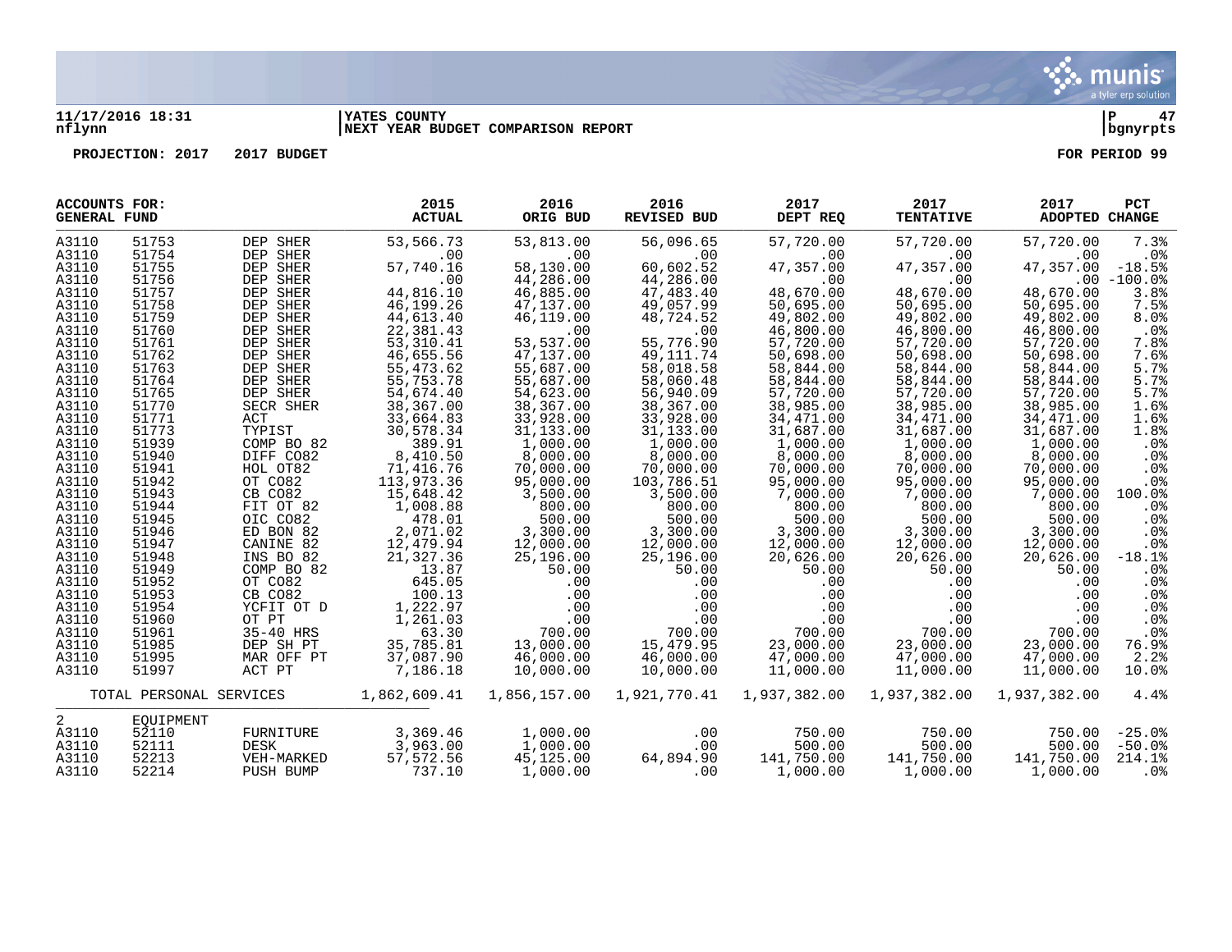11/17/2016 18:31 | YATES COUNTY | P 47
nflynn | NEXT YEAR BUDGET COMPARISON REPORT | bgnyrpts

PROJECTION: 2017 2017 BUDGET FOR PERIOD 99

| ACCOUNTS FOR: GENERAL FUND | | | 2015 ACTUAL | 2016 ORIG BUD | 2016 REVISED BUD | 2017 DEPT REQ | 2017 TENTATIVE | 2017 ADOPTED | PCT CHANGE |
|---|---|---|---|---|---|---|---|---|---|
| A3110 | 51753 | DEP SHER | 53,566.73 | 53,813.00 | 56,096.65 | 57,720.00 | 57,720.00 | 57,720.00 | 7.3% |
| A3110 | 51754 | DEP SHER | .00 | .00 | .00 | .00 | .00 | .00 | .0% |
| A3110 | 51755 | DEP SHER | 57,740.16 | 58,130.00 | 60,602.52 | 47,357.00 | 47,357.00 | 47,357.00 | -18.5% |
| A3110 | 51756 | DEP SHER | .00 | 44,286.00 | 44,286.00 | .00 | .00 | .00 | -100.0% |
| A3110 | 51757 | DEP SHER | 44,816.10 | 46,885.00 | 47,483.40 | 48,670.00 | 48,670.00 | 48,670.00 | 3.8% |
| A3110 | 51758 | DEP SHER | 46,199.26 | 47,137.00 | 49,057.99 | 50,695.00 | 50,695.00 | 50,695.00 | 7.5% |
| A3110 | 51759 | DEP SHER | 44,613.40 | 46,119.00 | 48,724.52 | 49,802.00 | 49,802.00 | 49,802.00 | 8.0% |
| A3110 | 51760 | DEP SHER | 22,381.43 | .00 | .00 | 46,800.00 | 46,800.00 | 46,800.00 | .0% |
| A3110 | 51761 | DEP SHER | 53,310.41 | 53,537.00 | 55,776.90 | 57,720.00 | 57,720.00 | 57,720.00 | 7.8% |
| A3110 | 51762 | DEP SHER | 46,655.56 | 47,137.00 | 49,111.74 | 50,698.00 | 50,698.00 | 50,698.00 | 7.6% |
| A3110 | 51763 | DEP SHER | 55,473.62 | 55,687.00 | 58,018.58 | 58,844.00 | 58,844.00 | 58,844.00 | 5.7% |
| A3110 | 51764 | DEP SHER | 55,753.78 | 55,687.00 | 58,060.48 | 58,844.00 | 58,844.00 | 58,844.00 | 5.7% |
| A3110 | 51765 | DEP SHER | 54,674.40 | 54,623.00 | 56,940.09 | 57,720.00 | 57,720.00 | 57,720.00 | 5.7% |
| A3110 | 51770 | SECR SHER | 38,367.00 | 38,367.00 | 38,367.00 | 38,985.00 | 38,985.00 | 38,985.00 | 1.6% |
| A3110 | 51771 | ACT | 33,664.83 | 33,928.00 | 33,928.00 | 34,471.00 | 34,471.00 | 34,471.00 | 1.6% |
| A3110 | 51773 | TYPIST | 30,578.34 | 31,133.00 | 31,133.00 | 31,687.00 | 31,687.00 | 31,687.00 | 1.8% |
| A3110 | 51939 | COMP BO 82 | 389.91 | 1,000.00 | 1,000.00 | 1,000.00 | 1,000.00 | 1,000.00 | .0% |
| A3110 | 51940 | DIFF CO82 | 8,410.50 | 8,000.00 | 8,000.00 | 8,000.00 | 8,000.00 | 8,000.00 | .0% |
| A3110 | 51941 | HOL OT82 | 71,416.76 | 70,000.00 | 70,000.00 | 70,000.00 | 70,000.00 | 70,000.00 | .0% |
| A3110 | 51942 | OT CO82 | 113,973.36 | 95,000.00 | 103,786.51 | 95,000.00 | 95,000.00 | 95,000.00 | .0% |
| A3110 | 51943 | CB CO82 | 15,648.42 | 3,500.00 | 3,500.00 | 7,000.00 | 7,000.00 | 7,000.00 | 100.0% |
| A3110 | 51944 | FIT OT 82 | 1,008.88 | 800.00 | 800.00 | 800.00 | 800.00 | 800.00 | .0% |
| A3110 | 51945 | OIC CO82 | 478.01 | 500.00 | 500.00 | 500.00 | 500.00 | 500.00 | .0% |
| A3110 | 51946 | ED BON 82 | 2,071.02 | 3,300.00 | 3,300.00 | 3,300.00 | 3,300.00 | 3,300.00 | .0% |
| A3110 | 51947 | CANINE 82 | 12,479.94 | 12,000.00 | 12,000.00 | 12,000.00 | 12,000.00 | 12,000.00 | .0% |
| A3110 | 51948 | INS BO 82 | 21,327.36 | 25,196.00 | 25,196.00 | 20,626.00 | 20,626.00 | 20,626.00 | -18.1% |
| A3110 | 51949 | COMP BO 82 | 13.87 | 50.00 | 50.00 | 50.00 | 50.00 | 50.00 | .0% |
| A3110 | 51952 | OT CO82 | 645.05 | .00 | .00 | .00 | .00 | .00 | .0% |
| A3110 | 51953 | CB CO82 | 100.13 | .00 | .00 | .00 | .00 | .00 | .0% |
| A3110 | 51954 | YCFIT OT D | 1,222.97 | .00 | .00 | .00 | .00 | .00 | .0% |
| A3110 | 51960 | OT PT | 1,261.03 | .00 | .00 | .00 | .00 | .00 | .0% |
| A3110 | 51961 | 35-40 HRS | 63.30 | 700.00 | 700.00 | 700.00 | 700.00 | 700.00 | .0% |
| A3110 | 51985 | DEP SH PT | 35,785.81 | 13,000.00 | 15,479.95 | 23,000.00 | 23,000.00 | 23,000.00 | 76.9% |
| A3110 | 51995 | MAR OFF PT | 37,087.90 | 46,000.00 | 46,000.00 | 47,000.00 | 47,000.00 | 47,000.00 | 2.2% |
| A3110 | 51997 | ACT PT | 7,186.18 | 10,000.00 | 10,000.00 | 11,000.00 | 11,000.00 | 11,000.00 | 10.0% |
| TOTAL PERSONAL SERVICES | | | 1,862,609.41 | 1,856,157.00 | 1,921,770.41 | 1,937,382.00 | 1,937,382.00 | 1,937,382.00 | 4.4% |
| 2 | EQUIPMENT | | | | | | | | |
| A3110 | 52110 | FURNITURE | 3,369.46 | 1,000.00 | .00 | 750.00 | 750.00 | 750.00 | -25.0% |
| A3110 | 52111 | DESK | 3,963.00 | 1,000.00 | .00 | 500.00 | 500.00 | 500.00 | -50.0% |
| A3110 | 52213 | VEH-MARKED | 57,572.56 | 45,125.00 | 64,894.90 | 141,750.00 | 141,750.00 | 141,750.00 | 214.1% |
| A3110 | 52214 | PUSH BUMP | 737.10 | 1,000.00 | .00 | 1,000.00 | 1,000.00 | 1,000.00 | .0% |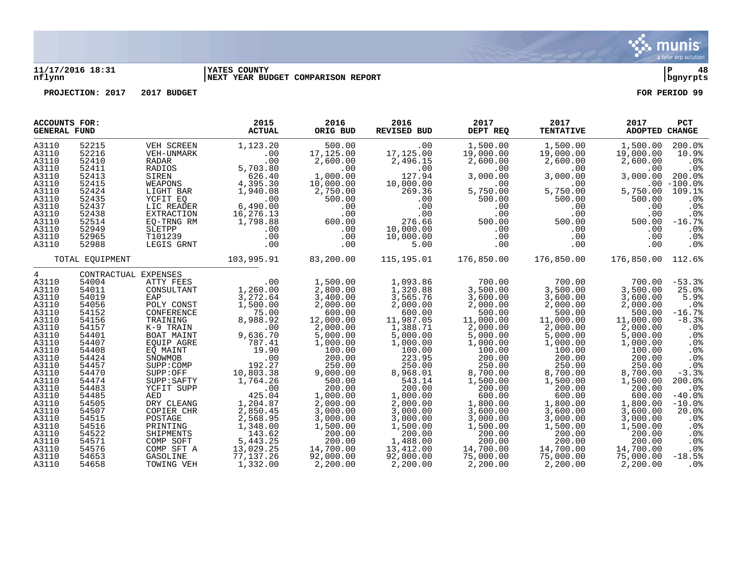**11/17/2016 18:31** | **YATES COUNTY** | **P 48**
**nflynn** | **NEXT YEAR BUDGET COMPARISON REPORT** | **bgnyrpts**

**PROJECTION: 2017 2017 BUDGET** **FOR PERIOD 99**

| ACCOUNTS FOR: GENERAL FUND | | | 2015 ACTUAL | 2016 ORIG BUD | 2016 REVISED BUD | 2017 DEPT REQ | 2017 TENTATIVE | 2017 ADOPTED | PCT CHANGE |
|---|---|---|---|---|---|---|---|---|---|
| A3110 | 52215 | VEH SCREEN | 1,123.20 | 500.00 | .00 | 1,500.00 | 1,500.00 | 1,500.00 | 200.0% |
| A3110 | 52216 | VEH-UNMARK | .00 | 17,125.00 | 17,125.00 | 19,000.00 | 19,000.00 | 19,000.00 | 10.9% |
| A3110 | 52410 | RADAR | .00 | 2,600.00 | 2,496.15 | 2,600.00 | 2,600.00 | 2,600.00 | .0% |
| A3110 | 52411 | RADIOS | 5,703.80 | .00 | .00 | .00 | .00 | .00 | .0% |
| A3110 | 52413 | SIREN | 626.40 | 1,000.00 | 127.94 | 3,000.00 | 3,000.00 | 3,000.00 | 200.0% |
| A3110 | 52415 | WEAPONS | 4,395.30 | 10,000.00 | 10,000.00 | .00 | .00 | .00 | -100.0% |
| A3110 | 52424 | LIGHT BAR | 1,940.08 | 2,750.00 | 269.36 | 5,750.00 | 5,750.00 | 5,750.00 | 109.1% |
| A3110 | 52435 | YCFIT EQ | .00 | 500.00 | .00 | 500.00 | 500.00 | 500.00 | .0% |
| A3110 | 52437 | LIC READER | 6,490.00 | .00 | .00 | .00 | .00 | .00 | .0% |
| A3110 | 52438 | EXTRACTION | 16,276.13 | .00 | .00 | .00 | .00 | .00 | .0% |
| A3110 | 52514 | EQ-TRNG RM | 1,798.88 | 600.00 | 276.66 | 500.00 | 500.00 | 500.00 | -16.7% |
| A3110 | 52949 | SLETPP | .00 | .00 | 10,000.00 | .00 | .00 | .00 | .0% |
| A3110 | 52965 | T101239 | .00 | .00 | 10,000.00 | .00 | .00 | .00 | .0% |
| A3110 | 52988 | LEGIS GRNT | .00 | .00 | 5.00 | .00 | .00 | .00 | .0% |
| TOTAL EQUIPMENT | | | 103,995.91 | 83,200.00 | 115,195.01 | 176,850.00 | 176,850.00 | 176,850.00 | 112.6% |
| 4 | CONTRACTUAL EXPENSES | | | | | | | | |
| A3110 | 54004 | ATTY FEES | .00 | 1,500.00 | 1,093.86 | 700.00 | 700.00 | 700.00 | -53.3% |
| A3110 | 54011 | CONSULTANT | 1,260.00 | 2,800.00 | 1,320.88 | 3,500.00 | 3,500.00 | 3,500.00 | 25.0% |
| A3110 | 54019 | EAP | 3,272.64 | 3,400.00 | 3,565.76 | 3,600.00 | 3,600.00 | 3,600.00 | 5.9% |
| A3110 | 54056 | POLY CONST | 1,500.00 | 2,000.00 | 2,000.00 | 2,000.00 | 2,000.00 | 2,000.00 | .0% |
| A3110 | 54152 | CONFERENCE | 75.00 | 600.00 | 600.00 | 500.00 | 500.00 | 500.00 | -16.7% |
| A3110 | 54156 | TRAINING | 8,988.92 | 12,000.00 | 11,987.05 | 11,000.00 | 11,000.00 | 11,000.00 | -8.3% |
| A3110 | 54157 | K-9 TRAIN | .00 | 2,000.00 | 1,388.71 | 2,000.00 | 2,000.00 | 2,000.00 | .0% |
| A3110 | 54401 | BOAT MAINT | 9,636.70 | 5,000.00 | 5,000.00 | 5,000.00 | 5,000.00 | 5,000.00 | .0% |
| A3110 | 54407 | EQUIP AGRE | 787.41 | 1,000.00 | 1,000.00 | 1,000.00 | 1,000.00 | 1,000.00 | .0% |
| A3110 | 54408 | EQ MAINT | 19.90 | 100.00 | 100.00 | 100.00 | 100.00 | 100.00 | .0% |
| A3110 | 54424 | SNOWMOB | .00 | 200.00 | 223.95 | 200.00 | 200.00 | 200.00 | .0% |
| A3110 | 54457 | SUPP:COMP | 192.27 | 250.00 | 250.00 | 250.00 | 250.00 | 250.00 | .0% |
| A3110 | 54470 | SUPP:OFF | 10,803.38 | 9,000.00 | 8,968.01 | 8,700.00 | 8,700.00 | 8,700.00 | -3.3% |
| A3110 | 54474 | SUPP:SAFTY | 1,764.26 | 500.00 | 543.14 | 1,500.00 | 1,500.00 | 1,500.00 | 200.0% |
| A3110 | 54483 | YCFIT SUPP | .00 | 200.00 | 200.00 | 200.00 | 200.00 | 200.00 | .0% |
| A3110 | 54485 | AED | 425.04 | 1,000.00 | 1,000.00 | 600.00 | 600.00 | 600.00 | -40.0% |
| A3110 | 54505 | DRY CLEANG | 1,204.87 | 2,000.00 | 2,000.00 | 1,800.00 | 1,800.00 | 1,800.00 | -10.0% |
| A3110 | 54507 | COPIER CHR | 2,850.45 | 3,000.00 | 3,000.00 | 3,600.00 | 3,600.00 | 3,600.00 | 20.0% |
| A3110 | 54515 | POSTAGE | 2,568.95 | 3,000.00 | 3,000.00 | 3,000.00 | 3,000.00 | 3,000.00 | .0% |
| A3110 | 54516 | PRINTING | 1,348.00 | 1,500.00 | 1,500.00 | 1,500.00 | 1,500.00 | 1,500.00 | .0% |
| A3110 | 54522 | SHIPMENTS | 143.62 | 200.00 | 200.00 | 200.00 | 200.00 | 200.00 | .0% |
| A3110 | 54571 | COMP SOFT | 5,443.25 | 200.00 | 1,488.00 | 200.00 | 200.00 | 200.00 | .0% |
| A3110 | 54576 | COMP SFT A | 13,029.25 | 14,700.00 | 13,412.00 | 14,700.00 | 14,700.00 | 14,700.00 | .0% |
| A3110 | 54653 | GASOLINE | 77,137.26 | 92,000.00 | 92,000.00 | 75,000.00 | 75,000.00 | 75,000.00 | -18.5% |
| A3110 | 54658 | TOWING VEH | 1,332.00 | 2,200.00 | 2,200.00 | 2,200.00 | 2,200.00 | 2,200.00 | .0% |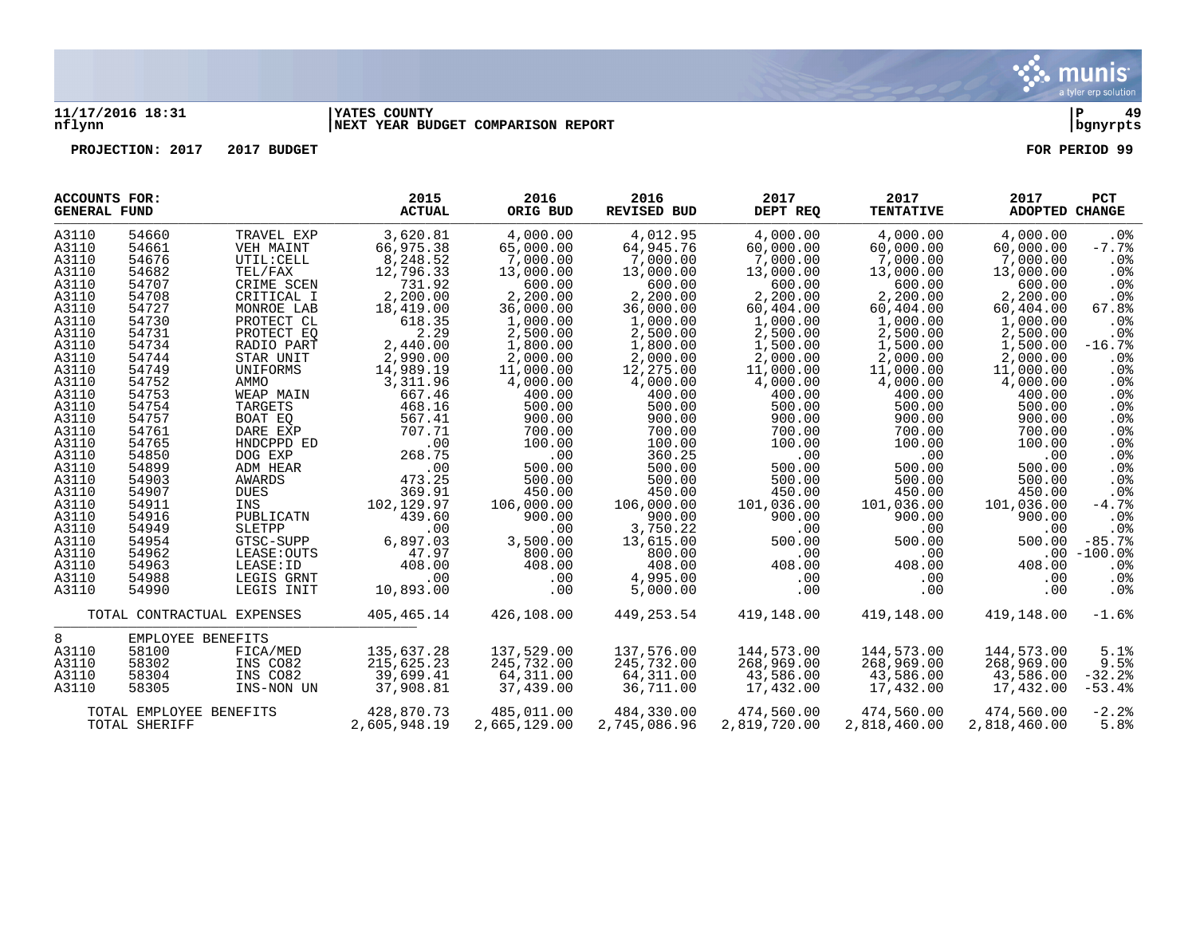11/17/2016 18:31 | YATES COUNTY | P 49
nflynn | NEXT YEAR BUDGET COMPARISON REPORT | bgnyrpts

PROJECTION: 2017 2017 BUDGET | FOR PERIOD 99

| ACCOUNTS FOR: GENERAL FUND | | | 2015 ACTUAL | 2016 ORIG BUD | 2016 REVISED BUD | 2017 DEPT REQ | 2017 TENTATIVE | 2017 ADOPTED | PCT CHANGE |
|---|---|---|---|---|---|---|---|---|---|
| A3110 | 54660 | TRAVEL EXP | 3,620.81 | 4,000.00 | 4,012.95 | 4,000.00 | 4,000.00 | 4,000.00 | .0% |
| A3110 | 54661 | VEH MAINT | 66,975.38 | 65,000.00 | 64,945.76 | 60,000.00 | 60,000.00 | 60,000.00 | -7.7% |
| A3110 | 54676 | UTIL:CELL | 8,248.52 | 7,000.00 | 7,000.00 | 7,000.00 | 7,000.00 | 7,000.00 | .0% |
| A3110 | 54682 | TEL/FAX | 12,796.33 | 13,000.00 | 13,000.00 | 13,000.00 | 13,000.00 | 13,000.00 | .0% |
| A3110 | 54707 | CRIME SCEN | 731.92 | 600.00 | 600.00 | 600.00 | 600.00 | 600.00 | .0% |
| A3110 | 54708 | CRITICAL I | 2,200.00 | 2,200.00 | 2,200.00 | 2,200.00 | 2,200.00 | 2,200.00 | .0% |
| A3110 | 54727 | MONROE LAB | 18,419.00 | 36,000.00 | 36,000.00 | 60,404.00 | 60,404.00 | 60,404.00 | 67.8% |
| A3110 | 54730 | PROTECT CL | 618.35 | 1,000.00 | 1,000.00 | 1,000.00 | 1,000.00 | 1,000.00 | .0% |
| A3110 | 54731 | PROTECT EQ | 2.29 | 2,500.00 | 2,500.00 | 2,500.00 | 2,500.00 | 2,500.00 | .0% |
| A3110 | 54734 | RADIO PART | 2,440.00 | 1,800.00 | 1,800.00 | 1,500.00 | 1,500.00 | 1,500.00 | -16.7% |
| A3110 | 54744 | STAR UNIT | 2,990.00 | 2,000.00 | 2,000.00 | 2,000.00 | 2,000.00 | 2,000.00 | .0% |
| A3110 | 54749 | UNIFORMS | 14,989.19 | 11,000.00 | 12,275.00 | 11,000.00 | 11,000.00 | 11,000.00 | .0% |
| A3110 | 54752 | AMMO | 3,311.96 | 4,000.00 | 4,000.00 | 4,000.00 | 4,000.00 | 4,000.00 | .0% |
| A3110 | 54753 | WEAP MAIN | 667.46 | 400.00 | 400.00 | 400.00 | 400.00 | 400.00 | .0% |
| A3110 | 54754 | TARGETS | 468.16 | 500.00 | 500.00 | 500.00 | 500.00 | 500.00 | .0% |
| A3110 | 54757 | BOAT EQ | 567.41 | 900.00 | 900.00 | 900.00 | 900.00 | 900.00 | .0% |
| A3110 | 54761 | DARE EXP | 707.71 | 700.00 | 700.00 | 700.00 | 700.00 | 700.00 | .0% |
| A3110 | 54765 | HNDCPPD ED | .00 | 100.00 | 100.00 | 100.00 | 100.00 | 100.00 | .0% |
| A3110 | 54850 | DOG EXP | 268.75 | .00 | 360.25 | .00 | .00 | .00 | .0% |
| A3110 | 54899 | ADM HEAR | .00 | 500.00 | 500.00 | 500.00 | 500.00 | 500.00 | .0% |
| A3110 | 54903 | AWARDS | 473.25 | 500.00 | 500.00 | 500.00 | 500.00 | 500.00 | .0% |
| A3110 | 54907 | DUES | 369.91 | 450.00 | 450.00 | 450.00 | 450.00 | 450.00 | .0% |
| A3110 | 54911 | INS | 102,129.97 | 106,000.00 | 106,000.00 | 101,036.00 | 101,036.00 | 101,036.00 | -4.7% |
| A3110 | 54916 | PUBLICATN | 439.60 | 900.00 | 900.00 | 900.00 | 900.00 | 900.00 | .0% |
| A3110 | 54949 | SLETPP | .00 | .00 | 3,750.22 | .00 | .00 | .00 | .0% |
| A3110 | 54954 | GTSC-SUPP | 6,897.03 | 3,500.00 | 13,615.00 | 500.00 | 500.00 | 500.00 | -85.7% |
| A3110 | 54962 | LEASE:OUTS | 47.97 | 800.00 | 800.00 | .00 | .00 | .00 | -100.0% |
| A3110 | 54963 | LEASE:ID | 408.00 | 408.00 | 408.00 | 408.00 | 408.00 | 408.00 | .0% |
| A3110 | 54988 | LEGIS GRNT | .00 | .00 | 4,995.00 | .00 | .00 | .00 | .0% |
| A3110 | 54990 | LEGIS INIT | 10,893.00 | .00 | 5,000.00 | .00 | .00 | .00 | .0% |
| TOTAL CONTRACTUAL EXPENSES | | | 405,465.14 | 426,108.00 | 449,253.54 | 419,148.00 | 419,148.00 | 419,148.00 | -1.6% |
| 8 | EMPLOYEE BENEFITS | | | | | | | | |
| A3110 | 58100 | FICA/MED | 135,637.28 | 137,529.00 | 137,576.00 | 144,573.00 | 144,573.00 | 144,573.00 | 5.1% |
| A3110 | 58302 | INS CO82 | 215,625.23 | 245,732.00 | 245,732.00 | 268,969.00 | 268,969.00 | 268,969.00 | 9.5% |
| A3110 | 58304 | INS CO82 | 39,699.41 | 64,311.00 | 64,311.00 | 43,586.00 | 43,586.00 | 43,586.00 | -32.2% |
| A3110 | 58305 | INS-NON UN | 37,908.81 | 37,439.00 | 36,711.00 | 17,432.00 | 17,432.00 | 17,432.00 | -53.4% |
| TOTAL EMPLOYEE BENEFITS | | | 428,870.73 | 485,011.00 | 484,330.00 | 474,560.00 | 474,560.00 | 474,560.00 | -2.2% |
| TOTAL SHERIFF | | | 2,605,948.19 | 2,665,129.00 | 2,745,086.96 | 2,819,720.00 | 2,818,460.00 | 2,818,460.00 | 5.8% |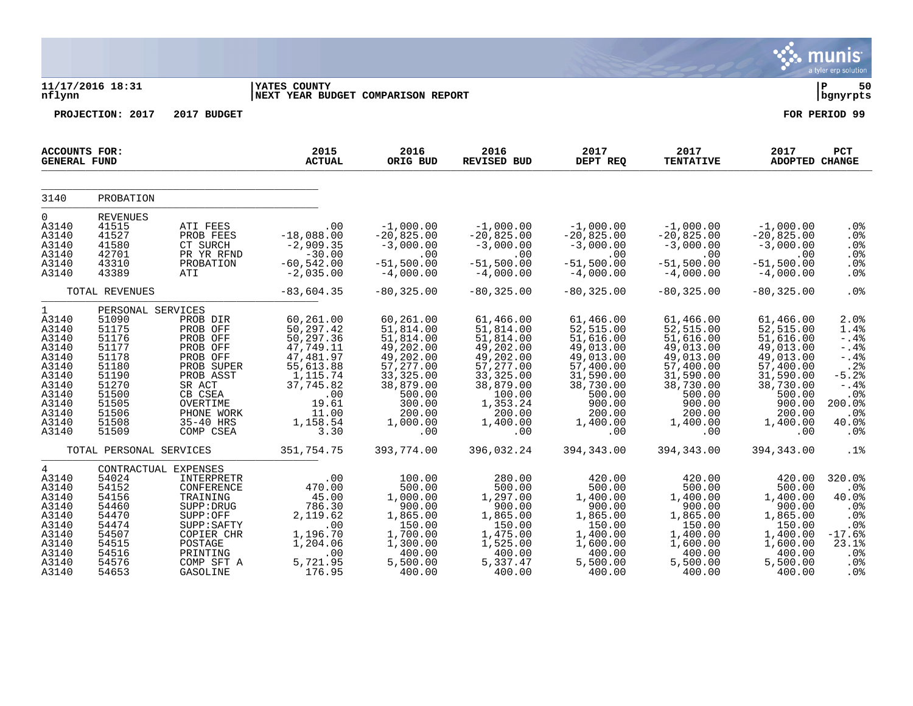11/17/2016 18:31
nflynn

YATES COUNTY
NEXT YEAR BUDGET COMPARISON REPORT

P 50
bgnyrpts

PROJECTION: 2017 2017 BUDGET

FOR PERIOD 99

| ACCOUNTS FOR: GENERAL FUND | | | 2015 ACTUAL | 2016 ORIG BUD | 2016 REVISED BUD | 2017 DEPT REQ | 2017 TENTATIVE | 2017 ADOPTED | PCT CHANGE |
|---|---|---|---|---|---|---|---|---|---|
| 3140 | PROBATION | | | | | | | | |
| 0 | REVENUES | | | | | | | | |
| A3140 | 41515 | ATI FEES | .00 | -1,000.00 | -1,000.00 | -1,000.00 | -1,000.00 | -1,000.00 | .0% |
| A3140 | 41527 | PROB FEES | -18,088.00 | -20,825.00 | -20,825.00 | -20,825.00 | -20,825.00 | -20,825.00 | .0% |
| A3140 | 41580 | CT SURCH | -2,909.35 | -3,000.00 | -3,000.00 | -3,000.00 | -3,000.00 | -3,000.00 | .0% |
| A3140 | 42701 | PR YR RFND | -30.00 | .00 | .00 | .00 | .00 | .00 | .0% |
| A3140 | 43310 | PROBATION | -60,542.00 | -51,500.00 | -51,500.00 | -51,500.00 | -51,500.00 | -51,500.00 | .0% |
| A3140 | 43389 | ATI | -2,035.00 | -4,000.00 | -4,000.00 | -4,000.00 | -4,000.00 | -4,000.00 | .0% |
| | TOTAL REVENUES | | -83,604.35 | -80,325.00 | -80,325.00 | -80,325.00 | -80,325.00 | -80,325.00 | .0% |
| 1 | PERSONAL SERVICES | | | | | | | | |
| A3140 | 51090 | PROB DIR | 60,261.00 | 60,261.00 | 61,466.00 | 61,466.00 | 61,466.00 | 61,466.00 | 2.0% |
| A3140 | 51175 | PROB OFF | 50,297.42 | 51,814.00 | 51,814.00 | 52,515.00 | 52,515.00 | 52,515.00 | 1.4% |
| A3140 | 51176 | PROB OFF | 50,297.36 | 51,814.00 | 51,814.00 | 51,616.00 | 51,616.00 | 51,616.00 | -.4% |
| A3140 | 51177 | PROB OFF | 47,749.11 | 49,202.00 | 49,202.00 | 49,013.00 | 49,013.00 | 49,013.00 | -.4% |
| A3140 | 51178 | PROB OFF | 47,481.97 | 49,202.00 | 49,202.00 | 49,013.00 | 49,013.00 | 49,013.00 | -.4% |
| A3140 | 51180 | PROB SUPER | 55,613.88 | 57,277.00 | 57,277.00 | 57,400.00 | 57,400.00 | 57,400.00 | .2% |
| A3140 | 51190 | PROB ASST | 1,115.74 | 33,325.00 | 33,325.00 | 31,590.00 | 31,590.00 | 31,590.00 | -5.2% |
| A3140 | 51270 | SR ACT | 37,745.82 | 38,879.00 | 38,879.00 | 38,730.00 | 38,730.00 | 38,730.00 | -.4% |
| A3140 | 51500 | CB CSEA | .00 | 500.00 | 100.00 | 500.00 | 500.00 | 500.00 | .0% |
| A3140 | 51505 | OVERTIME | 19.61 | 300.00 | 1,353.24 | 900.00 | 900.00 | 900.00 | 200.0% |
| A3140 | 51506 | PHONE WORK | 11.00 | 200.00 | 200.00 | 200.00 | 200.00 | 200.00 | .0% |
| A3140 | 51508 | 35-40 HRS | 1,158.54 | 1,000.00 | 1,400.00 | 1,400.00 | 1,400.00 | 1,400.00 | 40.0% |
| A3140 | 51509 | COMP CSEA | 3.30 | .00 | .00 | .00 | .00 | .00 | .0% |
| | TOTAL PERSONAL SERVICES | | 351,754.75 | 393,774.00 | 396,032.24 | 394,343.00 | 394,343.00 | 394,343.00 | .1% |
| 4 | CONTRACTUAL EXPENSES | | | | | | | | |
| A3140 | 54024 | INTERPRETR | .00 | 100.00 | 280.00 | 420.00 | 420.00 | 420.00 | 320.0% |
| A3140 | 54152 | CONFERENCE | 470.00 | 500.00 | 500.00 | 500.00 | 500.00 | 500.00 | .0% |
| A3140 | 54156 | TRAINING | 45.00 | 1,000.00 | 1,297.00 | 1,400.00 | 1,400.00 | 1,400.00 | 40.0% |
| A3140 | 54460 | SUPP:DRUG | 786.30 | 900.00 | 900.00 | 900.00 | 900.00 | 900.00 | .0% |
| A3140 | 54470 | SUPP:OFF | 2,119.62 | 1,865.00 | 1,865.00 | 1,865.00 | 1,865.00 | 1,865.00 | .0% |
| A3140 | 54474 | SUPP:SAFTY | .00 | 150.00 | 150.00 | 150.00 | 150.00 | 150.00 | .0% |
| A3140 | 54507 | COPIER CHR | 1,196.70 | 1,700.00 | 1,475.00 | 1,400.00 | 1,400.00 | 1,400.00 | -17.6% |
| A3140 | 54515 | POSTAGE | 1,204.06 | 1,300.00 | 1,525.00 | 1,600.00 | 1,600.00 | 1,600.00 | 23.1% |
| A3140 | 54516 | PRINTING | .00 | 400.00 | 400.00 | 400.00 | 400.00 | 400.00 | .0% |
| A3140 | 54576 | COMP SFT A | 5,721.95 | 5,500.00 | 5,337.47 | 5,500.00 | 5,500.00 | 5,500.00 | .0% |
| A3140 | 54653 | GASOLINE | 176.95 | 400.00 | 400.00 | 400.00 | 400.00 | 400.00 | .0% |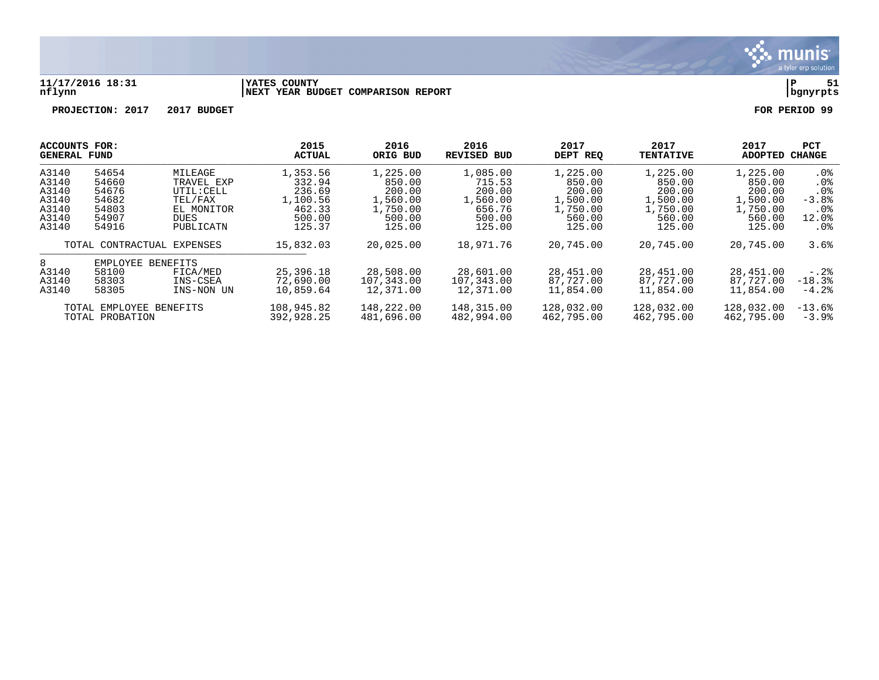**11/17/2016 18:31** | **YATES COUNTY** | **P 51**
**nflynn** | **NEXT YEAR BUDGET COMPARISON REPORT** | **bgnyrpts**

**PROJECTION: 2017 2017 BUDGET** **FOR PERIOD 99**

| ACCOUNTS FOR: GENERAL FUND | | | 2015 ACTUAL | 2016 ORIG BUD | 2016 REVISED BUD | 2017 DEPT REQ | 2017 TENTATIVE | 2017 ADOPTED | PCT CHANGE |
|---|---|---|---|---|---|---|---|---|---|
| A3140 | 54654 | MILEAGE | 1,353.56 | 1,225.00 | 1,085.00 | 1,225.00 | 1,225.00 | 1,225.00 | .0% |
| A3140 | 54660 | TRAVEL EXP | 332.94 | 850.00 | 715.53 | 850.00 | 850.00 | 850.00 | .0% |
| A3140 | 54676 | UTIL:CELL | 236.69 | 200.00 | 200.00 | 200.00 | 200.00 | 200.00 | .0% |
| A3140 | 54682 | TEL/FAX | 1,100.56 | 1,560.00 | 1,560.00 | 1,500.00 | 1,500.00 | 1,500.00 | -3.8% |
| A3140 | 54803 | EL MONITOR | 462.33 | 1,750.00 | 656.76 | 1,750.00 | 1,750.00 | 1,750.00 | .0% |
| A3140 | 54907 | DUES | 500.00 | 500.00 | 500.00 | 560.00 | 560.00 | 560.00 | 12.0% |
| A3140 | 54916 | PUBLICATN | 125.37 | 125.00 | 125.00 | 125.00 | 125.00 | 125.00 | .0% |
| | TOTAL CONTRACTUAL EXPENSES | | 15,832.03 | 20,025.00 | 18,971.76 | 20,745.00 | 20,745.00 | 20,745.00 | 3.6% |
| 8 | EMPLOYEE BENEFITS | | | | | | | | |
| A3140 | 58100 | FICA/MED | 25,396.18 | 28,508.00 | 28,601.00 | 28,451.00 | 28,451.00 | 28,451.00 | -.2% |
| A3140 | 58303 | INS-CSEA | 72,690.00 | 107,343.00 | 107,343.00 | 87,727.00 | 87,727.00 | 87,727.00 | -18.3% |
| A3140 | 58305 | INS-NON UN | 10,859.64 | 12,371.00 | 12,371.00 | 11,854.00 | 11,854.00 | 11,854.00 | -4.2% |
| | TOTAL EMPLOYEE BENEFITS | | 108,945.82 | 148,222.00 | 148,315.00 | 128,032.00 | 128,032.00 | 128,032.00 | -13.6% |
| | TOTAL PROBATION | | 392,928.25 | 481,696.00 | 482,994.00 | 462,795.00 | 462,795.00 | 462,795.00 | -3.9% |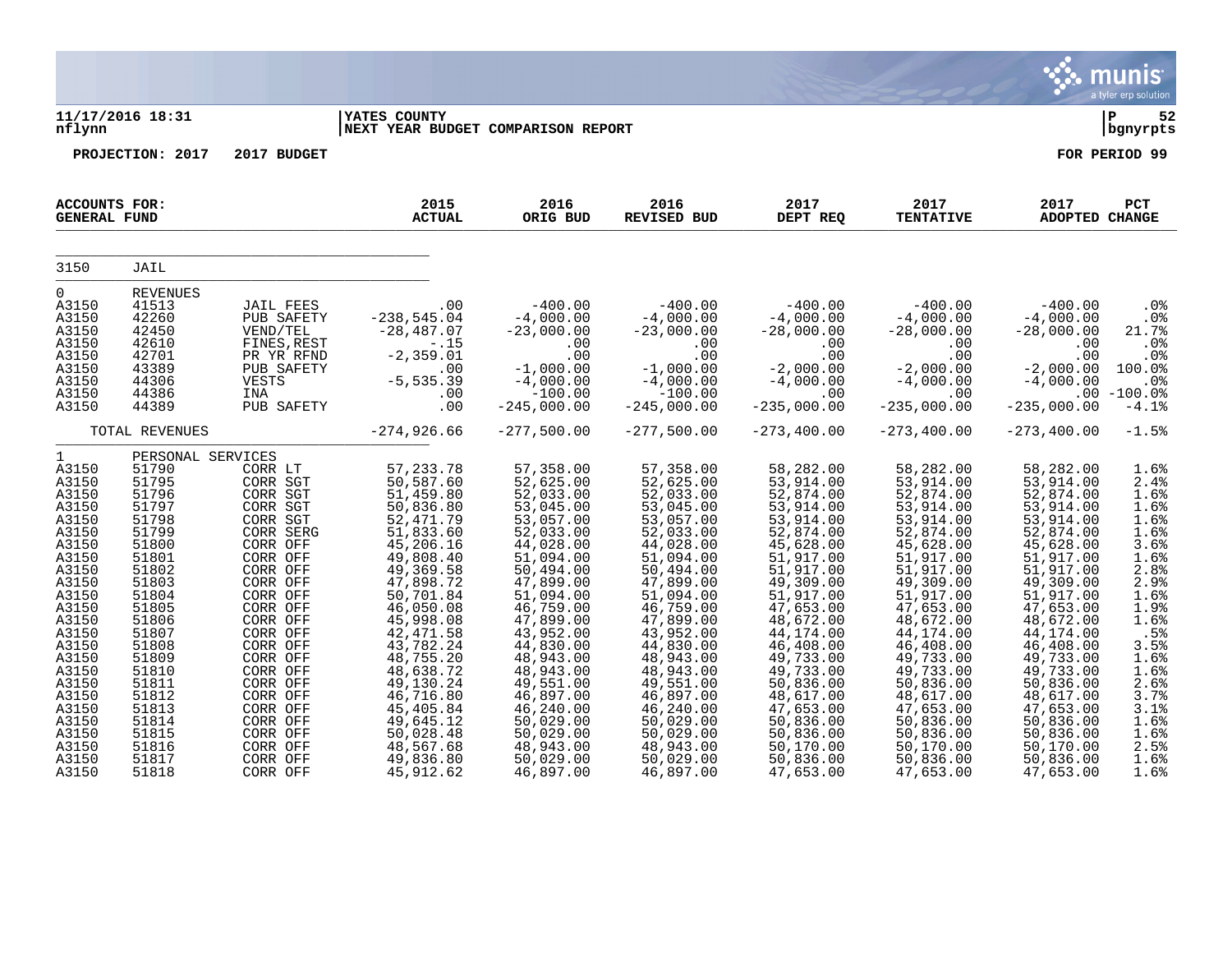11/17/2016 18:31
nflynn

YATES COUNTY
NEXT YEAR BUDGET COMPARISON REPORT

P 52
bgnyrpts

PROJECTION: 2017 2017 BUDGET

FOR PERIOD 99

| ACCOUNTS FOR: GENERAL FUND | | | 2015 ACTUAL | 2016 ORIG BUD | 2016 REVISED BUD | 2017 DEPT REQ | 2017 TENTATIVE | 2017 ADOPTED | PCT CHANGE |
|---|---|---|---|---|---|---|---|---|---|
| 3150 | JAIL | | | | | | | | |
| 0 | REVENUES | | | | | | | | |
| A3150 | 41513 | JAIL FEES | .00 | -400.00 | -400.00 | -400.00 | -400.00 | -400.00 | .0% |
| A3150 | 42260 | PUB SAFETY | -238,545.04 | -4,000.00 | -4,000.00 | -4,000.00 | -4,000.00 | -4,000.00 | .0% |
| A3150 | 42450 | VEND/TEL | -28,487.07 | -23,000.00 | -23,000.00 | -28,000.00 | -28,000.00 | -28,000.00 | 21.7% |
| A3150 | 42610 | FINES,REST | -.15 | .00 | .00 | .00 | .00 | .00 | .0% |
| A3150 | 42701 | PR YR RFND | -2,359.01 | .00 | .00 | .00 | .00 | .00 | .0% |
| A3150 | 43389 | PUB SAFETY | .00 | -1,000.00 | -1,000.00 | -2,000.00 | -2,000.00 | -2,000.00 | 100.0% |
| A3150 | 44306 | VESTS | -5,535.39 | -4,000.00 | -4,000.00 | -4,000.00 | -4,000.00 | -4,000.00 | .0% |
| A3150 | 44386 | INA | .00 | -100.00 | -100.00 | .00 | .00 | .00 | -100.0% |
| A3150 | 44389 | PUB SAFETY | .00 | -245,000.00 | -245,000.00 | -235,000.00 | -235,000.00 | -235,000.00 | -4.1% |
| | TOTAL REVENUES | | -274,926.66 | -277,500.00 | -277,500.00 | -273,400.00 | -273,400.00 | -273,400.00 | -1.5% |
| 1 | PERSONAL SERVICES | | | | | | | | |
| A3150 | 51790 | CORR LT | 57,233.78 | 57,358.00 | 57,358.00 | 58,282.00 | 58,282.00 | 58,282.00 | 1.6% |
| A3150 | 51795 | CORR SGT | 50,587.60 | 52,625.00 | 52,625.00 | 53,914.00 | 53,914.00 | 53,914.00 | 2.4% |
| A3150 | 51796 | CORR SGT | 51,459.80 | 52,033.00 | 52,033.00 | 52,874.00 | 52,874.00 | 52,874.00 | 1.6% |
| A3150 | 51797 | CORR SGT | 50,836.80 | 53,045.00 | 53,045.00 | 53,914.00 | 53,914.00 | 53,914.00 | 1.6% |
| A3150 | 51798 | CORR SGT | 52,471.79 | 53,057.00 | 53,057.00 | 53,914.00 | 53,914.00 | 53,914.00 | 1.6% |
| A3150 | 51799 | CORR SERG | 51,833.60 | 52,033.00 | 52,033.00 | 52,874.00 | 52,874.00 | 52,874.00 | 1.6% |
| A3150 | 51800 | CORR OFF | 45,206.16 | 44,028.00 | 44,028.00 | 45,628.00 | 45,628.00 | 45,628.00 | 3.6% |
| A3150 | 51801 | CORR OFF | 49,808.40 | 51,094.00 | 51,094.00 | 51,917.00 | 51,917.00 | 51,917.00 | 1.6% |
| A3150 | 51802 | CORR OFF | 49,369.58 | 50,494.00 | 50,494.00 | 51,917.00 | 51,917.00 | 51,917.00 | 2.8% |
| A3150 | 51803 | CORR OFF | 47,898.72 | 47,899.00 | 47,899.00 | 49,309.00 | 49,309.00 | 49,309.00 | 2.9% |
| A3150 | 51804 | CORR OFF | 50,701.84 | 51,094.00 | 51,094.00 | 51,917.00 | 51,917.00 | 51,917.00 | 1.6% |
| A3150 | 51805 | CORR OFF | 46,050.08 | 46,759.00 | 46,759.00 | 47,653.00 | 47,653.00 | 47,653.00 | 1.9% |
| A3150 | 51806 | CORR OFF | 45,998.08 | 47,899.00 | 47,899.00 | 48,672.00 | 48,672.00 | 48,672.00 | 1.6% |
| A3150 | 51807 | CORR OFF | 42,471.58 | 43,952.00 | 43,952.00 | 44,174.00 | 44,174.00 | 44,174.00 | .5% |
| A3150 | 51808 | CORR OFF | 43,782.24 | 44,830.00 | 44,830.00 | 46,408.00 | 46,408.00 | 46,408.00 | 3.5% |
| A3150 | 51809 | CORR OFF | 48,755.20 | 48,943.00 | 48,943.00 | 49,733.00 | 49,733.00 | 49,733.00 | 1.6% |
| A3150 | 51810 | CORR OFF | 48,638.72 | 48,943.00 | 48,943.00 | 49,733.00 | 49,733.00 | 49,733.00 | 1.6% |
| A3150 | 51811 | CORR OFF | 49,130.24 | 49,551.00 | 49,551.00 | 50,836.00 | 50,836.00 | 50,836.00 | 2.6% |
| A3150 | 51812 | CORR OFF | 46,716.80 | 46,897.00 | 46,897.00 | 48,617.00 | 48,617.00 | 48,617.00 | 3.7% |
| A3150 | 51813 | CORR OFF | 45,405.84 | 46,240.00 | 46,240.00 | 47,653.00 | 47,653.00 | 47,653.00 | 3.1% |
| A3150 | 51814 | CORR OFF | 49,645.12 | 50,029.00 | 50,029.00 | 50,836.00 | 50,836.00 | 50,836.00 | 1.6% |
| A3150 | 51815 | CORR OFF | 50,028.48 | 50,029.00 | 50,029.00 | 50,836.00 | 50,836.00 | 50,836.00 | 1.6% |
| A3150 | 51816 | CORR OFF | 48,567.68 | 48,943.00 | 48,943.00 | 50,170.00 | 50,170.00 | 50,170.00 | 2.5% |
| A3150 | 51817 | CORR OFF | 49,836.80 | 50,029.00 | 50,029.00 | 50,836.00 | 50,836.00 | 50,836.00 | 1.6% |
| A3150 | 51818 | CORR OFF | 45,912.62 | 46,897.00 | 46,897.00 | 47,653.00 | 47,653.00 | 47,653.00 | 1.6% |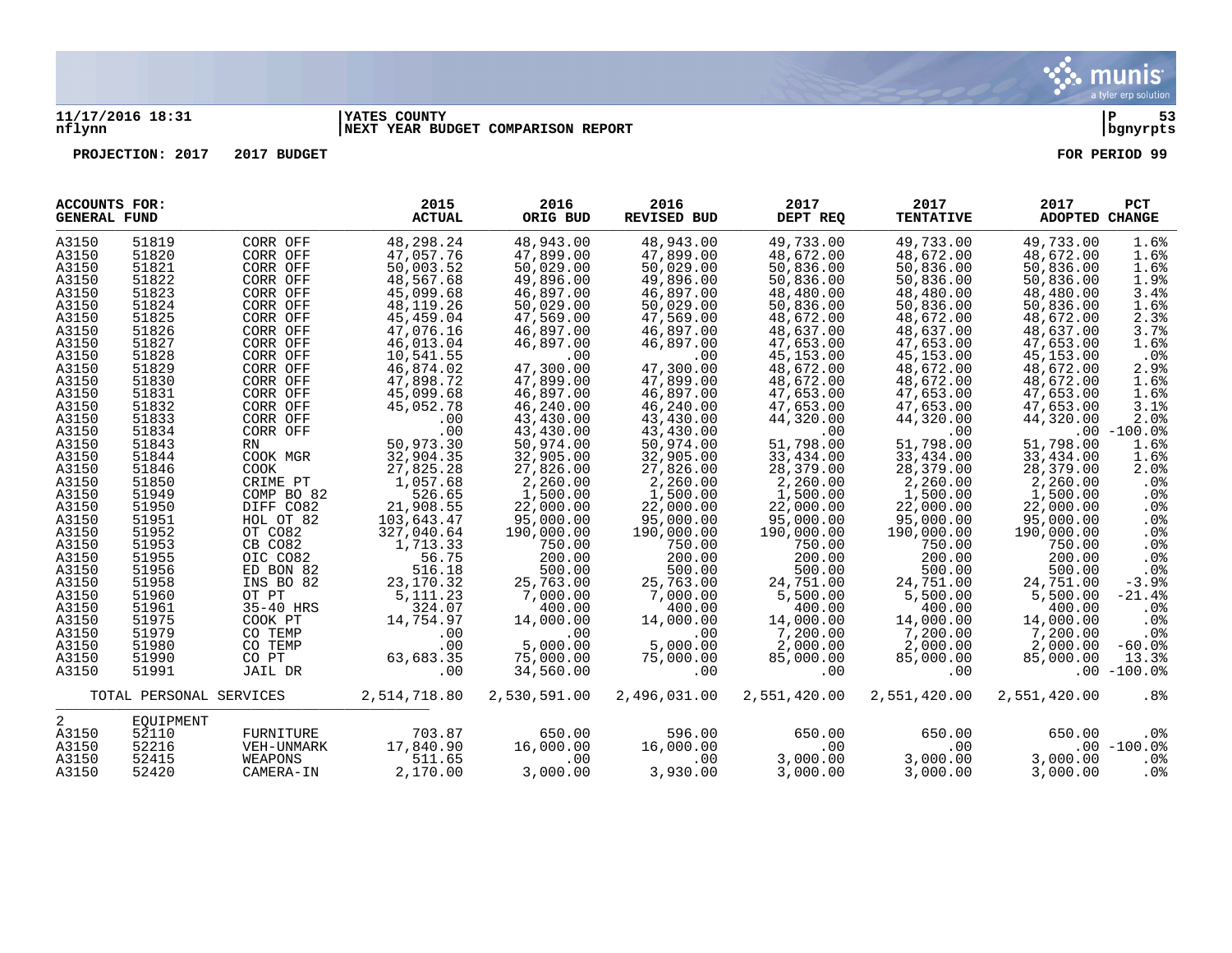11/17/2016 18:31 | YATES COUNTY | P 53
nflynn | NEXT YEAR BUDGET COMPARISON REPORT | bgnyrpts

PROJECTION: 2017 2017 BUDGET FOR PERIOD 99

| ACCOUNTS FOR: GENERAL FUND | | | 2015 ACTUAL | 2016 ORIG BUD | 2016 REVISED BUD | 2017 DEPT REQ | 2017 TENTATIVE | 2017 ADOPTED | PCT CHANGE |
|---|---|---|---|---|---|---|---|---|---|
| A3150 | 51819 | CORR OFF | 48,298.24 | 48,943.00 | 48,943.00 | 49,733.00 | 49,733.00 | 49,733.00 | 1.6% |
| A3150 | 51820 | CORR OFF | 47,057.76 | 47,899.00 | 47,899.00 | 48,672.00 | 48,672.00 | 48,672.00 | 1.6% |
| A3150 | 51821 | CORR OFF | 50,003.52 | 50,029.00 | 50,029.00 | 50,836.00 | 50,836.00 | 50,836.00 | 1.6% |
| A3150 | 51822 | CORR OFF | 48,567.68 | 49,896.00 | 49,896.00 | 50,836.00 | 50,836.00 | 50,836.00 | 1.9% |
| A3150 | 51823 | CORR OFF | 45,099.68 | 46,897.00 | 46,897.00 | 48,480.00 | 48,480.00 | 48,480.00 | 3.4% |
| A3150 | 51824 | CORR OFF | 48,119.26 | 50,029.00 | 50,029.00 | 50,836.00 | 50,836.00 | 50,836.00 | 1.6% |
| A3150 | 51825 | CORR OFF | 45,459.04 | 47,569.00 | 47,569.00 | 48,672.00 | 48,672.00 | 48,672.00 | 2.3% |
| A3150 | 51826 | CORR OFF | 47,076.16 | 46,897.00 | 46,897.00 | 48,637.00 | 48,637.00 | 48,637.00 | 3.7% |
| A3150 | 51827 | CORR OFF | 46,013.04 | 46,897.00 | 46,897.00 | 47,653.00 | 47,653.00 | 47,653.00 | 1.6% |
| A3150 | 51828 | CORR OFF | 10,541.55 | .00 | .00 | 45,153.00 | 45,153.00 | 45,153.00 | .0% |
| A3150 | 51829 | CORR OFF | 46,874.02 | 47,300.00 | 47,300.00 | 48,672.00 | 48,672.00 | 48,672.00 | 2.9% |
| A3150 | 51830 | CORR OFF | 47,898.72 | 47,899.00 | 47,899.00 | 48,672.00 | 48,672.00 | 48,672.00 | 1.6% |
| A3150 | 51831 | CORR OFF | 45,099.68 | 46,897.00 | 46,897.00 | 47,653.00 | 47,653.00 | 47,653.00 | 1.6% |
| A3150 | 51832 | CORR OFF | 45,052.78 | 46,240.00 | 46,240.00 | 47,653.00 | 47,653.00 | 47,653.00 | 3.1% |
| A3150 | 51833 | CORR OFF | .00 | 43,430.00 | 43,430.00 | 44,320.00 | 44,320.00 | 44,320.00 | 2.0% |
| A3150 | 51834 | CORR OFF | .00 | 43,430.00 | 43,430.00 | .00 | .00 | .00 | -100.0% |
| A3150 | 51843 | RN | 50,973.30 | 50,974.00 | 50,974.00 | 51,798.00 | 51,798.00 | 51,798.00 | 1.6% |
| A3150 | 51844 | COOK MGR | 32,904.35 | 32,905.00 | 32,905.00 | 33,434.00 | 33,434.00 | 33,434.00 | 1.6% |
| A3150 | 51846 | COOK | 27,825.28 | 27,826.00 | 27,826.00 | 28,379.00 | 28,379.00 | 28,379.00 | 2.0% |
| A3150 | 51850 | CRIME PT | 1,057.68 | 2,260.00 | 2,260.00 | 2,260.00 | 2,260.00 | 2,260.00 | .0% |
| A3150 | 51949 | COMP BO 82 | 526.65 | 1,500.00 | 1,500.00 | 1,500.00 | 1,500.00 | 1,500.00 | .0% |
| A3150 | 51950 | DIFF CO82 | 21,908.55 | 22,000.00 | 22,000.00 | 22,000.00 | 22,000.00 | 22,000.00 | .0% |
| A3150 | 51951 | HOL OT 82 | 103,643.47 | 95,000.00 | 95,000.00 | 95,000.00 | 95,000.00 | 95,000.00 | .0% |
| A3150 | 51952 | OT CO82 | 327,040.64 | 190,000.00 | 190,000.00 | 190,000.00 | 190,000.00 | 190,000.00 | .0% |
| A3150 | 51953 | CB CO82 | 1,713.33 | 750.00 | 750.00 | 750.00 | 750.00 | 750.00 | .0% |
| A3150 | 51955 | OIC CO82 | 56.75 | 200.00 | 200.00 | 200.00 | 200.00 | 200.00 | .0% |
| A3150 | 51956 | ED BON 82 | 516.18 | 500.00 | 500.00 | 500.00 | 500.00 | 500.00 | .0% |
| A3150 | 51958 | INS BO 82 | 23,170.32 | 25,763.00 | 25,763.00 | 24,751.00 | 24,751.00 | 24,751.00 | -3.9% |
| A3150 | 51960 | OT PT | 5,111.23 | 7,000.00 | 7,000.00 | 5,500.00 | 5,500.00 | 5,500.00 | -21.4% |
| A3150 | 51961 | 35-40 HRS | 324.07 | 400.00 | 400.00 | 400.00 | 400.00 | 400.00 | .0% |
| A3150 | 51975 | COOK PT | 14,754.97 | 14,000.00 | 14,000.00 | 14,000.00 | 14,000.00 | 14,000.00 | .0% |
| A3150 | 51979 | CO TEMP | .00 | .00 | .00 | 7,200.00 | 7,200.00 | 7,200.00 | .0% |
| A3150 | 51980 | CO TEMP | .00 | 5,000.00 | 5,000.00 | 2,000.00 | 2,000.00 | 2,000.00 | -60.0% |
| A3150 | 51990 | CO PT | 63,683.35 | 75,000.00 | 75,000.00 | 85,000.00 | 85,000.00 | 85,000.00 | 13.3% |
| A3150 | 51991 | JAIL DR | .00 | 34,560.00 | .00 | .00 | .00 | .00 | -100.0% |
| TOTAL PERSONAL SERVICES | | | 2,514,718.80 | 2,530,591.00 | 2,496,031.00 | 2,551,420.00 | 2,551,420.00 | 2,551,420.00 | .8% |
| 2 | EQUIPMENT | | | | | | | | |
| A3150 | 52110 | FURNITURE | 703.87 | 650.00 | 596.00 | 650.00 | 650.00 | 650.00 | .0% |
| A3150 | 52216 | VEH-UNMARK | 17,840.90 | 16,000.00 | 16,000.00 | .00 | .00 | .00 | -100.0% |
| A3150 | 52415 | WEAPONS | 511.65 | .00 | .00 | 3,000.00 | 3,000.00 | 3,000.00 | .0% |
| A3150 | 52420 | CAMERA-IN | 2,170.00 | 3,000.00 | 3,930.00 | 3,000.00 | 3,000.00 | 3,000.00 | .0% |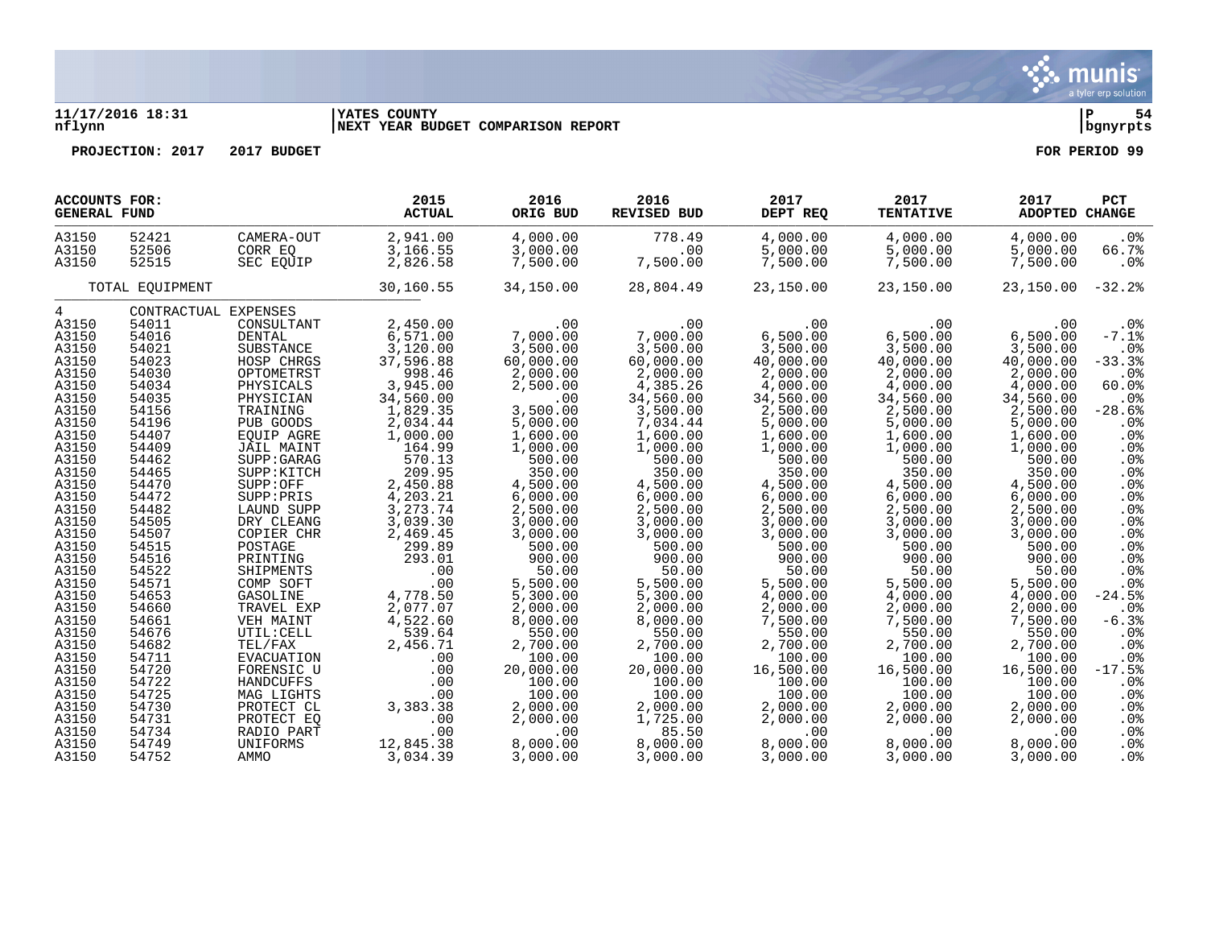**11/17/2016 18:31** | **YATES COUNTY** | **P 54**
**nflynn** | **NEXT YEAR BUDGET COMPARISON REPORT** | **bgnyrpts**

**PROJECTION: 2017 2017 BUDGET** **FOR PERIOD 99**

| ACCOUNTS FOR: GENERAL FUND | | | 2015 ACTUAL | 2016 ORIG BUD | 2016 REVISED BUD | 2017 DEPT REQ | 2017 TENTATIVE | 2017 ADOPTED | PCT CHANGE |
|---|---|---|---|---|---|---|---|---|---|
| A3150 | 52421 | CAMERA-OUT | 2,941.00 | 4,000.00 | 778.49 | 4,000.00 | 4,000.00 | 4,000.00 | .0% |
| A3150 | 52506 | CORR EQ | 3,166.55 | 3,000.00 | .00 | 5,000.00 | 5,000.00 | 5,000.00 | 66.7% |
| A3150 | 52515 | SEC EQUIP | 2,826.58 | 7,500.00 | 7,500.00 | 7,500.00 | 7,500.00 | 7,500.00 | .0% |
| TOTAL EQUIPMENT | | | 30,160.55 | 34,150.00 | 28,804.49 | 23,150.00 | 23,150.00 | 23,150.00 | -32.2% |
| 4 | CONTRACTUAL EXPENSES | | | | | | | | |
| A3150 | 54011 | CONSULTANT | 2,450.00 | .00 | .00 | .00 | .00 | .00 | .0% |
| A3150 | 54016 | DENTAL | 6,571.00 | 7,000.00 | 7,000.00 | 6,500.00 | 6,500.00 | 6,500.00 | -7.1% |
| A3150 | 54021 | SUBSTANCE | 3,120.00 | 3,500.00 | 3,500.00 | 3,500.00 | 3,500.00 | 3,500.00 | .0% |
| A3150 | 54023 | HOSP CHRGS | 37,596.88 | 60,000.00 | 60,000.00 | 40,000.00 | 40,000.00 | 40,000.00 | -33.3% |
| A3150 | 54030 | OPTOMETRST | 998.46 | 2,000.00 | 2,000.00 | 2,000.00 | 2,000.00 | 2,000.00 | .0% |
| A3150 | 54034 | PHYSICALS | 3,945.00 | 2,500.00 | 4,385.26 | 4,000.00 | 4,000.00 | 4,000.00 | 60.0% |
| A3150 | 54035 | PHYSICIAN | 34,560.00 | .00 | 34,560.00 | 34,560.00 | 34,560.00 | 34,560.00 | .0% |
| A3150 | 54156 | TRAINING | 1,829.35 | 3,500.00 | 3,500.00 | 2,500.00 | 2,500.00 | 2,500.00 | -28.6% |
| A3150 | 54196 | PUB GOODS | 2,034.44 | 5,000.00 | 7,034.44 | 5,000.00 | 5,000.00 | 5,000.00 | .0% |
| A3150 | 54407 | EQUIP AGRE | 1,000.00 | 1,600.00 | 1,600.00 | 1,600.00 | 1,600.00 | 1,600.00 | .0% |
| A3150 | 54409 | JAIL MAINT | 164.99 | 1,000.00 | 1,000.00 | 1,000.00 | 1,000.00 | 1,000.00 | .0% |
| A3150 | 54462 | SUPP:GARAG | 570.13 | 500.00 | 500.00 | 500.00 | 500.00 | 500.00 | .0% |
| A3150 | 54465 | SUPP:KITCH | 209.95 | 350.00 | 350.00 | 350.00 | 350.00 | 350.00 | .0% |
| A3150 | 54470 | SUPP:OFF | 2,450.88 | 4,500.00 | 4,500.00 | 4,500.00 | 4,500.00 | 4,500.00 | .0% |
| A3150 | 54472 | SUPP:PRIS | 4,203.21 | 6,000.00 | 6,000.00 | 6,000.00 | 6,000.00 | 6,000.00 | .0% |
| A3150 | 54482 | LAUND SUPP | 3,273.74 | 2,500.00 | 2,500.00 | 2,500.00 | 2,500.00 | 2,500.00 | .0% |
| A3150 | 54505 | DRY CLEANG | 3,039.30 | 3,000.00 | 3,000.00 | 3,000.00 | 3,000.00 | 3,000.00 | .0% |
| A3150 | 54507 | COPIER CHR | 2,469.45 | 3,000.00 | 3,000.00 | 3,000.00 | 3,000.00 | 3,000.00 | .0% |
| A3150 | 54515 | POSTAGE | 299.89 | 500.00 | 500.00 | 500.00 | 500.00 | 500.00 | .0% |
| A3150 | 54516 | PRINTING | 293.01 | 900.00 | 900.00 | 900.00 | 900.00 | 900.00 | .0% |
| A3150 | 54522 | SHIPMENTS | .00 | 50.00 | 50.00 | 50.00 | 50.00 | 50.00 | .0% |
| A3150 | 54571 | COMP SOFT | .00 | 5,500.00 | 5,500.00 | 5,500.00 | 5,500.00 | 5,500.00 | .0% |
| A3150 | 54653 | GASOLINE | 4,778.50 | 5,300.00 | 5,300.00 | 4,000.00 | 4,000.00 | 4,000.00 | -24.5% |
| A3150 | 54660 | TRAVEL EXP | 2,077.07 | 2,000.00 | 2,000.00 | 2,000.00 | 2,000.00 | 2,000.00 | .0% |
| A3150 | 54661 | VEH MAINT | 4,522.60 | 8,000.00 | 8,000.00 | 7,500.00 | 7,500.00 | 7,500.00 | -6.3% |
| A3150 | 54676 | UTIL:CELL | 539.64 | 550.00 | 550.00 | 550.00 | 550.00 | 550.00 | .0% |
| A3150 | 54682 | TEL/FAX | 2,456.71 | 2,700.00 | 2,700.00 | 2,700.00 | 2,700.00 | 2,700.00 | .0% |
| A3150 | 54711 | EVACUATION | .00 | 100.00 | 100.00 | 100.00 | 100.00 | 100.00 | .0% |
| A3150 | 54720 | FORENSIC U | .00 | 20,000.00 | 20,000.00 | 16,500.00 | 16,500.00 | 16,500.00 | -17.5% |
| A3150 | 54722 | HANDCUFFS | .00 | 100.00 | 100.00 | 100.00 | 100.00 | 100.00 | .0% |
| A3150 | 54725 | MAG LIGHTS | .00 | 100.00 | 100.00 | 100.00 | 100.00 | 100.00 | .0% |
| A3150 | 54730 | PROTECT CL | 3,383.38 | 2,000.00 | 2,000.00 | 2,000.00 | 2,000.00 | 2,000.00 | .0% |
| A3150 | 54731 | PROTECT EQ | .00 | 2,000.00 | 1,725.00 | 2,000.00 | 2,000.00 | 2,000.00 | .0% |
| A3150 | 54734 | RADIO PART | .00 | .00 | 85.50 | .00 | .00 | .00 | .0% |
| A3150 | 54749 | UNIFORMS | 12,845.38 | 8,000.00 | 8,000.00 | 8,000.00 | 8,000.00 | 8,000.00 | .0% |
| A3150 | 54752 | AMMO | 3,034.39 | 3,000.00 | 3,000.00 | 3,000.00 | 3,000.00 | 3,000.00 | .0% |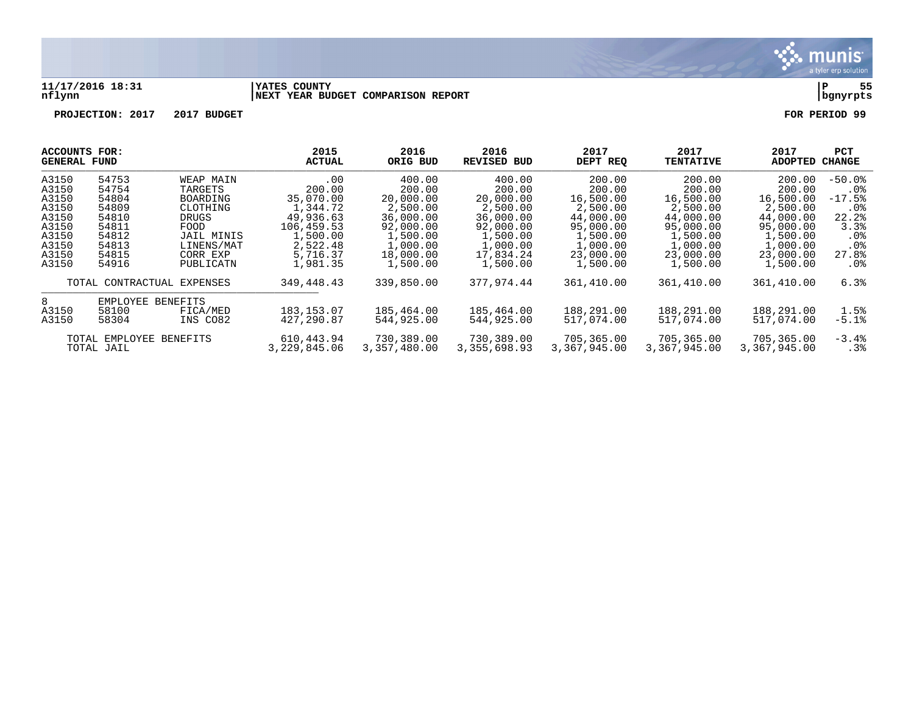11/17/2016 18:31 | YATES COUNTY | P 55
nflynn | NEXT YEAR BUDGET COMPARISON REPORT | bgnyrpts

PROJECTION: 2017 2017 BUDGET FOR PERIOD 99

| ACCOUNTS FOR: GENERAL FUND | | | 2015 ACTUAL | 2016 ORIG BUD | 2016 REVISED BUD | 2017 DEPT REQ | 2017 TENTATIVE | 2017 ADOPTED | PCT CHANGE |
|---|---|---|---|---|---|---|---|---|---|
| A3150 | 54753 | WEAP MAIN | .00 | 400.00 | 400.00 | 200.00 | 200.00 | 200.00 | -50.0% |
| A3150 | 54754 | TARGETS | 200.00 | 200.00 | 200.00 | 200.00 | 200.00 | 200.00 | .0% |
| A3150 | 54804 | BOARDING | 35,070.00 | 20,000.00 | 20,000.00 | 16,500.00 | 16,500.00 | 16,500.00 | -17.5% |
| A3150 | 54809 | CLOTHING | 1,344.72 | 2,500.00 | 2,500.00 | 2,500.00 | 2,500.00 | 2,500.00 | .0% |
| A3150 | 54810 | DRUGS | 49,936.63 | 36,000.00 | 36,000.00 | 44,000.00 | 44,000.00 | 44,000.00 | 22.2% |
| A3150 | 54811 | FOOD | 106,459.53 | 92,000.00 | 92,000.00 | 95,000.00 | 95,000.00 | 95,000.00 | 3.3% |
| A3150 | 54812 | JAIL MINIS | 1,500.00 | 1,500.00 | 1,500.00 | 1,500.00 | 1,500.00 | 1,500.00 | .0% |
| A3150 | 54813 | LINENS/MAT | 2,522.48 | 1,000.00 | 1,000.00 | 1,000.00 | 1,000.00 | 1,000.00 | .0% |
| A3150 | 54815 | CORR EXP | 5,716.37 | 18,000.00 | 17,834.24 | 23,000.00 | 23,000.00 | 23,000.00 | 27.8% |
| A3150 | 54916 | PUBLICATN | 1,981.35 | 1,500.00 | 1,500.00 | 1,500.00 | 1,500.00 | 1,500.00 | .0% |
| | TOTAL CONTRACTUAL EXPENSES | | 349,448.43 | 339,850.00 | 377,974.44 | 361,410.00 | 361,410.00 | 361,410.00 | 6.3% |
| 8 | EMPLOYEE BENEFITS | | | | | | | | |
| A3150 | 58100 | FICA/MED | 183,153.07 | 185,464.00 | 185,464.00 | 188,291.00 | 188,291.00 | 188,291.00 | 1.5% |
| A3150 | 58304 | INS CO82 | 427,290.87 | 544,925.00 | 544,925.00 | 517,074.00 | 517,074.00 | 517,074.00 | -5.1% |
| | TOTAL EMPLOYEE BENEFITS | | 610,443.94 | 730,389.00 | 730,389.00 | 705,365.00 | 705,365.00 | 705,365.00 | -3.4% |
| | TOTAL JAIL | | 3,229,845.06 | 3,357,480.00 | 3,355,698.93 | 3,367,945.00 | 3,367,945.00 | 3,367,945.00 | .3% |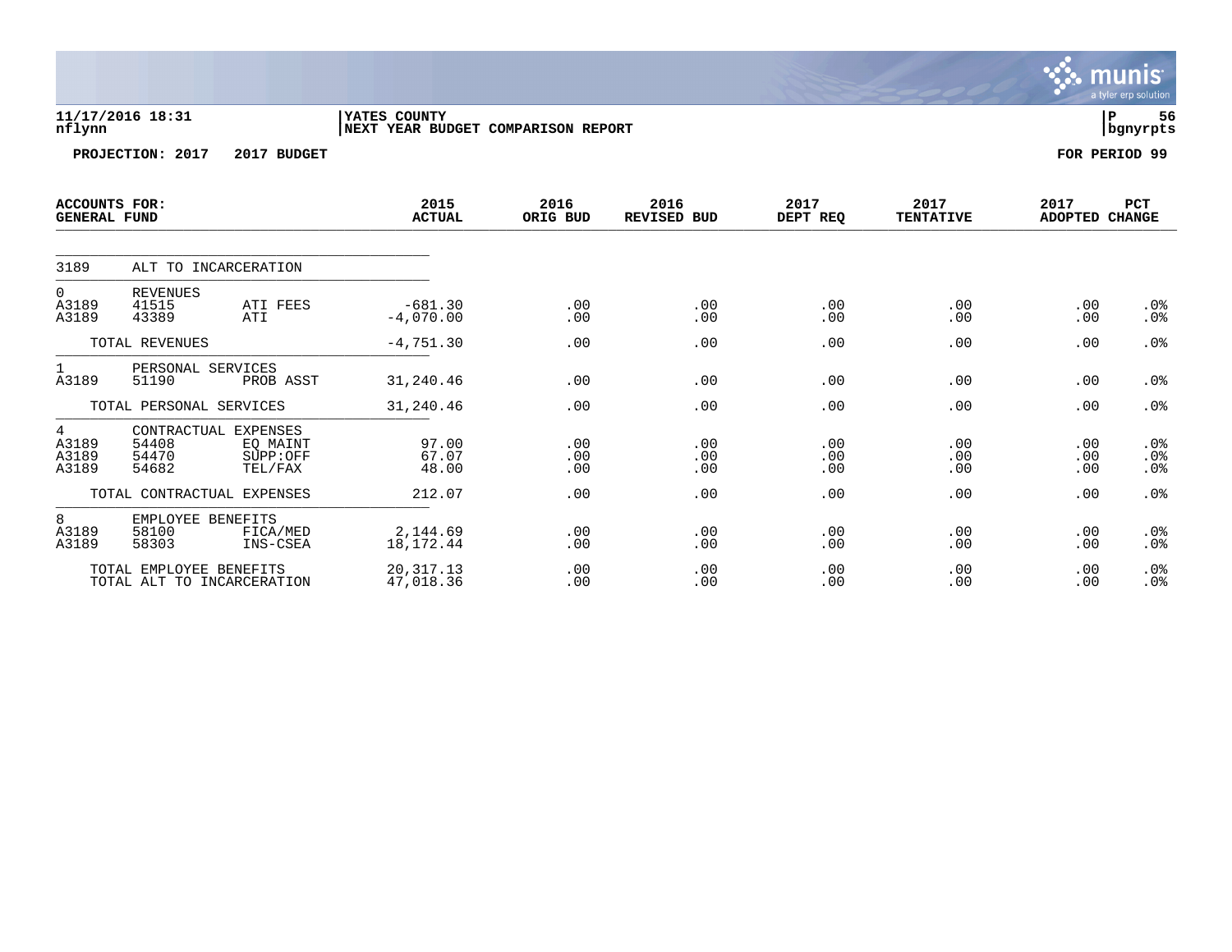11/17/2016 18:31
nflynn

YATES COUNTY
NEXT YEAR BUDGET COMPARISON REPORT

P 56
bgnyrpts

PROJECTION: 2017 2017 BUDGET

FOR PERIOD 99

| ACCOUNTS FOR: GENERAL FUND | | | 2015 ACTUAL | 2016 ORIG BUD | 2016 REVISED BUD | 2017 DEPT REQ | 2017 TENTATIVE | 2017 ADOPTED | PCT CHANGE |
|---|---|---|---|---|---|---|---|---|---|
| 3189 | ALT TO INCARCERATION | | | | | | | | |
| 0 | REVENUES | | | | | | | | |
| A3189 | 41515 | ATI FEES | -681.30 | .00 | .00 | .00 | .00 | .00 | .0% |
| A3189 | 43389 | ATI | -4,070.00 | .00 | .00 | .00 | .00 | .00 | .0% |
| | TOTAL REVENUES | | -4,751.30 | .00 | .00 | .00 | .00 | .00 | .0% |
| 1 | PERSONAL SERVICES | | | | | | | | |
| A3189 | 51190 | PROB ASST | 31,240.46 | .00 | .00 | .00 | .00 | .00 | .0% |
| | TOTAL PERSONAL SERVICES | | 31,240.46 | .00 | .00 | .00 | .00 | .00 | .0% |
| 4 | CONTRACTUAL EXPENSES | | | | | | | | |
| A3189 | 54408 | EQ MAINT | 97.00 | .00 | .00 | .00 | .00 | .00 | .0% |
| A3189 | 54470 | SUPP:OFF | 67.07 | .00 | .00 | .00 | .00 | .00 | .0% |
| A3189 | 54682 | TEL/FAX | 48.00 | .00 | .00 | .00 | .00 | .00 | .0% |
| | TOTAL CONTRACTUAL EXPENSES | | 212.07 | .00 | .00 | .00 | .00 | .00 | .0% |
| 8 | EMPLOYEE BENEFITS | | | | | | | | |
| A3189 | 58100 | FICA/MED | 2,144.69 | .00 | .00 | .00 | .00 | .00 | .0% |
| A3189 | 58303 | INS-CSEA | 18,172.44 | .00 | .00 | .00 | .00 | .00 | .0% |
| | TOTAL EMPLOYEE BENEFITS | | 20,317.13 | .00 | .00 | .00 | .00 | .00 | .0% |
| | TOTAL ALT TO INCARCERATION | | 47,018.36 | .00 | .00 | .00 | .00 | .00 | .0% |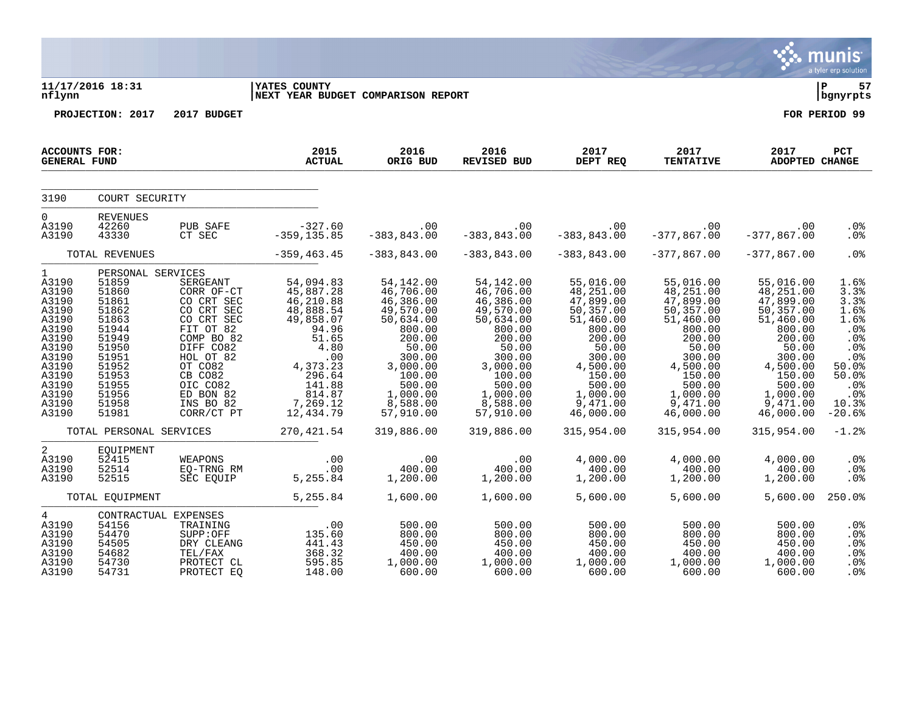**11/17/2016 18:31** | **YATES COUNTY** | **P 57**
**nflynn** | **NEXT YEAR BUDGET COMPARISON REPORT** | **bgnyrpts**

**PROJECTION: 2017 2017 BUDGET** **FOR PERIOD 99**

| ACCOUNTS FOR: GENERAL FUND | | | 2015 ACTUAL | 2016 ORIG BUD | 2016 REVISED BUD | 2017 DEPT REQ | 2017 TENTATIVE | 2017 ADOPTED | PCT CHANGE |
|---|---|---|---|---|---|---|---|---|---|
| 3190 | COURT SECURITY | | | | | | | | |
| 0 | REVENUES | | | | | | | | |
| A3190 | 42260 | PUB SAFE | -327.60 | .00 | .00 | .00 | .00 | .00 | .0% |
| A3190 | 43330 | CT SEC | -359,135.85 | -383,843.00 | -383,843.00 | -383,843.00 | -377,867.00 | -377,867.00 | .0% |
| | TOTAL REVENUES | | -359,463.45 | -383,843.00 | -383,843.00 | -383,843.00 | -377,867.00 | -377,867.00 | .0% |
| 1 | PERSONAL SERVICES | | | | | | | | |
| A3190 | 51859 | SERGEANT | 54,094.83 | 54,142.00 | 54,142.00 | 55,016.00 | 55,016.00 | 55,016.00 | 1.6% |
| A3190 | 51860 | CORR OF-CT | 45,887.28 | 46,706.00 | 46,706.00 | 48,251.00 | 48,251.00 | 48,251.00 | 3.3% |
| A3190 | 51861 | CO CRT SEC | 46,210.88 | 46,386.00 | 46,386.00 | 47,899.00 | 47,899.00 | 47,899.00 | 3.3% |
| A3190 | 51862 | CO CRT SEC | 48,888.54 | 49,570.00 | 49,570.00 | 50,357.00 | 50,357.00 | 50,357.00 | 1.6% |
| A3190 | 51863 | CO CRT SEC | 49,858.07 | 50,634.00 | 50,634.00 | 51,460.00 | 51,460.00 | 51,460.00 | 1.6% |
| A3190 | 51944 | FIT OT 82 | 94.96 | 800.00 | 800.00 | 800.00 | 800.00 | 800.00 | .0% |
| A3190 | 51949 | COMP BO 82 | 51.65 | 200.00 | 200.00 | 200.00 | 200.00 | 200.00 | .0% |
| A3190 | 51950 | DIFF CO82 | 4.80 | 50.00 | 50.00 | 50.00 | 50.00 | 50.00 | .0% |
| A3190 | 51951 | HOL OT 82 | .00 | 300.00 | 300.00 | 300.00 | 300.00 | 300.00 | .0% |
| A3190 | 51952 | OT CO82 | 4,373.23 | 3,000.00 | 3,000.00 | 4,500.00 | 4,500.00 | 4,500.00 | 50.0% |
| A3190 | 51953 | CB CO82 | 296.64 | 100.00 | 100.00 | 150.00 | 150.00 | 150.00 | 50.0% |
| A3190 | 51955 | OIC CO82 | 141.88 | 500.00 | 500.00 | 500.00 | 500.00 | 500.00 | .0% |
| A3190 | 51956 | ED BON 82 | 814.87 | 1,000.00 | 1,000.00 | 1,000.00 | 1,000.00 | 1,000.00 | .0% |
| A3190 | 51958 | INS BO 82 | 7,269.12 | 8,588.00 | 8,588.00 | 9,471.00 | 9,471.00 | 9,471.00 | 10.3% |
| A3190 | 51981 | CORR/CT PT | 12,434.79 | 57,910.00 | 57,910.00 | 46,000.00 | 46,000.00 | 46,000.00 | -20.6% |
| | TOTAL PERSONAL SERVICES | | 270,421.54 | 319,886.00 | 319,886.00 | 315,954.00 | 315,954.00 | 315,954.00 | -1.2% |
| 2 | EQUIPMENT | | | | | | | | |
| A3190 | 52415 | WEAPONS | .00 | .00 | .00 | 4,000.00 | 4,000.00 | 4,000.00 | .0% |
| A3190 | 52514 | EQ-TRNG RM | .00 | 400.00 | 400.00 | 400.00 | 400.00 | 400.00 | .0% |
| A3190 | 52515 | SEC EQUIP | 5,255.84 | 1,200.00 | 1,200.00 | 1,200.00 | 1,200.00 | 1,200.00 | .0% |
| | TOTAL EQUIPMENT | | 5,255.84 | 1,600.00 | 1,600.00 | 5,600.00 | 5,600.00 | 5,600.00 | 250.0% |
| 4 | CONTRACTUAL EXPENSES | | | | | | | | |
| A3190 | 54156 | TRAINING | .00 | 500.00 | 500.00 | 500.00 | 500.00 | 500.00 | .0% |
| A3190 | 54470 | SUPP:OFF | 135.60 | 800.00 | 800.00 | 800.00 | 800.00 | 800.00 | .0% |
| A3190 | 54505 | DRY CLEANG | 441.43 | 450.00 | 450.00 | 450.00 | 450.00 | 450.00 | .0% |
| A3190 | 54682 | TEL/FAX | 368.32 | 400.00 | 400.00 | 400.00 | 400.00 | 400.00 | .0% |
| A3190 | 54730 | PROTECT CL | 595.85 | 1,000.00 | 1,000.00 | 1,000.00 | 1,000.00 | 1,000.00 | .0% |
| A3190 | 54731 | PROTECT EQ | 148.00 | 600.00 | 600.00 | 600.00 | 600.00 | 600.00 | .0% |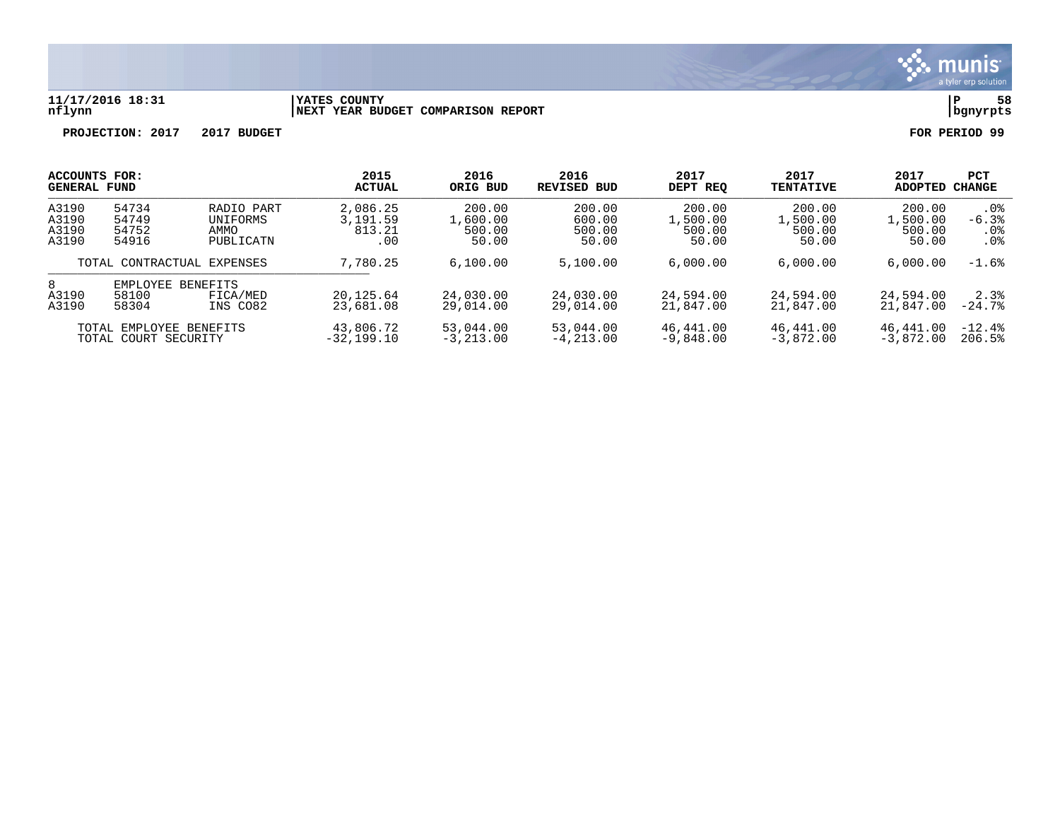11/17/2016 18:31 | YATES COUNTY | P 58
nflynn | NEXT YEAR BUDGET COMPARISON REPORT | bgnyrpts

**PROJECTION: 2017 2017 BUDGET** **FOR PERIOD 99**

| ACCOUNTS FOR: GENERAL FUND | | | 2015 ACTUAL | 2016 ORIG BUD | 2016 REVISED BUD | 2017 DEPT REQ | 2017 TENTATIVE | 2017 ADOPTED | PCT CHANGE |
|---|---|---|---|---|---|---|---|---|---|
| A3190 | 54734 | RADIO PART | 2,086.25 | 200.00 | 200.00 | 200.00 | 200.00 | 200.00 | .0% |
| A3190 | 54749 | UNIFORMS | 3,191.59 | 1,600.00 | 600.00 | 1,500.00 | 1,500.00 | 1,500.00 | -6.3% |
| A3190 | 54752 | AMMO | 813.21 | 500.00 | 500.00 | 500.00 | 500.00 | 500.00 | .0% |
| A3190 | 54916 | PUBLICATN | .00 | 50.00 | 50.00 | 50.00 | 50.00 | 50.00 | .0% |
| TOTAL CONTRACTUAL EXPENSES | | | 7,780.25 | 6,100.00 | 5,100.00 | 6,000.00 | 6,000.00 | 6,000.00 | -1.6% |
| 8 | EMPLOYEE BENEFITS | | | | | | | | |
| A3190 | 58100 | FICA/MED | 20,125.64 | 24,030.00 | 24,030.00 | 24,594.00 | 24,594.00 | 24,594.00 | 2.3% |
| A3190 | 58304 | INS CO82 | 23,681.08 | 29,014.00 | 29,014.00 | 21,847.00 | 21,847.00 | 21,847.00 | -24.7% |
| TOTAL EMPLOYEE BENEFITS | | | 43,806.72 | 53,044.00 | 53,044.00 | 46,441.00 | 46,441.00 | 46,441.00 | -12.4% |
| TOTAL COURT SECURITY | | | -32,199.10 | -3,213.00 | -4,213.00 | -9,848.00 | -3,872.00 | -3,872.00 | 206.5% |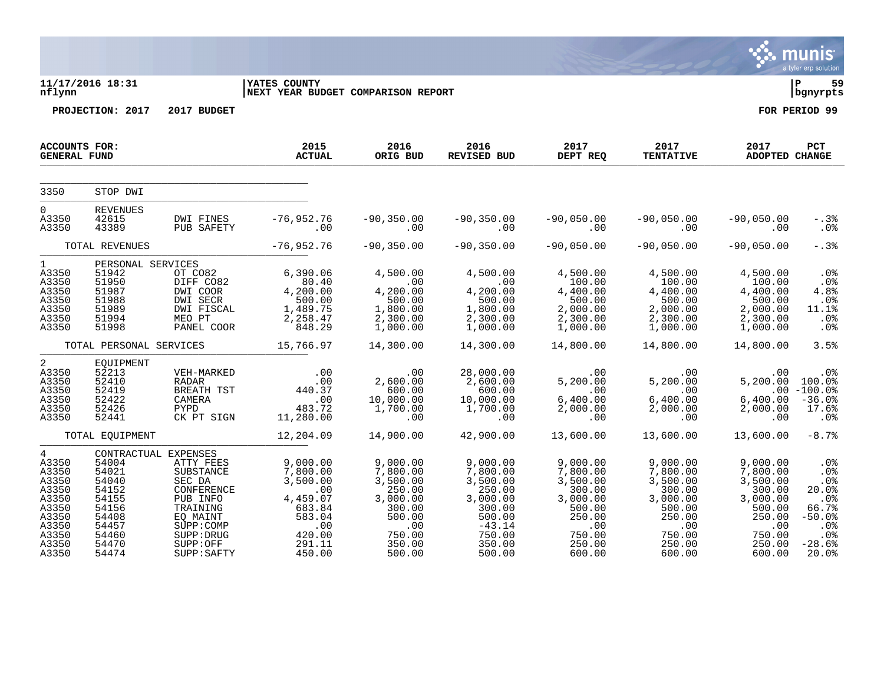11/17/2016 18:31 | YATES COUNTY | P 59
nflynn | NEXT YEAR BUDGET COMPARISON REPORT | bgnyrpts

PROJECTION: 2017 2017 BUDGET | FOR PERIOD 99

| ACCOUNTS FOR: GENERAL FUND | | | 2015 ACTUAL | 2016 ORIG BUD | 2016 REVISED BUD | 2017 DEPT REQ | 2017 TENTATIVE | 2017 ADOPTED | PCT CHANGE |
|---|---|---|---|---|---|---|---|---|---|
| 3350 | STOP DWI | | | | | | | | |
| 0 | REVENUES | | | | | | | | |
| A3350 | 42615 | DWI FINES | -76,952.76 | -90,350.00 | -90,350.00 | -90,050.00 | -90,050.00 | -90,050.00 | -.3% |
| A3350 | 43389 | PUB SAFETY | .00 | .00 | .00 | .00 | .00 | .00 | .0% |
| | TOTAL REVENUES | | -76,952.76 | -90,350.00 | -90,350.00 | -90,050.00 | -90,050.00 | -90,050.00 | -.3% |
| 1 | PERSONAL SERVICES | | | | | | | | |
| A3350 | 51942 | OT CO82 | 6,390.06 | 4,500.00 | 4,500.00 | 4,500.00 | 4,500.00 | 4,500.00 | .0% |
| A3350 | 51950 | DIFF CO82 | 80.40 | .00 | .00 | 100.00 | 100.00 | 100.00 | .0% |
| A3350 | 51987 | DWI COOR | 4,200.00 | 4,200.00 | 4,200.00 | 4,400.00 | 4,400.00 | 4,400.00 | 4.8% |
| A3350 | 51988 | DWI SECR | 500.00 | 500.00 | 500.00 | 500.00 | 500.00 | 500.00 | .0% |
| A3350 | 51989 | DWI FISCAL | 1,489.75 | 1,800.00 | 1,800.00 | 2,000.00 | 2,000.00 | 2,000.00 | 11.1% |
| A3350 | 51994 | MEO PT | 2,258.47 | 2,300.00 | 2,300.00 | 2,300.00 | 2,300.00 | 2,300.00 | .0% |
| A3350 | 51998 | PANEL COOR | 848.29 | 1,000.00 | 1,000.00 | 1,000.00 | 1,000.00 | 1,000.00 | .0% |
| | TOTAL PERSONAL SERVICES | | 15,766.97 | 14,300.00 | 14,300.00 | 14,800.00 | 14,800.00 | 14,800.00 | 3.5% |
| 2 | EQUIPMENT | | | | | | | | |
| A3350 | 52213 | VEH-MARKED | .00 | .00 | 28,000.00 | .00 | .00 | .00 | .0% |
| A3350 | 52410 | RADAR | .00 | 2,600.00 | 2,600.00 | 5,200.00 | 5,200.00 | 5,200.00 | 100.0% |
| A3350 | 52419 | BREATH TST | 440.37 | 600.00 | 600.00 | .00 | .00 | .00 | -100.0% |
| A3350 | 52422 | CAMERA | .00 | 10,000.00 | 10,000.00 | 6,400.00 | 6,400.00 | 6,400.00 | -36.0% |
| A3350 | 52426 | PYPD | 483.72 | 1,700.00 | 1,700.00 | 2,000.00 | 2,000.00 | 2,000.00 | 17.6% |
| A3350 | 52441 | CK PT SIGN | 11,280.00 | .00 | .00 | .00 | .00 | .00 | .0% |
| | TOTAL EQUIPMENT | | 12,204.09 | 14,900.00 | 42,900.00 | 13,600.00 | 13,600.00 | 13,600.00 | -8.7% |
| 4 | CONTRACTUAL EXPENSES | | | | | | | | |
| A3350 | 54004 | ATTY FEES | 9,000.00 | 9,000.00 | 9,000.00 | 9,000.00 | 9,000.00 | 9,000.00 | .0% |
| A3350 | 54021 | SUBSTANCE | 7,800.00 | 7,800.00 | 7,800.00 | 7,800.00 | 7,800.00 | 7,800.00 | .0% |
| A3350 | 54040 | SEC DA | 3,500.00 | 3,500.00 | 3,500.00 | 3,500.00 | 3,500.00 | 3,500.00 | .0% |
| A3350 | 54152 | CONFERENCE | .00 | 250.00 | 250.00 | 300.00 | 300.00 | 300.00 | 20.0% |
| A3350 | 54155 | PUB INFO | 4,459.07 | 3,000.00 | 3,000.00 | 3,000.00 | 3,000.00 | 3,000.00 | .0% |
| A3350 | 54156 | TRAINING | 683.84 | 300.00 | 300.00 | 500.00 | 500.00 | 500.00 | 66.7% |
| A3350 | 54408 | EQ MAINT | 583.04 | 500.00 | 500.00 | 250.00 | 250.00 | 250.00 | -50.0% |
| A3350 | 54457 | SUPP:COMP | .00 | .00 | -43.14 | .00 | .00 | .00 | .0% |
| A3350 | 54460 | SUPP:DRUG | 420.00 | 750.00 | 750.00 | 750.00 | 750.00 | 750.00 | .0% |
| A3350 | 54470 | SUPP:OFF | 291.11 | 350.00 | 350.00 | 250.00 | 250.00 | 250.00 | -28.6% |
| A3350 | 54474 | SUPP:SAFTY | 450.00 | 500.00 | 500.00 | 600.00 | 600.00 | 600.00 | 20.0% |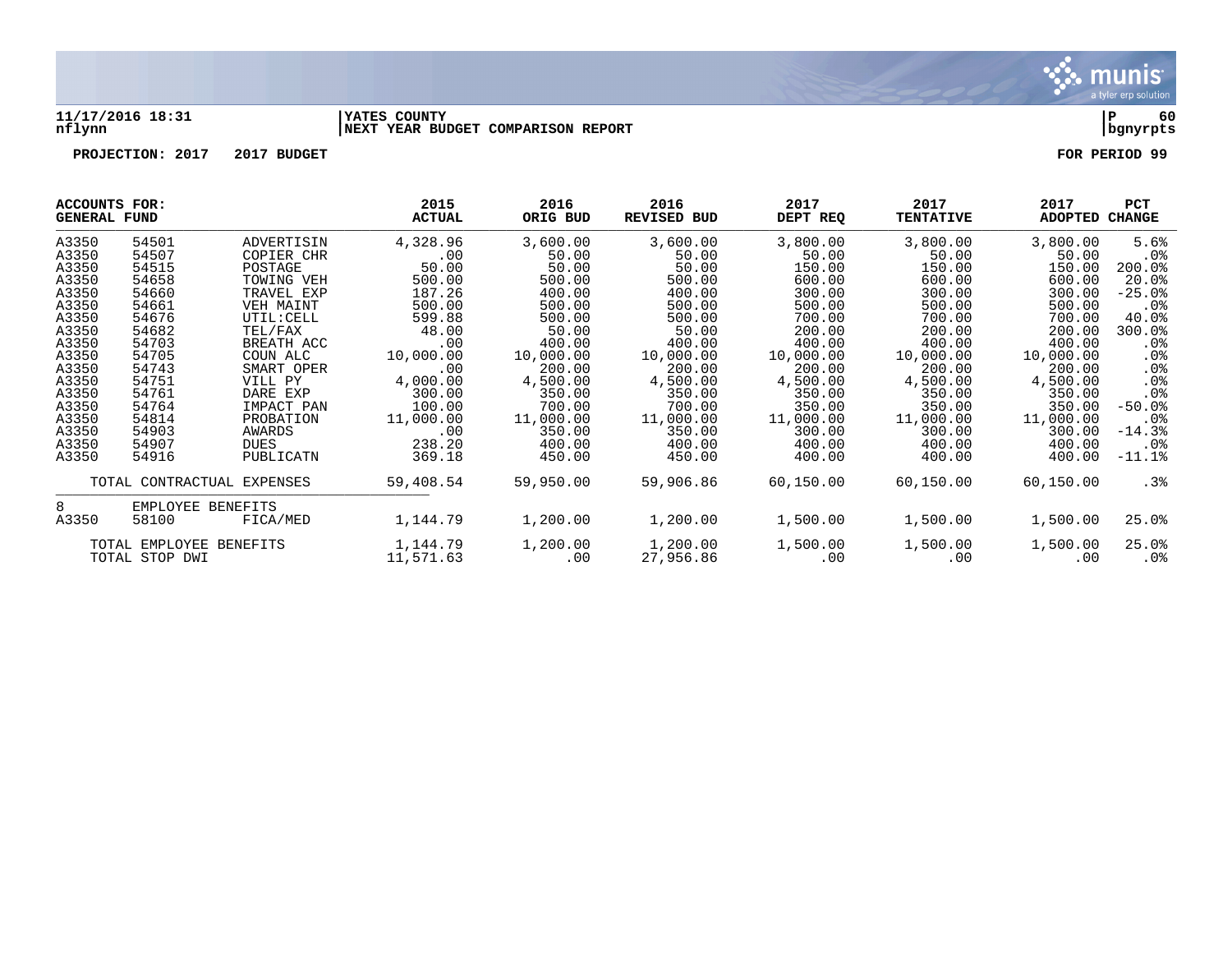11/17/2016 18:31 | YATES COUNTY | P 60
nflynn | NEXT YEAR BUDGET COMPARISON REPORT | bgnyrpts

PROJECTION: 2017 2017 BUDGET FOR PERIOD 99

| ACCOUNTS FOR: GENERAL FUND | | | 2015 ACTUAL | 2016 ORIG BUD | 2016 REVISED BUD | 2017 DEPT REQ | 2017 TENTATIVE | 2017 ADOPTED | PCT CHANGE |
|---|---|---|---|---|---|---|---|---|---|
| A3350 | 54501 | ADVERTISIN | 4,328.96 | 3,600.00 | 3,600.00 | 3,800.00 | 3,800.00 | 3,800.00 | 5.6% |
| A3350 | 54507 | COPIER CHR | .00 | 50.00 | 50.00 | 50.00 | 50.00 | 50.00 | .0% |
| A3350 | 54515 | POSTAGE | 50.00 | 50.00 | 50.00 | 150.00 | 150.00 | 150.00 | 200.0% |
| A3350 | 54658 | TOWING VEH | 500.00 | 500.00 | 500.00 | 600.00 | 600.00 | 600.00 | 20.0% |
| A3350 | 54660 | TRAVEL EXP | 187.26 | 400.00 | 400.00 | 300.00 | 300.00 | 300.00 | -25.0% |
| A3350 | 54661 | VEH MAINT | 500.00 | 500.00 | 500.00 | 500.00 | 500.00 | 500.00 | .0% |
| A3350 | 54676 | UTIL:CELL | 599.88 | 500.00 | 500.00 | 700.00 | 700.00 | 700.00 | 40.0% |
| A3350 | 54682 | TEL/FAX | 48.00 | 50.00 | 50.00 | 200.00 | 200.00 | 200.00 | 300.0% |
| A3350 | 54703 | BREATH ACC | .00 | 400.00 | 400.00 | 400.00 | 400.00 | 400.00 | .0% |
| A3350 | 54705 | COUN ALC | 10,000.00 | 10,000.00 | 10,000.00 | 10,000.00 | 10,000.00 | 10,000.00 | .0% |
| A3350 | 54743 | SMART OPER | .00 | 200.00 | 200.00 | 200.00 | 200.00 | 200.00 | .0% |
| A3350 | 54751 | VILL PY | 4,000.00 | 4,500.00 | 4,500.00 | 4,500.00 | 4,500.00 | 4,500.00 | .0% |
| A3350 | 54761 | DARE EXP | 300.00 | 350.00 | 350.00 | 350.00 | 350.00 | 350.00 | .0% |
| A3350 | 54764 | IMPACT PAN | 100.00 | 700.00 | 700.00 | 350.00 | 350.00 | 350.00 | -50.0% |
| A3350 | 54814 | PROBATION | 11,000.00 | 11,000.00 | 11,000.00 | 11,000.00 | 11,000.00 | 11,000.00 | .0% |
| A3350 | 54903 | AWARDS | .00 | 350.00 | 350.00 | 300.00 | 300.00 | 300.00 | -14.3% |
| A3350 | 54907 | DUES | 238.20 | 400.00 | 400.00 | 400.00 | 400.00 | 400.00 | .0% |
| A3350 | 54916 | PUBLICATN | 369.18 | 450.00 | 450.00 | 400.00 | 400.00 | 400.00 | -11.1% |
| TOTAL CONTRACTUAL EXPENSES | | | 59,408.54 | 59,950.00 | 59,906.86 | 60,150.00 | 60,150.00 | 60,150.00 | .3% |
| 8 | EMPLOYEE BENEFITS | | | | | | | | |
| A3350 | 58100 | FICA/MED | 1,144.79 | 1,200.00 | 1,200.00 | 1,500.00 | 1,500.00 | 1,500.00 | 25.0% |
| TOTAL EMPLOYEE BENEFITS | | | 1,144.79 | 1,200.00 | 1,200.00 | 1,500.00 | 1,500.00 | 1,500.00 | 25.0% |
| TOTAL STOP DWI | | | 11,571.63 | .00 | 27,956.86 | .00 | .00 | .00 | .0% |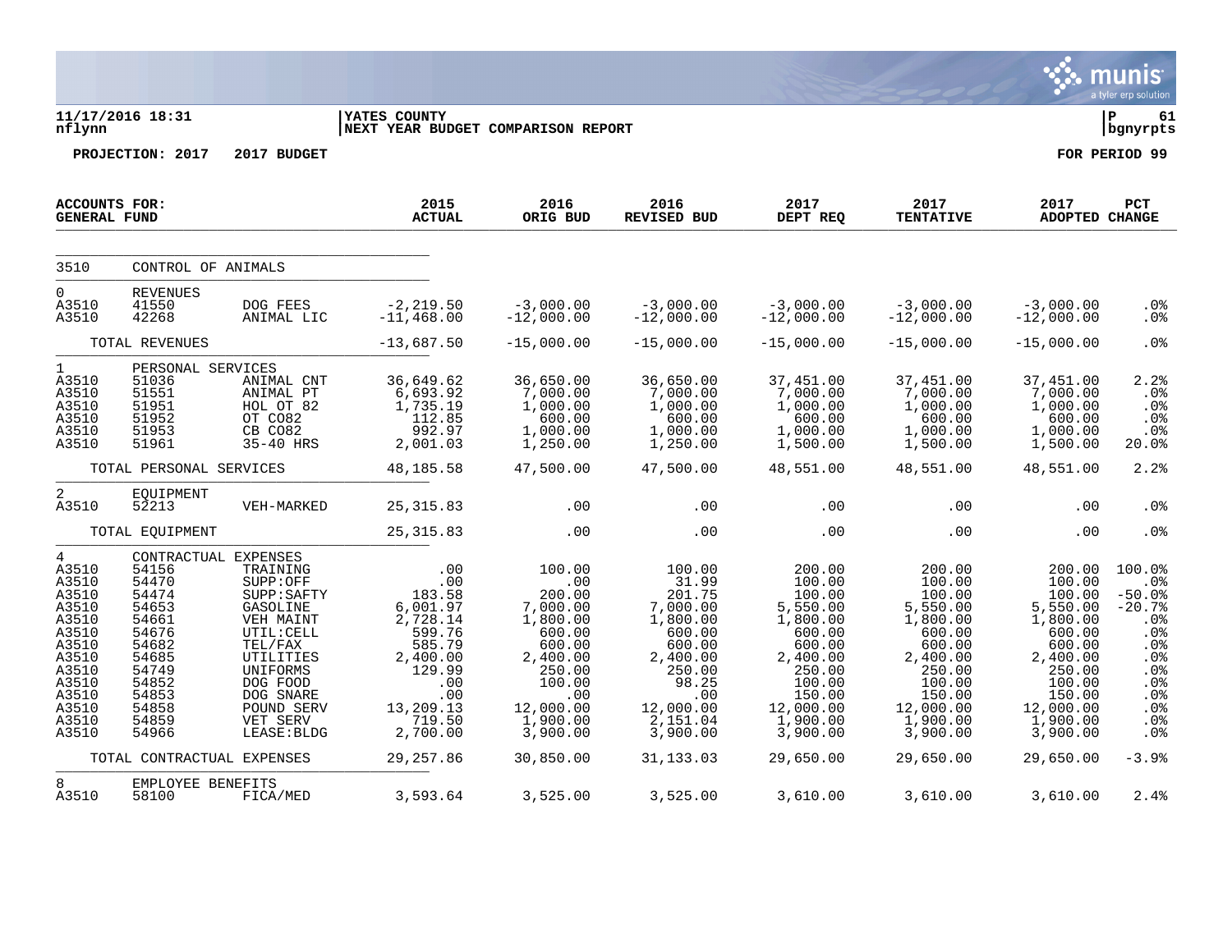11/17/2016 18:31
nflynn

YATES COUNTY
NEXT YEAR BUDGET COMPARISON REPORT

P 61
bgnyrpts

PROJECTION: 2017 2017 BUDGET

FOR PERIOD 99

| ACCOUNTS FOR: GENERAL FUND | | | 2015 ACTUAL | 2016 ORIG BUD | 2016 REVISED BUD | 2017 DEPT REQ | 2017 TENTATIVE | 2017 ADOPTED | PCT CHANGE |
|---|---|---|---|---|---|---|---|---|---|
| 3510 | CONTROL OF ANIMALS | | | | | | | | |
| 0 | REVENUES | | | | | | | | |
| A3510 | 41550 | DOG FEES | -2,219.50 | -3,000.00 | -3,000.00 | -3,000.00 | -3,000.00 | -3,000.00 | .0% |
| A3510 | 42268 | ANIMAL LIC | -11,468.00 | -12,000.00 | -12,000.00 | -12,000.00 | -12,000.00 | -12,000.00 | .0% |
| | TOTAL REVENUES | | -13,687.50 | -15,000.00 | -15,000.00 | -15,000.00 | -15,000.00 | -15,000.00 | .0% |
| 1 | PERSONAL SERVICES | | | | | | | | |
| A3510 | 51036 | ANIMAL CNT | 36,649.62 | 36,650.00 | 36,650.00 | 37,451.00 | 37,451.00 | 37,451.00 | 2.2% |
| A3510 | 51551 | ANIMAL PT | 6,693.92 | 7,000.00 | 7,000.00 | 7,000.00 | 7,000.00 | 7,000.00 | .0% |
| A3510 | 51951 | HOL OT 82 | 1,735.19 | 1,000.00 | 1,000.00 | 1,000.00 | 1,000.00 | 1,000.00 | .0% |
| A3510 | 51952 | OT CO82 | 112.85 | 600.00 | 600.00 | 600.00 | 600.00 | 600.00 | .0% |
| A3510 | 51953 | CB CO82 | 992.97 | 1,000.00 | 1,000.00 | 1,000.00 | 1,000.00 | 1,000.00 | .0% |
| A3510 | 51961 | 35-40 HRS | 2,001.03 | 1,250.00 | 1,250.00 | 1,500.00 | 1,500.00 | 1,500.00 | 20.0% |
| | TOTAL PERSONAL SERVICES | | 48,185.58 | 47,500.00 | 47,500.00 | 48,551.00 | 48,551.00 | 48,551.00 | 2.2% |
| 2 | EQUIPMENT | | | | | | | | |
| A3510 | 52213 | VEH-MARKED | 25,315.83 | .00 | .00 | .00 | .00 | .00 | .0% |
| | TOTAL EQUIPMENT | | 25,315.83 | .00 | .00 | .00 | .00 | .00 | .0% |
| 4 | CONTRACTUAL EXPENSES | | | | | | | | |
| A3510 | 54156 | TRAINING | .00 | 100.00 | 100.00 | 200.00 | 200.00 | 200.00 | 100.0% |
| A3510 | 54470 | SUPP:OFF | .00 | .00 | 31.99 | 100.00 | 100.00 | 100.00 | .0% |
| A3510 | 54474 | SUPP:SAFTY | 183.58 | 200.00 | 201.75 | 100.00 | 100.00 | 100.00 | -50.0% |
| A3510 | 54653 | GASOLINE | 6,001.97 | 7,000.00 | 7,000.00 | 5,550.00 | 5,550.00 | 5,550.00 | -20.7% |
| A3510 | 54661 | VEH MAINT | 2,728.14 | 1,800.00 | 1,800.00 | 1,800.00 | 1,800.00 | 1,800.00 | .0% |
| A3510 | 54676 | UTIL:CELL | 599.76 | 600.00 | 600.00 | 600.00 | 600.00 | 600.00 | .0% |
| A3510 | 54682 | TEL/FAX | 585.79 | 600.00 | 600.00 | 600.00 | 600.00 | 600.00 | .0% |
| A3510 | 54685 | UTILITIES | 2,400.00 | 2,400.00 | 2,400.00 | 2,400.00 | 2,400.00 | 2,400.00 | .0% |
| A3510 | 54749 | UNIFORMS | 129.99 | 250.00 | 250.00 | 250.00 | 250.00 | 250.00 | .0% |
| A3510 | 54852 | DOG FOOD | .00 | 100.00 | 98.25 | 100.00 | 100.00 | 100.00 | .0% |
| A3510 | 54853 | DOG SNARE | .00 | .00 | .00 | 150.00 | 150.00 | 150.00 | .0% |
| A3510 | 54858 | POUND SERV | 13,209.13 | 12,000.00 | 12,000.00 | 12,000.00 | 12,000.00 | 12,000.00 | .0% |
| A3510 | 54859 | VET SERV | 719.50 | 1,900.00 | 2,151.04 | 1,900.00 | 1,900.00 | 1,900.00 | .0% |
| A3510 | 54966 | LEASE:BLDG | 2,700.00 | 3,900.00 | 3,900.00 | 3,900.00 | 3,900.00 | 3,900.00 | .0% |
| | TOTAL CONTRACTUAL EXPENSES | | 29,257.86 | 30,850.00 | 31,133.03 | 29,650.00 | 29,650.00 | 29,650.00 | -3.9% |
| 8 | EMPLOYEE BENEFITS | | | | | | | | |
| A3510 | 58100 | FICA/MED | 3,593.64 | 3,525.00 | 3,525.00 | 3,610.00 | 3,610.00 | 3,610.00 | 2.4% |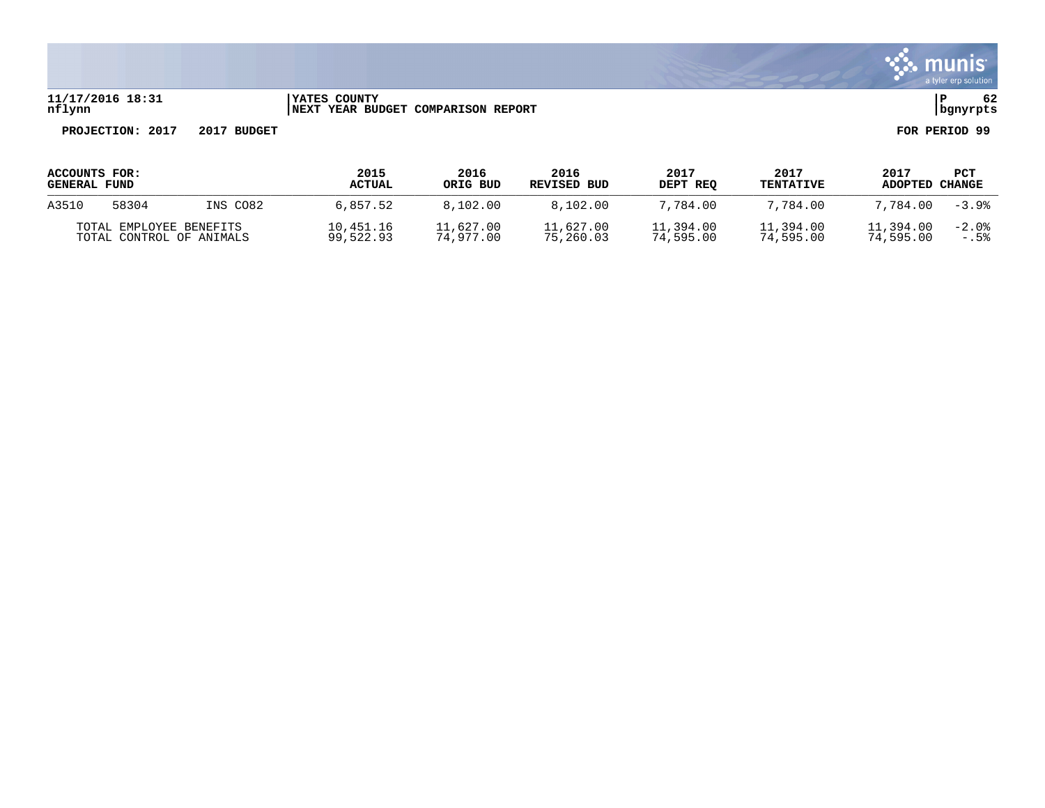YATES COUNTY
NEXT YEAR BUDGET COMPARISON REPORT

11/17/2016 18:31
nflynn

bgnyrpts

**PROJECTION: 2017 2017 BUDGET** **FOR PERIOD 99**

| ACCOUNTS FOR: GENERAL FUND | | | 2015 ACTUAL | 2016 ORIG BUD | 2016 REVISED BUD | 2017 DEPT REQ | 2017 TENTATIVE | 2017 ADOPTED | PCT CHANGE |
|---|---|---|---|---|---|---|---|---|---|
| A3510 | 58304 | INS CO82 | 6,857.52 | 8,102.00 | 8,102.00 | 7,784.00 | 7,784.00 | 7,784.00 | -3.9% |
| TOTAL EMPLOYEE BENEFITS | | | 10,451.16 | 11,627.00 | 11,627.00 | 11,394.00 | 11,394.00 | 11,394.00 | -2.0% |
| TOTAL CONTROL OF ANIMALS | | | 99,522.93 | 74,977.00 | 75,260.03 | 74,595.00 | 74,595.00 | 74,595.00 | -.5% |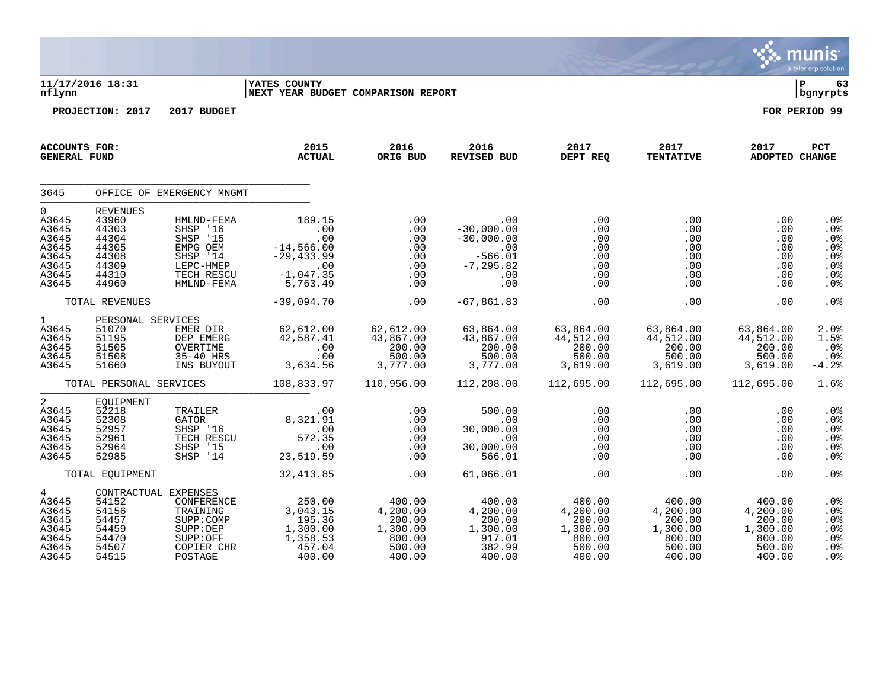**11/17/2016 18:31** | **YATES COUNTY** | **P 63**
**nflynn** | **NEXT YEAR BUDGET COMPARISON REPORT** | **bgnyrpts**

**PROJECTION: 2017 2017 BUDGET** **FOR PERIOD 99**

| ACCOUNTS FOR: GENERAL FUND | | | 2015 ACTUAL | 2016 ORIG BUD | 2016 REVISED BUD | 2017 DEPT REQ | 2017 TENTATIVE | 2017 ADOPTED | PCT CHANGE |
|---|---|---|---|---|---|---|---|---|---|
| 3645 | OFFICE OF EMERGENCY MNGMT | | | | | | | | |
| 0 | REVENUES | | | | | | | | |
| A3645 | 43960 | HMLND-FEMA | 189.15 | .00 | .00 | .00 | .00 | .00 | .0% |
| A3645 | 44303 | SHSP '16 | .00 | .00 | -30,000.00 | .00 | .00 | .00 | .0% |
| A3645 | 44304 | SHSP '15 | .00 | .00 | -30,000.00 | .00 | .00 | .00 | .0% |
| A3645 | 44305 | EMPG OEM | -14,566.00 | .00 | .00 | .00 | .00 | .00 | .0% |
| A3645 | 44308 | SHSP '14 | -29,433.99 | .00 | -566.01 | .00 | .00 | .00 | .0% |
| A3645 | 44309 | LEPC-HMEP | .00 | .00 | -7,295.82 | .00 | .00 | .00 | .0% |
| A3645 | 44310 | TECH RESCU | -1,047.35 | .00 | .00 | .00 | .00 | .00 | .0% |
| A3645 | 44960 | HMLND-FEMA | 5,763.49 | .00 | .00 | .00 | .00 | .00 | .0% |
| | TOTAL REVENUES | | -39,094.70 | .00 | -67,861.83 | .00 | .00 | .00 | .0% |
| 1 | PERSONAL SERVICES | | | | | | | | |
| A3645 | 51070 | EMER DIR | 62,612.00 | 62,612.00 | 63,864.00 | 63,864.00 | 63,864.00 | 63,864.00 | 2.0% |
| A3645 | 51195 | DEP EMERG | 42,587.41 | 43,867.00 | 43,867.00 | 44,512.00 | 44,512.00 | 44,512.00 | 1.5% |
| A3645 | 51505 | OVERTIME | .00 | 200.00 | 200.00 | 200.00 | 200.00 | 200.00 | .0% |
| A3645 | 51508 | 35-40 HRS | .00 | 500.00 | 500.00 | 500.00 | 500.00 | 500.00 | .0% |
| A3645 | 51660 | INS BUYOUT | 3,634.56 | 3,777.00 | 3,777.00 | 3,619.00 | 3,619.00 | 3,619.00 | -4.2% |
| | TOTAL PERSONAL SERVICES | | 108,833.97 | 110,956.00 | 112,208.00 | 112,695.00 | 112,695.00 | 112,695.00 | 1.6% |
| 2 | EQUIPMENT | | | | | | | | |
| A3645 | 52218 | TRAILER | .00 | .00 | 500.00 | .00 | .00 | .00 | .0% |
| A3645 | 52308 | GATOR | 8,321.91 | .00 | .00 | .00 | .00 | .00 | .0% |
| A3645 | 52957 | SHSP '16 | .00 | .00 | 30,000.00 | .00 | .00 | .00 | .0% |
| A3645 | 52961 | TECH RESCU | 572.35 | .00 | .00 | .00 | .00 | .00 | .0% |
| A3645 | 52964 | SHSP '15 | .00 | .00 | 30,000.00 | .00 | .00 | .00 | .0% |
| A3645 | 52985 | SHSP '14 | 23,519.59 | .00 | 566.01 | .00 | .00 | .00 | .0% |
| | TOTAL EQUIPMENT | | 32,413.85 | .00 | 61,066.01 | .00 | .00 | .00 | .0% |
| 4 | CONTRACTUAL EXPENSES | | | | | | | | |
| A3645 | 54152 | CONFERENCE | 250.00 | 400.00 | 400.00 | 400.00 | 400.00 | 400.00 | .0% |
| A3645 | 54156 | TRAINING | 3,043.15 | 4,200.00 | 4,200.00 | 4,200.00 | 4,200.00 | 4,200.00 | .0% |
| A3645 | 54457 | SUPP:COMP | 195.36 | 200.00 | 200.00 | 200.00 | 200.00 | 200.00 | .0% |
| A3645 | 54459 | SUPP:DEP | 1,300.00 | 1,300.00 | 1,300.00 | 1,300.00 | 1,300.00 | 1,300.00 | .0% |
| A3645 | 54470 | SUPP:OFF | 1,358.53 | 800.00 | 917.01 | 800.00 | 800.00 | 800.00 | .0% |
| A3645 | 54507 | COPIER CHR | 457.04 | 500.00 | 382.99 | 500.00 | 500.00 | 500.00 | .0% |
| A3645 | 54515 | POSTAGE | 400.00 | 400.00 | 400.00 | 400.00 | 400.00 | 400.00 | .0% |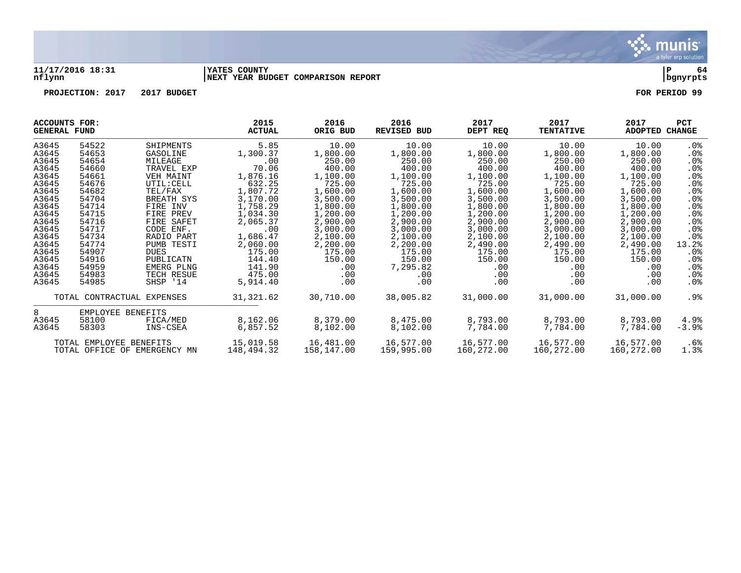11/17/2016 18:31 | YATES COUNTY | P 64
nflynn | NEXT YEAR BUDGET COMPARISON REPORT | bgnyrpts

PROJECTION: 2017 2017 BUDGET FOR PERIOD 99

| ACCOUNTS FOR: GENERAL FUND | | | 2015 ACTUAL | 2016 ORIG BUD | 2016 REVISED BUD | 2017 DEPT REQ | 2017 TENTATIVE | 2017 ADOPTED | PCT CHANGE |
|---|---|---|---|---|---|---|---|---|---|
| A3645 | 54522 | SHIPMENTS | 5.85 | 10.00 | 10.00 | 10.00 | 10.00 | 10.00 | .0% |
| A3645 | 54653 | GASOLINE | 1,300.37 | 1,800.00 | 1,800.00 | 1,800.00 | 1,800.00 | 1,800.00 | .0% |
| A3645 | 54654 | MILEAGE | .00 | 250.00 | 250.00 | 250.00 | 250.00 | 250.00 | .0% |
| A3645 | 54660 | TRAVEL EXP | 70.06 | 400.00 | 400.00 | 400.00 | 400.00 | 400.00 | .0% |
| A3645 | 54661 | VEH MAINT | 1,876.16 | 1,100.00 | 1,100.00 | 1,100.00 | 1,100.00 | 1,100.00 | .0% |
| A3645 | 54676 | UTIL:CELL | 632.25 | 725.00 | 725.00 | 725.00 | 725.00 | 725.00 | .0% |
| A3645 | 54682 | TEL/FAX | 1,807.72 | 1,600.00 | 1,600.00 | 1,600.00 | 1,600.00 | 1,600.00 | .0% |
| A3645 | 54704 | BREATH SYS | 3,170.00 | 3,500.00 | 3,500.00 | 3,500.00 | 3,500.00 | 3,500.00 | .0% |
| A3645 | 54714 | FIRE INV | 1,758.29 | 1,800.00 | 1,800.00 | 1,800.00 | 1,800.00 | 1,800.00 | .0% |
| A3645 | 54715 | FIRE PREV | 1,034.30 | 1,200.00 | 1,200.00 | 1,200.00 | 1,200.00 | 1,200.00 | .0% |
| A3645 | 54716 | FIRE SAFET | 2,065.37 | 2,900.00 | 2,900.00 | 2,900.00 | 2,900.00 | 2,900.00 | .0% |
| A3645 | 54717 | CODE ENF. | .00 | 3,000.00 | 3,000.00 | 3,000.00 | 3,000.00 | 3,000.00 | .0% |
| A3645 | 54734 | RADIO PART | 1,686.47 | 2,100.00 | 2,100.00 | 2,100.00 | 2,100.00 | 2,100.00 | .0% |
| A3645 | 54774 | PUMB TESTI | 2,060.00 | 2,200.00 | 2,200.00 | 2,490.00 | 2,490.00 | 2,490.00 | 13.2% |
| A3645 | 54907 | DUES | 175.00 | 175.00 | 175.00 | 175.00 | 175.00 | 175.00 | .0% |
| A3645 | 54916 | PUBLICATN | 144.40 | 150.00 | 150.00 | 150.00 | 150.00 | 150.00 | .0% |
| A3645 | 54959 | EMERG PLNG | 141.90 | .00 | 7,295.82 | .00 | .00 | .00 | .0% |
| A3645 | 54983 | TECH RESUE | 475.00 | .00 | .00 | .00 | .00 | .00 | .0% |
| A3645 | 54985 | SHSP '14 | 5,914.40 | .00 | .00 | .00 | .00 | .00 | .0% |
| TOTAL CONTRACTUAL EXPENSES | | | 31,321.62 | 30,710.00 | 38,005.82 | 31,000.00 | 31,000.00 | 31,000.00 | .9% |
| 8 | EMPLOYEE BENEFITS | | | | | | | | |
| A3645 | 58100 | FICA/MED | 8,162.06 | 8,379.00 | 8,475.00 | 8,793.00 | 8,793.00 | 8,793.00 | 4.9% |
| A3645 | 58303 | INS-CSEA | 6,857.52 | 8,102.00 | 8,102.00 | 7,784.00 | 7,784.00 | 7,784.00 | -3.9% |
| TOTAL EMPLOYEE BENEFITS | | | 15,019.58 | 16,481.00 | 16,577.00 | 16,577.00 | 16,577.00 | 16,577.00 | .6% |
| TOTAL OFFICE OF EMERGENCY MN | | | 148,494.32 | 158,147.00 | 159,995.00 | 160,272.00 | 160,272.00 | 160,272.00 | 1.3% |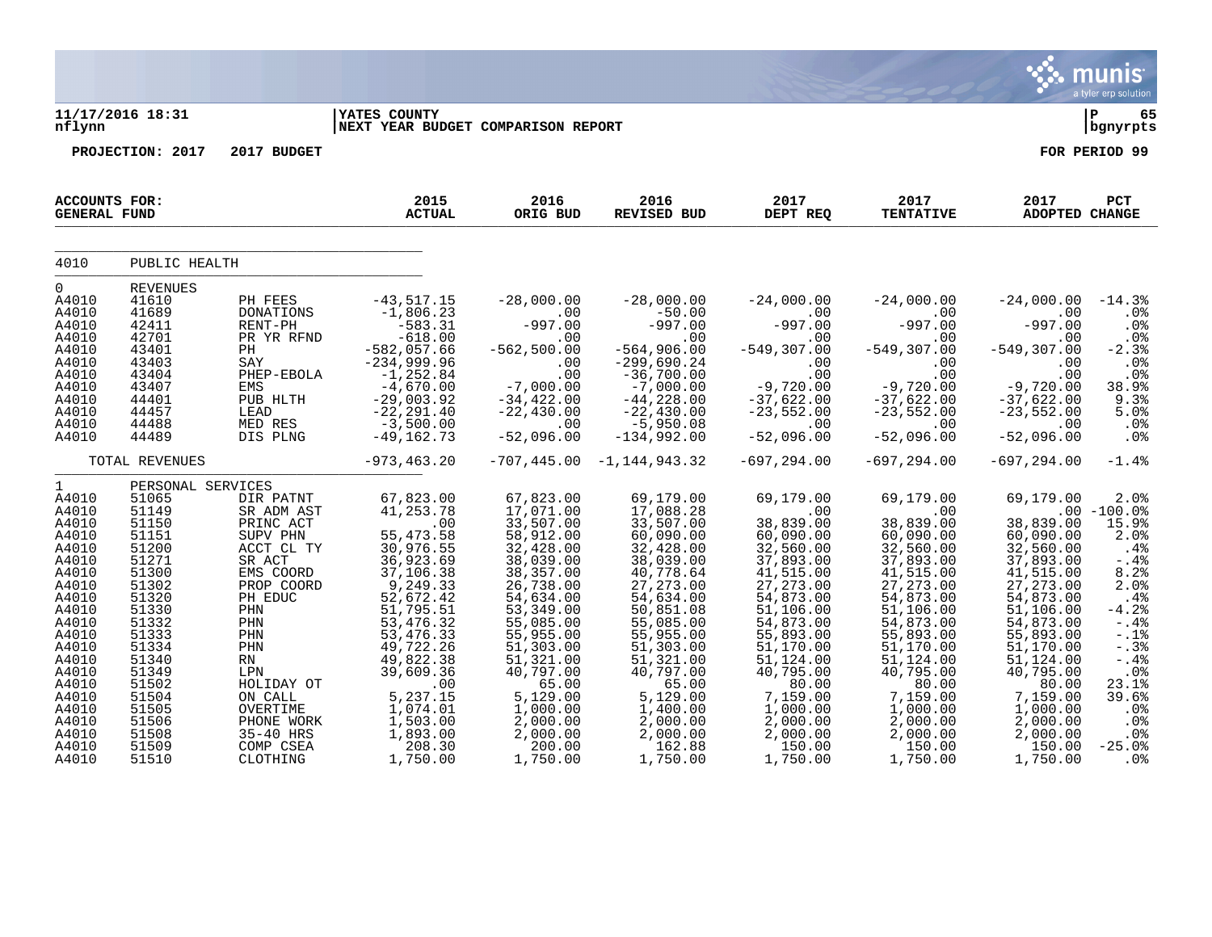11/17/2016 18:31 | YATES COUNTY | P 65
nflynn | NEXT YEAR BUDGET COMPARISON REPORT | bgnyrpts

PROJECTION: 2017 2017 BUDGET FOR PERIOD 99

| ACCOUNTS FOR: GENERAL FUND | | | 2015 ACTUAL | 2016 ORIG BUD | 2016 REVISED BUD | 2017 DEPT REQ | 2017 TENTATIVE | 2017 ADOPTED | PCT CHANGE |
|---|---|---|---|---|---|---|---|---|---|
| 4010 | PUBLIC HEALTH | | | | | | | | |
| 0 | REVENUES | | | | | | | | |
| A4010 | 41610 | PH FEES | -43,517.15 | -28,000.00 | -28,000.00 | -24,000.00 | -24,000.00 | -24,000.00 | -14.3% |
| A4010 | 41689 | DONATIONS | -1,806.23 | .00 | -50.00 | .00 | .00 | .00 | .0% |
| A4010 | 42411 | RENT-PH | -583.31 | -997.00 | -997.00 | -997.00 | -997.00 | -997.00 | .0% |
| A4010 | 42701 | PR YR RFND | -618.00 | .00 | .00 | .00 | .00 | .00 | .0% |
| A4010 | 43401 | PH | -582,057.66 | -562,500.00 | -564,906.00 | -549,307.00 | -549,307.00 | -549,307.00 | -2.3% |
| A4010 | 43403 | SAY | -234,999.96 | .00 | -299,690.24 | .00 | .00 | .00 | .0% |
| A4010 | 43404 | PHEP-EBOLA | -1,252.84 | .00 | -36,700.00 | .00 | .00 | .00 | .0% |
| A4010 | 43407 | EMS | -4,670.00 | -7,000.00 | -7,000.00 | -9,720.00 | -9,720.00 | -9,720.00 | 38.9% |
| A4010 | 44401 | PUB HLTH | -29,003.92 | -34,422.00 | -44,228.00 | -37,622.00 | -37,622.00 | -37,622.00 | 9.3% |
| A4010 | 44457 | LEAD | -22,291.40 | -22,430.00 | -22,430.00 | -23,552.00 | -23,552.00 | -23,552.00 | 5.0% |
| A4010 | 44488 | MED RES | -3,500.00 | .00 | -5,950.08 | .00 | .00 | .00 | .0% |
| A4010 | 44489 | DIS PLNG | -49,162.73 | -52,096.00 | -134,992.00 | -52,096.00 | -52,096.00 | -52,096.00 | .0% |
| | TOTAL REVENUES | | -973,463.20 | -707,445.00 | -1,144,943.32 | -697,294.00 | -697,294.00 | -697,294.00 | -1.4% |
| 1 | PERSONAL SERVICES | | | | | | | | |
| A4010 | 51065 | DIR PATNT | 67,823.00 | 67,823.00 | 69,179.00 | 69,179.00 | 69,179.00 | 69,179.00 | 2.0% |
| A4010 | 51149 | SR ADM AST | 41,253.78 | 17,071.00 | 17,088.28 | .00 | .00 | .00 | -100.0% |
| A4010 | 51150 | PRINC ACT | .00 | 33,507.00 | 33,507.00 | 38,839.00 | 38,839.00 | 38,839.00 | 15.9% |
| A4010 | 51151 | SUPV PHN | 55,473.58 | 58,912.00 | 60,090.00 | 60,090.00 | 60,090.00 | 60,090.00 | 2.0% |
| A4010 | 51200 | ACCT CL TY | 30,976.55 | 32,428.00 | 32,428.00 | 32,560.00 | 32,560.00 | 32,560.00 | .4% |
| A4010 | 51271 | SR ACT | 36,923.69 | 38,039.00 | 38,039.00 | 37,893.00 | 37,893.00 | 37,893.00 | -.4% |
| A4010 | 51300 | EMS COORD | 37,106.38 | 38,357.00 | 40,778.64 | 41,515.00 | 41,515.00 | 41,515.00 | 8.2% |
| A4010 | 51302 | PROP COORD | 9,249.33 | 26,738.00 | 27,273.00 | 27,273.00 | 27,273.00 | 27,273.00 | 2.0% |
| A4010 | 51320 | PH EDUC | 52,672.42 | 54,634.00 | 54,634.00 | 54,873.00 | 54,873.00 | 54,873.00 | .4% |
| A4010 | 51330 | PHN | 51,795.51 | 53,349.00 | 50,851.08 | 51,106.00 | 51,106.00 | 51,106.00 | -4.2% |
| A4010 | 51332 | PHN | 53,476.32 | 55,085.00 | 55,085.00 | 54,873.00 | 54,873.00 | 54,873.00 | -.4% |
| A4010 | 51333 | PHN | 53,476.33 | 55,955.00 | 55,955.00 | 55,893.00 | 55,893.00 | 55,893.00 | -.1% |
| A4010 | 51334 | PHN | 49,722.26 | 51,303.00 | 51,303.00 | 51,170.00 | 51,170.00 | 51,170.00 | -.3% |
| A4010 | 51340 | RN | 49,822.38 | 51,321.00 | 51,321.00 | 51,124.00 | 51,124.00 | 51,124.00 | -.4% |
| A4010 | 51349 | LPN | 39,609.36 | 40,797.00 | 40,797.00 | 40,795.00 | 40,795.00 | 40,795.00 | .0% |
| A4010 | 51502 | HOLIDAY OT | .00 | 65.00 | 65.00 | 80.00 | 80.00 | 80.00 | 23.1% |
| A4010 | 51504 | ON CALL | 5,237.15 | 5,129.00 | 5,129.00 | 7,159.00 | 7,159.00 | 7,159.00 | 39.6% |
| A4010 | 51505 | OVERTIME | 1,074.01 | 1,000.00 | 1,400.00 | 1,000.00 | 1,000.00 | 1,000.00 | .0% |
| A4010 | 51506 | PHONE WORK | 1,503.00 | 2,000.00 | 2,000.00 | 2,000.00 | 2,000.00 | 2,000.00 | .0% |
| A4010 | 51508 | 35-40 HRS | 1,893.00 | 2,000.00 | 2,000.00 | 2,000.00 | 2,000.00 | 2,000.00 | .0% |
| A4010 | 51509 | COMP CSEA | 208.30 | 200.00 | 162.88 | 150.00 | 150.00 | 150.00 | -25.0% |
| A4010 | 51510 | CLOTHING | 1,750.00 | 1,750.00 | 1,750.00 | 1,750.00 | 1,750.00 | 1,750.00 | .0% |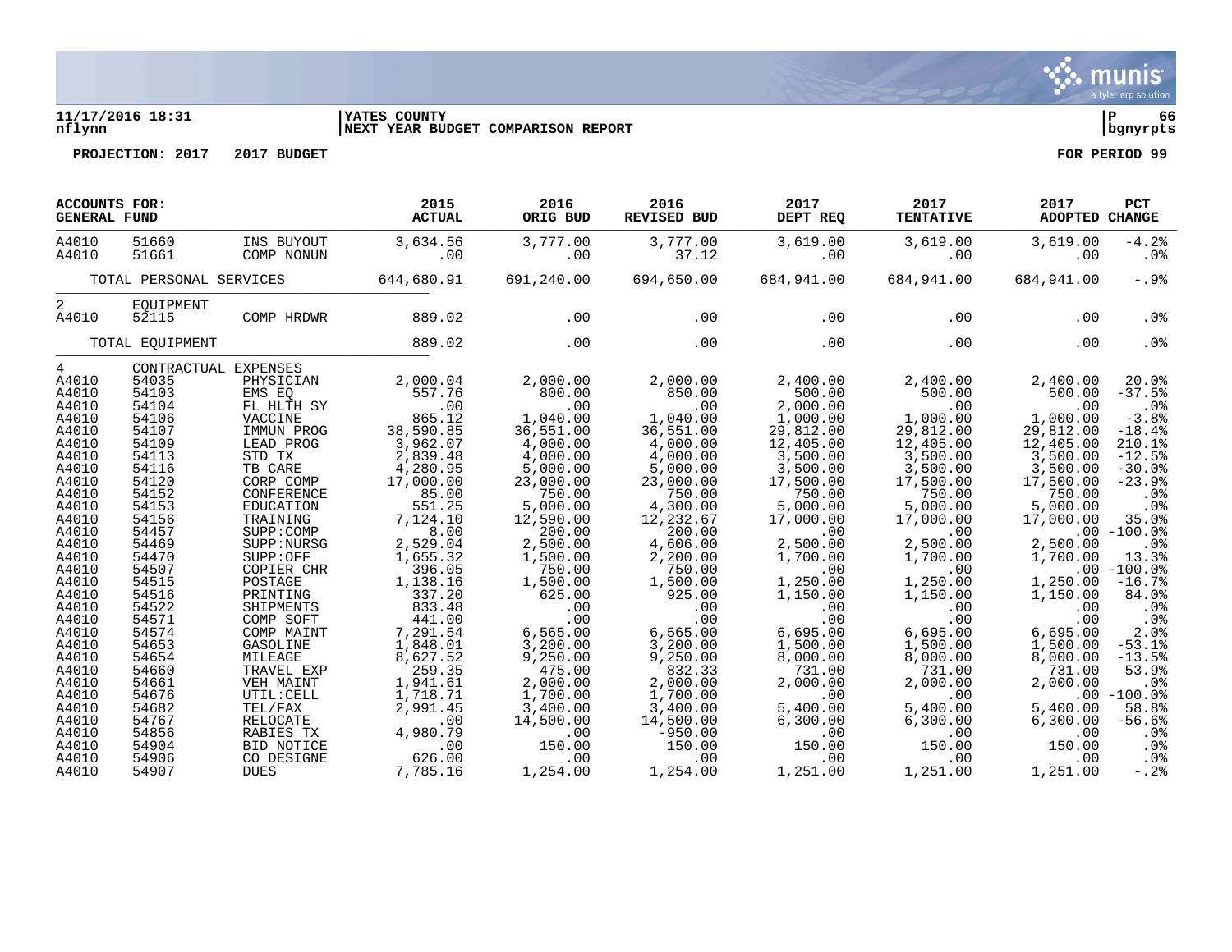**11/17/2016 18:31** | **YATES COUNTY** | **P 66**
**nflynn** | **NEXT YEAR BUDGET COMPARISON REPORT** | **bgnyrpts**

**PROJECTION: 2017 2017 BUDGET** **FOR PERIOD 99**

| ACCOUNTS FOR: GENERAL FUND | | | 2015 ACTUAL | 2016 ORIG BUD | 2016 REVISED BUD | 2017 DEPT REQ | 2017 TENTATIVE | 2017 ADOPTED | PCT CHANGE |
|---|---|---|---|---|---|---|---|---|---|
| A4010 | 51660 | INS BUYOUT | 3,634.56 | 3,777.00 | 3,777.00 | 3,619.00 | 3,619.00 | 3,619.00 | -4.2% |
| A4010 | 51661 | COMP NONUN | .00 | .00 | 37.12 | .00 | .00 | .00 | .0% |
| | TOTAL PERSONAL SERVICES | | 644,680.91 | 691,240.00 | 694,650.00 | 684,941.00 | 684,941.00 | 684,941.00 | -.9% |
| 2 | EQUIPMENT | | | | | | | | |
| A4010 | 52115 | COMP HRDWR | 889.02 | .00 | .00 | .00 | .00 | .00 | .0% |
| | TOTAL EQUIPMENT | | 889.02 | .00 | .00 | .00 | .00 | .00 | .0% |
| 4 | CONTRACTUAL EXPENSES | | | | | | | | |
| A4010 | 54035 | PHYSICIAN | 2,000.04 | 2,000.00 | 2,000.00 | 2,400.00 | 2,400.00 | 2,400.00 | 20.0% |
| A4010 | 54103 | EMS EQ | 557.76 | 800.00 | 850.00 | 500.00 | 500.00 | 500.00 | -37.5% |
| A4010 | 54104 | FL HLTH SY | .00 | .00 | .00 | 2,000.00 | .00 | .00 | .0% |
| A4010 | 54106 | VACCINE | 865.12 | 1,040.00 | 1,040.00 | 1,000.00 | 1,000.00 | 1,000.00 | -3.8% |
| A4010 | 54107 | IMMUN PROG | 38,590.85 | 36,551.00 | 36,551.00 | 29,812.00 | 29,812.00 | 29,812.00 | -18.4% |
| A4010 | 54109 | LEAD PROG | 3,962.07 | 4,000.00 | 4,000.00 | 12,405.00 | 12,405.00 | 12,405.00 | 210.1% |
| A4010 | 54113 | STD TX | 2,839.48 | 4,000.00 | 4,000.00 | 3,500.00 | 3,500.00 | 3,500.00 | -12.5% |
| A4010 | 54116 | TB CARE | 4,280.95 | 5,000.00 | 5,000.00 | 3,500.00 | 3,500.00 | 3,500.00 | -30.0% |
| A4010 | 54120 | CORP COMP | 17,000.00 | 23,000.00 | 23,000.00 | 17,500.00 | 17,500.00 | 17,500.00 | -23.9% |
| A4010 | 54152 | CONFERENCE | 85.00 | 750.00 | 750.00 | 750.00 | 750.00 | 750.00 | .0% |
| A4010 | 54153 | EDUCATION | 551.25 | 5,000.00 | 4,300.00 | 5,000.00 | 5,000.00 | 5,000.00 | .0% |
| A4010 | 54156 | TRAINING | 7,124.10 | 12,590.00 | 12,232.67 | 17,000.00 | 17,000.00 | 17,000.00 | 35.0% |
| A4010 | 54457 | SUPP:COMP | 8.00 | 200.00 | 200.00 | .00 | .00 | .00 | -100.0% |
| A4010 | 54469 | SUPP:NURSG | 2,529.04 | 2,500.00 | 4,606.00 | 2,500.00 | 2,500.00 | 2,500.00 | .0% |
| A4010 | 54470 | SUPP:OFF | 1,655.32 | 1,500.00 | 2,200.00 | 1,700.00 | 1,700.00 | 1,700.00 | 13.3% |
| A4010 | 54507 | COPIER CHR | 396.05 | 750.00 | 750.00 | .00 | .00 | .00 | -100.0% |
| A4010 | 54515 | POSTAGE | 1,138.16 | 1,500.00 | 1,500.00 | 1,250.00 | 1,250.00 | 1,250.00 | -16.7% |
| A4010 | 54516 | PRINTING | 337.20 | 625.00 | 925.00 | 1,150.00 | 1,150.00 | 1,150.00 | 84.0% |
| A4010 | 54522 | SHIPMENTS | 833.48 | .00 | .00 | .00 | .00 | .00 | .0% |
| A4010 | 54571 | COMP SOFT | 441.00 | .00 | .00 | .00 | .00 | .00 | .0% |
| A4010 | 54574 | COMP MAINT | 7,291.54 | 6,565.00 | 6,565.00 | 6,695.00 | 6,695.00 | 6,695.00 | 2.0% |
| A4010 | 54653 | GASOLINE | 1,848.01 | 3,200.00 | 3,200.00 | 1,500.00 | 1,500.00 | 1,500.00 | -53.1% |
| A4010 | 54654 | MILEAGE | 8,627.52 | 9,250.00 | 9,250.00 | 8,000.00 | 8,000.00 | 8,000.00 | -13.5% |
| A4010 | 54660 | TRAVEL EXP | 259.35 | 475.00 | 832.33 | 731.00 | 731.00 | 731.00 | 53.9% |
| A4010 | 54661 | VEH MAINT | 1,941.61 | 2,000.00 | 2,000.00 | 2,000.00 | 2,000.00 | 2,000.00 | .0% |
| A4010 | 54676 | UTIL:CELL | 1,718.71 | 1,700.00 | 1,700.00 | .00 | .00 | .00 | -100.0% |
| A4010 | 54682 | TEL/FAX | 2,991.45 | 3,400.00 | 3,400.00 | 5,400.00 | 5,400.00 | 5,400.00 | 58.8% |
| A4010 | 54767 | RELOCATE | .00 | 14,500.00 | 14,500.00 | 6,300.00 | 6,300.00 | 6,300.00 | -56.6% |
| A4010 | 54856 | RABIES TX | 4,980.79 | .00 | -950.00 | .00 | .00 | .00 | .0% |
| A4010 | 54904 | BID NOTICE | .00 | 150.00 | 150.00 | 150.00 | 150.00 | 150.00 | .0% |
| A4010 | 54906 | CO DESIGNE | 626.00 | .00 | .00 | .00 | .00 | .00 | .0% |
| A4010 | 54907 | DUES | 7,785.16 | 1,254.00 | 1,254.00 | 1,251.00 | 1,251.00 | 1,251.00 | -.2% |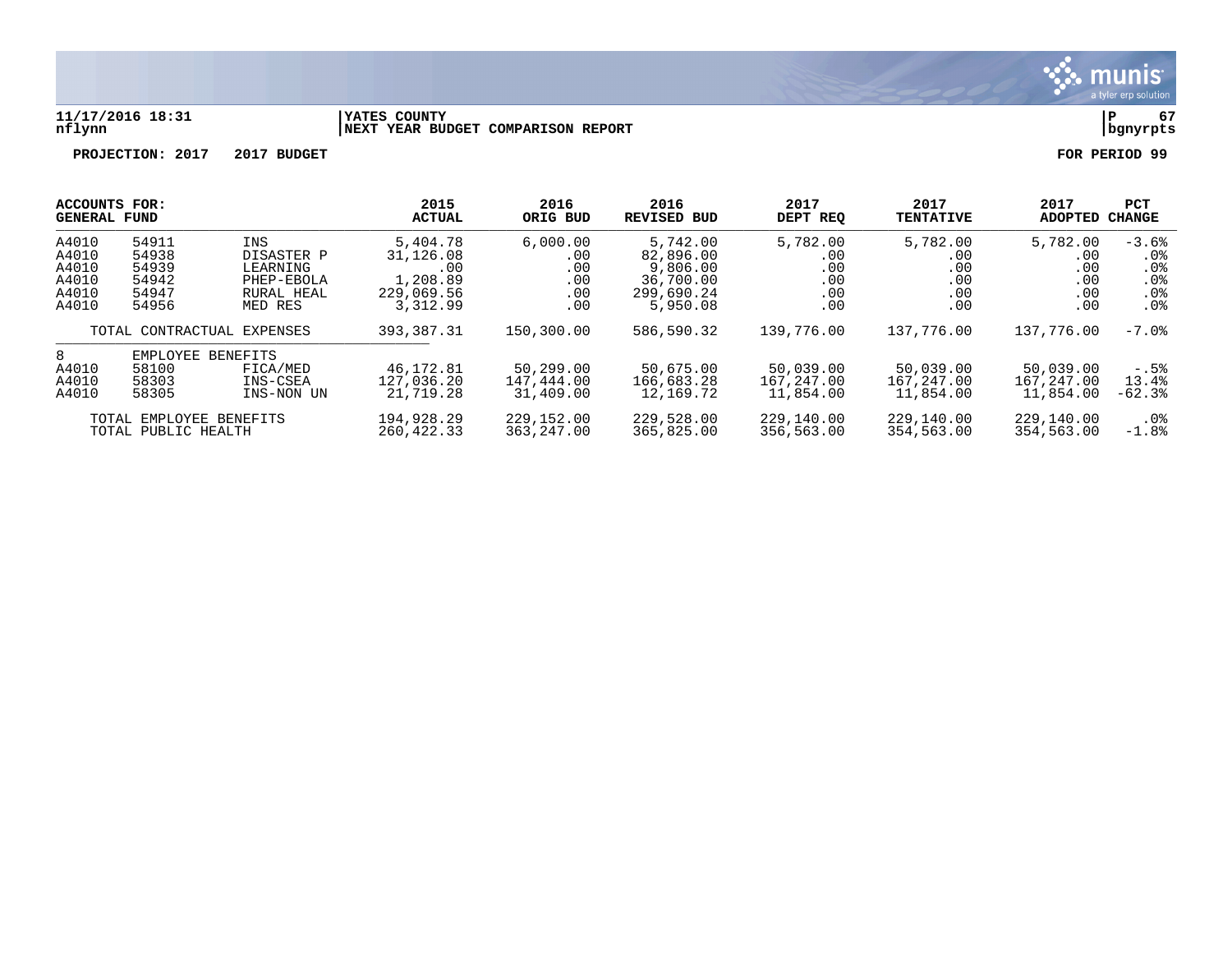11/17/2016 18:31 nflynn | YATES COUNTY NEXT YEAR BUDGET COMPARISON REPORT | P 67 bgnyrpts

PROJECTION: 2017 2017 BUDGET FOR PERIOD 99

| ACCOUNTS FOR: GENERAL FUND | | | 2015 ACTUAL | 2016 ORIG BUD | 2016 REVISED BUD | 2017 DEPT REQ | 2017 TENTATIVE | 2017 ADOPTED | PCT CHANGE |
|---|---|---|---|---|---|---|---|---|---|
| A4010 | 54911 | INS | 5,404.78 | 6,000.00 | 5,742.00 | 5,782.00 | 5,782.00 | 5,782.00 | -3.6% |
| A4010 | 54938 | DISASTER P | 31,126.08 | .00 | 82,896.00 | .00 | .00 | .00 | .0% |
| A4010 | 54939 | LEARNING | .00 | .00 | 9,806.00 | .00 | .00 | .00 | .0% |
| A4010 | 54942 | PHEP-EBOLA | 1,208.89 | .00 | 36,700.00 | .00 | .00 | .00 | .0% |
| A4010 | 54947 | RURAL HEAL | 229,069.56 | .00 | 299,690.24 | .00 | .00 | .00 | .0% |
| A4010 | 54956 | MED RES | 3,312.99 | .00 | 5,950.08 | .00 | .00 | .00 | .0% |
| TOTAL CONTRACTUAL EXPENSES | | | 393,387.31 | 150,300.00 | 586,590.32 | 139,776.00 | 137,776.00 | 137,776.00 | -7.0% |
| 8 | EMPLOYEE BENEFITS | | | | | | | | |
| A4010 | 58100 | FICA/MED | 46,172.81 | 50,299.00 | 50,675.00 | 50,039.00 | 50,039.00 | 50,039.00 | -.5% |
| A4010 | 58303 | INS-CSEA | 127,036.20 | 147,444.00 | 166,683.28 | 167,247.00 | 167,247.00 | 167,247.00 | 13.4% |
| A4010 | 58305 | INS-NON UN | 21,719.28 | 31,409.00 | 12,169.72 | 11,854.00 | 11,854.00 | 11,854.00 | -62.3% |
| TOTAL EMPLOYEE BENEFITS | | | 194,928.29 | 229,152.00 | 229,528.00 | 229,140.00 | 229,140.00 | 229,140.00 | .0% |
| TOTAL PUBLIC HEALTH | | | 260,422.33 | 363,247.00 | 365,825.00 | 356,563.00 | 354,563.00 | 354,563.00 | -1.8% |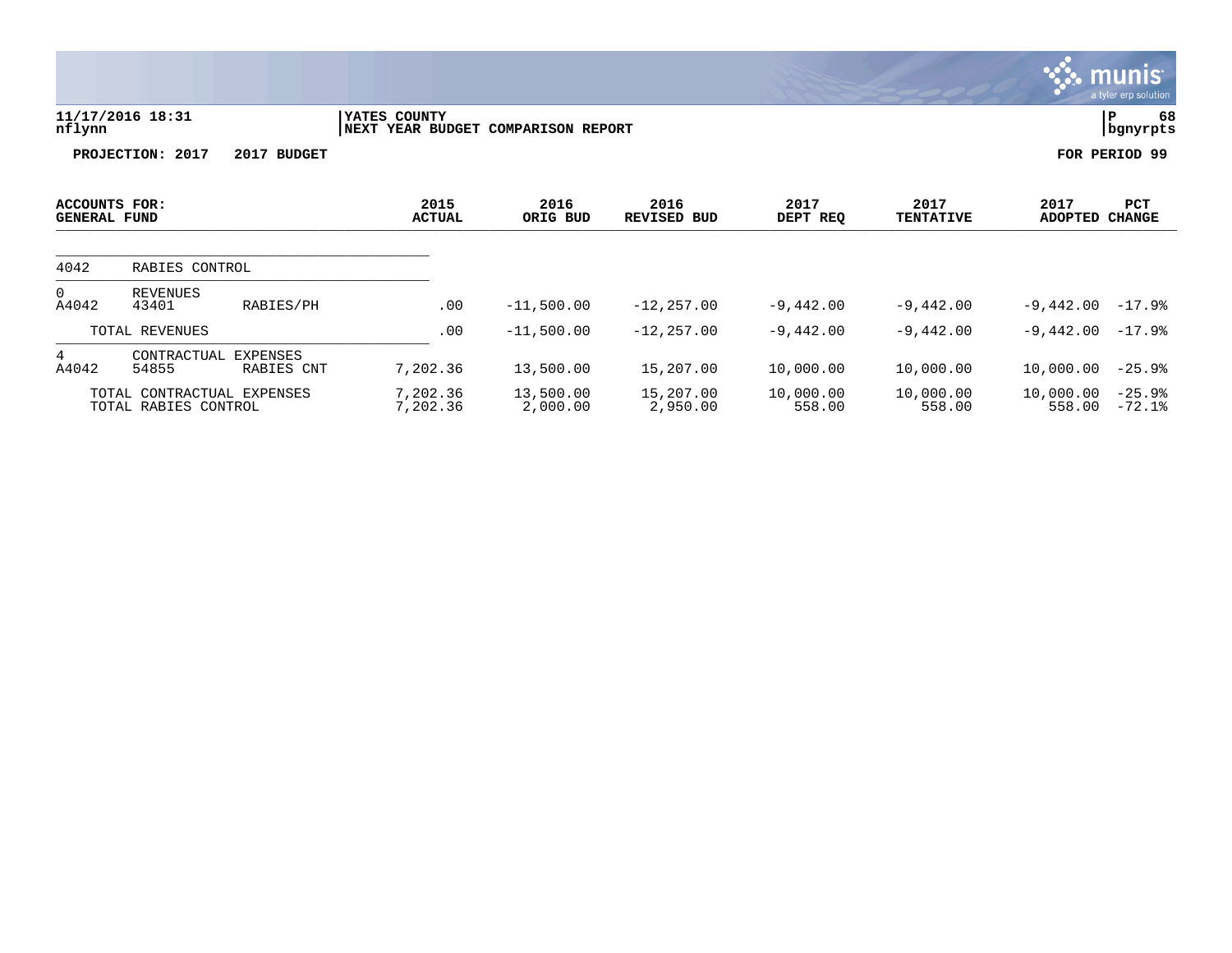**YATES COUNTY**
**NEXT YEAR BUDGET COMPARISON REPORT**

11/17/2016 18:31
nflynn

P 68
bgnyrpts

**PROJECTION: 2017 2017 BUDGET** **FOR PERIOD 99**

| ACCOUNTS FOR: GENERAL FUND | | | 2015 ACTUAL | 2016 ORIG BUD | 2016 REVISED BUD | 2017 DEPT REQ | 2017 TENTATIVE | 2017 ADOPTED | PCT CHANGE |
|---|---|---|---|---|---|---|---|---|---|
| 4042 | RABIES CONTROL | | | | | | | | |
| 0 | REVENUES | | | | | | | | |
| A4042 | 43401 | RABIES/PH | .00 | -11,500.00 | -12,257.00 | -9,442.00 | -9,442.00 | -9,442.00 | -17.9% |
| | TOTAL REVENUES | | .00 | -11,500.00 | -12,257.00 | -9,442.00 | -9,442.00 | -9,442.00 | -17.9% |
| 4 | CONTRACTUAL EXPENSES | | | | | | | | |
| A4042 | 54855 | RABIES CNT | 7,202.36 | 13,500.00 | 15,207.00 | 10,000.00 | 10,000.00 | 10,000.00 | -25.9% |
| | TOTAL CONTRACTUAL EXPENSES | | 7,202.36 | 13,500.00 | 15,207.00 | 10,000.00 | 10,000.00 | 10,000.00 | -25.9% |
| | TOTAL RABIES CONTROL | | 7,202.36 | 2,000.00 | 2,950.00 | 558.00 | 558.00 | 558.00 | -72.1% |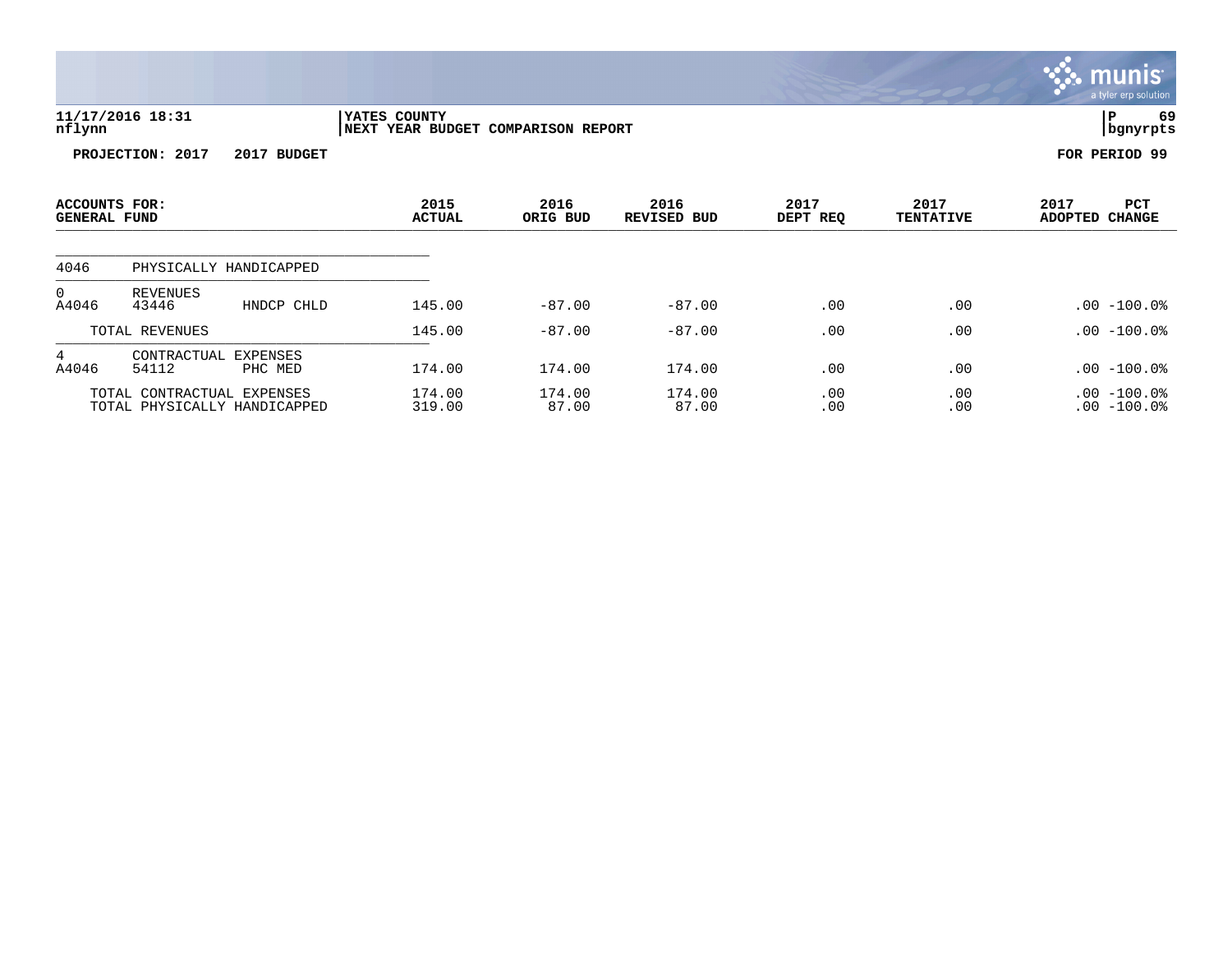**11/17/2016 18:31** | **YATES COUNTY** | **P 69**
**nflynn** | **NEXT YEAR BUDGET COMPARISON REPORT** | **bgnyrpts**

**PROJECTION: 2017 2017 BUDGET** | **FOR PERIOD 99**

| ACCOUNTS FOR: GENERAL FUND | | | 2015 ACTUAL | 2016 ORIG BUD | 2016 REVISED BUD | 2017 DEPT REQ | 2017 TENTATIVE | 2017 ADOPTED | PCT CHANGE |
|---|---|---|---|---|---|---|---|---|---|
| 4046 | PHYSICALLY HANDICAPPED | | | | | | | | |
| 0 | REVENUES | | | | | | | | |
| A4046 | 43446 | HNDCP CHLD | 145.00 | -87.00 | -87.00 | .00 | .00 | .00 | -100.0% |
| | TOTAL REVENUES | | 145.00 | -87.00 | -87.00 | .00 | .00 | .00 | -100.0% |
| 4 | CONTRACTUAL EXPENSES | | | | | | | | |
| A4046 | 54112 | PHC MED | 174.00 | 174.00 | 174.00 | .00 | .00 | .00 | -100.0% |
| | TOTAL CONTRACTUAL EXPENSES | | 174.00 | 174.00 | 174.00 | .00 | .00 | .00 | -100.0% |
| | TOTAL PHYSICALLY HANDICAPPED | | 319.00 | 87.00 | 87.00 | .00 | .00 | .00 | -100.0% |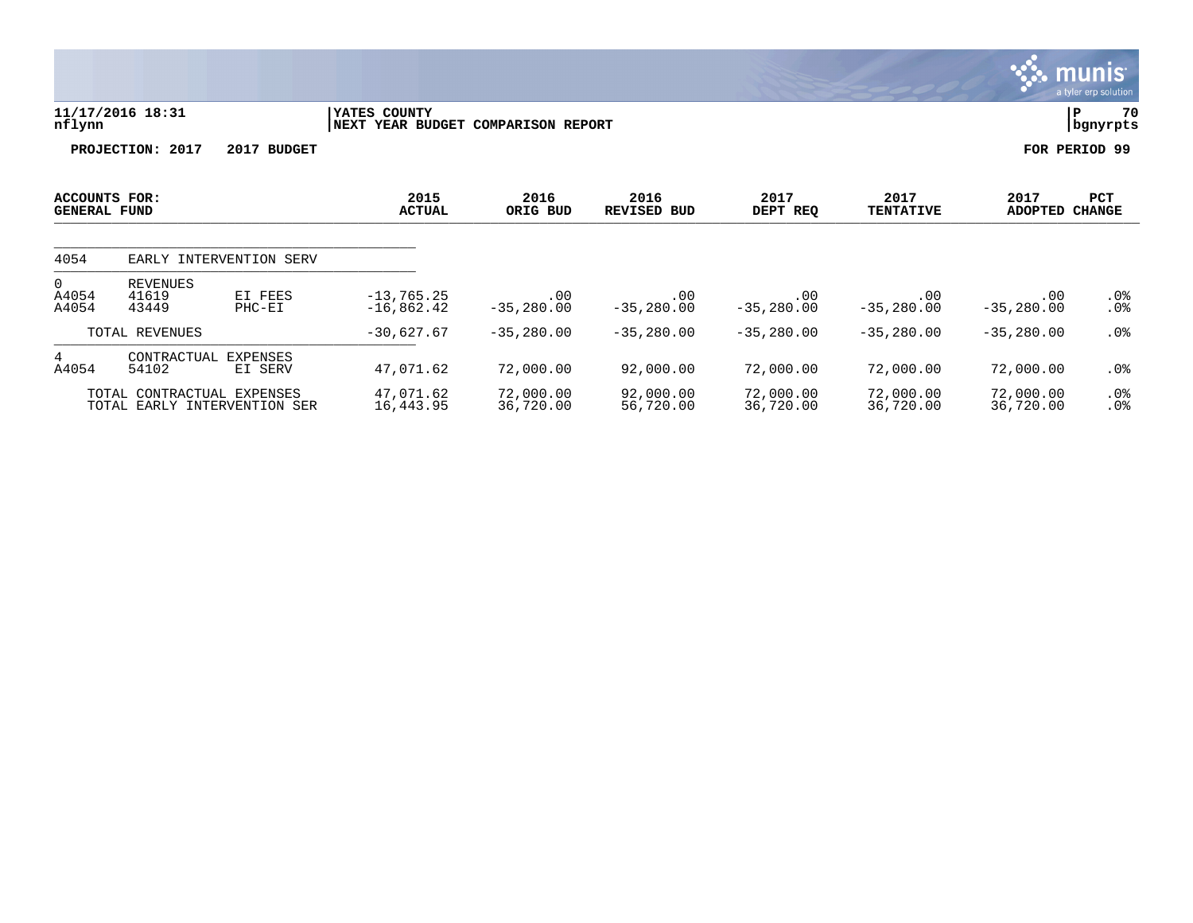**11/17/2016 18:31**
**nflynn**

**YATES COUNTY**
**NEXT YEAR BUDGET COMPARISON REPORT**

**P 70**
**bgnyrpts**

**PROJECTION: 2017 2017 BUDGET**

**FOR PERIOD 99**

| ACCOUNTS FOR: GENERAL FUND | | | 2015 ACTUAL | 2016 ORIG BUD | 2016 REVISED BUD | 2017 DEPT REQ | 2017 TENTATIVE | 2017 ADOPTED | PCT CHANGE |
|---|---|---|---|---|---|---|---|---|---|
| 4054 | EARLY INTERVENTION SERV | | | | | | | | |
| 0 | REVENUES | | | | | | | | |
| A4054 | 41619 | EI FEES | -13,765.25 | .00 | .00 | .00 | .00 | .00 | .0% |
| A4054 | 43449 | PHC-EI | -16,862.42 | -35,280.00 | -35,280.00 | -35,280.00 | -35,280.00 | -35,280.00 | .0% |
| | TOTAL REVENUES | | -30,627.67 | -35,280.00 | -35,280.00 | -35,280.00 | -35,280.00 | -35,280.00 | .0% |
| 4 | CONTRACTUAL EXPENSES | | | | | | | | |
| A4054 | 54102 | EI SERV | 47,071.62 | 72,000.00 | 92,000.00 | 72,000.00 | 72,000.00 | 72,000.00 | .0% |
| | TOTAL CONTRACTUAL EXPENSES | | 47,071.62 | 72,000.00 | 92,000.00 | 72,000.00 | 72,000.00 | 72,000.00 | .0% |
| | TOTAL EARLY INTERVENTION SER | | 16,443.95 | 36,720.00 | 56,720.00 | 36,720.00 | 36,720.00 | 36,720.00 | .0% |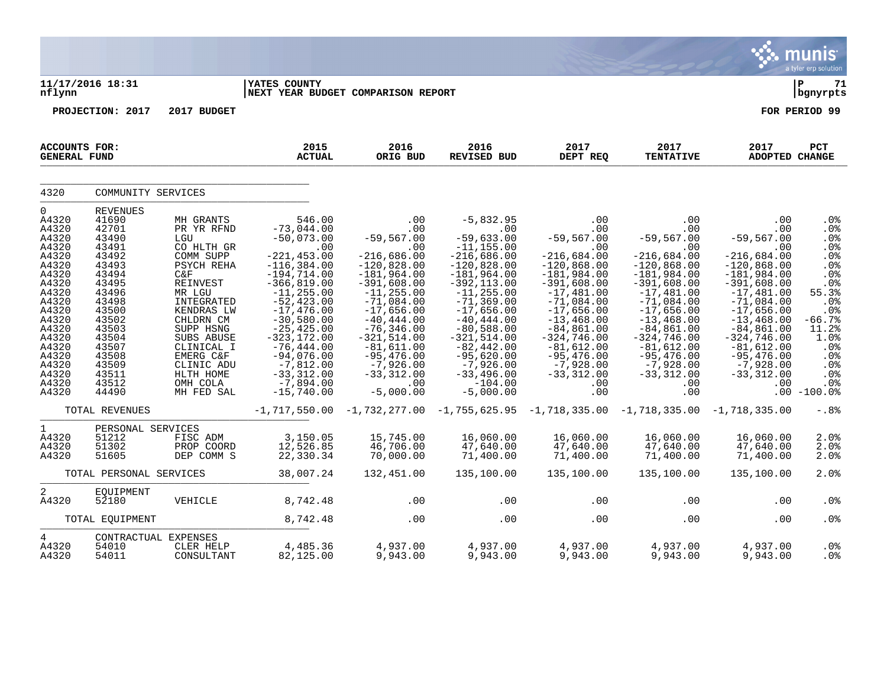11/17/2016 18:31 | YATES COUNTY | P 71
nflynn | NEXT YEAR BUDGET COMPARISON REPORT | bgnyrpts

**PROJECTION: 2017 2017 BUDGET** **FOR PERIOD 99**

| ACCOUNTS FOR: GENERAL FUND | | | 2015 ACTUAL | 2016 ORIG BUD | 2016 REVISED BUD | 2017 DEPT REQ | 2017 TENTATIVE | 2017 ADOPTED | PCT CHANGE |
|---|---|---|---|---|---|---|---|---|---|
| 4320 | COMMUNITY SERVICES | | | | | | | | |
| 0 | REVENUES | | | | | | | | |
| A4320 | 41690 | MH GRANTS | 546.00 | .00 | -5,832.95 | .00 | .00 | .00 | .0% |
| A4320 | 42701 | PR YR RFND | -73,044.00 | .00 | .00 | .00 | .00 | .00 | .0% |
| A4320 | 43490 | LGU | -50,073.00 | -59,567.00 | -59,633.00 | -59,567.00 | -59,567.00 | -59,567.00 | .0% |
| A4320 | 43491 | CO HLTH GR | .00 | .00 | -11,155.00 | .00 | .00 | .00 | .0% |
| A4320 | 43492 | COMM SUPP | -221,453.00 | -216,686.00 | -216,686.00 | -216,684.00 | -216,684.00 | -216,684.00 | .0% |
| A4320 | 43493 | PSYCH REHA | -116,384.00 | -120,828.00 | -120,828.00 | -120,868.00 | -120,868.00 | -120,868.00 | .0% |
| A4320 | 43494 | C&F | -194,714.00 | -181,964.00 | -181,964.00 | -181,984.00 | -181,984.00 | -181,984.00 | .0% |
| A4320 | 43495 | REINVEST | -366,819.00 | -391,608.00 | -392,113.00 | -391,608.00 | -391,608.00 | -391,608.00 | .0% |
| A4320 | 43496 | MR LGU | -11,255.00 | -11,255.00 | -11,255.00 | -17,481.00 | -17,481.00 | -17,481.00 | 55.3% |
| A4320 | 43498 | INTEGRATED | -52,423.00 | -71,084.00 | -71,369.00 | -71,084.00 | -71,084.00 | -71,084.00 | .0% |
| A4320 | 43500 | KENDRAS LW | -17,476.00 | -17,656.00 | -17,656.00 | -17,656.00 | -17,656.00 | -17,656.00 | .0% |
| A4320 | 43502 | CHLDRN CM | -30,580.00 | -40,444.00 | -40,444.00 | -13,468.00 | -13,468.00 | -13,468.00 | -66.7% |
| A4320 | 43503 | SUPP HSNG | -25,425.00 | -76,346.00 | -80,588.00 | -84,861.00 | -84,861.00 | -84,861.00 | 11.2% |
| A4320 | 43504 | SUBS ABUSE | -323,172.00 | -321,514.00 | -321,514.00 | -324,746.00 | -324,746.00 | -324,746.00 | 1.0% |
| A4320 | 43507 | CLINICAL I | -76,444.00 | -81,611.00 | -82,442.00 | -81,612.00 | -81,612.00 | -81,612.00 | .0% |
| A4320 | 43508 | EMERG C&F | -94,076.00 | -95,476.00 | -95,620.00 | -95,476.00 | -95,476.00 | -95,476.00 | .0% |
| A4320 | 43509 | CLINIC ADU | -7,812.00 | -7,926.00 | -7,926.00 | -7,928.00 | -7,928.00 | -7,928.00 | .0% |
| A4320 | 43511 | HLTH HOME | -33,312.00 | -33,312.00 | -33,496.00 | -33,312.00 | -33,312.00 | -33,312.00 | .0% |
| A4320 | 43512 | OMH COLA | -7,894.00 | .00 | -104.00 | .00 | .00 | .00 | .0% |
| A4320 | 44490 | MH FED SAL | -15,740.00 | -5,000.00 | -5,000.00 | .00 | .00 | .00 | -100.0% |
| | TOTAL REVENUES | | -1,717,550.00 | -1,732,277.00 | -1,755,625.95 | -1,718,335.00 | -1,718,335.00 | -1,718,335.00 | -.8% |
| 1 | PERSONAL SERVICES | | | | | | | | |
| A4320 | 51212 | FISC ADM | 3,150.05 | 15,745.00 | 16,060.00 | 16,060.00 | 16,060.00 | 16,060.00 | 2.0% |
| A4320 | 51302 | PROP COORD | 12,526.85 | 46,706.00 | 47,640.00 | 47,640.00 | 47,640.00 | 47,640.00 | 2.0% |
| A4320 | 51605 | DEP COMM S | 22,330.34 | 70,000.00 | 71,400.00 | 71,400.00 | 71,400.00 | 71,400.00 | 2.0% |
| | TOTAL PERSONAL SERVICES | | 38,007.24 | 132,451.00 | 135,100.00 | 135,100.00 | 135,100.00 | 135,100.00 | 2.0% |
| 2 | EQUIPMENT | | | | | | | | |
| A4320 | 52180 | VEHICLE | 8,742.48 | .00 | .00 | .00 | .00 | .00 | .0% |
| | TOTAL EQUIPMENT | | 8,742.48 | .00 | .00 | .00 | .00 | .00 | .0% |
| 4 | CONTRACTUAL EXPENSES | | | | | | | | |
| A4320 | 54010 | CLER HELP | 4,485.36 | 4,937.00 | 4,937.00 | 4,937.00 | 4,937.00 | 4,937.00 | .0% |
| A4320 | 54011 | CONSULTANT | 82,125.00 | 9,943.00 | 9,943.00 | 9,943.00 | 9,943.00 | 9,943.00 | .0% |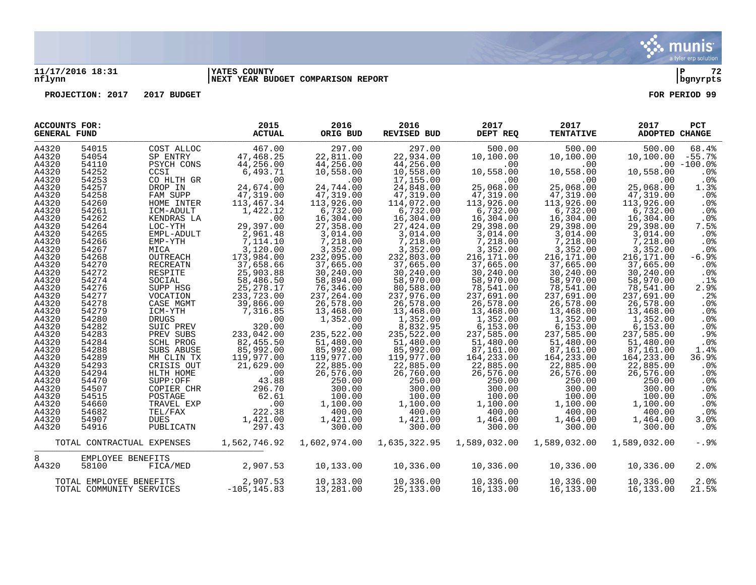**11/17/2016 18:31** | **YATES COUNTY** | **P 72**
**nflynn** | **NEXT YEAR BUDGET COMPARISON REPORT** | **bgnyrpts**

**PROJECTION: 2017 2017 BUDGET** — **FOR PERIOD 99**

| ACCOUNTS FOR: GENERAL FUND | | | 2015 ACTUAL | 2016 ORIG BUD | 2016 REVISED BUD | 2017 DEPT REQ | 2017 TENTATIVE | 2017 ADOPTED | PCT CHANGE |
|---|---|---|---|---|---|---|---|---|---|
| A4320 | 54015 | COST ALLOC | 467.00 | 297.00 | 297.00 | 500.00 | 500.00 | 500.00 | 68.4% |
| A4320 | 54054 | SP ENTRY | 47,468.25 | 22,811.00 | 22,934.00 | 10,100.00 | 10,100.00 | 10,100.00 | -55.7% |
| A4320 | 54110 | PSYCH CONS | 44,256.00 | 44,256.00 | 44,256.00 | .00 | .00 | .00 | -100.0% |
| A4320 | 54252 | CCSI | 6,493.71 | 10,558.00 | 10,558.00 | 10,558.00 | 10,558.00 | 10,558.00 | .0% |
| A4320 | 54253 | CO HLTH GR | .00 | .00 | 17,155.00 | .00 | .00 | .00 | .0% |
| A4320 | 54257 | DROP IN | 24,674.00 | 24,744.00 | 24,848.00 | 25,068.00 | 25,068.00 | 25,068.00 | 1.3% |
| A4320 | 54258 | FAM SUPP | 47,319.00 | 47,319.00 | 47,319.00 | 47,319.00 | 47,319.00 | 47,319.00 | .0% |
| A4320 | 54260 | HOME INTER | 113,467.34 | 113,926.00 | 114,072.00 | 113,926.00 | 113,926.00 | 113,926.00 | .0% |
| A4320 | 54261 | ICM-ADULT | 1,422.12 | 6,732.00 | 6,732.00 | 6,732.00 | 6,732.00 | 6,732.00 | .0% |
| A4320 | 54262 | KENDRAS LA | .00 | 16,304.00 | 16,304.00 | 16,304.00 | 16,304.00 | 16,304.00 | .0% |
| A4320 | 54264 | LOC-YTH | 29,397.00 | 27,358.00 | 27,424.00 | 29,398.00 | 29,398.00 | 29,398.00 | 7.5% |
| A4320 | 54265 | EMPL-ADULT | 2,961.48 | 3,014.00 | 3,014.00 | 3,014.00 | 3,014.00 | 3,014.00 | .0% |
| A4320 | 54266 | EMP-YTH | 7,114.10 | 7,218.00 | 7,218.00 | 7,218.00 | 7,218.00 | 7,218.00 | .0% |
| A4320 | 54267 | MICA | 3,120.00 | 3,352.00 | 3,352.00 | 3,352.00 | 3,352.00 | 3,352.00 | .0% |
| A4320 | 54268 | OUTREACH | 173,984.00 | 232,095.00 | 232,803.00 | 216,171.00 | 216,171.00 | 216,171.00 | -6.9% |
| A4320 | 54270 | RECREATN | 37,658.66 | 37,665.00 | 37,665.00 | 37,665.00 | 37,665.00 | 37,665.00 | .0% |
| A4320 | 54272 | RESPITE | 25,903.88 | 30,240.00 | 30,240.00 | 30,240.00 | 30,240.00 | 30,240.00 | .0% |
| A4320 | 54274 | SOCIAL | 58,486.50 | 58,894.00 | 58,970.00 | 58,970.00 | 58,970.00 | 58,970.00 | .1% |
| A4320 | 54276 | SUPP HSG | 25,278.17 | 76,346.00 | 80,588.00 | 78,541.00 | 78,541.00 | 78,541.00 | 2.9% |
| A4320 | 54277 | VOCATION | 233,723.00 | 237,264.00 | 237,976.00 | 237,691.00 | 237,691.00 | 237,691.00 | .2% |
| A4320 | 54278 | CASE MGMT | 39,866.00 | 26,578.00 | 26,578.00 | 26,578.00 | 26,578.00 | 26,578.00 | .0% |
| A4320 | 54279 | ICM-YTH | 7,316.85 | 13,468.00 | 13,468.00 | 13,468.00 | 13,468.00 | 13,468.00 | .0% |
| A4320 | 54280 | DRUGS | .00 | 1,352.00 | 1,352.00 | 1,352.00 | 1,352.00 | 1,352.00 | .0% |
| A4320 | 54282 | SUIC PREV | 320.00 | .00 | 8,832.95 | 6,153.00 | 6,153.00 | 6,153.00 | .0% |
| A4320 | 54283 | PREV SUBS | 233,042.00 | 235,522.00 | 235,522.00 | 237,585.00 | 237,585.00 | 237,585.00 | .9% |
| A4320 | 54284 | SCHL PROG | 82,455.50 | 51,480.00 | 51,480.00 | 51,480.00 | 51,480.00 | 51,480.00 | .0% |
| A4320 | 54288 | SUBS ABUSE | 85,992.00 | 85,992.00 | 85,992.00 | 87,161.00 | 87,161.00 | 87,161.00 | 1.4% |
| A4320 | 54289 | MH CLIN TX | 119,977.00 | 119,977.00 | 119,977.00 | 164,233.00 | 164,233.00 | 164,233.00 | 36.9% |
| A4320 | 54293 | CRISIS OUT | 21,629.00 | 22,885.00 | 22,885.00 | 22,885.00 | 22,885.00 | 22,885.00 | .0% |
| A4320 | 54294 | HLTH HOME | .00 | 26,576.00 | 26,760.00 | 26,576.00 | 26,576.00 | 26,576.00 | .0% |
| A4320 | 54470 | SUPP:OFF | 43.88 | 250.00 | 250.00 | 250.00 | 250.00 | 250.00 | .0% |
| A4320 | 54507 | COPIER CHR | 296.70 | 300.00 | 300.00 | 300.00 | 300.00 | 300.00 | .0% |
| A4320 | 54515 | POSTAGE | 62.61 | 100.00 | 100.00 | 100.00 | 100.00 | 100.00 | .0% |
| A4320 | 54660 | TRAVEL EXP | .00 | 1,100.00 | 1,100.00 | 1,100.00 | 1,100.00 | 1,100.00 | .0% |
| A4320 | 54682 | TEL/FAX | 222.38 | 400.00 | 400.00 | 400.00 | 400.00 | 400.00 | .0% |
| A4320 | 54907 | DUES | 1,421.00 | 1,421.00 | 1,421.00 | 1,464.00 | 1,464.00 | 1,464.00 | 3.0% |
| A4320 | 54916 | PUBLICATN | 297.43 | 300.00 | 300.00 | 300.00 | 300.00 | 300.00 | .0% |
| TOTAL CONTRACTUAL EXPENSES | | | 1,562,746.92 | 1,602,974.00 | 1,635,322.95 | 1,589,032.00 | 1,589,032.00 | 1,589,032.00 | -.9% |
| 8 | EMPLOYEE BENEFITS | | | | | | | | |
| A4320 | 58100 | FICA/MED | 2,907.53 | 10,133.00 | 10,336.00 | 10,336.00 | 10,336.00 | 10,336.00 | 2.0% |
| TOTAL EMPLOYEE BENEFITS | | | 2,907.53 | 10,133.00 | 10,336.00 | 10,336.00 | 10,336.00 | 10,336.00 | 2.0% |
| TOTAL COMMUNITY SERVICES | | | -105,145.83 | 13,281.00 | 25,133.00 | 16,133.00 | 16,133.00 | 16,133.00 | 21.5% |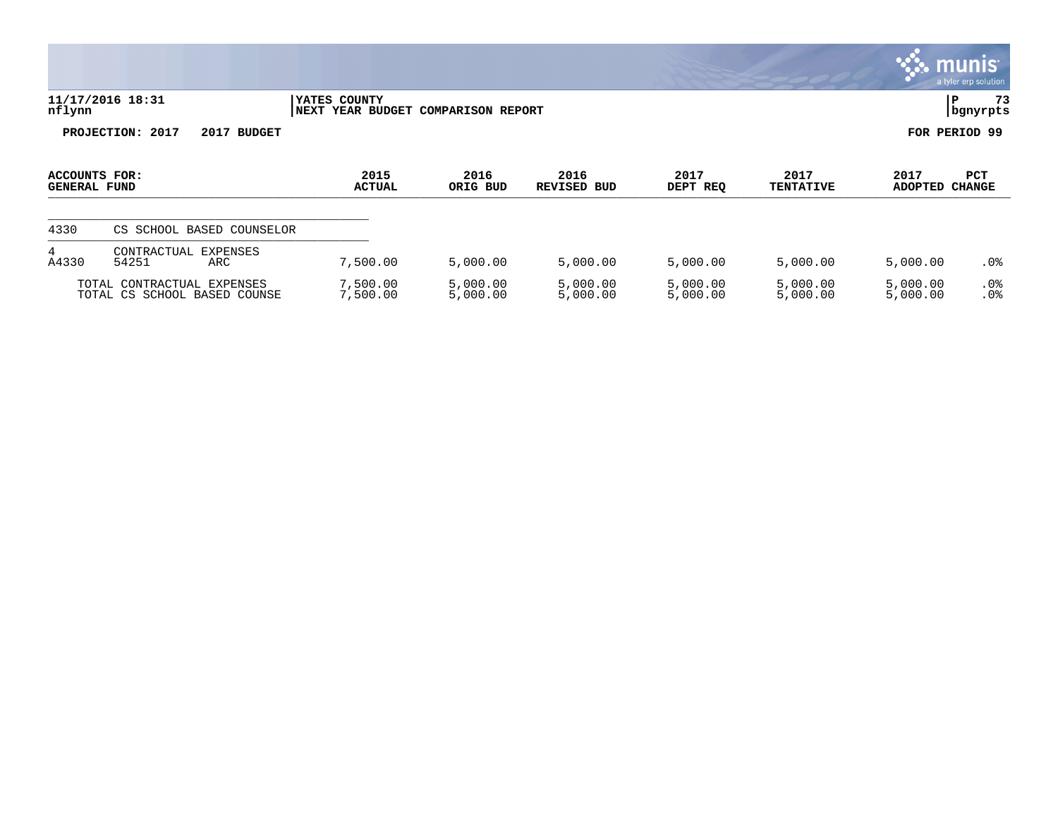11/17/2016 18:31
nflynn

YATES COUNTY
NEXT YEAR BUDGET COMPARISON REPORT

P 73
bgnyrpts

**PROJECTION: 2017 2017 BUDGET**

**FOR PERIOD 99**

| ACCOUNTS FOR: GENERAL FUND | | | 2015 ACTUAL | 2016 ORIG BUD | 2016 REVISED BUD | 2017 DEPT REQ | 2017 TENTATIVE | 2017 ADOPTED | PCT CHANGE |
|---|---|---|---|---|---|---|---|---|---|
| 4330 | CS SCHOOL BASED COUNSELOR | | | | | | | | |
| 4 | CONTRACTUAL EXPENSES | | | | | | | | |
| A4330 | 54251 | ARC | 7,500.00 | 5,000.00 | 5,000.00 | 5,000.00 | 5,000.00 | 5,000.00 | .0% |
| TOTAL CONTRACTUAL EXPENSES | | | 7,500.00 | 5,000.00 | 5,000.00 | 5,000.00 | 5,000.00 | 5,000.00 | .0% |
| TOTAL CS SCHOOL BASED COUNSE | | | 7,500.00 | 5,000.00 | 5,000.00 | 5,000.00 | 5,000.00 | 5,000.00 | .0% |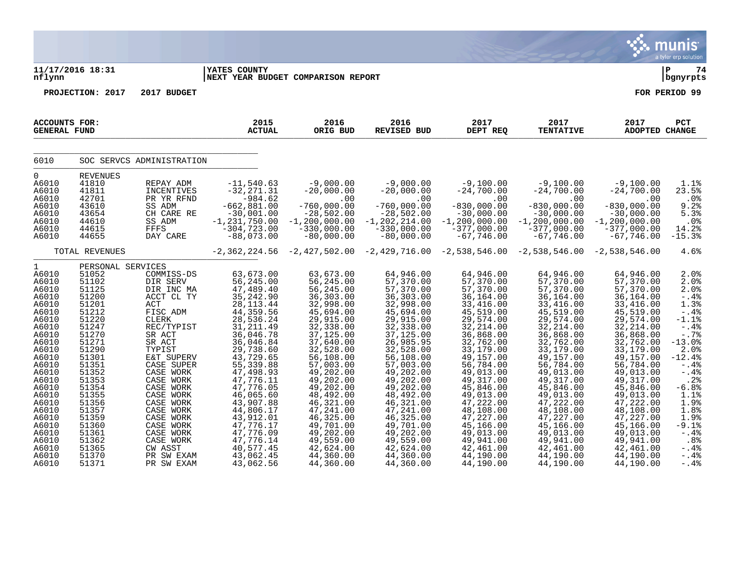**11/17/2016 18:31** | **YATES COUNTY** | **P 74**
**nflynn** | **NEXT YEAR BUDGET COMPARISON REPORT** | **bgnyrpts**

**PROJECTION: 2017 2017 BUDGET** — **FOR PERIOD 99**

| ACCOUNTS FOR: GENERAL FUND | | | 2015 ACTUAL | 2016 ORIG BUD | 2016 REVISED BUD | 2017 DEPT REQ | 2017 TENTATIVE | 2017 ADOPTED | PCT CHANGE |
|---|---|---|---|---|---|---|---|---|---|
| 6010 | SOC SERVCS ADMINISTRATION | | | | | | | | |
| 0 | REVENUES | | | | | | | | |
| A6010 | 41810 | REPAY ADM | -11,540.63 | -9,000.00 | -9,000.00 | -9,100.00 | -9,100.00 | -9,100.00 | 1.1% |
| A6010 | 41811 | INCENTIVES | -32,271.31 | -20,000.00 | -20,000.00 | -24,700.00 | -24,700.00 | -24,700.00 | 23.5% |
| A6010 | 42701 | PR YR RFND | -984.62 | .00 | .00 | .00 | .00 | .00 | .0% |
| A6010 | 43610 | SS ADM | -662,881.00 | -760,000.00 | -760,000.00 | -830,000.00 | -830,000.00 | -830,000.00 | 9.2% |
| A6010 | 43654 | CH CARE RE | -30,001.00 | -28,502.00 | -28,502.00 | -30,000.00 | -30,000.00 | -30,000.00 | 5.3% |
| A6010 | 44610 | SS ADM | -1,231,750.00 | -1,200,000.00 | -1,202,214.00 | -1,200,000.00 | -1,200,000.00 | -1,200,000.00 | .0% |
| A6010 | 44615 | FFFS | -304,723.00 | -330,000.00 | -330,000.00 | -377,000.00 | -377,000.00 | -377,000.00 | 14.2% |
| A6010 | 44655 | DAY CARE | -88,073.00 | -80,000.00 | -80,000.00 | -67,746.00 | -67,746.00 | -67,746.00 | -15.3% |
| | TOTAL REVENUES | | -2,362,224.56 | -2,427,502.00 | -2,429,716.00 | -2,538,546.00 | -2,538,546.00 | -2,538,546.00 | 4.6% |
| 1 | PERSONAL SERVICES | | | | | | | | |
| A6010 | 51052 | COMMISS-DS | 63,673.00 | 63,673.00 | 64,946.00 | 64,946.00 | 64,946.00 | 64,946.00 | 2.0% |
| A6010 | 51102 | DIR SERV | 56,245.00 | 56,245.00 | 57,370.00 | 57,370.00 | 57,370.00 | 57,370.00 | 2.0% |
| A6010 | 51125 | DIR INC MA | 47,489.40 | 56,245.00 | 57,370.00 | 57,370.00 | 57,370.00 | 57,370.00 | 2.0% |
| A6010 | 51200 | ACCT CL TY | 35,242.90 | 36,303.00 | 36,303.00 | 36,164.00 | 36,164.00 | 36,164.00 | -.4% |
| A6010 | 51201 | ACT | 28,113.44 | 32,998.00 | 32,998.00 | 33,416.00 | 33,416.00 | 33,416.00 | 1.3% |
| A6010 | 51212 | FISC ADM | 44,359.56 | 45,694.00 | 45,694.00 | 45,519.00 | 45,519.00 | 45,519.00 | -.4% |
| A6010 | 51220 | CLERK | 28,536.24 | 29,915.00 | 29,915.00 | 29,574.00 | 29,574.00 | 29,574.00 | -1.1% |
| A6010 | 51247 | REC/TYPIST | 31,211.49 | 32,338.00 | 32,338.00 | 32,214.00 | 32,214.00 | 32,214.00 | -.4% |
| A6010 | 51270 | SR ACT | 36,046.78 | 37,125.00 | 37,125.00 | 36,868.00 | 36,868.00 | 36,868.00 | -.7% |
| A6010 | 51271 | SR ACT | 36,046.84 | 37,640.00 | 26,985.95 | 32,762.00 | 32,762.00 | 32,762.00 | -13.0% |
| A6010 | 51290 | TYPIST | 29,738.60 | 32,528.00 | 32,528.00 | 33,179.00 | 33,179.00 | 33,179.00 | 2.0% |
| A6010 | 51301 | E&T SUPERV | 43,729.65 | 56,108.00 | 56,108.00 | 49,157.00 | 49,157.00 | 49,157.00 | -12.4% |
| A6010 | 51351 | CASE SUPER | 55,339.88 | 57,003.00 | 57,003.00 | 56,784.00 | 56,784.00 | 56,784.00 | -.4% |
| A6010 | 51352 | CASE WORK | 47,498.93 | 49,202.00 | 49,202.00 | 49,013.00 | 49,013.00 | 49,013.00 | -.4% |
| A6010 | 51353 | CASE WORK | 47,776.11 | 49,202.00 | 49,202.00 | 49,317.00 | 49,317.00 | 49,317.00 | .2% |
| A6010 | 51354 | CASE WORK | 47,776.05 | 49,202.00 | 49,202.00 | 45,846.00 | 45,846.00 | 45,846.00 | -6.8% |
| A6010 | 51355 | CASE WORK | 46,065.60 | 48,492.00 | 48,492.00 | 49,013.00 | 49,013.00 | 49,013.00 | 1.1% |
| A6010 | 51356 | CASE WORK | 43,907.88 | 46,321.00 | 46,321.00 | 47,222.00 | 47,222.00 | 47,222.00 | 1.9% |
| A6010 | 51357 | CASE WORK | 44,806.17 | 47,241.00 | 47,241.00 | 48,108.00 | 48,108.00 | 48,108.00 | 1.8% |
| A6010 | 51359 | CASE WORK | 43,912.01 | 46,325.00 | 46,325.00 | 47,227.00 | 47,227.00 | 47,227.00 | 1.9% |
| A6010 | 51360 | CASE WORK | 47,776.17 | 49,701.00 | 49,701.00 | 45,166.00 | 45,166.00 | 45,166.00 | -9.1% |
| A6010 | 51361 | CASE WORK | 47,776.09 | 49,202.00 | 49,202.00 | 49,013.00 | 49,013.00 | 49,013.00 | -.4% |
| A6010 | 51362 | CASE WORK | 47,776.14 | 49,559.00 | 49,559.00 | 49,941.00 | 49,941.00 | 49,941.00 | .8% |
| A6010 | 51365 | CW ASST | 40,577.45 | 42,624.00 | 42,624.00 | 42,461.00 | 42,461.00 | 42,461.00 | -.4% |
| A6010 | 51370 | PR SW EXAM | 43,062.45 | 44,360.00 | 44,360.00 | 44,190.00 | 44,190.00 | 44,190.00 | -.4% |
| A6010 | 51371 | PR SW EXAM | 43,062.56 | 44,360.00 | 44,360.00 | 44,190.00 | 44,190.00 | 44,190.00 | -.4% |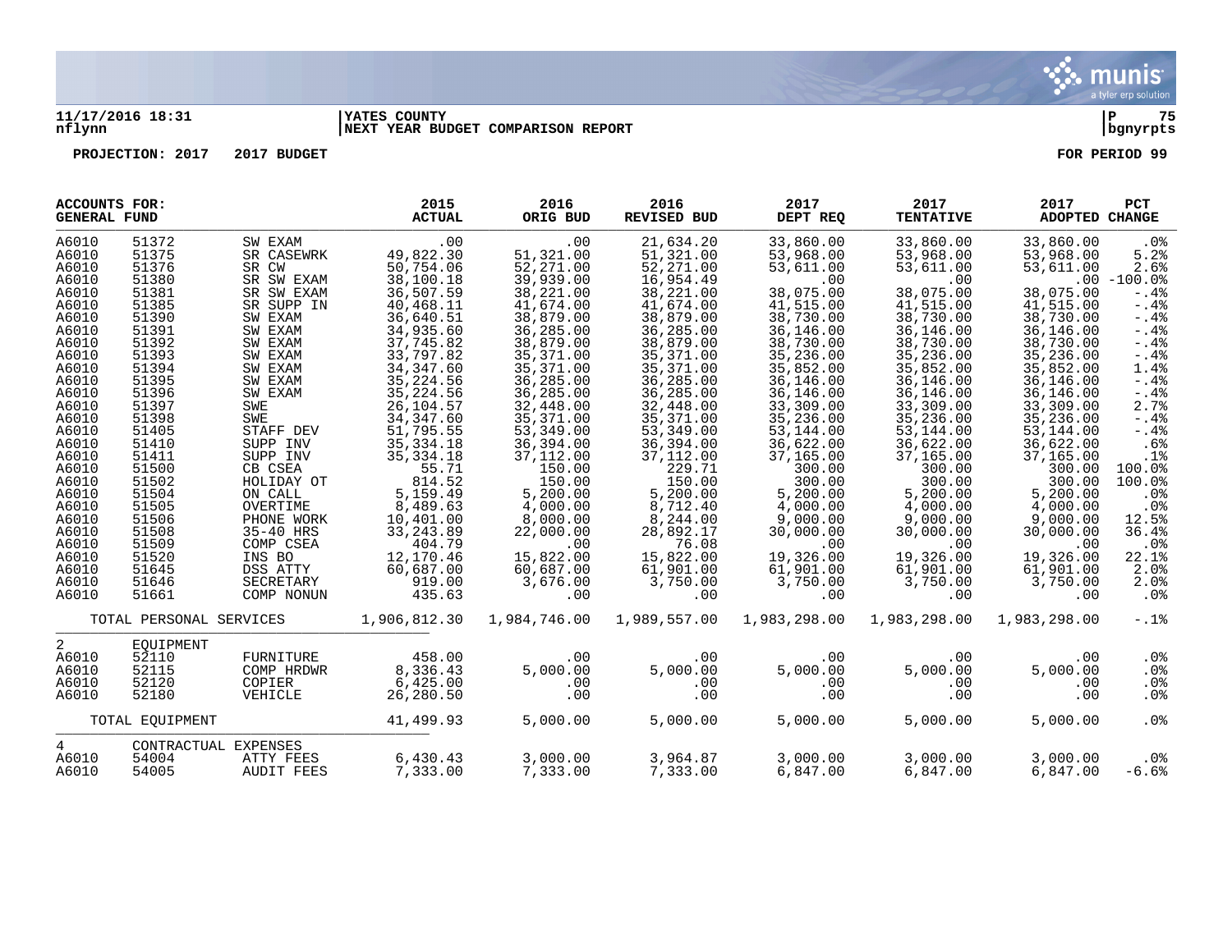11/17/2016 18:31 | YATES COUNTY | P 75
nflynn | NEXT YEAR BUDGET COMPARISON REPORT | bgnyrpts

**PROJECTION: 2017 2017 BUDGET** **FOR PERIOD 99**

| ACCOUNTS FOR: GENERAL FUND | | | 2015 ACTUAL | 2016 ORIG BUD | 2016 REVISED BUD | 2017 DEPT REQ | 2017 TENTATIVE | 2017 ADOPTED | PCT CHANGE |
|---|---|---|---|---|---|---|---|---|---|
| A6010 | 51372 | SW EXAM | .00 | .00 | 21,634.20 | 33,860.00 | 33,860.00 | 33,860.00 | .0% |
| A6010 | 51375 | SR CASEWRK | 49,822.30 | 51,321.00 | 51,321.00 | 53,968.00 | 53,968.00 | 53,968.00 | 5.2% |
| A6010 | 51376 | SR CW | 50,754.06 | 52,271.00 | 52,271.00 | 53,611.00 | 53,611.00 | 53,611.00 | 2.6% |
| A6010 | 51380 | SR SW EXAM | 38,100.18 | 39,939.00 | 16,954.49 | .00 | .00 | .00 | -100.0% |
| A6010 | 51381 | SR SW EXAM | 36,507.59 | 38,221.00 | 38,221.00 | 38,075.00 | 38,075.00 | 38,075.00 | -.4% |
| A6010 | 51385 | SR SUPP IN | 40,468.11 | 41,674.00 | 41,674.00 | 41,515.00 | 41,515.00 | 41,515.00 | -.4% |
| A6010 | 51390 | SW EXAM | 36,640.51 | 38,879.00 | 38,879.00 | 38,730.00 | 38,730.00 | 38,730.00 | -.4% |
| A6010 | 51391 | SW EXAM | 34,935.60 | 36,285.00 | 36,285.00 | 36,146.00 | 36,146.00 | 36,146.00 | -.4% |
| A6010 | 51392 | SW EXAM | 37,745.82 | 38,879.00 | 38,879.00 | 38,730.00 | 38,730.00 | 38,730.00 | -.4% |
| A6010 | 51393 | SW EXAM | 33,797.82 | 35,371.00 | 35,371.00 | 35,236.00 | 35,236.00 | 35,236.00 | -.4% |
| A6010 | 51394 | SW EXAM | 34,347.60 | 35,371.00 | 35,371.00 | 35,852.00 | 35,852.00 | 35,852.00 | 1.4% |
| A6010 | 51395 | SW EXAM | 35,224.56 | 36,285.00 | 36,285.00 | 36,146.00 | 36,146.00 | 36,146.00 | -.4% |
| A6010 | 51396 | SW EXAM | 35,224.56 | 36,285.00 | 36,285.00 | 36,146.00 | 36,146.00 | 36,146.00 | -.4% |
| A6010 | 51397 | SWE | 26,104.57 | 32,448.00 | 32,448.00 | 33,309.00 | 33,309.00 | 33,309.00 | 2.7% |
| A6010 | 51398 | SWE | 34,347.60 | 35,371.00 | 35,371.00 | 35,236.00 | 35,236.00 | 35,236.00 | -.4% |
| A6010 | 51405 | STAFF DEV | 51,795.55 | 53,349.00 | 53,349.00 | 53,144.00 | 53,144.00 | 53,144.00 | -.4% |
| A6010 | 51410 | SUPP INV | 35,334.18 | 36,394.00 | 36,394.00 | 36,622.00 | 36,622.00 | 36,622.00 | .6% |
| A6010 | 51411 | SUPP INV | 35,334.18 | 37,112.00 | 37,112.00 | 37,165.00 | 37,165.00 | 37,165.00 | .1% |
| A6010 | 51500 | CB CSEA | 55.71 | 150.00 | 229.71 | 300.00 | 300.00 | 300.00 | 100.0% |
| A6010 | 51502 | HOLIDAY OT | 814.52 | 150.00 | 150.00 | 300.00 | 300.00 | 300.00 | 100.0% |
| A6010 | 51504 | ON CALL | 5,159.49 | 5,200.00 | 5,200.00 | 5,200.00 | 5,200.00 | 5,200.00 | .0% |
| A6010 | 51505 | OVERTIME | 8,489.63 | 4,000.00 | 8,712.40 | 4,000.00 | 4,000.00 | 4,000.00 | .0% |
| A6010 | 51506 | PHONE WORK | 10,401.00 | 8,000.00 | 8,244.00 | 9,000.00 | 9,000.00 | 9,000.00 | 12.5% |
| A6010 | 51508 | 35-40 HRS | 33,243.89 | 22,000.00 | 28,892.17 | 30,000.00 | 30,000.00 | 30,000.00 | 36.4% |
| A6010 | 51509 | COMP CSEA | 404.79 | .00 | 76.08 | .00 | .00 | .00 | .0% |
| A6010 | 51520 | INS BO | 12,170.46 | 15,822.00 | 15,822.00 | 19,326.00 | 19,326.00 | 19,326.00 | 22.1% |
| A6010 | 51645 | DSS ATTY | 60,687.00 | 60,687.00 | 61,901.00 | 61,901.00 | 61,901.00 | 61,901.00 | 2.0% |
| A6010 | 51646 | SECRETARY | 919.00 | 3,676.00 | 3,750.00 | 3,750.00 | 3,750.00 | 3,750.00 | 2.0% |
| A6010 | 51661 | COMP NONUN | 435.63 | .00 | .00 | .00 | .00 | .00 | .0% |
| TOTAL PERSONAL SERVICES | | | 1,906,812.30 | 1,984,746.00 | 1,989,557.00 | 1,983,298.00 | 1,983,298.00 | 1,983,298.00 | -.1% |
| 2 | EQUIPMENT | | | | | | | | |
| A6010 | 52110 | FURNITURE | 458.00 | .00 | .00 | .00 | .00 | .00 | .0% |
| A6010 | 52115 | COMP HRDWR | 8,336.43 | 5,000.00 | 5,000.00 | 5,000.00 | 5,000.00 | 5,000.00 | .0% |
| A6010 | 52120 | COPIER | 6,425.00 | .00 | .00 | .00 | .00 | .00 | .0% |
| A6010 | 52180 | VEHICLE | 26,280.50 | .00 | .00 | .00 | .00 | .00 | .0% |
| TOTAL EQUIPMENT | | | 41,499.93 | 5,000.00 | 5,000.00 | 5,000.00 | 5,000.00 | 5,000.00 | .0% |
| 4 | CONTRACTUAL EXPENSES | | | | | | | | |
| A6010 | 54004 | ATTY FEES | 6,430.43 | 3,000.00 | 3,964.87 | 3,000.00 | 3,000.00 | 3,000.00 | .0% |
| A6010 | 54005 | AUDIT FEES | 7,333.00 | 7,333.00 | 7,333.00 | 6,847.00 | 6,847.00 | 6,847.00 | -6.6% |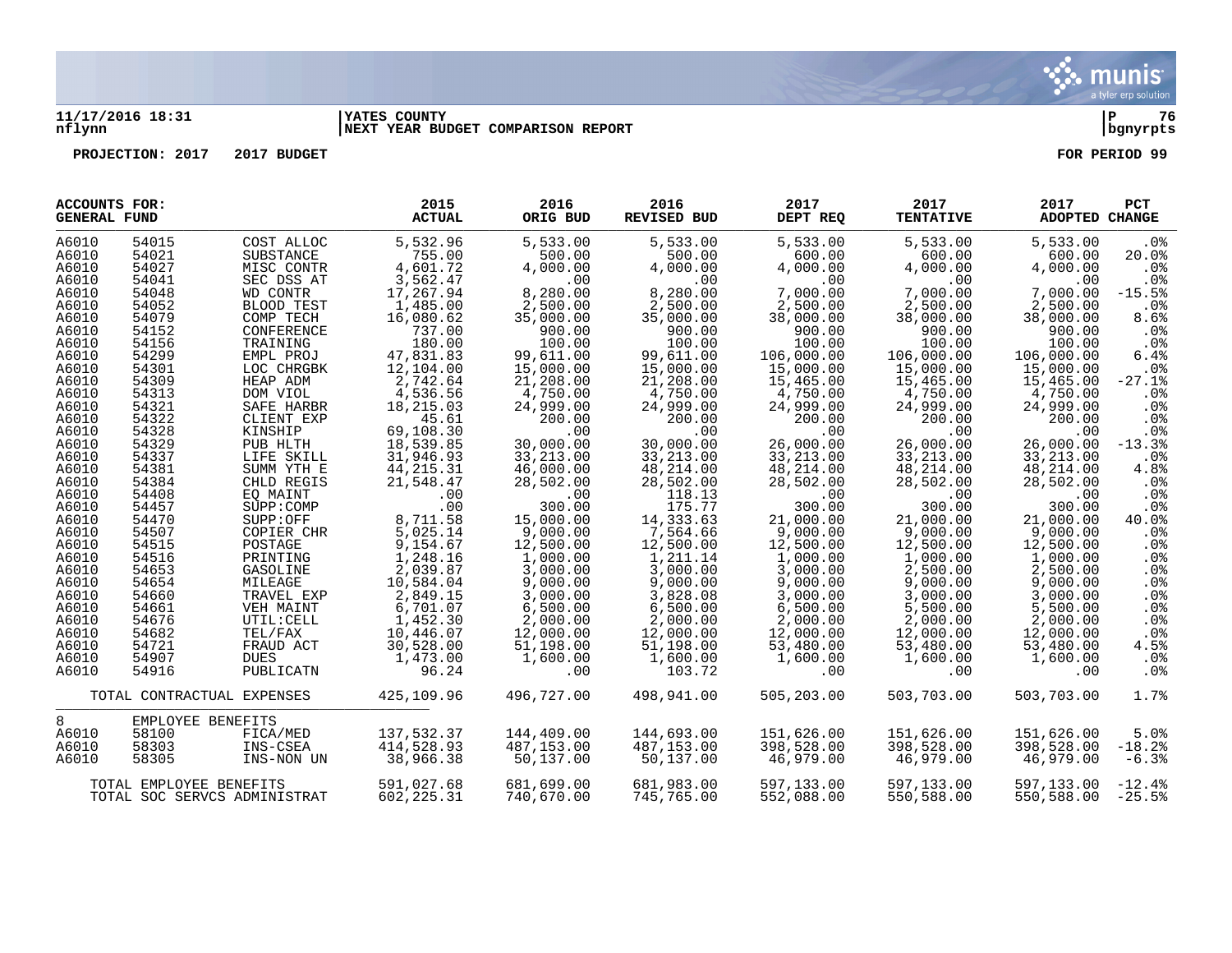11/17/2016 18:31 | YATES COUNTY | P 76
nflynn | NEXT YEAR BUDGET COMPARISON REPORT | bgnyrpts

PROJECTION: 2017 2017 BUDGET FOR PERIOD 99

| ACCOUNTS FOR: GENERAL FUND | | | 2015 ACTUAL | 2016 ORIG BUD | 2016 REVISED BUD | 2017 DEPT REQ | 2017 TENTATIVE | 2017 ADOPTED | PCT CHANGE |
|---|---|---|---|---|---|---|---|---|---|
| A6010 | 54015 | COST ALLOC | 5,532.96 | 5,533.00 | 5,533.00 | 5,533.00 | 5,533.00 | 5,533.00 | .0% |
| A6010 | 54021 | SUBSTANCE | 755.00 | 500.00 | 500.00 | 600.00 | 600.00 | 600.00 | 20.0% |
| A6010 | 54027 | MISC CONTR | 4,601.72 | 4,000.00 | 4,000.00 | 4,000.00 | 4,000.00 | 4,000.00 | .0% |
| A6010 | 54041 | SEC DSS AT | 3,562.47 | .00 | .00 | .00 | .00 | .00 | .0% |
| A6010 | 54048 | WD CONTR | 17,267.94 | 8,280.00 | 8,280.00 | 7,000.00 | 7,000.00 | 7,000.00 | -15.5% |
| A6010 | 54052 | BLOOD TEST | 1,485.00 | 2,500.00 | 2,500.00 | 2,500.00 | 2,500.00 | 2,500.00 | .0% |
| A6010 | 54079 | COMP TECH | 16,080.62 | 35,000.00 | 35,000.00 | 38,000.00 | 38,000.00 | 38,000.00 | 8.6% |
| A6010 | 54152 | CONFERENCE | 737.00 | 900.00 | 900.00 | 900.00 | 900.00 | 900.00 | .0% |
| A6010 | 54156 | TRAINING | 180.00 | 100.00 | 100.00 | 100.00 | 100.00 | 100.00 | .0% |
| A6010 | 54299 | EMPL PROJ | 47,831.83 | 99,611.00 | 99,611.00 | 106,000.00 | 106,000.00 | 106,000.00 | 6.4% |
| A6010 | 54301 | LOC CHRGBK | 12,104.00 | 15,000.00 | 15,000.00 | 15,000.00 | 15,000.00 | 15,000.00 | .0% |
| A6010 | 54309 | HEAP ADM | 2,742.64 | 21,208.00 | 21,208.00 | 15,465.00 | 15,465.00 | 15,465.00 | -27.1% |
| A6010 | 54313 | DOM VIOL | 4,536.56 | 4,750.00 | 4,750.00 | 4,750.00 | 4,750.00 | 4,750.00 | .0% |
| A6010 | 54321 | SAFE HARBR | 18,215.03 | 24,999.00 | 24,999.00 | 24,999.00 | 24,999.00 | 24,999.00 | .0% |
| A6010 | 54322 | CLIENT EXP | 45.61 | 200.00 | 200.00 | 200.00 | 200.00 | 200.00 | .0% |
| A6010 | 54328 | KINSHIP | 69,108.30 | .00 | .00 | .00 | .00 | .00 | .0% |
| A6010 | 54329 | PUB HLTH | 18,539.85 | 30,000.00 | 30,000.00 | 26,000.00 | 26,000.00 | 26,000.00 | -13.3% |
| A6010 | 54337 | LIFE SKILL | 31,946.93 | 33,213.00 | 33,213.00 | 33,213.00 | 33,213.00 | 33,213.00 | .0% |
| A6010 | 54381 | SUMM YTH E | 44,215.31 | 46,000.00 | 48,214.00 | 48,214.00 | 48,214.00 | 48,214.00 | 4.8% |
| A6010 | 54384 | CHLD REGIS | 21,548.47 | 28,502.00 | 28,502.00 | 28,502.00 | 28,502.00 | 28,502.00 | .0% |
| A6010 | 54408 | EQ MAINT | .00 | .00 | 118.13 | .00 | .00 | .00 | .0% |
| A6010 | 54457 | SUPP:COMP | .00 | 300.00 | 175.77 | 300.00 | 300.00 | 300.00 | .0% |
| A6010 | 54470 | SUPP:OFF | 8,711.58 | 15,000.00 | 14,333.63 | 21,000.00 | 21,000.00 | 21,000.00 | 40.0% |
| A6010 | 54507 | COPIER CHR | 5,025.14 | 9,000.00 | 7,564.66 | 9,000.00 | 9,000.00 | 9,000.00 | .0% |
| A6010 | 54515 | POSTAGE | 9,154.67 | 12,500.00 | 12,500.00 | 12,500.00 | 12,500.00 | 12,500.00 | .0% |
| A6010 | 54516 | PRINTING | 1,248.16 | 1,000.00 | 1,211.14 | 1,000.00 | 1,000.00 | 1,000.00 | .0% |
| A6010 | 54653 | GASOLINE | 2,039.87 | 3,000.00 | 3,000.00 | 3,000.00 | 2,500.00 | 2,500.00 | .0% |
| A6010 | 54654 | MILEAGE | 10,584.04 | 9,000.00 | 9,000.00 | 9,000.00 | 9,000.00 | 9,000.00 | .0% |
| A6010 | 54660 | TRAVEL EXP | 2,849.15 | 3,000.00 | 3,828.08 | 3,000.00 | 3,000.00 | 3,000.00 | .0% |
| A6010 | 54661 | VEH MAINT | 6,701.07 | 6,500.00 | 6,500.00 | 6,500.00 | 5,500.00 | 5,500.00 | .0% |
| A6010 | 54676 | UTIL:CELL | 1,452.30 | 2,000.00 | 2,000.00 | 2,000.00 | 2,000.00 | 2,000.00 | .0% |
| A6010 | 54682 | TEL/FAX | 10,446.07 | 12,000.00 | 12,000.00 | 12,000.00 | 12,000.00 | 12,000.00 | .0% |
| A6010 | 54721 | FRAUD ACT | 30,528.00 | 51,198.00 | 51,198.00 | 53,480.00 | 53,480.00 | 53,480.00 | 4.5% |
| A6010 | 54907 | DUES | 1,473.00 | 1,600.00 | 1,600.00 | 1,600.00 | 1,600.00 | 1,600.00 | .0% |
| A6010 | 54916 | PUBLICATN | 96.24 | .00 | 103.72 | .00 | .00 | .00 | .0% |
| | TOTAL CONTRACTUAL EXPENSES | | 425,109.96 | 496,727.00 | 498,941.00 | 505,203.00 | 503,703.00 | 503,703.00 | 1.7% |
| 8 | EMPLOYEE BENEFITS | | | | | | | | |
| A6010 | 58100 | FICA/MED | 137,532.37 | 144,409.00 | 144,693.00 | 151,626.00 | 151,626.00 | 151,626.00 | 5.0% |
| A6010 | 58303 | INS-CSEA | 414,528.93 | 487,153.00 | 487,153.00 | 398,528.00 | 398,528.00 | 398,528.00 | -18.2% |
| A6010 | 58305 | INS-NON UN | 38,966.38 | 50,137.00 | 50,137.00 | 46,979.00 | 46,979.00 | 46,979.00 | -6.3% |
| | TOTAL EMPLOYEE BENEFITS | | 591,027.68 | 681,699.00 | 681,983.00 | 597,133.00 | 597,133.00 | 597,133.00 | -12.4% |
| | TOTAL SOC SERVCS ADMINISTRAT | | 602,225.31 | 740,670.00 | 745,765.00 | 552,088.00 | 550,588.00 | 550,588.00 | -25.5% |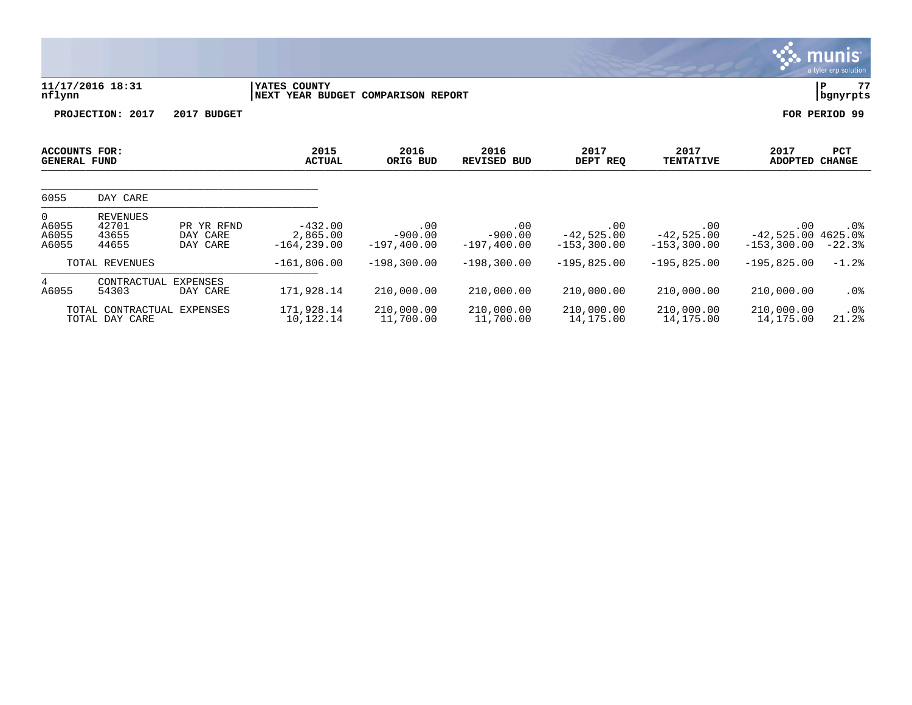11/17/2016 18:31 | YATES COUNTY | P 77
nflynn | NEXT YEAR BUDGET COMPARISON REPORT | bgnyrpts

**PROJECTION: 2017 2017 BUDGET** | **FOR PERIOD 99**

| ACCOUNTS FOR: GENERAL FUND | | | 2015 ACTUAL | 2016 ORIG BUD | 2016 REVISED BUD | 2017 DEPT REQ | 2017 TENTATIVE | 2017 ADOPTED | PCT CHANGE |
|---|---|---|---|---|---|---|---|---|---|
| 6055 | DAY CARE | | | | | | | | |
| 0 | REVENUES | | | | | | | | |
| A6055 | 42701 | PR YR RFND | -432.00 | .00 | .00 | .00 | .00 | .00 | .0% |
| A6055 | 43655 | DAY CARE | 2,865.00 | -900.00 | -900.00 | -42,525.00 | -42,525.00 | -42,525.00 | 4625.0% |
| A6055 | 44655 | DAY CARE | -164,239.00 | -197,400.00 | -197,400.00 | -153,300.00 | -153,300.00 | -153,300.00 | -22.3% |
| | TOTAL REVENUES | | -161,806.00 | -198,300.00 | -198,300.00 | -195,825.00 | -195,825.00 | -195,825.00 | -1.2% |
| 4 | CONTRACTUAL EXPENSES | | | | | | | | |
| A6055 | 54303 | DAY CARE | 171,928.14 | 210,000.00 | 210,000.00 | 210,000.00 | 210,000.00 | 210,000.00 | .0% |
| | TOTAL CONTRACTUAL EXPENSES | | 171,928.14 | 210,000.00 | 210,000.00 | 210,000.00 | 210,000.00 | 210,000.00 | .0% |
| | TOTAL DAY CARE | | 10,122.14 | 11,700.00 | 11,700.00 | 14,175.00 | 14,175.00 | 14,175.00 | 21.2% |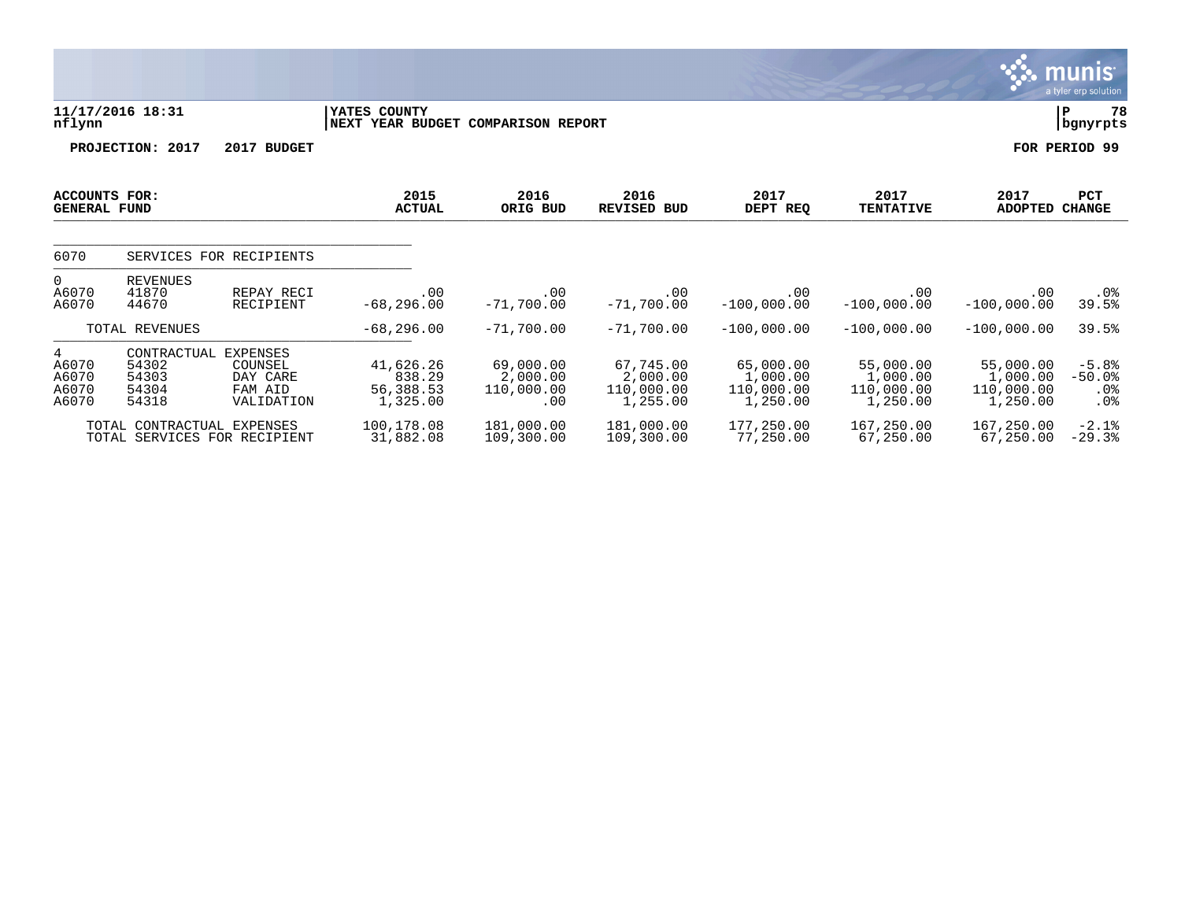**11/17/2016 18:31** | **YATES COUNTY** | **P 78**
**nflynn** | **NEXT YEAR BUDGET COMPARISON REPORT** | **bgnyrpts**

**PROJECTION: 2017 2017 BUDGET** **FOR PERIOD 99**

| ACCOUNTS FOR: GENERAL FUND | | | 2015 ACTUAL | 2016 ORIG BUD | 2016 REVISED BUD | 2017 DEPT REQ | 2017 TENTATIVE | 2017 ADOPTED | PCT CHANGE |
|---|---|---|---|---|---|---|---|---|---|
| 6070 | SERVICES FOR RECIPIENTS | | | | | | | | |
| 0 | REVENUES | | | | | | | | |
| A6070 | 41870 | REPAY RECI | .00 | .00 | .00 | .00 | .00 | .00 | .0% |
| A6070 | 44670 | RECIPIENT | -68,296.00 | -71,700.00 | -71,700.00 | -100,000.00 | -100,000.00 | -100,000.00 | 39.5% |
| | TOTAL REVENUES | | -68,296.00 | -71,700.00 | -71,700.00 | -100,000.00 | -100,000.00 | -100,000.00 | 39.5% |
| 4 | CONTRACTUAL EXPENSES | | | | | | | | |
| A6070 | 54302 | COUNSEL | 41,626.26 | 69,000.00 | 67,745.00 | 65,000.00 | 55,000.00 | 55,000.00 | -5.8% |
| A6070 | 54303 | DAY CARE | 838.29 | 2,000.00 | 2,000.00 | 1,000.00 | 1,000.00 | 1,000.00 | -50.0% |
| A6070 | 54304 | FAM AID | 56,388.53 | 110,000.00 | 110,000.00 | 110,000.00 | 110,000.00 | 110,000.00 | .0% |
| A6070 | 54318 | VALIDATION | 1,325.00 | .00 | 1,255.00 | 1,250.00 | 1,250.00 | 1,250.00 | .0% |
| | TOTAL CONTRACTUAL EXPENSES | | 100,178.08 | 181,000.00 | 181,000.00 | 177,250.00 | 167,250.00 | 167,250.00 | -2.1% |
| | TOTAL SERVICES FOR RECIPIENT | | 31,882.08 | 109,300.00 | 109,300.00 | 77,250.00 | 67,250.00 | 67,250.00 | -29.3% |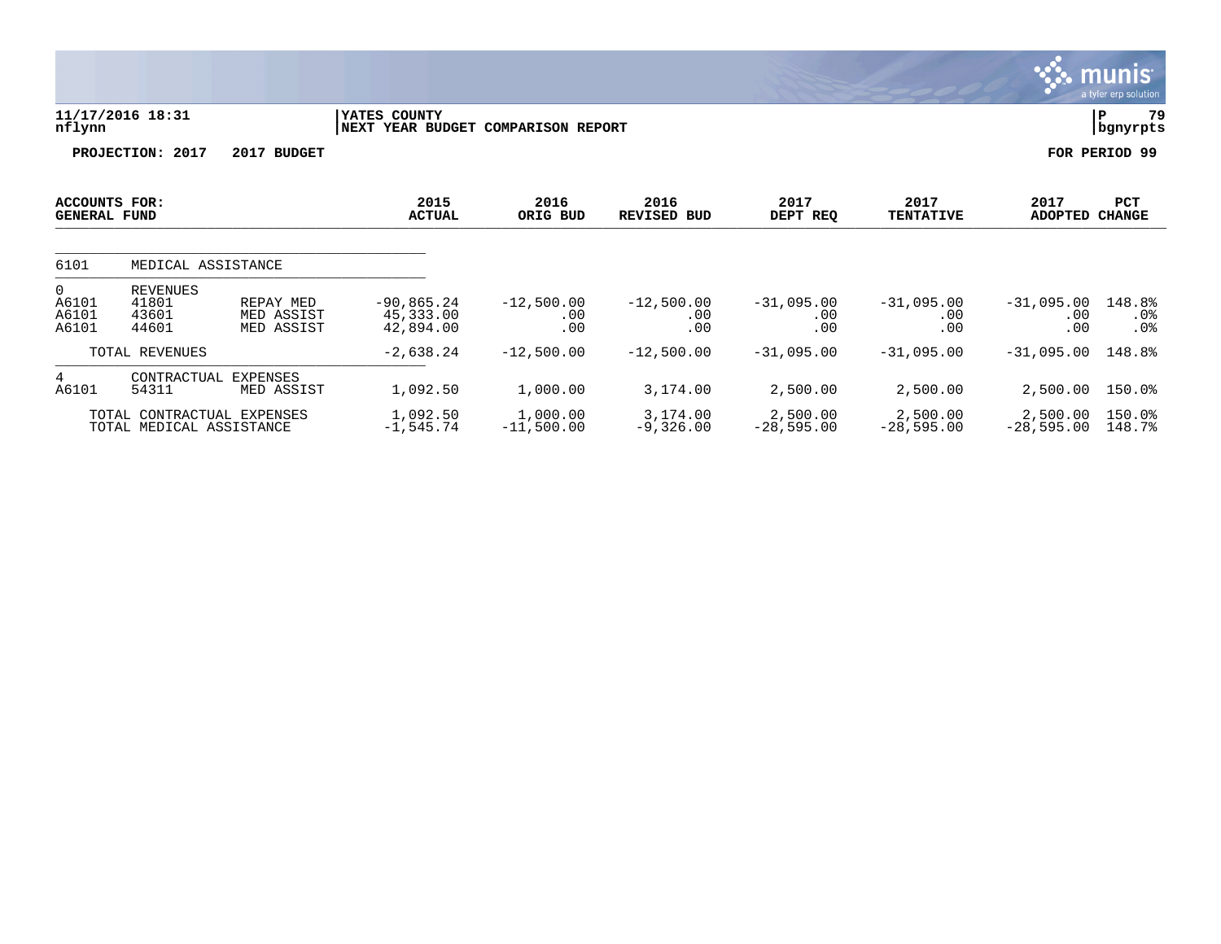**11/17/2016 18:31**
**nflynn**

**YATES COUNTY**
**NEXT YEAR BUDGET COMPARISON REPORT**

**P 79**
**bgnyrpts**

**PROJECTION: 2017 2017 BUDGET**

**FOR PERIOD 99**

| ACCOUNTS FOR: GENERAL FUND | | | 2015 ACTUAL | 2016 ORIG BUD | 2016 REVISED BUD | 2017 DEPT REQ | 2017 TENTATIVE | 2017 ADOPTED | PCT CHANGE |
|---|---|---|---|---|---|---|---|---|---|
| 6101 | MEDICAL ASSISTANCE | | | | | | | | |
| 0 | REVENUES | | | | | | | | |
| A6101 | 41801 | REPAY MED | -90,865.24 | -12,500.00 | -12,500.00 | -31,095.00 | -31,095.00 | -31,095.00 | 148.8% |
| A6101 | 43601 | MED ASSIST | 45,333.00 | .00 | .00 | .00 | .00 | .00 | .0% |
| A6101 | 44601 | MED ASSIST | 42,894.00 | .00 | .00 | .00 | .00 | .00 | .0% |
| | TOTAL REVENUES | | -2,638.24 | -12,500.00 | -12,500.00 | -31,095.00 | -31,095.00 | -31,095.00 | 148.8% |
| 4 | CONTRACTUAL EXPENSES | | | | | | | | |
| A6101 | 54311 | MED ASSIST | 1,092.50 | 1,000.00 | 3,174.00 | 2,500.00 | 2,500.00 | 2,500.00 | 150.0% |
| | TOTAL CONTRACTUAL EXPENSES | | 1,092.50 | 1,000.00 | 3,174.00 | 2,500.00 | 2,500.00 | 2,500.00 | 150.0% |
| | TOTAL MEDICAL ASSISTANCE | | -1,545.74 | -11,500.00 | -9,326.00 | -28,595.00 | -28,595.00 | -28,595.00 | 148.7% |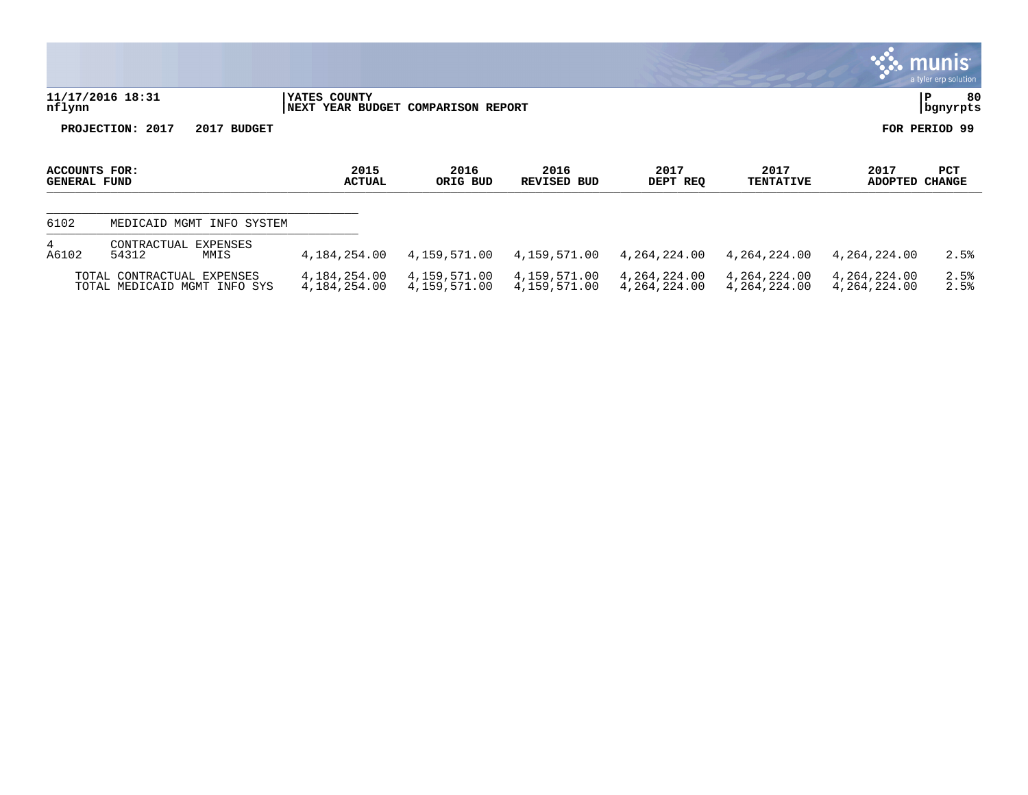11/17/2016 18:31
nflynn

YATES COUNTY
NEXT YEAR BUDGET COMPARISON REPORT

P 80
bgnyrpts

**PROJECTION: 2017 2017 BUDGET** **FOR PERIOD 99**

| ACCOUNTS FOR: GENERAL FUND | | | 2015 ACTUAL | 2016 ORIG BUD | 2016 REVISED BUD | 2017 DEPT REQ | 2017 TENTATIVE | 2017 ADOPTED | PCT CHANGE |
|---|---|---|---|---|---|---|---|---|---|
| 6102 | MEDICAID MGMT INFO SYSTEM | | | | | | | | |
| 4 | CONTRACTUAL EXPENSES | | | | | | | | |
| A6102 | 54312 | MMIS | 4,184,254.00 | 4,159,571.00 | 4,159,571.00 | 4,264,224.00 | 4,264,224.00 | 4,264,224.00 | 2.5% |
| | TOTAL CONTRACTUAL EXPENSES | | 4,184,254.00 | 4,159,571.00 | 4,159,571.00 | 4,264,224.00 | 4,264,224.00 | 4,264,224.00 | 2.5% |
| | TOTAL MEDICAID MGMT INFO SYS | | 4,184,254.00 | 4,159,571.00 | 4,159,571.00 | 4,264,224.00 | 4,264,224.00 | 4,264,224.00 | 2.5% |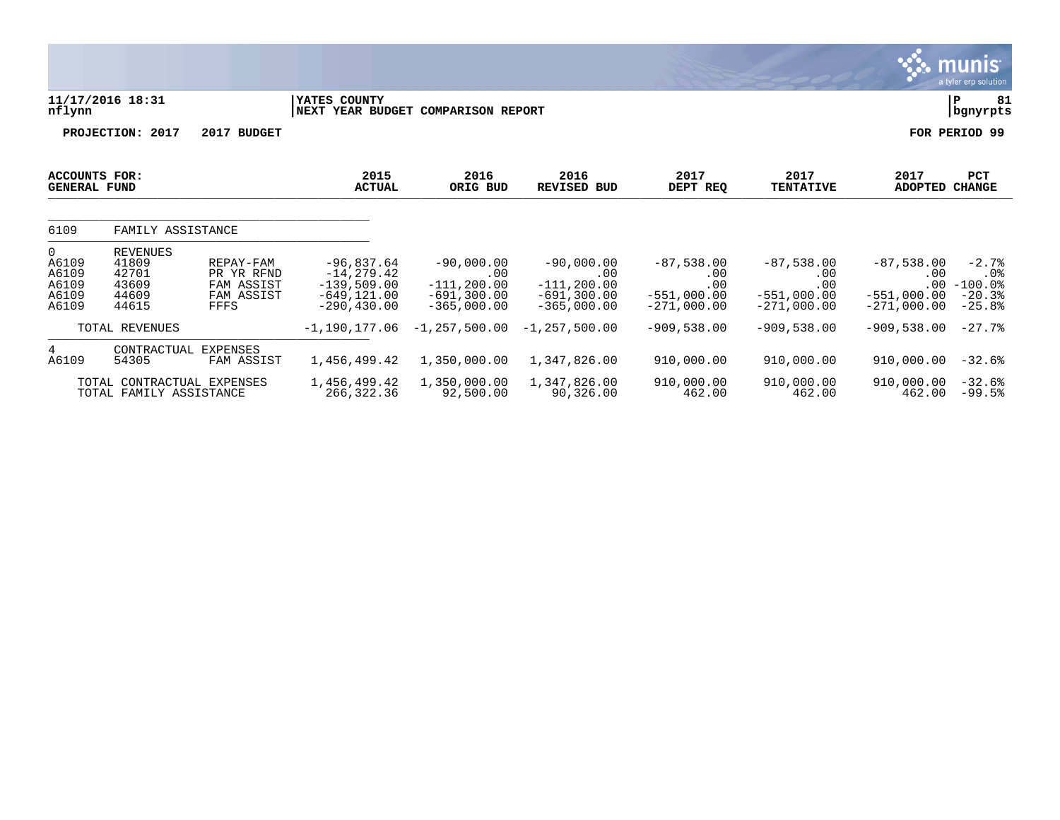11/17/2016 18:31 | YATES COUNTY | P 81
nflynn | NEXT YEAR BUDGET COMPARISON REPORT | bgnyrpts

**PROJECTION: 2017 2017 BUDGET** **FOR PERIOD 99**

| ACCOUNTS FOR: GENERAL FUND | | | 2015 ACTUAL | 2016 ORIG BUD | 2016 REVISED BUD | 2017 DEPT REQ | 2017 TENTATIVE | 2017 ADOPTED | PCT CHANGE |
|---|---|---|---|---|---|---|---|---|---|
| 6109 | FAMILY ASSISTANCE | | | | | | | | |
| 0 | REVENUES | | | | | | | | |
| A6109 | 41809 | REPAY-FAM | -96,837.64 | -90,000.00 | -90,000.00 | -87,538.00 | -87,538.00 | -87,538.00 | -2.7% |
| A6109 | 42701 | PR YR RFND | -14,279.42 | .00 | .00 | .00 | .00 | .00 | .0% |
| A6109 | 43609 | FAM ASSIST | -139,509.00 | -111,200.00 | -111,200.00 | .00 | .00 | .00 | -100.0% |
| A6109 | 44609 | FAM ASSIST | -649,121.00 | -691,300.00 | -691,300.00 | -551,000.00 | -551,000.00 | -551,000.00 | -20.3% |
| A6109 | 44615 | FFFS | -290,430.00 | -365,000.00 | -365,000.00 | -271,000.00 | -271,000.00 | -271,000.00 | -25.8% |
| | TOTAL REVENUES | | -1,190,177.06 | -1,257,500.00 | -1,257,500.00 | -909,538.00 | -909,538.00 | -909,538.00 | -27.7% |
| 4 | CONTRACTUAL EXPENSES | | | | | | | | |
| A6109 | 54305 | FAM ASSIST | 1,456,499.42 | 1,350,000.00 | 1,347,826.00 | 910,000.00 | 910,000.00 | 910,000.00 | -32.6% |
| | TOTAL CONTRACTUAL EXPENSES | | 1,456,499.42 | 1,350,000.00 | 1,347,826.00 | 910,000.00 | 910,000.00 | 910,000.00 | -32.6% |
| | TOTAL FAMILY ASSISTANCE | | 266,322.36 | 92,500.00 | 90,326.00 | 462.00 | 462.00 | 462.00 | -99.5% |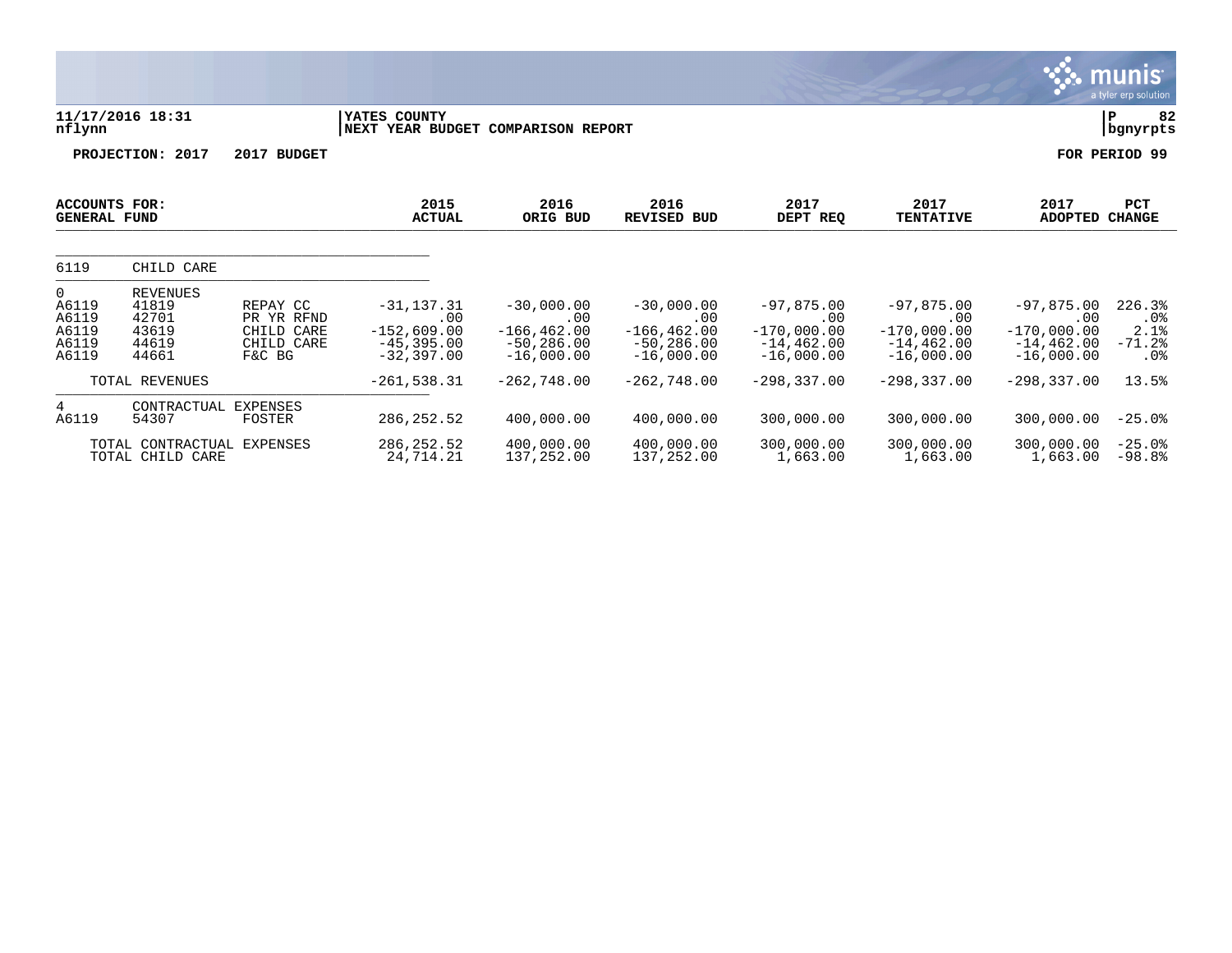11/17/2016 18:31 | YATES COUNTY | P 82
nflynn | NEXT YEAR BUDGET COMPARISON REPORT | bgnyrpts

**PROJECTION: 2017 2017 BUDGET** **FOR PERIOD 99**

| ACCOUNTS FOR: GENERAL FUND | | | 2015 ACTUAL | 2016 ORIG BUD | 2016 REVISED BUD | 2017 DEPT REQ | 2017 TENTATIVE | 2017 ADOPTED | PCT CHANGE |
|---|---|---|---|---|---|---|---|---|---|
| 6119 | CHILD CARE | | | | | | | | |
| 0 | REVENUES | | | | | | | | |
| A6119 | 41819 | REPAY CC | -31,137.31 | -30,000.00 | -30,000.00 | -97,875.00 | -97,875.00 | -97,875.00 | 226.3% |
| A6119 | 42701 | PR YR RFND | .00 | .00 | .00 | .00 | .00 | .00 | .0% |
| A6119 | 43619 | CHILD CARE | -152,609.00 | -166,462.00 | -166,462.00 | -170,000.00 | -170,000.00 | -170,000.00 | 2.1% |
| A6119 | 44619 | CHILD CARE | -45,395.00 | -50,286.00 | -50,286.00 | -14,462.00 | -14,462.00 | -14,462.00 | -71.2% |
| A6119 | 44661 | F&C BG | -32,397.00 | -16,000.00 | -16,000.00 | -16,000.00 | -16,000.00 | -16,000.00 | .0% |
| | TOTAL REVENUES | | -261,538.31 | -262,748.00 | -262,748.00 | -298,337.00 | -298,337.00 | -298,337.00 | 13.5% |
| 4 | CONTRACTUAL EXPENSES | | | | | | | | |
| A6119 | 54307 | FOSTER | 286,252.52 | 400,000.00 | 400,000.00 | 300,000.00 | 300,000.00 | 300,000.00 | -25.0% |
| | TOTAL CONTRACTUAL EXPENSES | | 286,252.52 | 400,000.00 | 400,000.00 | 300,000.00 | 300,000.00 | 300,000.00 | -25.0% |
| | TOTAL CHILD CARE | | 24,714.21 | 137,252.00 | 137,252.00 | 1,663.00 | 1,663.00 | 1,663.00 | -98.8% |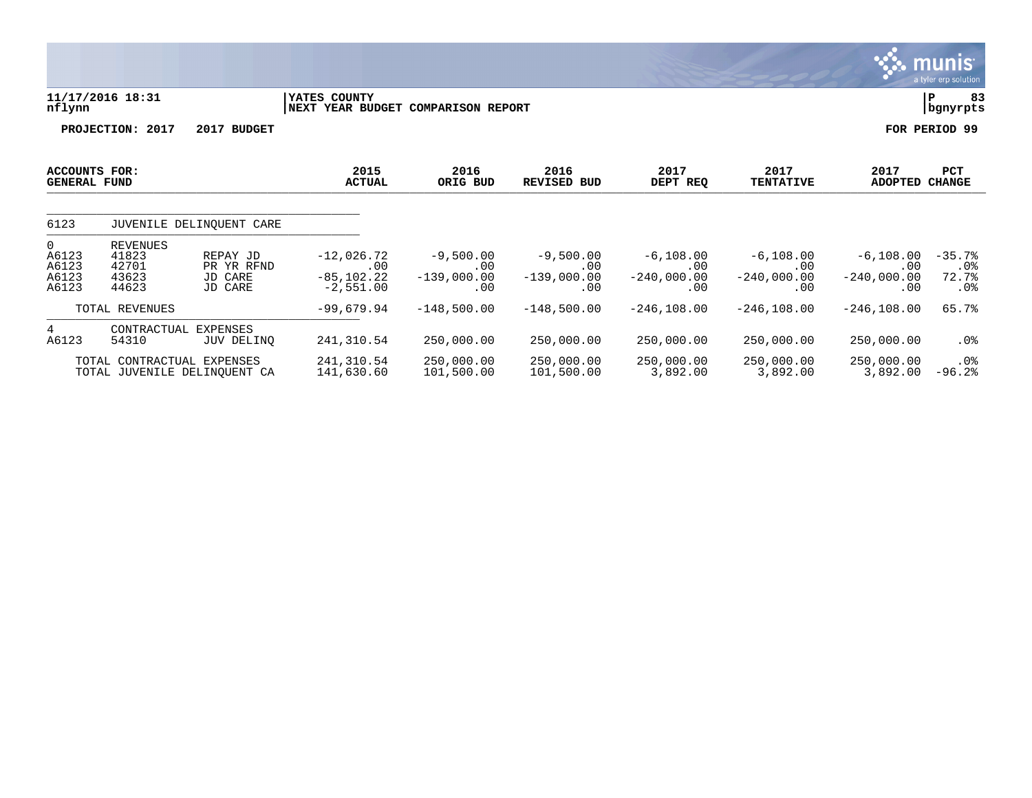11/17/2016 18:31 | YATES COUNTY | P 83
nflynn | NEXT YEAR BUDGET COMPARISON REPORT | bgnyrpts

**PROJECTION: 2017 2017 BUDGET** **FOR PERIOD 99**

| ACCOUNTS FOR: GENERAL FUND | | | 2015 ACTUAL | 2016 ORIG BUD | 2016 REVISED BUD | 2017 DEPT REQ | 2017 TENTATIVE | 2017 ADOPTED | PCT CHANGE |
|---|---|---|---|---|---|---|---|---|---|
| 6123 | JUVENILE DELINQUENT CARE | | | | | | | | |
| 0 | REVENUES | | | | | | | | |
| A6123 | 41823 | REPAY JD | -12,026.72 | -9,500.00 | -9,500.00 | -6,108.00 | -6,108.00 | -6,108.00 | -35.7% |
| A6123 | 42701 | PR YR RFND | .00 | .00 | .00 | .00 | .00 | .00 | .0% |
| A6123 | 43623 | JD CARE | -85,102.22 | -139,000.00 | -139,000.00 | -240,000.00 | -240,000.00 | -240,000.00 | 72.7% |
| A6123 | 44623 | JD CARE | -2,551.00 | .00 | .00 | .00 | .00 | .00 | .0% |
| | TOTAL REVENUES | | -99,679.94 | -148,500.00 | -148,500.00 | -246,108.00 | -246,108.00 | -246,108.00 | 65.7% |
| 4 | CONTRACTUAL EXPENSES | | | | | | | | |
| A6123 | 54310 | JUV DELINQ | 241,310.54 | 250,000.00 | 250,000.00 | 250,000.00 | 250,000.00 | 250,000.00 | .0% |
| | TOTAL CONTRACTUAL EXPENSES | | 241,310.54 | 250,000.00 | 250,000.00 | 250,000.00 | 250,000.00 | 250,000.00 | .0% |
| | TOTAL JUVENILE DELINQUENT CA | | 141,630.60 | 101,500.00 | 101,500.00 | 3,892.00 | 3,892.00 | 3,892.00 | -96.2% |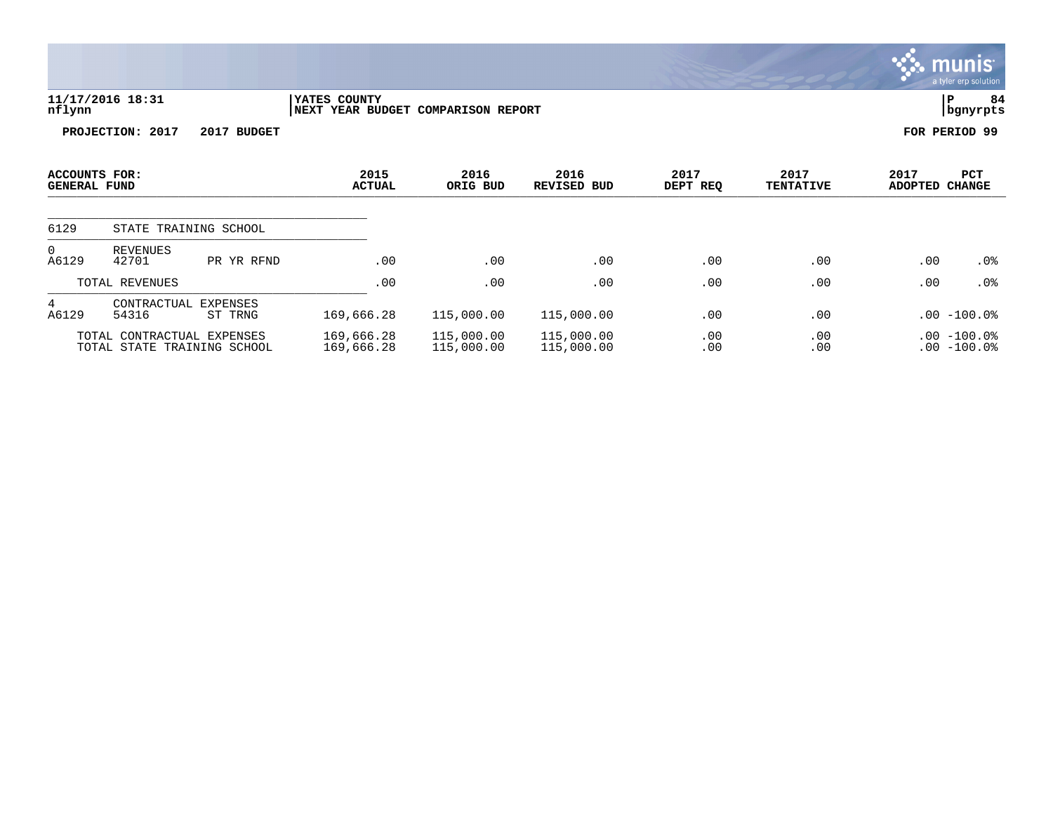**11/17/2016 18:31**
**nflynn**

**YATES COUNTY**
**NEXT YEAR BUDGET COMPARISON REPORT**

**P 84**
**bgnyrpts**

**PROJECTION: 2017 2017 BUDGET** **FOR PERIOD 99**

| ACCOUNTS FOR: GENERAL FUND | | | 2015 ACTUAL | 2016 ORIG BUD | 2016 REVISED BUD | 2017 DEPT REQ | 2017 TENTATIVE | 2017 ADOPTED | PCT CHANGE |
|---|---|---|---|---|---|---|---|---|---|
| 6129 | STATE TRAINING SCHOOL | | | | | | | | |
| 0 | REVENUES | | | | | | | | |
| A6129 | 42701 | PR YR RFND | .00 | .00 | .00 | .00 | .00 | .00 | .0% |
| | TOTAL REVENUES | | .00 | .00 | .00 | .00 | .00 | .00 | .0% |
| 4 | CONTRACTUAL EXPENSES | | | | | | | | |
| A6129 | 54316 | ST TRNG | 169,666.28 | 115,000.00 | 115,000.00 | .00 | .00 | .00 | -100.0% |
| | TOTAL CONTRACTUAL EXPENSES | | 169,666.28 | 115,000.00 | 115,000.00 | .00 | .00 | .00 | -100.0% |
| | TOTAL STATE TRAINING SCHOOL | | 169,666.28 | 115,000.00 | 115,000.00 | .00 | .00 | .00 | -100.0% |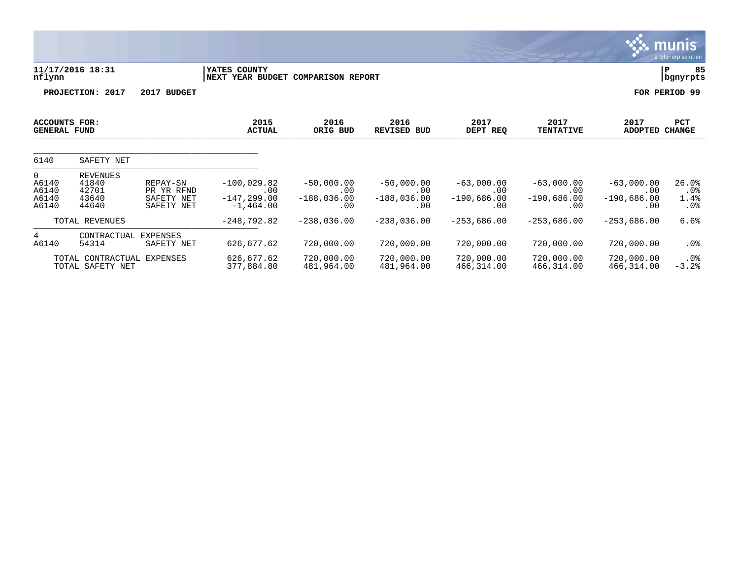**YATES COUNTY**
**NEXT YEAR BUDGET COMPARISON REPORT**

11/17/2016 18:31
nflynn

**PROJECTION: 2017 2017 BUDGET** **FOR PERIOD 99**

| ACCOUNTS FOR: GENERAL FUND | | | 2015 ACTUAL | 2016 ORIG BUD | 2016 REVISED BUD | 2017 DEPT REQ | 2017 TENTATIVE | 2017 ADOPTED | PCT CHANGE |
|---|---|---|---|---|---|---|---|---|---|
| 6140 | SAFETY NET | | | | | | | | |
| 0 | REVENUES | | | | | | | | |
| A6140 | 41840 | REPAY-SN | -100,029.82 | -50,000.00 | -50,000.00 | -63,000.00 | -63,000.00 | -63,000.00 | 26.0% |
| A6140 | 42701 | PR YR RFND | .00 | .00 | .00 | .00 | .00 | .00 | .0% |
| A6140 | 43640 | SAFETY NET | -147,299.00 | -188,036.00 | -188,036.00 | -190,686.00 | -190,686.00 | -190,686.00 | 1.4% |
| A6140 | 44640 | SAFETY NET | -1,464.00 | .00 | .00 | .00 | .00 | .00 | .0% |
| | TOTAL REVENUES | | -248,792.82 | -238,036.00 | -238,036.00 | -253,686.00 | -253,686.00 | -253,686.00 | 6.6% |
| 4 | CONTRACTUAL EXPENSES | | | | | | | | |
| A6140 | 54314 | SAFETY NET | 626,677.62 | 720,000.00 | 720,000.00 | 720,000.00 | 720,000.00 | 720,000.00 | .0% |
| | TOTAL CONTRACTUAL EXPENSES | | 626,677.62 | 720,000.00 | 720,000.00 | 720,000.00 | 720,000.00 | 720,000.00 | .0% |
| | TOTAL SAFETY NET | | 377,884.80 | 481,964.00 | 481,964.00 | 466,314.00 | 466,314.00 | 466,314.00 | -3.2% |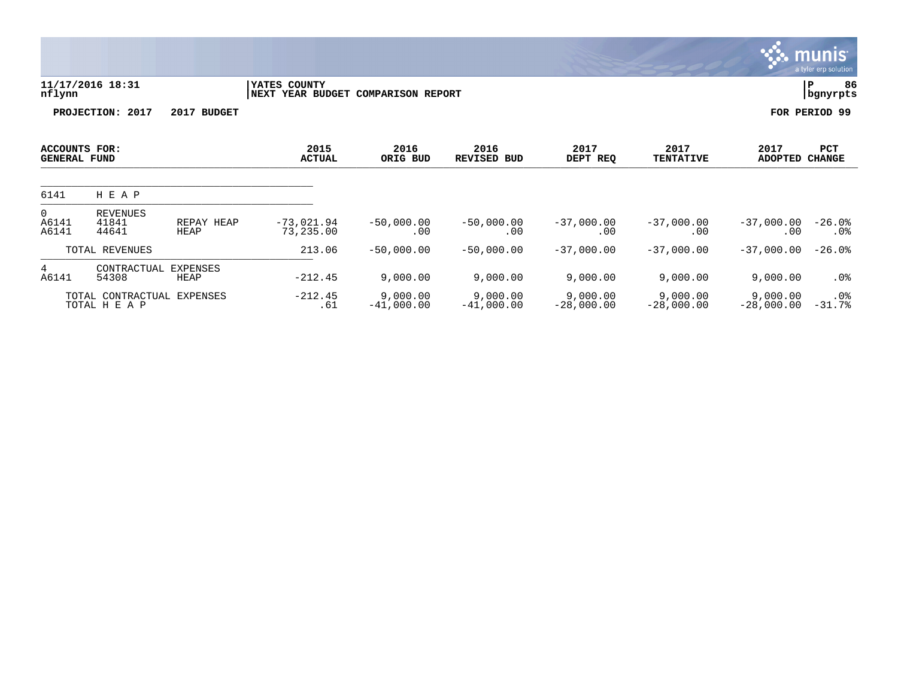**11/17/2016 18:31** | **YATES COUNTY** | **P 86**
**nflynn** | **NEXT YEAR BUDGET COMPARISON REPORT** | **bgnyrpts**

**PROJECTION: 2017 2017 BUDGET** | **FOR PERIOD 99**

| ACCOUNTS FOR: GENERAL FUND | | | 2015 ACTUAL | 2016 ORIG BUD | 2016 REVISED BUD | 2017 DEPT REQ | 2017 TENTATIVE | 2017 ADOPTED | PCT CHANGE |
|---|---|---|---|---|---|---|---|---|---|
| 6141 | H E A P | | | | | | | | |
| 0 | REVENUES | | | | | | | | |
| A6141 | 41841 | REPAY HEAP | -73,021.94 | -50,000.00 | -50,000.00 | -37,000.00 | -37,000.00 | -37,000.00 | -26.0% |
| A6141 | 44641 | HEAP | 73,235.00 | .00 | .00 | .00 | .00 | .00 | .0% |
| | TOTAL REVENUES | | 213.06 | -50,000.00 | -50,000.00 | -37,000.00 | -37,000.00 | -37,000.00 | -26.0% |
| 4 | CONTRACTUAL EXPENSES | | | | | | | | |
| A6141 | 54308 | HEAP | -212.45 | 9,000.00 | 9,000.00 | 9,000.00 | 9,000.00 | 9,000.00 | .0% |
| | TOTAL CONTRACTUAL EXPENSES | | -212.45 | 9,000.00 | 9,000.00 | 9,000.00 | 9,000.00 | 9,000.00 | .0% |
| | TOTAL H E A P | | .61 | -41,000.00 | -41,000.00 | -28,000.00 | -28,000.00 | -28,000.00 | -31.7% |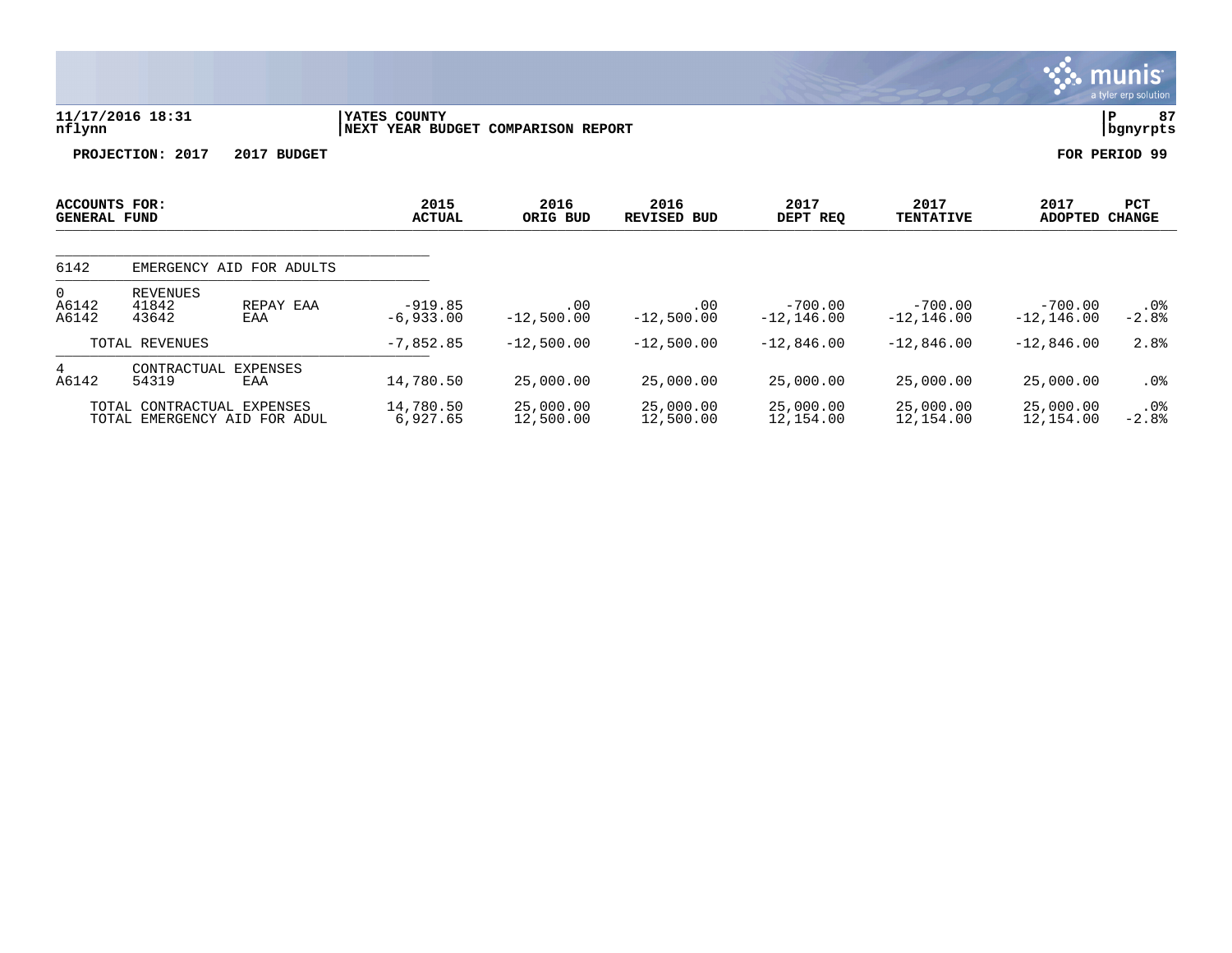**11/17/2016 18:31** | **YATES COUNTY** | **P 87**
**nflynn** | **NEXT YEAR BUDGET COMPARISON REPORT** | **bgnyrpts**

**PROJECTION: 2017 2017 BUDGET** — **FOR PERIOD 99**

| ACCOUNTS FOR: GENERAL FUND | | | 2015 ACTUAL | 2016 ORIG BUD | 2016 REVISED BUD | 2017 DEPT REQ | 2017 TENTATIVE | 2017 ADOPTED | PCT CHANGE |
|---|---|---|---|---|---|---|---|---|---|
| 6142 | EMERGENCY AID FOR ADULTS | | | | | | | | |
| 0 | REVENUES | | | | | | | | |
| A6142 | 41842 | REPAY EAA | -919.85 | .00 | .00 | -700.00 | -700.00 | -700.00 | .0% |
| A6142 | 43642 | EAA | -6,933.00 | -12,500.00 | -12,500.00 | -12,146.00 | -12,146.00 | -12,146.00 | -2.8% |
| | TOTAL REVENUES | | -7,852.85 | -12,500.00 | -12,500.00 | -12,846.00 | -12,846.00 | -12,846.00 | 2.8% |
| 4 | CONTRACTUAL EXPENSES | | | | | | | | |
| A6142 | 54319 | EAA | 14,780.50 | 25,000.00 | 25,000.00 | 25,000.00 | 25,000.00 | 25,000.00 | .0% |
| | TOTAL CONTRACTUAL EXPENSES | | 14,780.50 | 25,000.00 | 25,000.00 | 25,000.00 | 25,000.00 | 25,000.00 | .0% |
| | TOTAL EMERGENCY AID FOR ADUL | | 6,927.65 | 12,500.00 | 12,500.00 | 12,154.00 | 12,154.00 | 12,154.00 | -2.8% |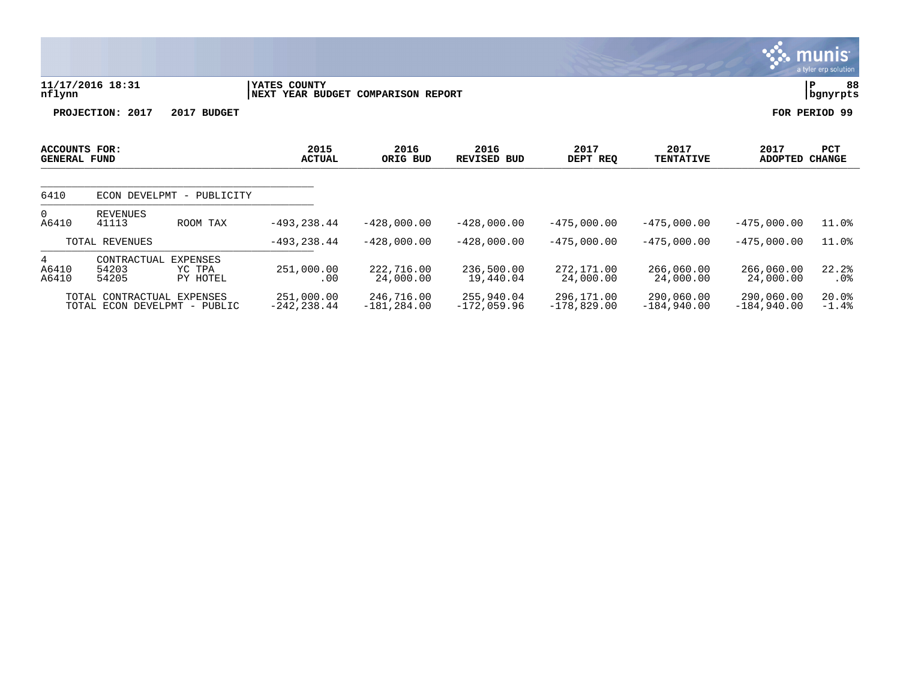11/17/2016 18:31 | YATES COUNTY | P 88
nflynn | NEXT YEAR BUDGET COMPARISON REPORT | bgnyrpts

**PROJECTION: 2017 2017 BUDGET** | **FOR PERIOD 99**

| ACCOUNTS FOR: GENERAL FUND | | | 2015 ACTUAL | 2016 ORIG BUD | 2016 REVISED BUD | 2017 DEPT REQ | 2017 TENTATIVE | 2017 ADOPTED | PCT CHANGE |
|---|---|---|---|---|---|---|---|---|---|
| 6410 | ECON DEVELPMT - PUBLICITY | | | | | | | | |
| 0 | REVENUES | | | | | | | | |
| A6410 | 41113 | ROOM TAX | -493,238.44 | -428,000.00 | -428,000.00 | -475,000.00 | -475,000.00 | -475,000.00 | 11.0% |
| | TOTAL REVENUES | | -493,238.44 | -428,000.00 | -428,000.00 | -475,000.00 | -475,000.00 | -475,000.00 | 11.0% |
| 4 | CONTRACTUAL EXPENSES | | | | | | | | |
| A6410 | 54203 | YC TPA | 251,000.00 | 222,716.00 | 236,500.00 | 272,171.00 | 266,060.00 | 266,060.00 | 22.2% |
| A6410 | 54205 | PY HOTEL | .00 | 24,000.00 | 19,440.04 | 24,000.00 | 24,000.00 | 24,000.00 | .0% |
| | TOTAL CONTRACTUAL EXPENSES | | 251,000.00 | 246,716.00 | 255,940.04 | 296,171.00 | 290,060.00 | 290,060.00 | 20.0% |
| | TOTAL ECON DEVELPMT - PUBLIC | | -242,238.44 | -181,284.00 | -172,059.96 | -178,829.00 | -184,940.00 | -184,940.00 | -1.4% |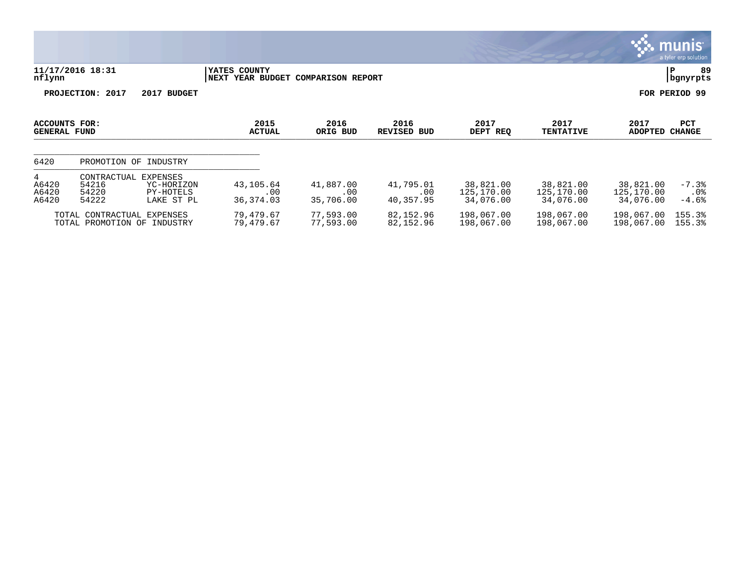**11/17/2016 18:31** | **YATES COUNTY** | **P 89**
nflynn | **NEXT YEAR BUDGET COMPARISON REPORT** | **bgnyrpts**

**PROJECTION: 2017 2017 BUDGET** — **FOR PERIOD 99**

| ACCOUNTS FOR: GENERAL FUND | | | 2015 ACTUAL | 2016 ORIG BUD | 2016 REVISED BUD | 2017 DEPT REQ | 2017 TENTATIVE | 2017 ADOPTED | PCT CHANGE |
|---|---|---|---|---|---|---|---|---|---|
| 6420 | PROMOTION OF INDUSTRY | | | | | | | | |
| 4 | CONTRACTUAL EXPENSES | | | | | | | | |
| A6420 | 54216 | YC-HORIZON | 43,105.64 | 41,887.00 | 41,795.01 | 38,821.00 | 38,821.00 | 38,821.00 | -7.3% |
| A6420 | 54220 | PY-HOTELS | .00 | .00 | .00 | 125,170.00 | 125,170.00 | 125,170.00 | .0% |
| A6420 | 54222 | LAKE ST PL | 36,374.03 | 35,706.00 | 40,357.95 | 34,076.00 | 34,076.00 | 34,076.00 | -4.6% |
| | TOTAL CONTRACTUAL EXPENSES | | 79,479.67 | 77,593.00 | 82,152.96 | 198,067.00 | 198,067.00 | 198,067.00 | 155.3% |
| | TOTAL PROMOTION OF INDUSTRY | | 79,479.67 | 77,593.00 | 82,152.96 | 198,067.00 | 198,067.00 | 198,067.00 | 155.3% |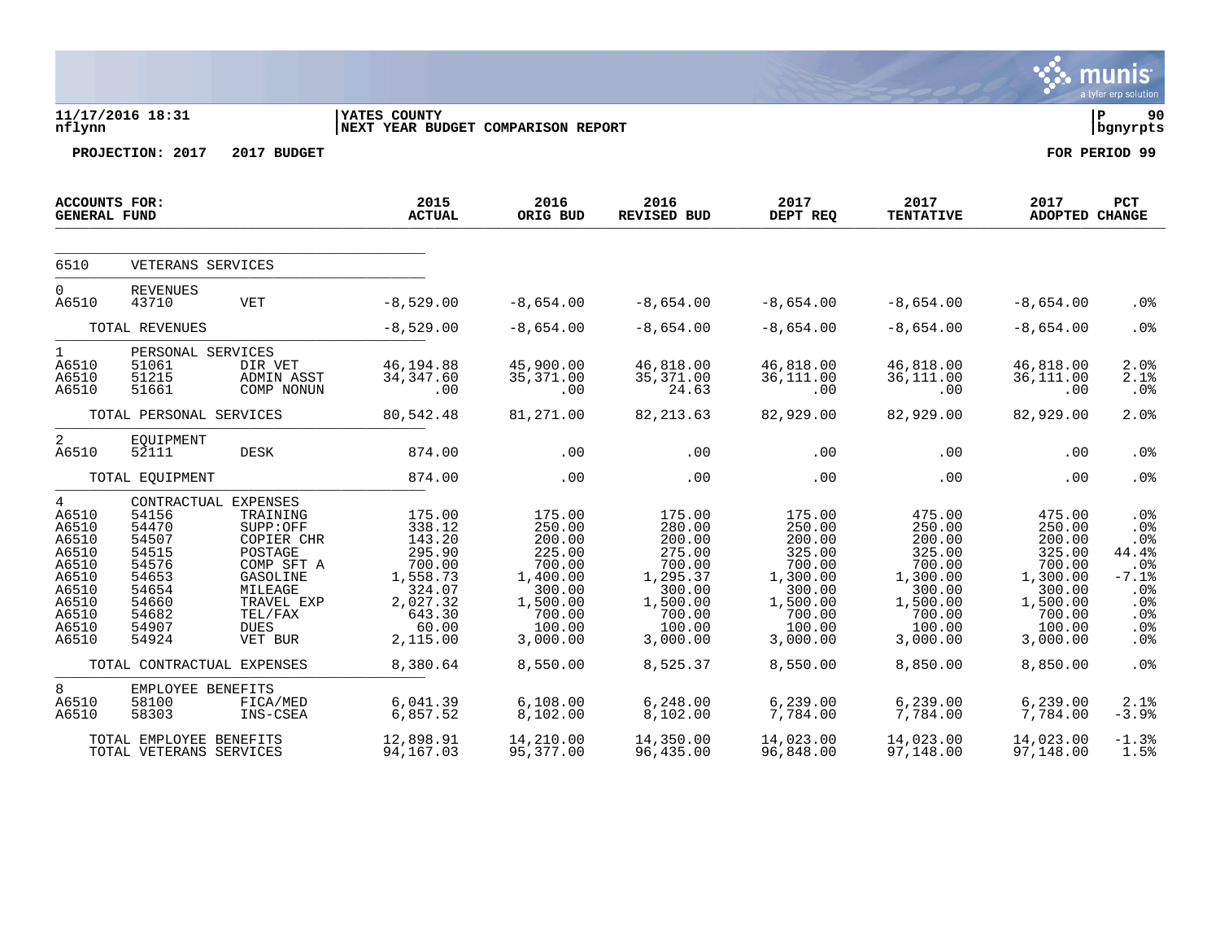11/17/2016 18:31
nflynn

YATES COUNTY
NEXT YEAR BUDGET COMPARISON REPORT

P 90
bgnyrpts

PROJECTION: 2017 2017 BUDGET

FOR PERIOD 99

| ACCOUNTS FOR: GENERAL FUND | | | 2015 ACTUAL | 2016 ORIG BUD | 2016 REVISED BUD | 2017 DEPT REQ | 2017 TENTATIVE | 2017 ADOPTED | PCT CHANGE |
|---|---|---|---|---|---|---|---|---|---|
| 6510 | VETERANS SERVICES | | | | | | | | |
| 0 | REVENUES | | | | | | | | |
| A6510 | 43710 | VET | -8,529.00 | -8,654.00 | -8,654.00 | -8,654.00 | -8,654.00 | -8,654.00 | .0% |
| | TOTAL REVENUES | | -8,529.00 | -8,654.00 | -8,654.00 | -8,654.00 | -8,654.00 | -8,654.00 | .0% |
| 1 | PERSONAL SERVICES | | | | | | | | |
| A6510 | 51061 | DIR VET | 46,194.88 | 45,900.00 | 46,818.00 | 46,818.00 | 46,818.00 | 46,818.00 | 2.0% |
| A6510 | 51215 | ADMIN ASST | 34,347.60 | 35,371.00 | 35,371.00 | 36,111.00 | 36,111.00 | 36,111.00 | 2.1% |
| A6510 | 51661 | COMP NONUN | .00 | .00 | 24.63 | .00 | .00 | .00 | .0% |
| | TOTAL PERSONAL SERVICES | | 80,542.48 | 81,271.00 | 82,213.63 | 82,929.00 | 82,929.00 | 82,929.00 | 2.0% |
| 2 | EQUIPMENT | | | | | | | | |
| A6510 | 52111 | DESK | 874.00 | .00 | .00 | .00 | .00 | .00 | .0% |
| | TOTAL EQUIPMENT | | 874.00 | .00 | .00 | .00 | .00 | .00 | .0% |
| 4 | CONTRACTUAL EXPENSES | | | | | | | | |
| A6510 | 54156 | TRAINING | 175.00 | 175.00 | 175.00 | 175.00 | 475.00 | 475.00 | .0% |
| A6510 | 54470 | SUPP:OFF | 338.12 | 250.00 | 280.00 | 250.00 | 250.00 | 250.00 | .0% |
| A6510 | 54507 | COPIER CHR | 143.20 | 200.00 | 200.00 | 200.00 | 200.00 | 200.00 | .0% |
| A6510 | 54515 | POSTAGE | 295.90 | 225.00 | 275.00 | 325.00 | 325.00 | 325.00 | 44.4% |
| A6510 | 54576 | COMP SFT A | 700.00 | 700.00 | 700.00 | 700.00 | 700.00 | 700.00 | .0% |
| A6510 | 54653 | GASOLINE | 1,558.73 | 1,400.00 | 1,295.37 | 1,300.00 | 1,300.00 | 1,300.00 | -7.1% |
| A6510 | 54654 | MILEAGE | 324.07 | 300.00 | 300.00 | 300.00 | 300.00 | 300.00 | .0% |
| A6510 | 54660 | TRAVEL EXP | 2,027.32 | 1,500.00 | 1,500.00 | 1,500.00 | 1,500.00 | 1,500.00 | .0% |
| A6510 | 54682 | TEL/FAX | 643.30 | 700.00 | 700.00 | 700.00 | 700.00 | 700.00 | .0% |
| A6510 | 54907 | DUES | 60.00 | 100.00 | 100.00 | 100.00 | 100.00 | 100.00 | .0% |
| A6510 | 54924 | VET BUR | 2,115.00 | 3,000.00 | 3,000.00 | 3,000.00 | 3,000.00 | 3,000.00 | .0% |
| | TOTAL CONTRACTUAL EXPENSES | | 8,380.64 | 8,550.00 | 8,525.37 | 8,550.00 | 8,850.00 | 8,850.00 | .0% |
| 8 | EMPLOYEE BENEFITS | | | | | | | | |
| A6510 | 58100 | FICA/MED | 6,041.39 | 6,108.00 | 6,248.00 | 6,239.00 | 6,239.00 | 6,239.00 | 2.1% |
| A6510 | 58303 | INS-CSEA | 6,857.52 | 8,102.00 | 8,102.00 | 7,784.00 | 7,784.00 | 7,784.00 | -3.9% |
| | TOTAL EMPLOYEE BENEFITS | | 12,898.91 | 14,210.00 | 14,350.00 | 14,023.00 | 14,023.00 | 14,023.00 | -1.3% |
| | TOTAL VETERANS SERVICES | | 94,167.03 | 95,377.00 | 96,435.00 | 96,848.00 | 97,148.00 | 97,148.00 | 1.5% |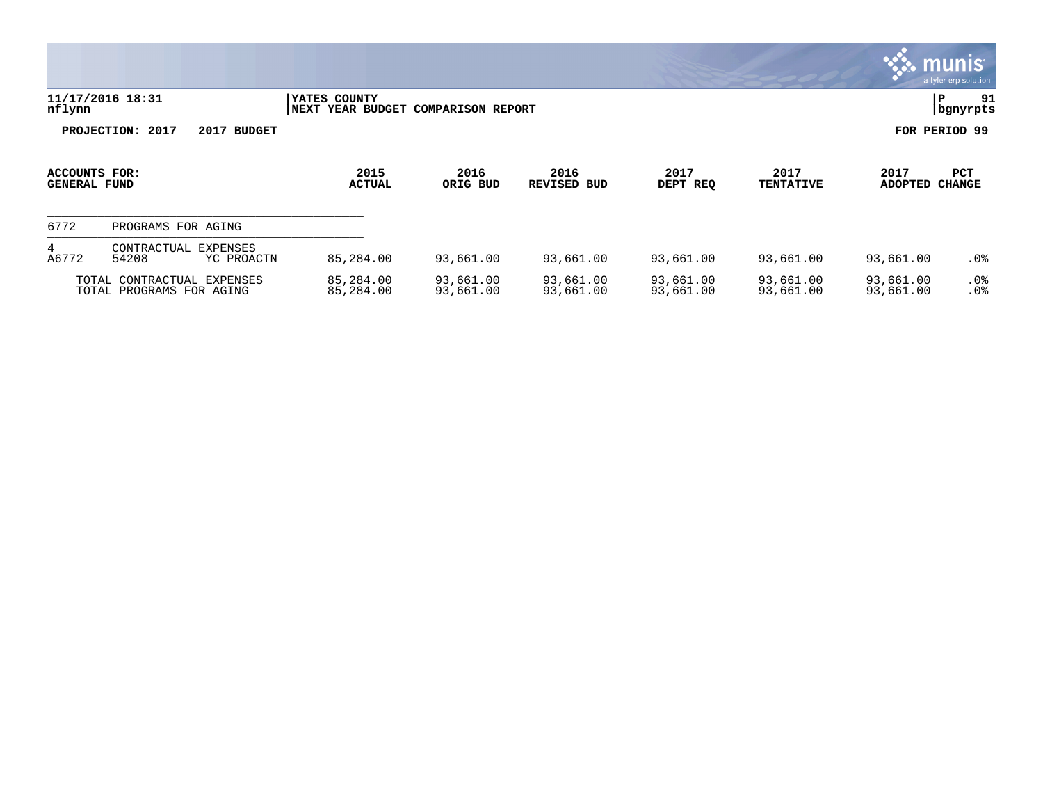YATES COUNTY
NEXT YEAR BUDGET COMPARISON REPORT

11/17/2016 18:31
nflynn

P 91
bgnyrpts

PROJECTION: 2017 2017 BUDGET

FOR PERIOD 99

| ACCOUNTS FOR: GENERAL FUND | | | 2015 ACTUAL | 2016 ORIG BUD | 2016 REVISED BUD | 2017 DEPT REQ | 2017 TENTATIVE | 2017 ADOPTED | PCT CHANGE |
|---|---|---|---|---|---|---|---|---|---|
| 6772 | PROGRAMS FOR AGING | | | | | | | | |
| 4 | CONTRACTUAL EXPENSES | | | | | | | | |
| A6772 | 54208 | YC PROACTN | 85,284.00 | 93,661.00 | 93,661.00 | 93,661.00 | 93,661.00 | 93,661.00 | .0% |
| TOTAL CONTRACTUAL EXPENSES | | | 85,284.00 | 93,661.00 | 93,661.00 | 93,661.00 | 93,661.00 | 93,661.00 | .0% |
| TOTAL PROGRAMS FOR AGING | | | 85,284.00 | 93,661.00 | 93,661.00 | 93,661.00 | 93,661.00 | 93,661.00 | .0% |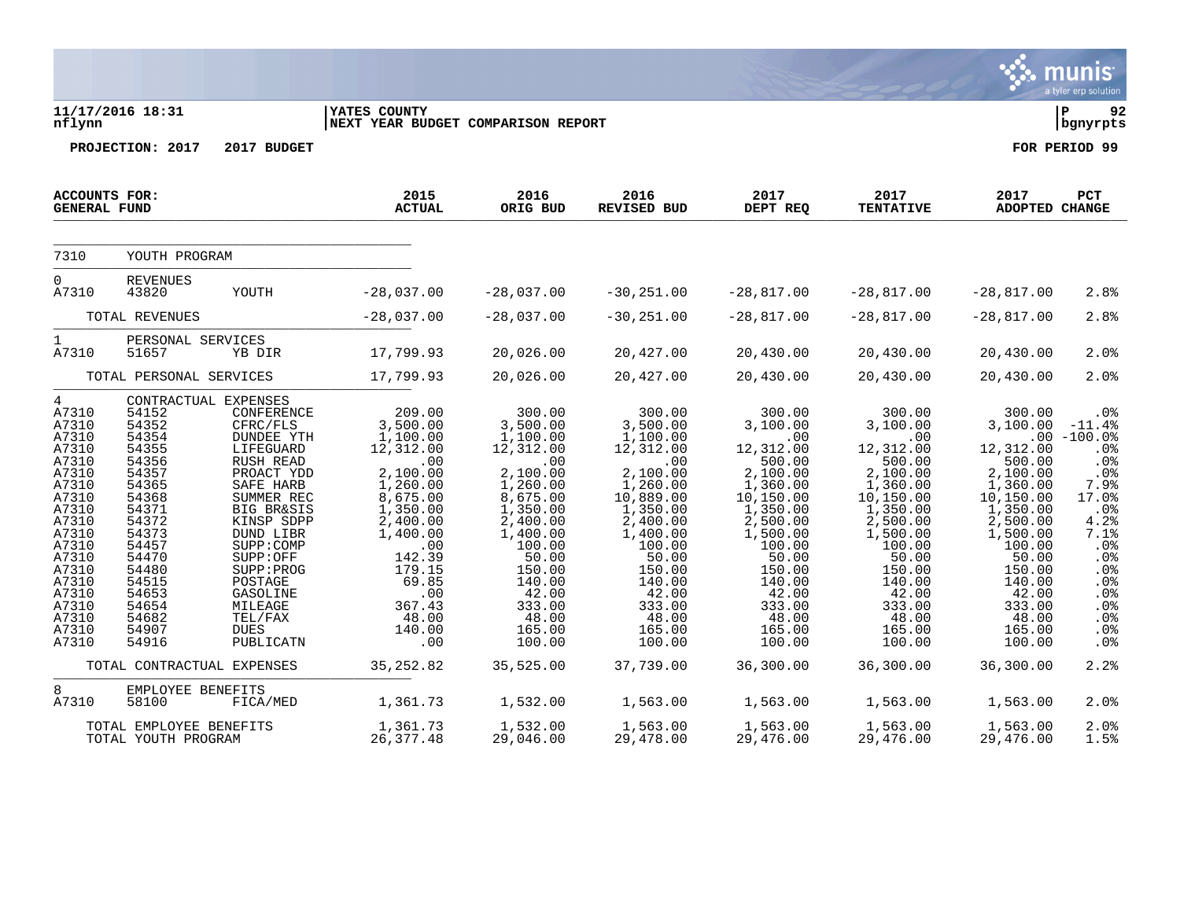**11/17/2016 18:31** | **YATES COUNTY** | **P 92**
**nflynn** | **NEXT YEAR BUDGET COMPARISON REPORT** | **bgnyrpts**

**PROJECTION: 2017 2017 BUDGET** | **FOR PERIOD 99**

| ACCOUNTS FOR: GENERAL FUND | | | 2015 ACTUAL | 2016 ORIG BUD | 2016 REVISED BUD | 2017 DEPT REQ | 2017 TENTATIVE | 2017 ADOPTED | PCT CHANGE |
|---|---|---|---|---|---|---|---|---|---|
| 7310 | YOUTH PROGRAM | | | | | | | | |
| 0 | REVENUES | | | | | | | | |
| A7310 | 43820 | YOUTH | -28,037.00 | -28,037.00 | -30,251.00 | -28,817.00 | -28,817.00 | -28,817.00 | 2.8% |
| | TOTAL REVENUES | | -28,037.00 | -28,037.00 | -30,251.00 | -28,817.00 | -28,817.00 | -28,817.00 | 2.8% |
| 1 | PERSONAL SERVICES | | | | | | | | |
| A7310 | 51657 | YB DIR | 17,799.93 | 20,026.00 | 20,427.00 | 20,430.00 | 20,430.00 | 20,430.00 | 2.0% |
| | TOTAL PERSONAL SERVICES | | 17,799.93 | 20,026.00 | 20,427.00 | 20,430.00 | 20,430.00 | 20,430.00 | 2.0% |
| 4 | CONTRACTUAL EXPENSES | | | | | | | | |
| A7310 | 54152 | CONFERENCE | 209.00 | 300.00 | 300.00 | 300.00 | 300.00 | 300.00 | .0% |
| A7310 | 54352 | CFRC/FLS | 3,500.00 | 3,500.00 | 3,500.00 | 3,100.00 | 3,100.00 | 3,100.00 | -11.4% |
| A7310 | 54354 | DUNDEE YTH | 1,100.00 | 1,100.00 | 1,100.00 | .00 | .00 | .00 | -100.0% |
| A7310 | 54355 | LIFEGUARD | 12,312.00 | 12,312.00 | 12,312.00 | 12,312.00 | 12,312.00 | 12,312.00 | .0% |
| A7310 | 54356 | RUSH READ | .00 | .00 | .00 | 500.00 | 500.00 | 500.00 | .0% |
| A7310 | 54357 | PROACT YDD | 2,100.00 | 2,100.00 | 2,100.00 | 2,100.00 | 2,100.00 | 2,100.00 | .0% |
| A7310 | 54365 | SAFE HARB | 1,260.00 | 1,260.00 | 1,260.00 | 1,360.00 | 1,360.00 | 1,360.00 | 7.9% |
| A7310 | 54368 | SUMMER REC | 8,675.00 | 8,675.00 | 10,889.00 | 10,150.00 | 10,150.00 | 10,150.00 | 17.0% |
| A7310 | 54371 | BIG BR&SIS | 1,350.00 | 1,350.00 | 1,350.00 | 1,350.00 | 1,350.00 | 1,350.00 | .0% |
| A7310 | 54372 | KINSP SDPP | 2,400.00 | 2,400.00 | 2,400.00 | 2,500.00 | 2,500.00 | 2,500.00 | 4.2% |
| A7310 | 54373 | DUND LIBR | 1,400.00 | 1,400.00 | 1,400.00 | 1,500.00 | 1,500.00 | 1,500.00 | 7.1% |
| A7310 | 54457 | SUPP:COMP | .00 | 100.00 | 100.00 | 100.00 | 100.00 | 100.00 | .0% |
| A7310 | 54470 | SUPP:OFF | 142.39 | 50.00 | 50.00 | 50.00 | 50.00 | 50.00 | .0% |
| A7310 | 54480 | SUPP:PROG | 179.15 | 150.00 | 150.00 | 150.00 | 150.00 | 150.00 | .0% |
| A7310 | 54515 | POSTAGE | 69.85 | 140.00 | 140.00 | 140.00 | 140.00 | 140.00 | .0% |
| A7310 | 54653 | GASOLINE | .00 | 42.00 | 42.00 | 42.00 | 42.00 | 42.00 | .0% |
| A7310 | 54654 | MILEAGE | 367.43 | 333.00 | 333.00 | 333.00 | 333.00 | 333.00 | .0% |
| A7310 | 54682 | TEL/FAX | 48.00 | 48.00 | 48.00 | 48.00 | 48.00 | 48.00 | .0% |
| A7310 | 54907 | DUES | 140.00 | 165.00 | 165.00 | 165.00 | 165.00 | 165.00 | .0% |
| A7310 | 54916 | PUBLICATN | .00 | 100.00 | 100.00 | 100.00 | 100.00 | 100.00 | .0% |
| | TOTAL CONTRACTUAL EXPENSES | | 35,252.82 | 35,525.00 | 37,739.00 | 36,300.00 | 36,300.00 | 36,300.00 | 2.2% |
| 8 | EMPLOYEE BENEFITS | | | | | | | | |
| A7310 | 58100 | FICA/MED | 1,361.73 | 1,532.00 | 1,563.00 | 1,563.00 | 1,563.00 | 1,563.00 | 2.0% |
| | TOTAL EMPLOYEE BENEFITS | | 1,361.73 | 1,532.00 | 1,563.00 | 1,563.00 | 1,563.00 | 1,563.00 | 2.0% |
| | TOTAL YOUTH PROGRAM | | 26,377.48 | 29,046.00 | 29,478.00 | 29,476.00 | 29,476.00 | 29,476.00 | 1.5% |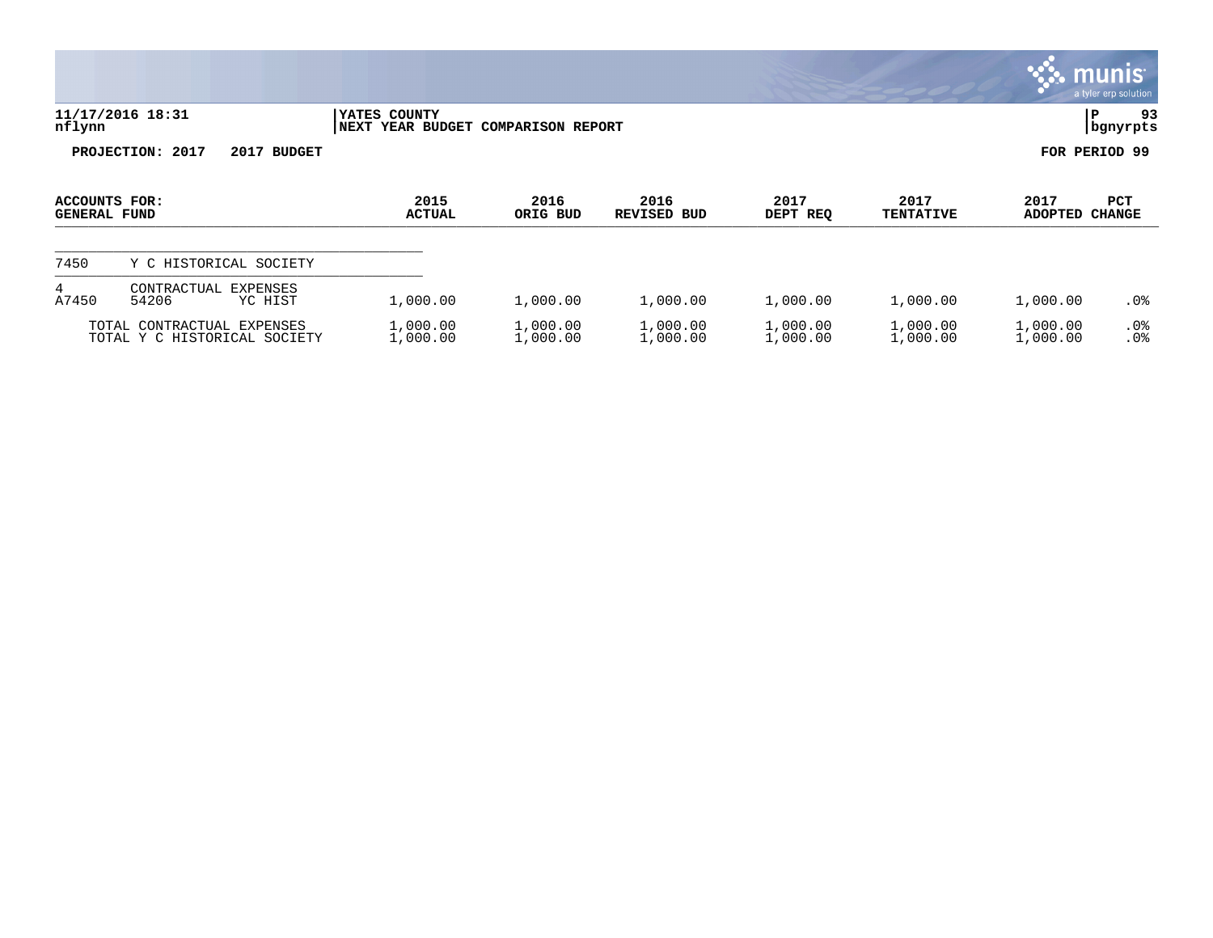**11/17/2016 18:31**
**nflynn**

**YATES COUNTY**
**NEXT YEAR BUDGET COMPARISON REPORT**

**P 93**
**bgnyrpts**

**PROJECTION: 2017 2017 BUDGET**

**FOR PERIOD 99**

| ACCOUNTS FOR: GENERAL FUND | | | 2015 ACTUAL | 2016 ORIG BUD | 2016 REVISED BUD | 2017 DEPT REQ | 2017 TENTATIVE | 2017 ADOPTED | PCT CHANGE |
|---|---|---|---|---|---|---|---|---|---|
| 7450 | Y C HISTORICAL SOCIETY | | | | | | | | |
| 4 | CONTRACTUAL EXPENSES | | | | | | | | |
| A7450 | 54206 | YC HIST | 1,000.00 | 1,000.00 | 1,000.00 | 1,000.00 | 1,000.00 | 1,000.00 | .0% |
| TOTAL CONTRACTUAL EXPENSES | | | 1,000.00 | 1,000.00 | 1,000.00 | 1,000.00 | 1,000.00 | 1,000.00 | .0% |
| TOTAL Y C HISTORICAL SOCIETY | | | 1,000.00 | 1,000.00 | 1,000.00 | 1,000.00 | 1,000.00 | 1,000.00 | .0% |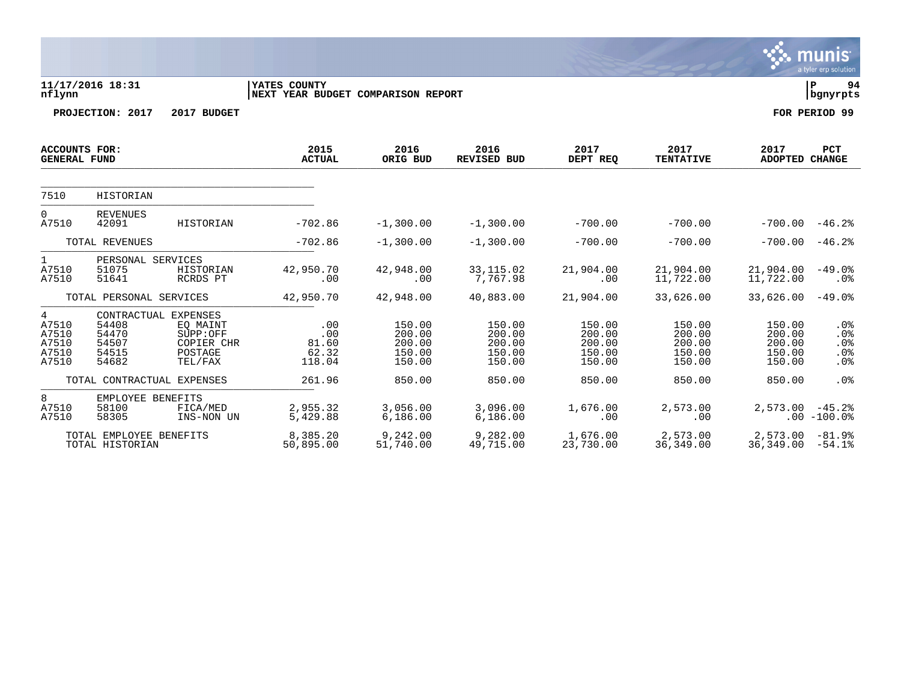11/17/2016 18:31
nflynn

YATES COUNTY
NEXT YEAR BUDGET COMPARISON REPORT

P 94
bgnyrpts

**PROJECTION: 2017 2017 BUDGET** **FOR PERIOD 99**

| ACCOUNTS FOR: GENERAL FUND | | | 2015 ACTUAL | 2016 ORIG BUD | 2016 REVISED BUD | 2017 DEPT REQ | 2017 TENTATIVE | 2017 ADOPTED | PCT CHANGE |
|---|---|---|---|---|---|---|---|---|---|
| 7510 | HISTORIAN | | | | | | | | |
| 0 | REVENUES | | | | | | | | |
| A7510 | 42091 | HISTORIAN | -702.86 | -1,300.00 | -1,300.00 | -700.00 | -700.00 | -700.00 | -46.2% |
| | TOTAL REVENUES | | -702.86 | -1,300.00 | -1,300.00 | -700.00 | -700.00 | -700.00 | -46.2% |
| 1 | PERSONAL SERVICES | | | | | | | | |
| A7510 | 51075 | HISTORIAN | 42,950.70 | 42,948.00 | 33,115.02 | 21,904.00 | 21,904.00 | 21,904.00 | -49.0% |
| A7510 | 51641 | RCRDS PT | .00 | .00 | 7,767.98 | .00 | 11,722.00 | 11,722.00 | .0% |
| | TOTAL PERSONAL SERVICES | | 42,950.70 | 42,948.00 | 40,883.00 | 21,904.00 | 33,626.00 | 33,626.00 | -49.0% |
| 4 | CONTRACTUAL EXPENSES | | | | | | | | |
| A7510 | 54408 | EQ MAINT | .00 | 150.00 | 150.00 | 150.00 | 150.00 | 150.00 | .0% |
| A7510 | 54470 | SUPP:OFF | .00 | 200.00 | 200.00 | 200.00 | 200.00 | 200.00 | .0% |
| A7510 | 54507 | COPIER CHR | 81.60 | 200.00 | 200.00 | 200.00 | 200.00 | 200.00 | .0% |
| A7510 | 54515 | POSTAGE | 62.32 | 150.00 | 150.00 | 150.00 | 150.00 | 150.00 | .0% |
| A7510 | 54682 | TEL/FAX | 118.04 | 150.00 | 150.00 | 150.00 | 150.00 | 150.00 | .0% |
| | TOTAL CONTRACTUAL EXPENSES | | 261.96 | 850.00 | 850.00 | 850.00 | 850.00 | 850.00 | .0% |
| 8 | EMPLOYEE BENEFITS | | | | | | | | |
| A7510 | 58100 | FICA/MED | 2,955.32 | 3,056.00 | 3,096.00 | 1,676.00 | 2,573.00 | 2,573.00 | -45.2% |
| A7510 | 58305 | INS-NON UN | 5,429.88 | 6,186.00 | 6,186.00 | .00 | .00 | .00 | -100.0% |
| | TOTAL EMPLOYEE BENEFITS | | 8,385.20 | 9,242.00 | 9,282.00 | 1,676.00 | 2,573.00 | 2,573.00 | -81.9% |
| | TOTAL HISTORIAN | | 50,895.00 | 51,740.00 | 49,715.00 | 23,730.00 | 36,349.00 | 36,349.00 | -54.1% |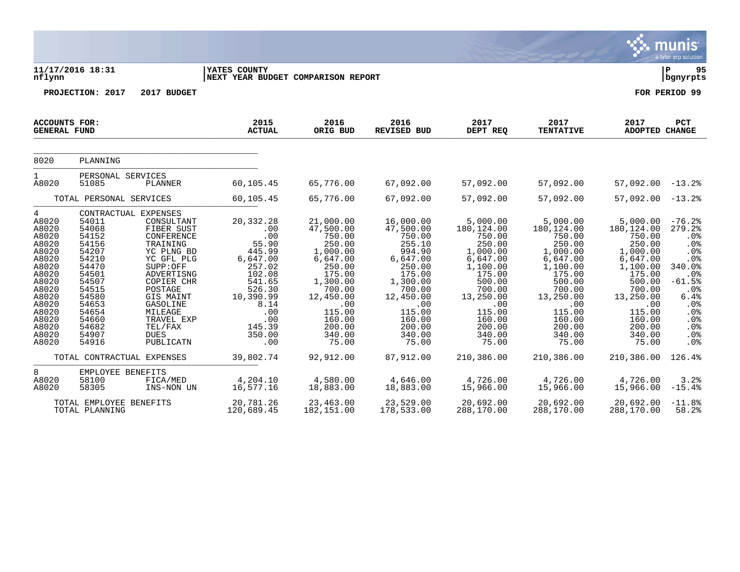11/17/2016 18:31 | YATES COUNTY | P 95
nflynn | NEXT YEAR BUDGET COMPARISON REPORT | bgnyrpts

**PROJECTION: 2017 2017 BUDGET** | **FOR PERIOD 99**

| ACCOUNTS FOR: GENERAL FUND | | | 2015 ACTUAL | 2016 ORIG BUD | 2016 REVISED BUD | 2017 DEPT REQ | 2017 TENTATIVE | 2017 ADOPTED | PCT CHANGE |
|---|---|---|---|---|---|---|---|---|---|
| 8020 | PLANNING | | | | | | | | |
| 1 | PERSONAL SERVICES | | | | | | | | |
| A8020 | 51085 | PLANNER | 60,105.45 | 65,776.00 | 67,092.00 | 57,092.00 | 57,092.00 | 57,092.00 | -13.2% |
| | TOTAL PERSONAL SERVICES | | 60,105.45 | 65,776.00 | 67,092.00 | 57,092.00 | 57,092.00 | 57,092.00 | -13.2% |
| 4 | CONTRACTUAL EXPENSES | | | | | | | | |
| A8020 | 54011 | CONSULTANT | 20,332.28 | 21,000.00 | 16,000.00 | 5,000.00 | 5,000.00 | 5,000.00 | -76.2% |
| A8020 | 54068 | FIBER SUST | .00 | 47,500.00 | 47,500.00 | 180,124.00 | 180,124.00 | 180,124.00 | 279.2% |
| A8020 | 54152 | CONFERENCE | .00 | 750.00 | 750.00 | 750.00 | 750.00 | 750.00 | .0% |
| A8020 | 54156 | TRAINING | 55.90 | 250.00 | 255.10 | 250.00 | 250.00 | 250.00 | .0% |
| A8020 | 54207 | YC PLNG BD | 445.99 | 1,000.00 | 994.90 | 1,000.00 | 1,000.00 | 1,000.00 | .0% |
| A8020 | 54210 | YC GFL PLG | 6,647.00 | 6,647.00 | 6,647.00 | 6,647.00 | 6,647.00 | 6,647.00 | .0% |
| A8020 | 54470 | SUPP:OFF | 257.02 | 250.00 | 250.00 | 1,100.00 | 1,100.00 | 1,100.00 | 340.0% |
| A8020 | 54501 | ADVERTISNG | 102.08 | 175.00 | 175.00 | 175.00 | 175.00 | 175.00 | .0% |
| A8020 | 54507 | COPIER CHR | 541.65 | 1,300.00 | 1,300.00 | 500.00 | 500.00 | 500.00 | -61.5% |
| A8020 | 54515 | POSTAGE | 526.30 | 700.00 | 700.00 | 700.00 | 700.00 | 700.00 | .0% |
| A8020 | 54580 | GIS MAINT | 10,390.99 | 12,450.00 | 12,450.00 | 13,250.00 | 13,250.00 | 13,250.00 | 6.4% |
| A8020 | 54653 | GASOLINE | 8.14 | .00 | .00 | .00 | .00 | .00 | .0% |
| A8020 | 54654 | MILEAGE | .00 | 115.00 | 115.00 | 115.00 | 115.00 | 115.00 | .0% |
| A8020 | 54660 | TRAVEL EXP | .00 | 160.00 | 160.00 | 160.00 | 160.00 | 160.00 | .0% |
| A8020 | 54682 | TEL/FAX | 145.39 | 200.00 | 200.00 | 200.00 | 200.00 | 200.00 | .0% |
| A8020 | 54907 | DUES | 350.00 | 340.00 | 340.00 | 340.00 | 340.00 | 340.00 | .0% |
| A8020 | 54916 | PUBLICATN | .00 | 75.00 | 75.00 | 75.00 | 75.00 | 75.00 | .0% |
| | TOTAL CONTRACTUAL EXPENSES | | 39,802.74 | 92,912.00 | 87,912.00 | 210,386.00 | 210,386.00 | 210,386.00 | 126.4% |
| 8 | EMPLOYEE BENEFITS | | | | | | | | |
| A8020 | 58100 | FICA/MED | 4,204.10 | 4,580.00 | 4,646.00 | 4,726.00 | 4,726.00 | 4,726.00 | 3.2% |
| A8020 | 58305 | INS-NON UN | 16,577.16 | 18,883.00 | 18,883.00 | 15,966.00 | 15,966.00 | 15,966.00 | -15.4% |
| | TOTAL EMPLOYEE BENEFITS | | 20,781.26 | 23,463.00 | 23,529.00 | 20,692.00 | 20,692.00 | 20,692.00 | -11.8% |
| | TOTAL PLANNING | | 120,689.45 | 182,151.00 | 178,533.00 | 288,170.00 | 288,170.00 | 288,170.00 | 58.2% |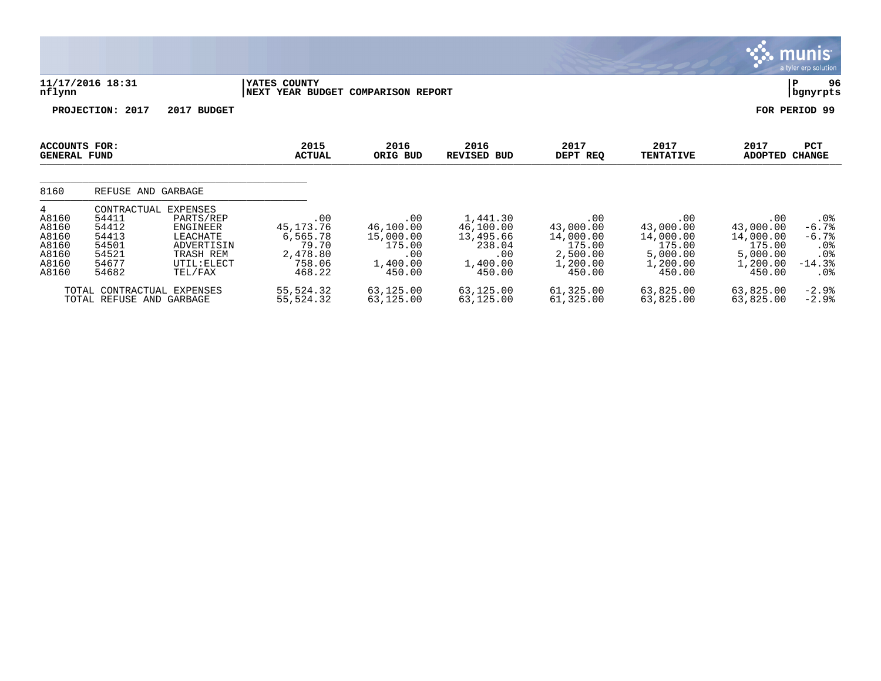11/17/2016 18:31 | YATES COUNTY | P 96
nflynn | NEXT YEAR BUDGET COMPARISON REPORT | bgnyrpts

PROJECTION: 2017 2017 BUDGET FOR PERIOD 99

| ACCOUNTS FOR: GENERAL FUND | | | 2015 ACTUAL | 2016 ORIG BUD | 2016 REVISED BUD | 2017 DEPT REQ | 2017 TENTATIVE | 2017 ADOPTED | PCT CHANGE |
|---|---|---|---|---|---|---|---|---|---|
| 8160 | REFUSE AND GARBAGE | | | | | | | | |
| 4 | CONTRACTUAL EXPENSES | | | | | | | | |
| A8160 | 54411 | PARTS/REP | .00 | .00 | 1,441.30 | .00 | .00 | .00 | .0% |
| A8160 | 54412 | ENGINEER | 45,173.76 | 46,100.00 | 46,100.00 | 43,000.00 | 43,000.00 | 43,000.00 | -6.7% |
| A8160 | 54413 | LEACHATE | 6,565.78 | 15,000.00 | 13,495.66 | 14,000.00 | 14,000.00 | 14,000.00 | -6.7% |
| A8160 | 54501 | ADVERTISIN | 79.70 | 175.00 | 238.04 | 175.00 | 175.00 | 175.00 | .0% |
| A8160 | 54521 | TRASH REM | 2,478.80 | .00 | .00 | 2,500.00 | 5,000.00 | 5,000.00 | .0% |
| A8160 | 54677 | UTIL:ELECT | 758.06 | 1,400.00 | 1,400.00 | 1,200.00 | 1,200.00 | 1,200.00 | -14.3% |
| A8160 | 54682 | TEL/FAX | 468.22 | 450.00 | 450.00 | 450.00 | 450.00 | 450.00 | .0% |
| TOTAL CONTRACTUAL EXPENSES | | | 55,524.32 | 63,125.00 | 63,125.00 | 61,325.00 | 63,825.00 | 63,825.00 | -2.9% |
| TOTAL REFUSE AND GARBAGE | | | 55,524.32 | 63,125.00 | 63,125.00 | 61,325.00 | 63,825.00 | 63,825.00 | -2.9% |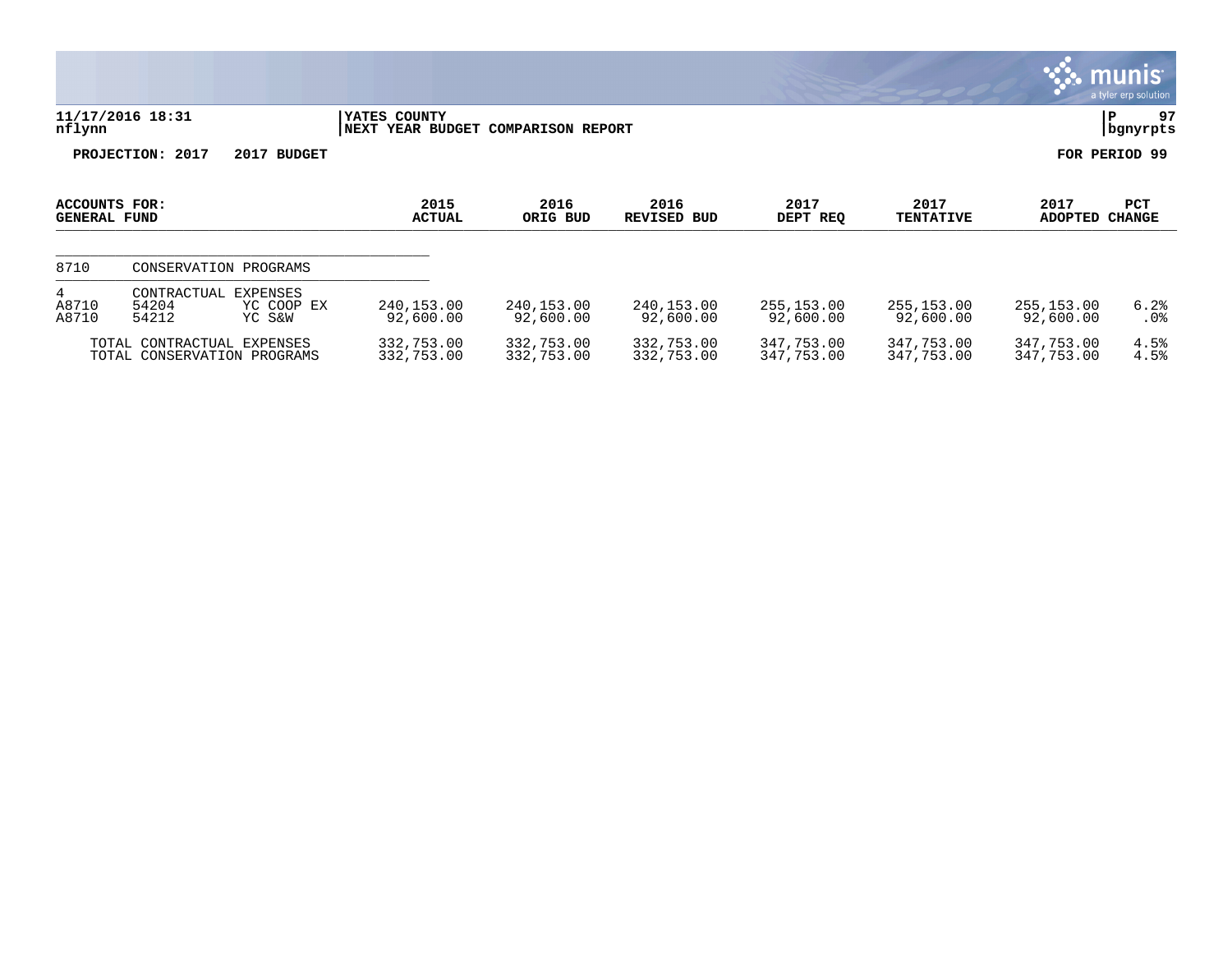**YATES COUNTY**
**NEXT YEAR BUDGET COMPARISON REPORT**

11/17/2016 18:31
nflynn

P 97
bgnyrpts

**PROJECTION: 2017 2017 BUDGET**

**FOR PERIOD 99**

| ACCOUNTS FOR: GENERAL FUND | | | 2015 ACTUAL | 2016 ORIG BUD | 2016 REVISED BUD | 2017 DEPT REQ | 2017 TENTATIVE | 2017 ADOPTED | PCT CHANGE |
|---|---|---|---|---|---|---|---|---|---|
| 8710 | CONSERVATION PROGRAMS | | | | | | | | |
| 4 | CONTRACTUAL EXPENSES | | | | | | | | |
| A8710 | 54204 | YC COOP EX | 240,153.00 | 240,153.00 | 240,153.00 | 255,153.00 | 255,153.00 | 255,153.00 | 6.2% |
| A8710 | 54212 | YC S&W | 92,600.00 | 92,600.00 | 92,600.00 | 92,600.00 | 92,600.00 | 92,600.00 | .0% |
| TOTAL CONTRACTUAL EXPENSES | | | 332,753.00 | 332,753.00 | 332,753.00 | 347,753.00 | 347,753.00 | 347,753.00 | 4.5% |
| TOTAL CONSERVATION PROGRAMS | | | 332,753.00 | 332,753.00 | 332,753.00 | 347,753.00 | 347,753.00 | 347,753.00 | 4.5% |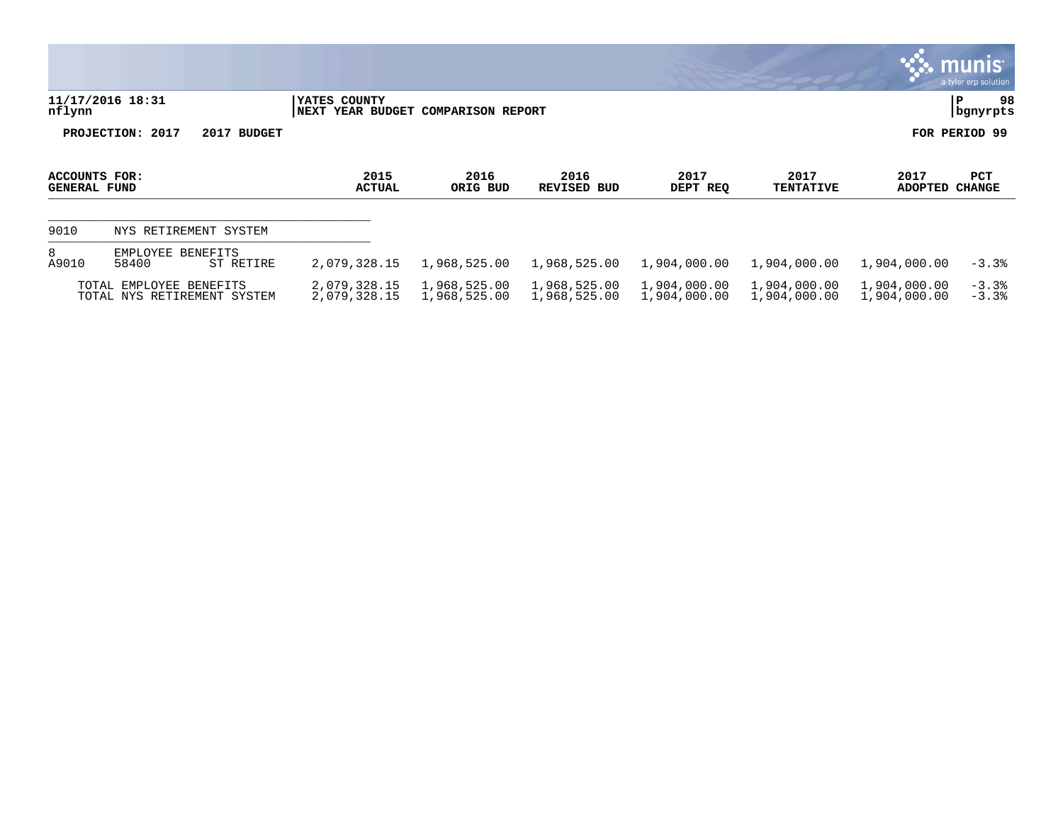**YATES COUNTY**
**NEXT YEAR BUDGET COMPARISON REPORT**

11/17/2016 18:31
nflynn

P 98
bgnyrpts

**PROJECTION: 2017 2017 BUDGET**

**FOR PERIOD 99**

| ACCOUNTS FOR: GENERAL FUND | | | 2015 ACTUAL | 2016 ORIG BUD | 2016 REVISED BUD | 2017 DEPT REQ | 2017 TENTATIVE | 2017 ADOPTED | PCT CHANGE |
|---|---|---|---|---|---|---|---|---|---|
| 9010 | NYS RETIREMENT SYSTEM | | | | | | | | |
| 8 | EMPLOYEE BENEFITS | | | | | | | | |
| A9010 | 58400 | ST RETIRE | 2,079,328.15 | 1,968,525.00 | 1,968,525.00 | 1,904,000.00 | 1,904,000.00 | 1,904,000.00 | -3.3% |
| | TOTAL EMPLOYEE BENEFITS | | 2,079,328.15 | 1,968,525.00 | 1,968,525.00 | 1,904,000.00 | 1,904,000.00 | 1,904,000.00 | -3.3% |
| | TOTAL NYS RETIREMENT SYSTEM | | 2,079,328.15 | 1,968,525.00 | 1,968,525.00 | 1,904,000.00 | 1,904,000.00 | 1,904,000.00 | -3.3% |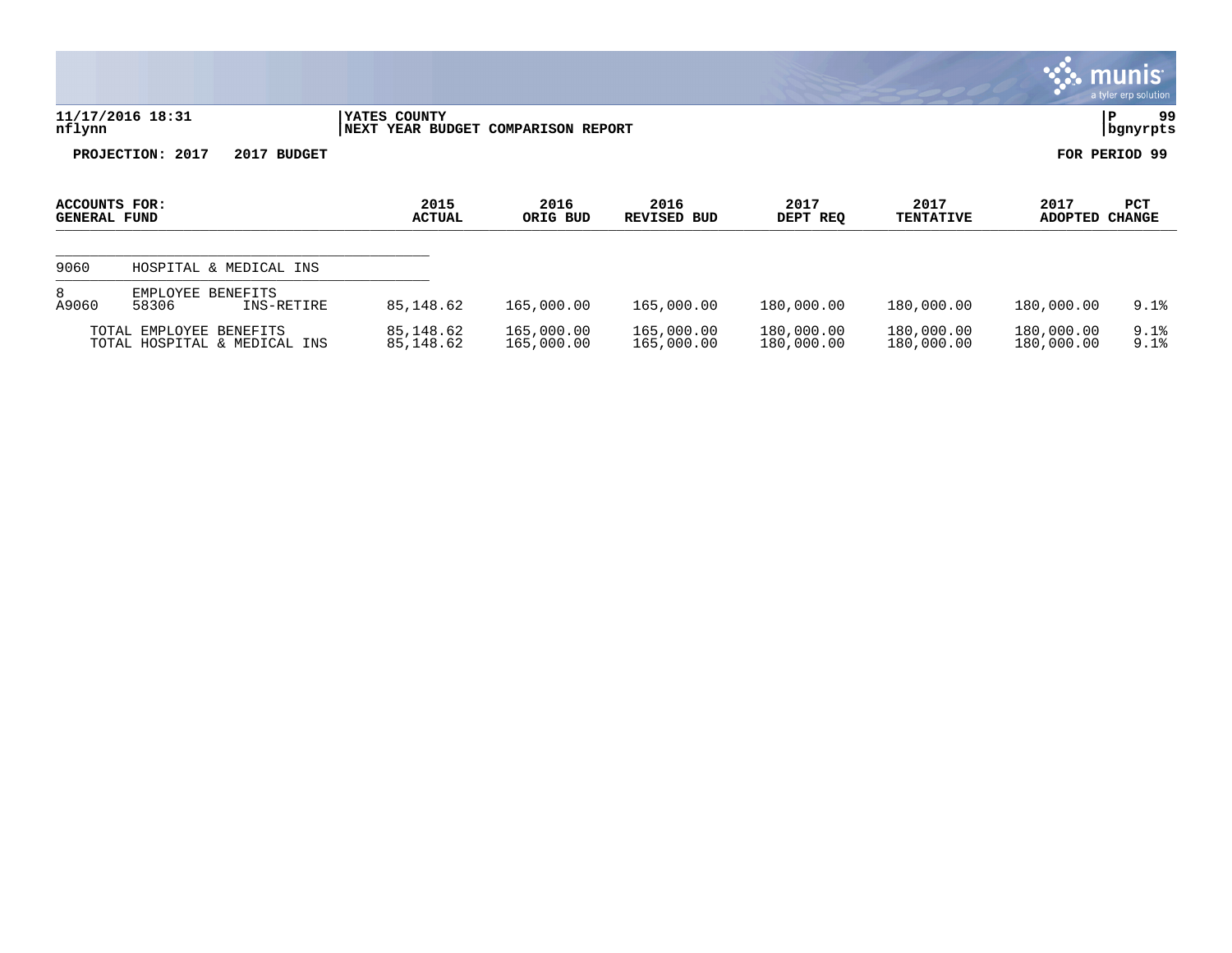**YATES COUNTY**
**NEXT YEAR BUDGET COMPARISON REPORT**

11/17/2016 18:31
nflynn

P 99
bgnyrpts

**PROJECTION: 2017 2017 BUDGET** **FOR PERIOD 99**

| ACCOUNTS FOR: GENERAL FUND | | | 2015 ACTUAL | 2016 ORIG BUD | 2016 REVISED BUD | 2017 DEPT REQ | 2017 TENTATIVE | 2017 ADOPTED | PCT CHANGE |
|---|---|---|---|---|---|---|---|---|---|
| 9060 | HOSPITAL & MEDICAL INS | | | | | | | | |
| 8 | EMPLOYEE BENEFITS | | | | | | | | |
| A9060 | 58306 | INS-RETIRE | 85,148.62 | 165,000.00 | 165,000.00 | 180,000.00 | 180,000.00 | 180,000.00 | 9.1% |
| TOTAL EMPLOYEE BENEFITS | | | 85,148.62 | 165,000.00 | 165,000.00 | 180,000.00 | 180,000.00 | 180,000.00 | 9.1% |
| TOTAL HOSPITAL & MEDICAL INS | | | 85,148.62 | 165,000.00 | 165,000.00 | 180,000.00 | 180,000.00 | 180,000.00 | 9.1% |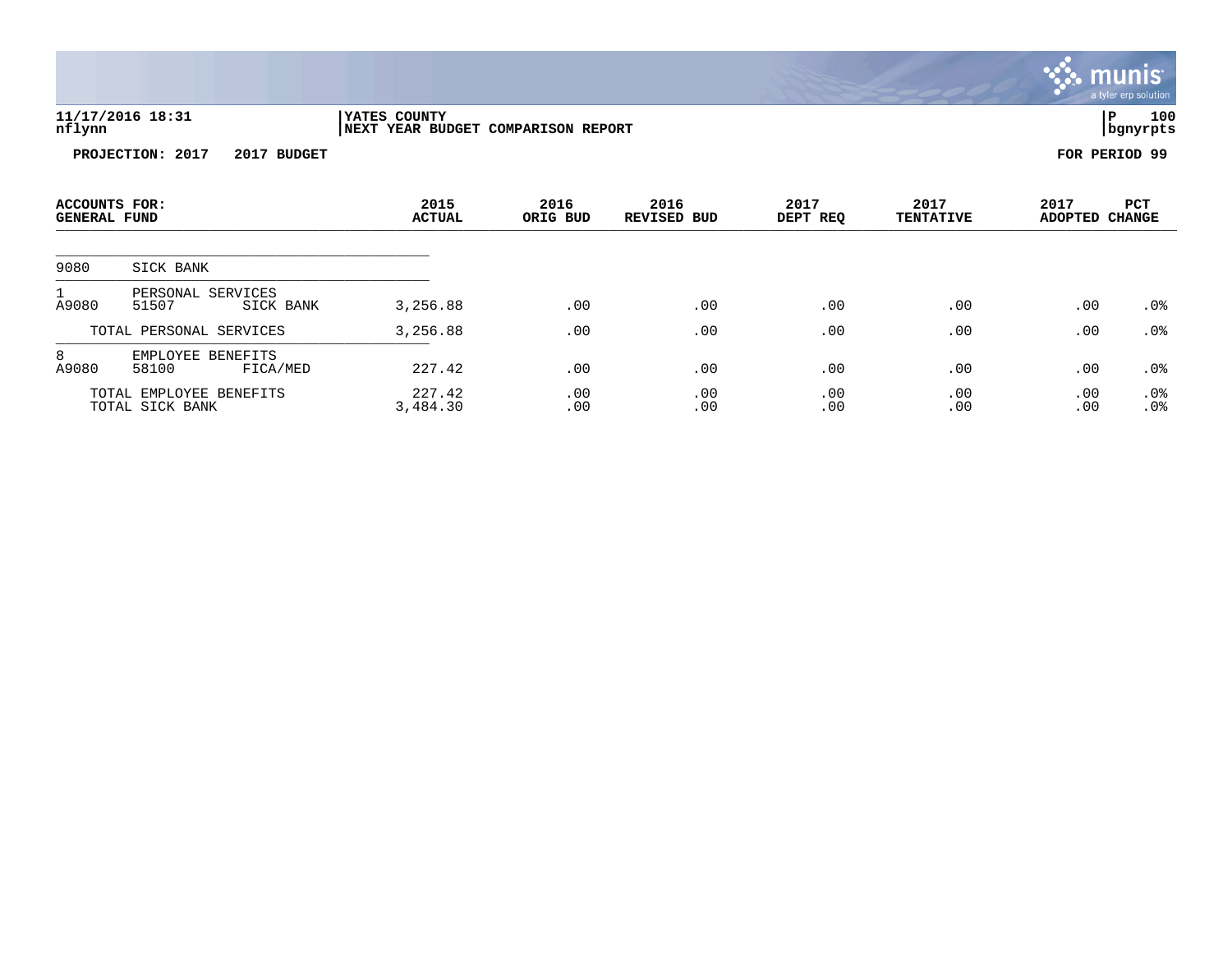11/17/2016 18:31
nflynn

YATES COUNTY
NEXT YEAR BUDGET COMPARISON REPORT

P 100
bgnyrpts

**PROJECTION: 2017 2017 BUDGET** **FOR PERIOD 99**

| ACCOUNTS FOR: GENERAL FUND | | | 2015 ACTUAL | 2016 ORIG BUD | 2016 REVISED BUD | 2017 DEPT REQ | 2017 TENTATIVE | 2017 ADOPTED | PCT CHANGE |
|---|---|---|---|---|---|---|---|---|---|
| 9080 | SICK BANK | | | | | | | | |
| 1 | PERSONAL SERVICES | | | | | | | | |
| A9080 | 51507 | SICK BANK | 3,256.88 | .00 | .00 | .00 | .00 | .00 | .0% |
| | TOTAL PERSONAL SERVICES | | 3,256.88 | .00 | .00 | .00 | .00 | .00 | .0% |
| 8 | EMPLOYEE BENEFITS | | | | | | | | |
| A9080 | 58100 | FICA/MED | 227.42 | .00 | .00 | .00 | .00 | .00 | .0% |
| | TOTAL EMPLOYEE BENEFITS | | 227.42 | .00 | .00 | .00 | .00 | .00 | .0% |
| | TOTAL SICK BANK | | 3,484.30 | .00 | .00 | .00 | .00 | .00 | .0% |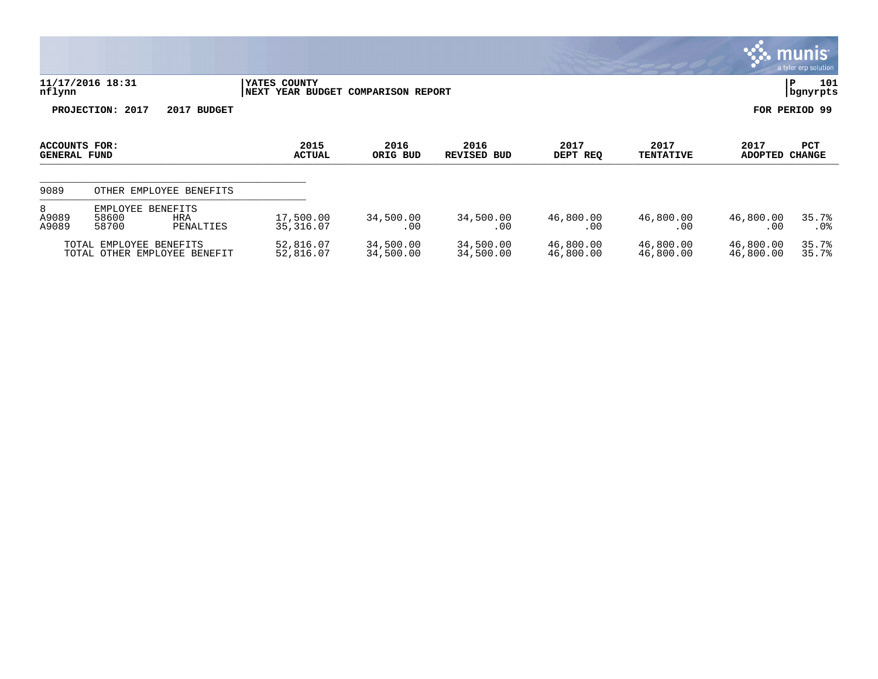11/17/2016 18:31
nflynn

YATES COUNTY
NEXT YEAR BUDGET COMPARISON REPORT

P 101
bgnyrpts

**PROJECTION: 2017 2017 BUDGET** **FOR PERIOD 99**

| ACCOUNTS FOR: GENERAL FUND | | | 2015 ACTUAL | 2016 ORIG BUD | 2016 REVISED BUD | 2017 DEPT REQ | 2017 TENTATIVE | 2017 ADOPTED | PCT CHANGE |
|---|---|---|---|---|---|---|---|---|---|
| 9089 | OTHER EMPLOYEE BENEFITS | | | | | | | | |
| 8 | EMPLOYEE BENEFITS | | | | | | | | |
| A9089 | 58600 | HRA | 17,500.00 | 34,500.00 | 34,500.00 | 46,800.00 | 46,800.00 | 46,800.00 | 35.7% |
| A9089 | 58700 | PENALTIES | 35,316.07 | .00 | .00 | .00 | .00 | .00 | .0% |
| | TOTAL EMPLOYEE BENEFITS | | 52,816.07 | 34,500.00 | 34,500.00 | 46,800.00 | 46,800.00 | 46,800.00 | 35.7% |
| | TOTAL OTHER EMPLOYEE BENEFIT | | 52,816.07 | 34,500.00 | 34,500.00 | 46,800.00 | 46,800.00 | 46,800.00 | 35.7% |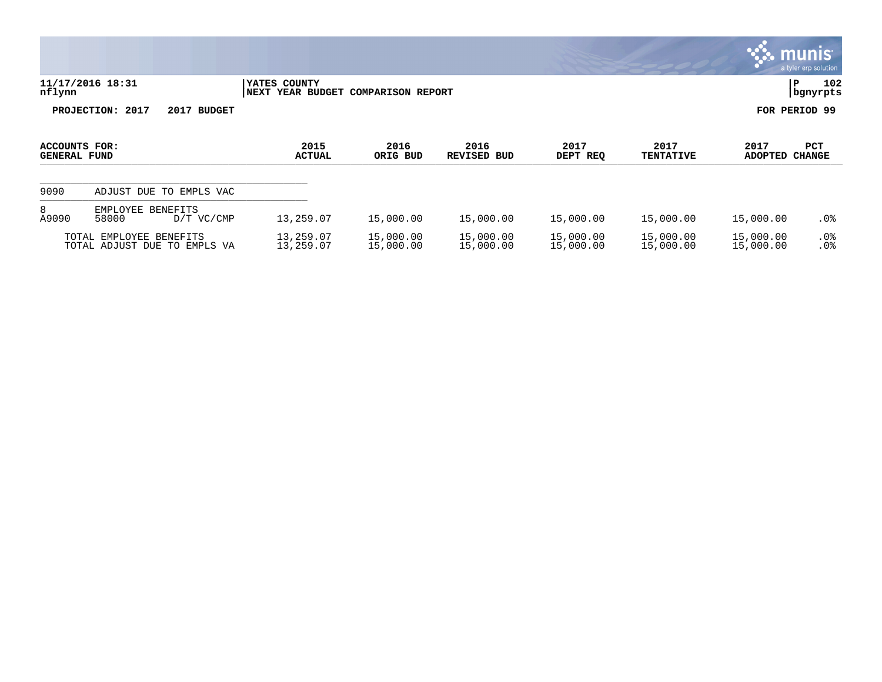**11/17/2016 18:31** | **YATES COUNTY** | **P 102**
**nflynn** | **NEXT YEAR BUDGET COMPARISON REPORT** | **bgnyrpts**

**PROJECTION: 2017 2017 BUDGET** — **FOR PERIOD 99**

| ACCOUNTS FOR: GENERAL FUND | | | 2015 ACTUAL | 2016 ORIG BUD | 2016 REVISED BUD | 2017 DEPT REQ | 2017 TENTATIVE | 2017 ADOPTED | PCT CHANGE |
|---|---|---|---|---|---|---|---|---|---|
| 9090 | ADJUST DUE TO EMPLS VAC | | | | | | | | |
| 8 | EMPLOYEE BENEFITS | | | | | | | | |
| A9090 | 58000 | D/T VC/CMP | 13,259.07 | 15,000.00 | 15,000.00 | 15,000.00 | 15,000.00 | 15,000.00 | .0% |
| | TOTAL EMPLOYEE BENEFITS | | 13,259.07 | 15,000.00 | 15,000.00 | 15,000.00 | 15,000.00 | 15,000.00 | .0% |
| | TOTAL ADJUST DUE TO EMPLS VA | | 13,259.07 | 15,000.00 | 15,000.00 | 15,000.00 | 15,000.00 | 15,000.00 | .0% |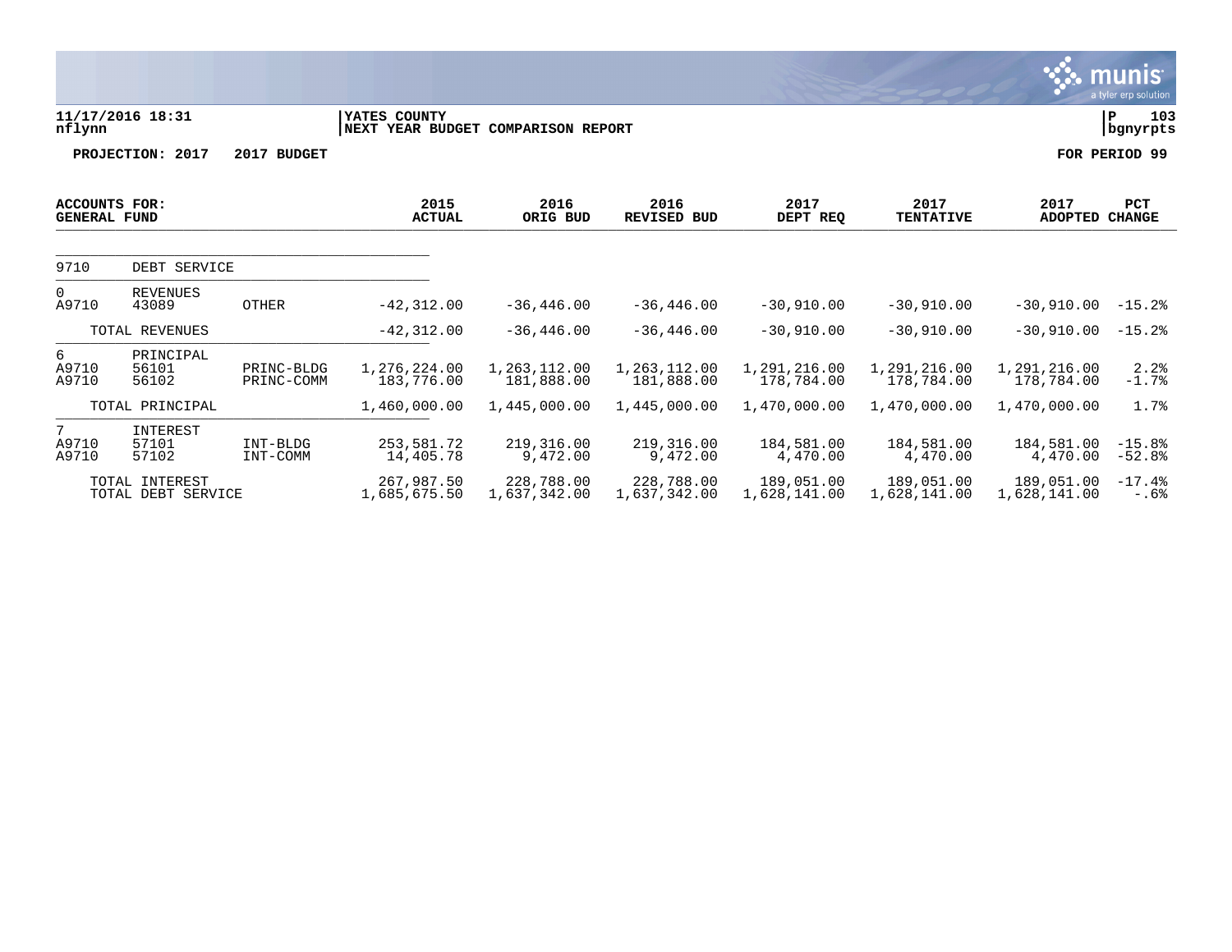11/17/2016 18:31 | YATES COUNTY | P 103
nflynn | NEXT YEAR BUDGET COMPARISON REPORT | bgnyrpts

**PROJECTION: 2017 2017 BUDGET** **FOR PERIOD 99**

| ACCOUNTS FOR: GENERAL FUND | | | 2015 ACTUAL | 2016 ORIG BUD | 2016 REVISED BUD | 2017 DEPT REQ | 2017 TENTATIVE | 2017 ADOPTED | PCT CHANGE |
|---|---|---|---|---|---|---|---|---|---|
| 9710 | DEBT SERVICE | | | | | | | | |
| 0 | REVENUES | | | | | | | | |
| A9710 | 43089 | OTHER | -42,312.00 | -36,446.00 | -36,446.00 | -30,910.00 | -30,910.00 | -30,910.00 | -15.2% |
| | TOTAL REVENUES | | -42,312.00 | -36,446.00 | -36,446.00 | -30,910.00 | -30,910.00 | -30,910.00 | -15.2% |
| 6 | PRINCIPAL | | | | | | | | |
| A9710 | 56101 | PRINC-BLDG | 1,276,224.00 | 1,263,112.00 | 1,263,112.00 | 1,291,216.00 | 1,291,216.00 | 1,291,216.00 | 2.2% |
| A9710 | 56102 | PRINC-COMM | 183,776.00 | 181,888.00 | 181,888.00 | 178,784.00 | 178,784.00 | 178,784.00 | -1.7% |
| | TOTAL PRINCIPAL | | 1,460,000.00 | 1,445,000.00 | 1,445,000.00 | 1,470,000.00 | 1,470,000.00 | 1,470,000.00 | 1.7% |
| 7 | INTEREST | | | | | | | | |
| A9710 | 57101 | INT-BLDG | 253,581.72 | 219,316.00 | 219,316.00 | 184,581.00 | 184,581.00 | 184,581.00 | -15.8% |
| A9710 | 57102 | INT-COMM | 14,405.78 | 9,472.00 | 9,472.00 | 4,470.00 | 4,470.00 | 4,470.00 | -52.8% |
| | TOTAL INTEREST | | 267,987.50 | 228,788.00 | 228,788.00 | 189,051.00 | 189,051.00 | 189,051.00 | -17.4% |
| | TOTAL DEBT SERVICE | | 1,685,675.50 | 1,637,342.00 | 1,637,342.00 | 1,628,141.00 | 1,628,141.00 | 1,628,141.00 | -.6% |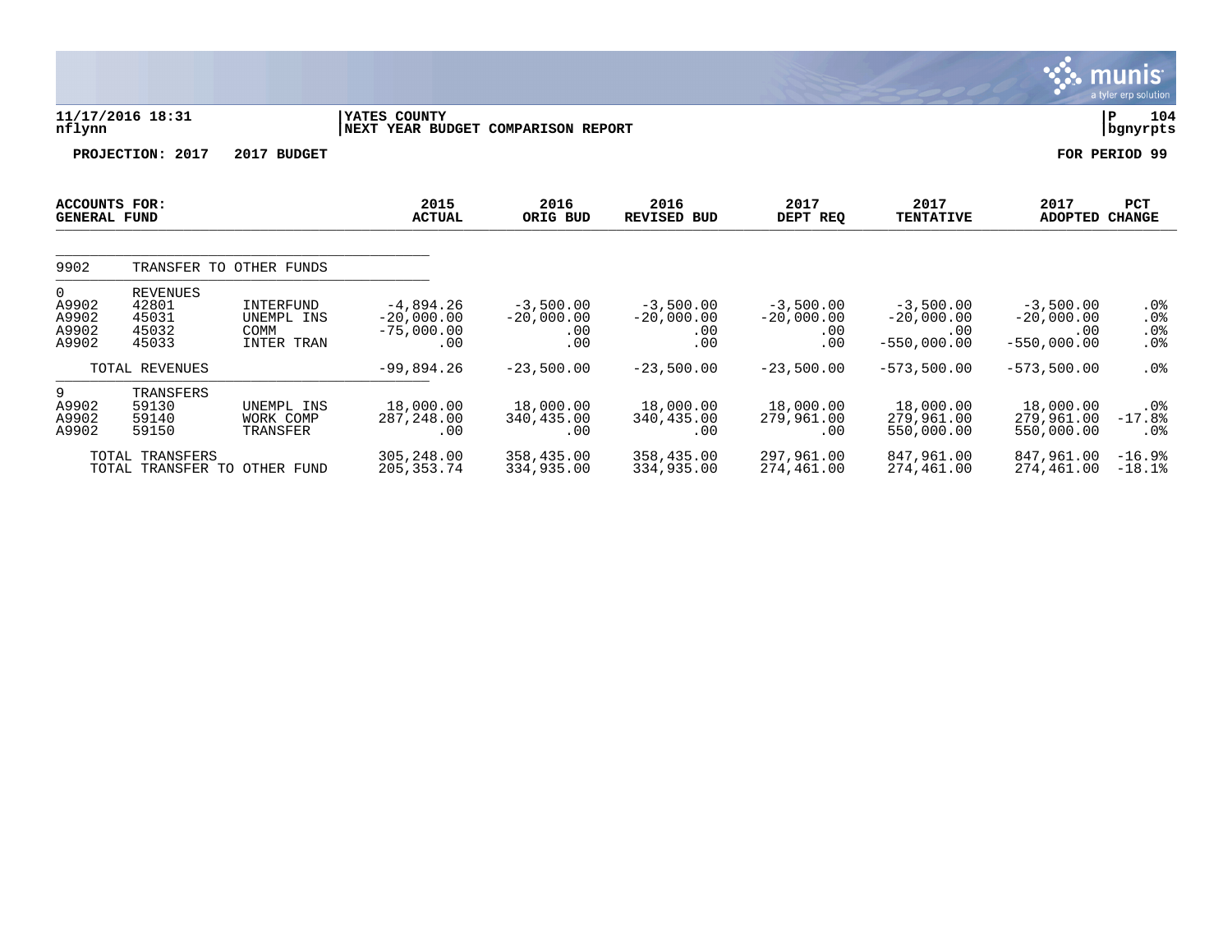**11/17/2016 18:31** | **YATES COUNTY** | **P 104**
**nflynn** | **NEXT YEAR BUDGET COMPARISON REPORT** | **bgnyrpts**

**PROJECTION: 2017 2017 BUDGET** | **FOR PERIOD 99**

| ACCOUNTS FOR: GENERAL FUND | | | 2015 ACTUAL | 2016 ORIG BUD | 2016 REVISED BUD | 2017 DEPT REQ | 2017 TENTATIVE | 2017 ADOPTED | PCT CHANGE |
|---|---|---|---|---|---|---|---|---|---|
| 9902 | TRANSFER TO OTHER FUNDS | | | | | | | | |
| 0 | REVENUES | | | | | | | | |
| A9902 | 42801 | INTERFUND | -4,894.26 | -3,500.00 | -3,500.00 | -3,500.00 | -3,500.00 | -3,500.00 | .0% |
| A9902 | 45031 | UNEMPL INS | -20,000.00 | -20,000.00 | -20,000.00 | -20,000.00 | -20,000.00 | -20,000.00 | .0% |
| A9902 | 45032 | COMM | -75,000.00 | .00 | .00 | .00 | .00 | .00 | .0% |
| A9902 | 45033 | INTER TRAN | .00 | .00 | .00 | .00 | -550,000.00 | -550,000.00 | .0% |
| | TOTAL REVENUES | | -99,894.26 | -23,500.00 | -23,500.00 | -23,500.00 | -573,500.00 | -573,500.00 | .0% |
| 9 | TRANSFERS | | | | | | | | |
| A9902 | 59130 | UNEMPL INS | 18,000.00 | 18,000.00 | 18,000.00 | 18,000.00 | 18,000.00 | 18,000.00 | .0% |
| A9902 | 59140 | WORK COMP | 287,248.00 | 340,435.00 | 340,435.00 | 279,961.00 | 279,961.00 | 279,961.00 | -17.8% |
| A9902 | 59150 | TRANSFER | .00 | .00 | .00 | .00 | 550,000.00 | 550,000.00 | .0% |
| | TOTAL TRANSFERS | | 305,248.00 | 358,435.00 | 358,435.00 | 297,961.00 | 847,961.00 | 847,961.00 | -16.9% |
| | TOTAL TRANSFER TO OTHER FUND | | 205,353.74 | 334,935.00 | 334,935.00 | 274,461.00 | 274,461.00 | 274,461.00 | -18.1% |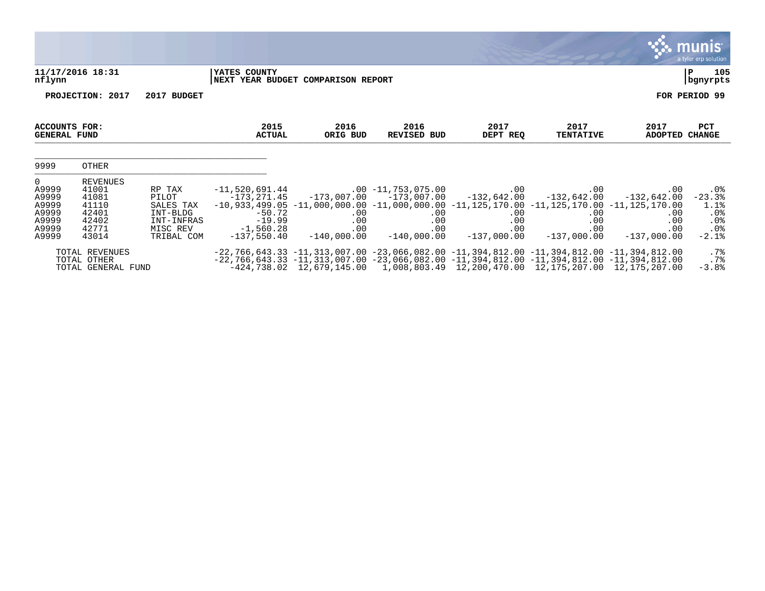11/17/2016 18:31
nflynn

YATES COUNTY
NEXT YEAR BUDGET COMPARISON REPORT

P 105
bgnyrpts

PROJECTION: 2017    2017 BUDGET    FOR PERIOD 99

| ACCOUNTS FOR: GENERAL FUND | | | 2015 ACTUAL | 2016 ORIG BUD | 2016 REVISED BUD | 2017 DEPT REQ | 2017 TENTATIVE | 2017 ADOPTED | PCT CHANGE |
|---|---|---|---|---|---|---|---|---|---|
| 9999 | OTHER | | | | | | | | |
| 0 | REVENUES | | | | | | | | |
| A9999 | 41001 | RP TAX | -11,520,691.44 | .00 | -11,753,075.00 | .00 | .00 | .00 | .0% |
| A9999 | 41081 | PILOT | -173,271.45 | -173,007.00 | -173,007.00 | -132,642.00 | -132,642.00 | -132,642.00 | -23.3% |
| A9999 | 41110 | SALES TAX | -10,933,499.05 | -11,000,000.00 | -11,000,000.00 | -11,125,170.00 | -11,125,170.00 | -11,125,170.00 | 1.1% |
| A9999 | 42401 | INT-BLDG | -50.72 | .00 | .00 | .00 | .00 | .00 | .0% |
| A9999 | 42402 | INT-INFRAS | -19.99 | .00 | .00 | .00 | .00 | .00 | .0% |
| A9999 | 42771 | MISC REV | -1,560.28 | .00 | .00 | .00 | .00 | .00 | .0% |
| A9999 | 43014 | TRIBAL COM | -137,550.40 | -140,000.00 | -140,000.00 | -137,000.00 | -137,000.00 | -137,000.00 | -2.1% |
| | TOTAL REVENUES | | -22,766,643.33 | -11,313,007.00 | -23,066,082.00 | -11,394,812.00 | -11,394,812.00 | -11,394,812.00 | .7% |
| | TOTAL OTHER | | -22,766,643.33 | -11,313,007.00 | -23,066,082.00 | -11,394,812.00 | -11,394,812.00 | -11,394,812.00 | .7% |
| | TOTAL GENERAL FUND | | -424,738.02 | 12,679,145.00 | 1,008,803.49 | 12,200,470.00 | 12,175,207.00 | 12,175,207.00 | -3.8% |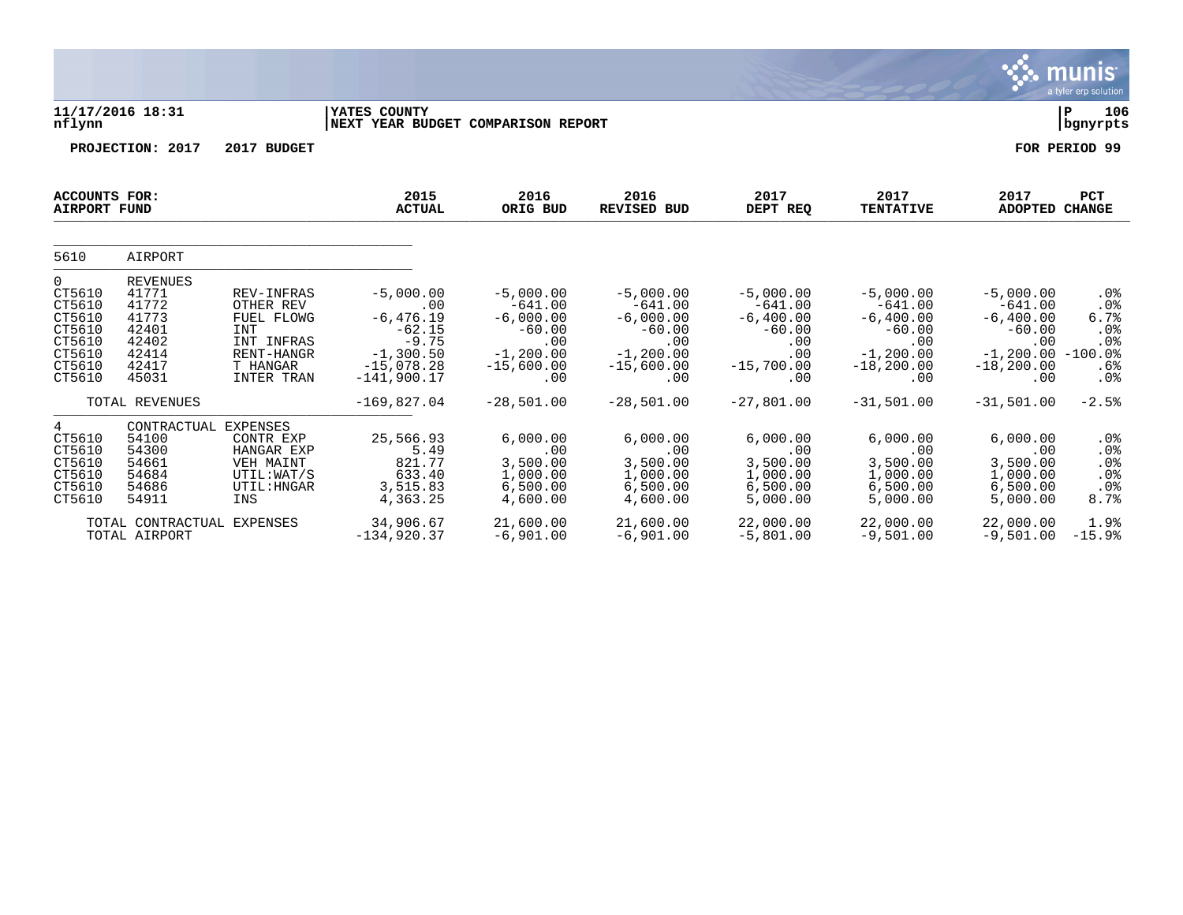11/17/2016 18:31 | YATES COUNTY | P 106
nflynn | NEXT YEAR BUDGET COMPARISON REPORT | bgnyrpts

**PROJECTION: 2017 2017 BUDGET** **FOR PERIOD 99**

| ACCOUNTS FOR: AIRPORT FUND | | | 2015 ACTUAL | 2016 ORIG BUD | 2016 REVISED BUD | 2017 DEPT REQ | 2017 TENTATIVE | 2017 ADOPTED | PCT CHANGE |
|---|---|---|---|---|---|---|---|---|---|
| 5610 | AIRPORT | | | | | | | | |
| 0 | REVENUES | | | | | | | | |
| CT5610 | 41771 | REV-INFRAS | -5,000.00 | -5,000.00 | -5,000.00 | -5,000.00 | -5,000.00 | -5,000.00 | .0% |
| CT5610 | 41772 | OTHER REV | .00 | -641.00 | -641.00 | -641.00 | -641.00 | -641.00 | .0% |
| CT5610 | 41773 | FUEL FLOWG | -6,476.19 | -6,000.00 | -6,000.00 | -6,400.00 | -6,400.00 | -6,400.00 | 6.7% |
| CT5610 | 42401 | INT | -62.15 | -60.00 | -60.00 | -60.00 | -60.00 | -60.00 | .0% |
| CT5610 | 42402 | INT INFRAS | -9.75 | .00 | .00 | .00 | .00 | .00 | .0% |
| CT5610 | 42414 | RENT-HANGR | -1,300.50 | -1,200.00 | -1,200.00 | .00 | -1,200.00 | -1,200.00 | -100.0% |
| CT5610 | 42417 | T HANGAR | -15,078.28 | -15,600.00 | -15,600.00 | -15,700.00 | -18,200.00 | -18,200.00 | .6% |
| CT5610 | 45031 | INTER TRAN | -141,900.17 | .00 | .00 | .00 | .00 | .00 | .0% |
| | TOTAL REVENUES | | -169,827.04 | -28,501.00 | -28,501.00 | -27,801.00 | -31,501.00 | -31,501.00 | -2.5% |
| 4 | CONTRACTUAL EXPENSES | | | | | | | | |
| CT5610 | 54100 | CONTR EXP | 25,566.93 | 6,000.00 | 6,000.00 | 6,000.00 | 6,000.00 | 6,000.00 | .0% |
| CT5610 | 54300 | HANGAR EXP | 5.49 | .00 | .00 | .00 | .00 | .00 | .0% |
| CT5610 | 54661 | VEH MAINT | 821.77 | 3,500.00 | 3,500.00 | 3,500.00 | 3,500.00 | 3,500.00 | .0% |
| CT5610 | 54684 | UTIL:WAT/S | 633.40 | 1,000.00 | 1,000.00 | 1,000.00 | 1,000.00 | 1,000.00 | .0% |
| CT5610 | 54686 | UTIL:HNGAR | 3,515.83 | 6,500.00 | 6,500.00 | 6,500.00 | 6,500.00 | 6,500.00 | .0% |
| CT5610 | 54911 | INS | 4,363.25 | 4,600.00 | 4,600.00 | 5,000.00 | 5,000.00 | 5,000.00 | 8.7% |
| | TOTAL CONTRACTUAL EXPENSES | | 34,906.67 | 21,600.00 | 21,600.00 | 22,000.00 | 22,000.00 | 22,000.00 | 1.9% |
| | TOTAL AIRPORT | | -134,920.37 | -6,901.00 | -6,901.00 | -5,801.00 | -9,501.00 | -9,501.00 | -15.9% |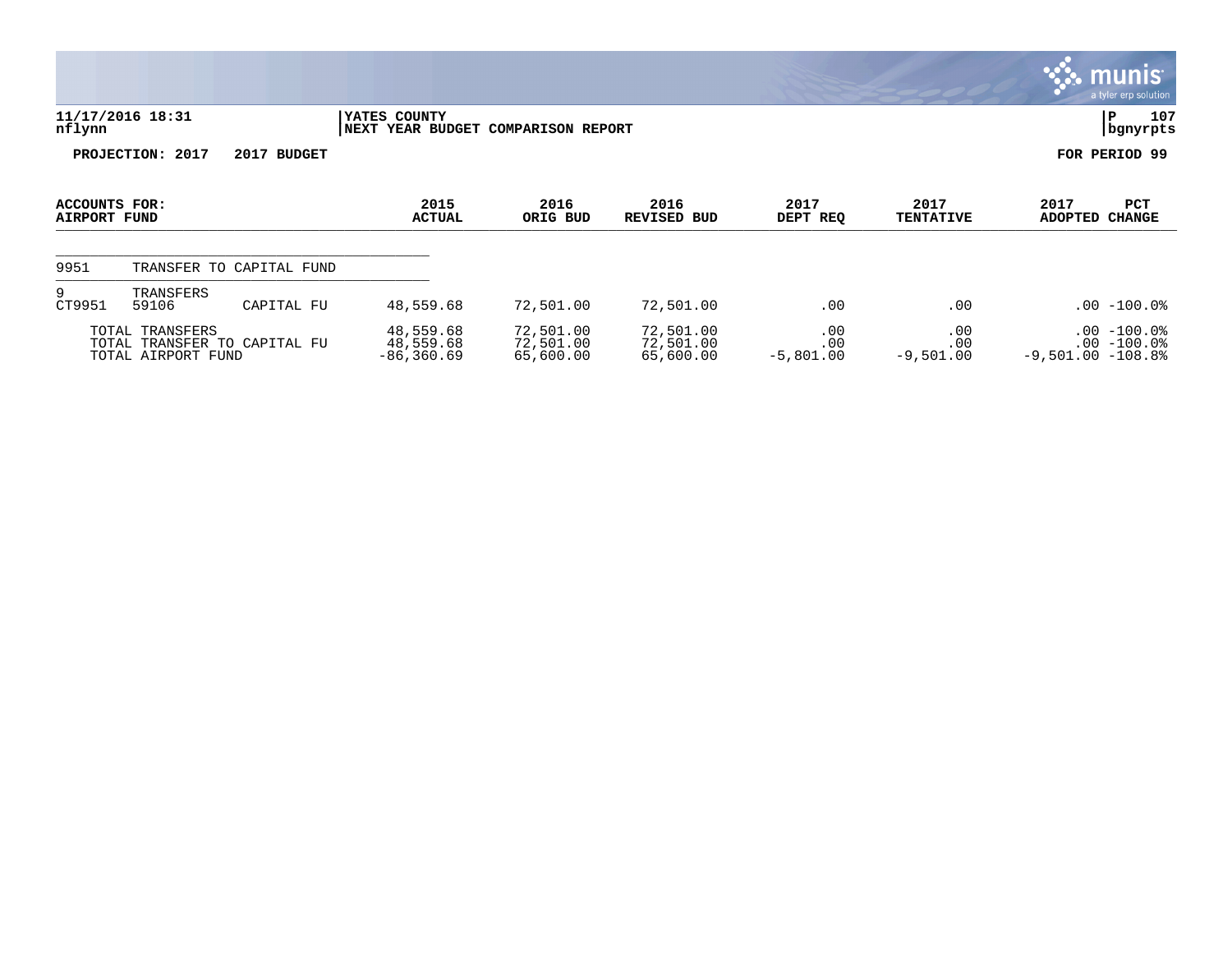**11/17/2016 18:31**
**nflynn**

**YATES COUNTY**
**NEXT YEAR BUDGET COMPARISON REPORT**

**P 107**
**bgnyrpts**

**PROJECTION: 2017 2017 BUDGET**

**FOR PERIOD 99**

| ACCOUNTS FOR: AIRPORT FUND | | | 2015 ACTUAL | 2016 ORIG BUD | 2016 REVISED BUD | 2017 DEPT REQ | 2017 TENTATIVE | 2017 ADOPTED | PCT CHANGE |
|---|---|---|---|---|---|---|---|---|---|
| 9951 | TRANSFER TO CAPITAL FUND | | | | | | | | |
| 9 | TRANSFERS | | | | | | | | |
| CT9951 | 59106 | CAPITAL FU | 48,559.68 | 72,501.00 | 72,501.00 | .00 | .00 | .00 | -100.0% |
| | TOTAL TRANSFERS | | 48,559.68 | 72,501.00 | 72,501.00 | .00 | .00 | .00 | -100.0% |
| | TOTAL TRANSFER TO CAPITAL FU | | 48,559.68 | 72,501.00 | 72,501.00 | .00 | .00 | .00 | -100.0% |
| | TOTAL AIRPORT FUND | | -86,360.69 | 65,600.00 | 65,600.00 | -5,801.00 | -9,501.00 | -9,501.00 | -108.8% |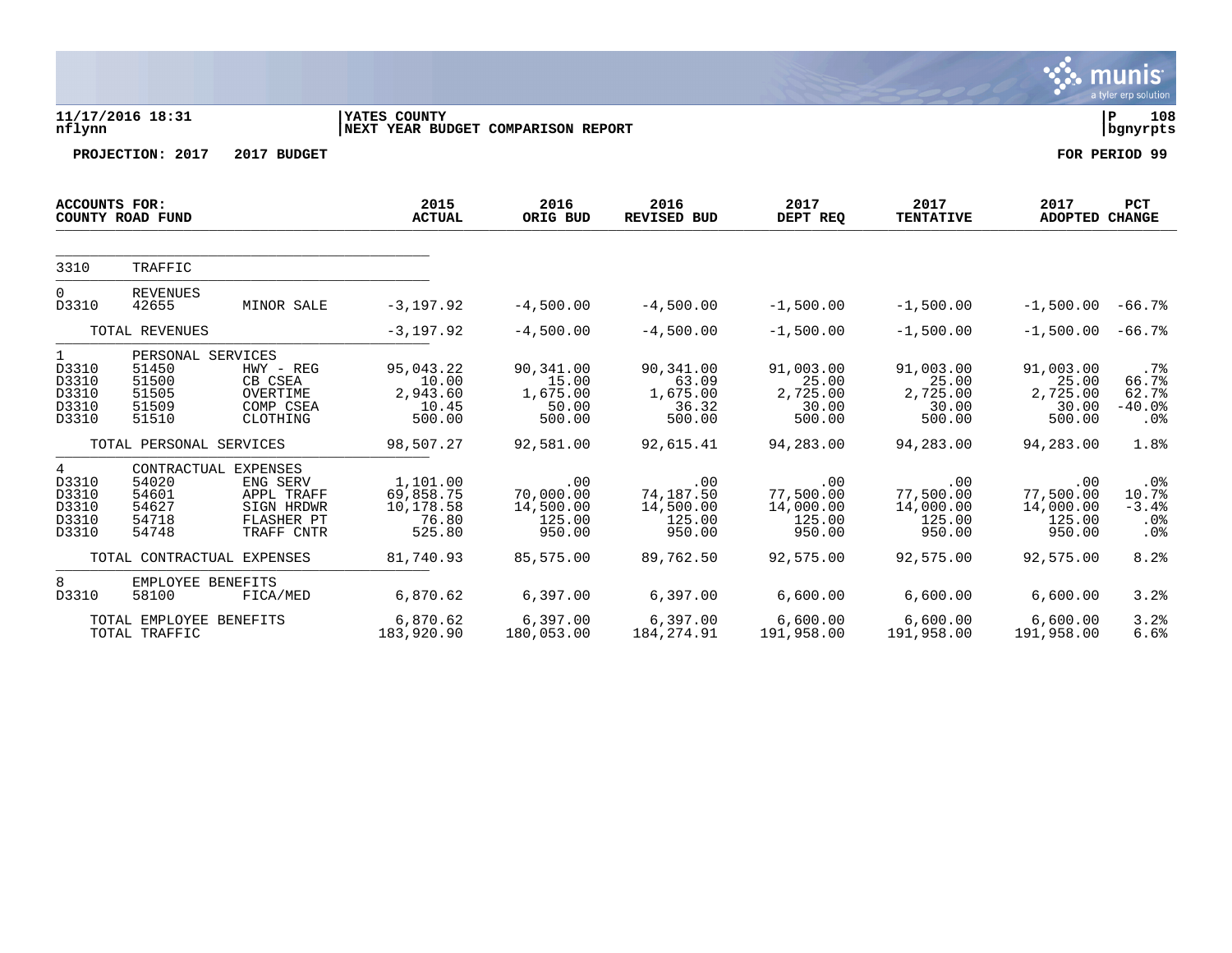11/17/2016 18:31 | YATES COUNTY
nflynn | NEXT YEAR BUDGET COMPARISON REPORT | P 108 bgnyrpts

PROJECTION: 2017 2017 BUDGET | FOR PERIOD 99

| ACCOUNTS FOR: COUNTY ROAD FUND | | | 2015 ACTUAL | 2016 ORIG BUD | 2016 REVISED BUD | 2017 DEPT REQ | 2017 TENTATIVE | 2017 ADOPTED | PCT CHANGE |
|---|---|---|---|---|---|---|---|---|---|
| 3310 | TRAFFIC | | | | | | | | |
| 0 | REVENUES | | | | | | | | |
| D3310 | 42655 | MINOR SALE | -3,197.92 | -4,500.00 | -4,500.00 | -1,500.00 | -1,500.00 | -1,500.00 | -66.7% |
| | TOTAL REVENUES | | -3,197.92 | -4,500.00 | -4,500.00 | -1,500.00 | -1,500.00 | -1,500.00 | -66.7% |
| 1 | PERSONAL SERVICES | | | | | | | | |
| D3310 | 51450 | HWY - REG | 95,043.22 | 90,341.00 | 90,341.00 | 91,003.00 | 91,003.00 | 91,003.00 | .7% |
| D3310 | 51500 | CB CSEA | 10.00 | 15.00 | 63.09 | 25.00 | 25.00 | 25.00 | 66.7% |
| D3310 | 51505 | OVERTIME | 2,943.60 | 1,675.00 | 1,675.00 | 2,725.00 | 2,725.00 | 2,725.00 | 62.7% |
| D3310 | 51509 | COMP CSEA | 10.45 | 50.00 | 36.32 | 30.00 | 30.00 | 30.00 | -40.0% |
| D3310 | 51510 | CLOTHING | 500.00 | 500.00 | 500.00 | 500.00 | 500.00 | 500.00 | .0% |
| | TOTAL PERSONAL SERVICES | | 98,507.27 | 92,581.00 | 92,615.41 | 94,283.00 | 94,283.00 | 94,283.00 | 1.8% |
| 4 | CONTRACTUAL EXPENSES | | | | | | | | |
| D3310 | 54020 | ENG SERV | 1,101.00 | .00 | .00 | .00 | .00 | .00 | .0% |
| D3310 | 54601 | APPL TRAFF | 69,858.75 | 70,000.00 | 74,187.50 | 77,500.00 | 77,500.00 | 77,500.00 | 10.7% |
| D3310 | 54627 | SIGN HRDWR | 10,178.58 | 14,500.00 | 14,500.00 | 14,000.00 | 14,000.00 | 14,000.00 | -3.4% |
| D3310 | 54718 | FLASHER PT | 76.80 | 125.00 | 125.00 | 125.00 | 125.00 | 125.00 | .0% |
| D3310 | 54748 | TRAFF CNTR | 525.80 | 950.00 | 950.00 | 950.00 | 950.00 | 950.00 | .0% |
| | TOTAL CONTRACTUAL EXPENSES | | 81,740.93 | 85,575.00 | 89,762.50 | 92,575.00 | 92,575.00 | 92,575.00 | 8.2% |
| 8 | EMPLOYEE BENEFITS | | | | | | | | |
| D3310 | 58100 | FICA/MED | 6,870.62 | 6,397.00 | 6,397.00 | 6,600.00 | 6,600.00 | 6,600.00 | 3.2% |
| | TOTAL EMPLOYEE BENEFITS | | 6,870.62 | 6,397.00 | 6,397.00 | 6,600.00 | 6,600.00 | 6,600.00 | 3.2% |
| | TOTAL TRAFFIC | | 183,920.90 | 180,053.00 | 184,274.91 | 191,958.00 | 191,958.00 | 191,958.00 | 6.6% |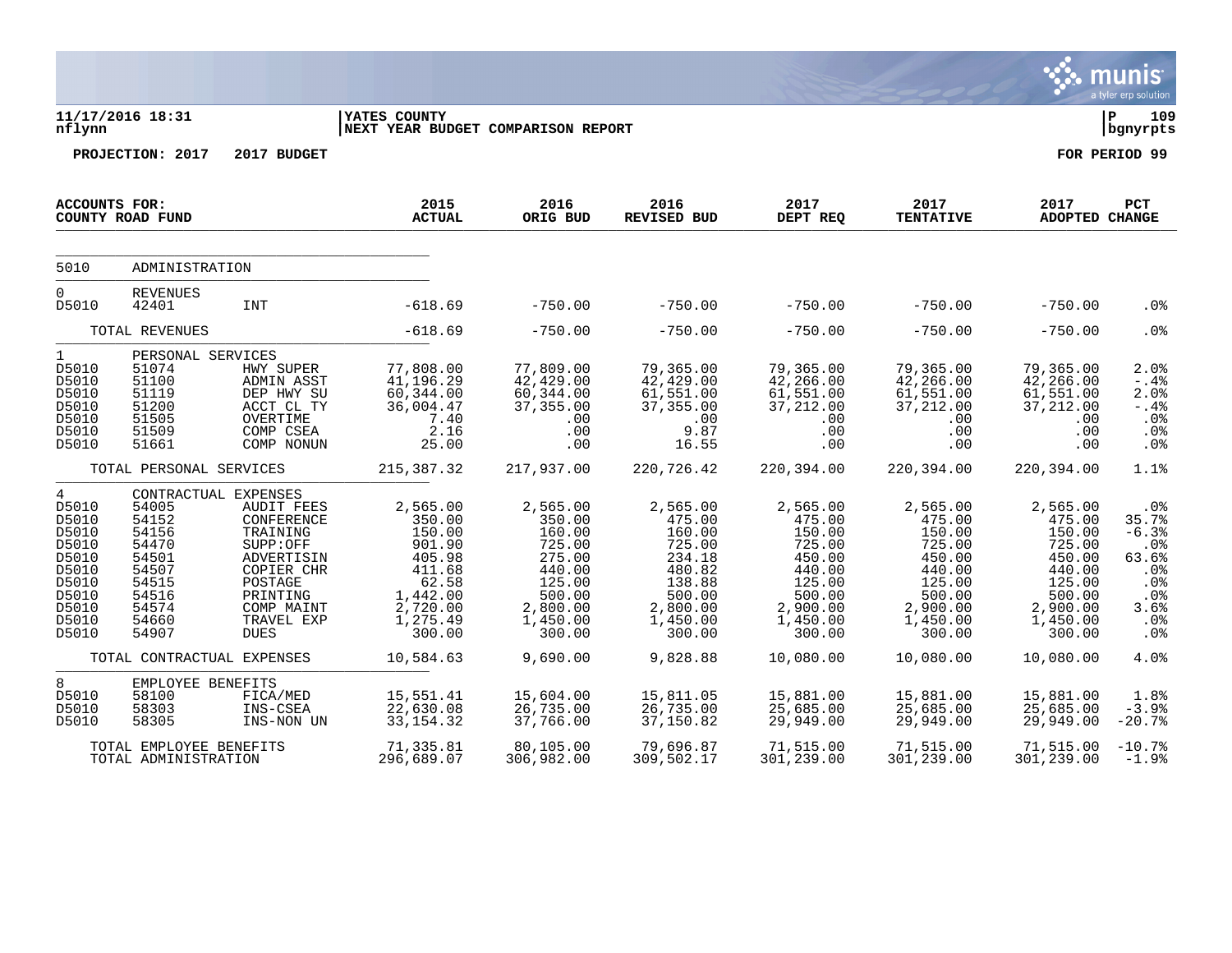11/17/2016 18:31 | YATES COUNTY | P 109
nflynn | NEXT YEAR BUDGET COMPARISON REPORT | bgnyrpts

**PROJECTION: 2017 2017 BUDGET** — **FOR PERIOD 99**

| ACCOUNTS FOR: COUNTY ROAD FUND | | | 2015 ACTUAL | 2016 ORIG BUD | 2016 REVISED BUD | 2017 DEPT REQ | 2017 TENTATIVE | 2017 ADOPTED | PCT CHANGE |
|---|---|---|---|---|---|---|---|---|---|
| 5010 | ADMINISTRATION | | | | | | | | |
| 0 | REVENUES | | | | | | | | |
| D5010 | 42401 | INT | -618.69 | -750.00 | -750.00 | -750.00 | -750.00 | -750.00 | .0% |
| | TOTAL REVENUES | | -618.69 | -750.00 | -750.00 | -750.00 | -750.00 | -750.00 | .0% |
| 1 | PERSONAL SERVICES | | | | | | | | |
| D5010 | 51074 | HWY SUPER | 77,808.00 | 77,809.00 | 79,365.00 | 79,365.00 | 79,365.00 | 79,365.00 | 2.0% |
| D5010 | 51100 | ADMIN ASST | 41,196.29 | 42,429.00 | 42,429.00 | 42,266.00 | 42,266.00 | 42,266.00 | -.4% |
| D5010 | 51119 | DEP HWY SU | 60,344.00 | 60,344.00 | 61,551.00 | 61,551.00 | 61,551.00 | 61,551.00 | 2.0% |
| D5010 | 51200 | ACCT CL TY | 36,004.47 | 37,355.00 | 37,355.00 | 37,212.00 | 37,212.00 | 37,212.00 | -.4% |
| D5010 | 51505 | OVERTIME | 7.40 | .00 | .00 | .00 | .00 | .00 | .0% |
| D5010 | 51509 | COMP CSEA | 2.16 | .00 | 9.87 | .00 | .00 | .00 | .0% |
| D5010 | 51661 | COMP NONUN | 25.00 | .00 | 16.55 | .00 | .00 | .00 | .0% |
| | TOTAL PERSONAL SERVICES | | 215,387.32 | 217,937.00 | 220,726.42 | 220,394.00 | 220,394.00 | 220,394.00 | 1.1% |
| 4 | CONTRACTUAL EXPENSES | | | | | | | | |
| D5010 | 54005 | AUDIT FEES | 2,565.00 | 2,565.00 | 2,565.00 | 2,565.00 | 2,565.00 | 2,565.00 | .0% |
| D5010 | 54152 | CONFERENCE | 350.00 | 350.00 | 475.00 | 475.00 | 475.00 | 475.00 | 35.7% |
| D5010 | 54156 | TRAINING | 150.00 | 160.00 | 160.00 | 150.00 | 150.00 | 150.00 | -6.3% |
| D5010 | 54470 | SUPP:OFF | 901.90 | 725.00 | 725.00 | 725.00 | 725.00 | 725.00 | .0% |
| D5010 | 54501 | ADVERTISIN | 405.98 | 275.00 | 234.18 | 450.00 | 450.00 | 450.00 | 63.6% |
| D5010 | 54507 | COPIER CHR | 411.68 | 440.00 | 480.82 | 440.00 | 440.00 | 440.00 | .0% |
| D5010 | 54515 | POSTAGE | 62.58 | 125.00 | 138.88 | 125.00 | 125.00 | 125.00 | .0% |
| D5010 | 54516 | PRINTING | 1,442.00 | 500.00 | 500.00 | 500.00 | 500.00 | 500.00 | .0% |
| D5010 | 54574 | COMP MAINT | 2,720.00 | 2,800.00 | 2,800.00 | 2,900.00 | 2,900.00 | 2,900.00 | 3.6% |
| D5010 | 54660 | TRAVEL EXP | 1,275.49 | 1,450.00 | 1,450.00 | 1,450.00 | 1,450.00 | 1,450.00 | .0% |
| D5010 | 54907 | DUES | 300.00 | 300.00 | 300.00 | 300.00 | 300.00 | 300.00 | .0% |
| | TOTAL CONTRACTUAL EXPENSES | | 10,584.63 | 9,690.00 | 9,828.88 | 10,080.00 | 10,080.00 | 10,080.00 | 4.0% |
| 8 | EMPLOYEE BENEFITS | | | | | | | | |
| D5010 | 58100 | FICA/MED | 15,551.41 | 15,604.00 | 15,811.05 | 15,881.00 | 15,881.00 | 15,881.00 | 1.8% |
| D5010 | 58303 | INS-CSEA | 22,630.08 | 26,735.00 | 26,735.00 | 25,685.00 | 25,685.00 | 25,685.00 | -3.9% |
| D5010 | 58305 | INS-NON UN | 33,154.32 | 37,766.00 | 37,150.82 | 29,949.00 | 29,949.00 | 29,949.00 | -20.7% |
| | TOTAL EMPLOYEE BENEFITS | | 71,335.81 | 80,105.00 | 79,696.87 | 71,515.00 | 71,515.00 | 71,515.00 | -10.7% |
| | TOTAL ADMINISTRATION | | 296,689.07 | 306,982.00 | 309,502.17 | 301,239.00 | 301,239.00 | 301,239.00 | -1.9% |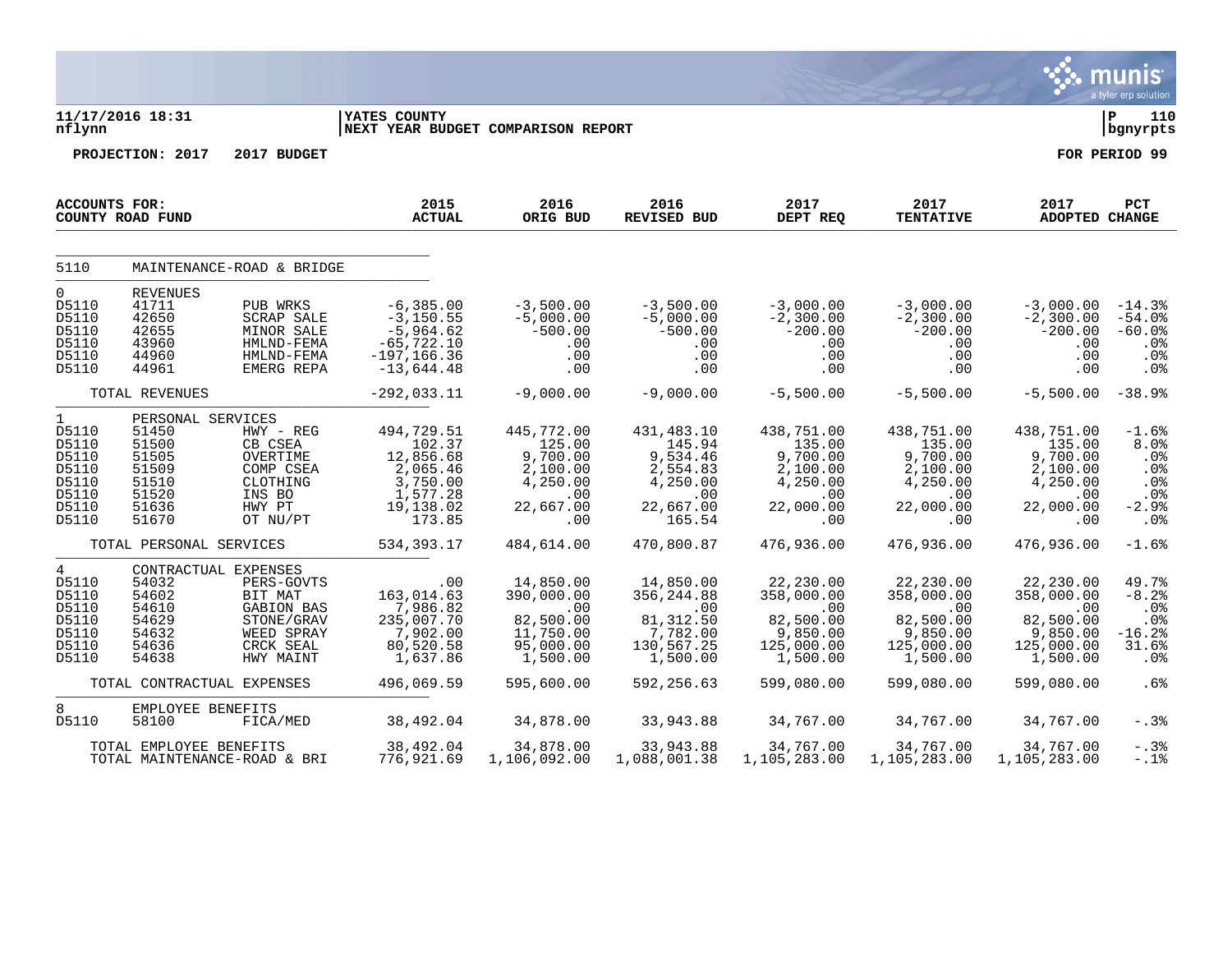11/17/2016 18:31 nflynn | YATES COUNTY | NEXT YEAR BUDGET COMPARISON REPORT | P 110 bgnyrpts

PROJECTION: 2017 2017 BUDGET FOR PERIOD 99

| ACCOUNTS FOR: COUNTY ROAD FUND | | | 2015 ACTUAL | 2016 ORIG BUD | 2016 REVISED BUD | 2017 DEPT REQ | 2017 TENTATIVE | 2017 ADOPTED | PCT CHANGE |
|---|---|---|---|---|---|---|---|---|---|
| **5110** | **MAINTENANCE-ROAD & BRIDGE** | | | | | | | | |
| 0 | REVENUES | | | | | | | | |
| D5110 | 41711 | PUB WRKS | -6,385.00 | -3,500.00 | -3,500.00 | -3,000.00 | -3,000.00 | -3,000.00 | -14.3% |
| D5110 | 42650 | SCRAP SALE | -3,150.55 | -5,000.00 | -5,000.00 | -2,300.00 | -2,300.00 | -2,300.00 | -54.0% |
| D5110 | 42655 | MINOR SALE | -5,964.62 | -500.00 | -500.00 | -200.00 | -200.00 | -200.00 | -60.0% |
| D5110 | 43960 | HMLND-FEMA | -65,722.10 | .00 | .00 | .00 | .00 | .00 | .0% |
| D5110 | 44960 | HMLND-FEMA | -197,166.36 | .00 | .00 | .00 | .00 | .00 | .0% |
| D5110 | 44961 | EMERG REPA | -13,644.48 | .00 | .00 | .00 | .00 | .00 | .0% |
| | TOTAL REVENUES | | -292,033.11 | -9,000.00 | -9,000.00 | -5,500.00 | -5,500.00 | -5,500.00 | -38.9% |
| 1 | PERSONAL SERVICES | | | | | | | | |
| D5110 | 51450 | HWY - REG | 494,729.51 | 445,772.00 | 431,483.10 | 438,751.00 | 438,751.00 | 438,751.00 | -1.6% |
| D5110 | 51500 | CB CSEA | 102.37 | 125.00 | 145.94 | 135.00 | 135.00 | 135.00 | 8.0% |
| D5110 | 51505 | OVERTIME | 12,856.68 | 9,700.00 | 9,534.46 | 9,700.00 | 9,700.00 | 9,700.00 | .0% |
| D5110 | 51509 | COMP CSEA | 2,065.46 | 2,100.00 | 2,554.83 | 2,100.00 | 2,100.00 | 2,100.00 | .0% |
| D5110 | 51510 | CLOTHING | 3,750.00 | 4,250.00 | 4,250.00 | 4,250.00 | 4,250.00 | 4,250.00 | .0% |
| D5110 | 51520 | INS BO | 1,577.28 | .00 | .00 | .00 | .00 | .00 | .0% |
| D5110 | 51636 | HWY PT | 19,138.02 | 22,667.00 | 22,667.00 | 22,000.00 | 22,000.00 | 22,000.00 | -2.9% |
| D5110 | 51670 | OT NU/PT | 173.85 | .00 | 165.54 | .00 | .00 | .00 | .0% |
| | TOTAL PERSONAL SERVICES | | 534,393.17 | 484,614.00 | 470,800.87 | 476,936.00 | 476,936.00 | 476,936.00 | -1.6% |
| 4 | CONTRACTUAL EXPENSES | | | | | | | | |
| D5110 | 54032 | PERS-GOVTS | .00 | 14,850.00 | 14,850.00 | 22,230.00 | 22,230.00 | 22,230.00 | 49.7% |
| D5110 | 54602 | BIT MAT | 163,014.63 | 390,000.00 | 356,244.88 | 358,000.00 | 358,000.00 | 358,000.00 | -8.2% |
| D5110 | 54610 | GABION BAS | 7,986.82 | .00 | .00 | .00 | .00 | .00 | .0% |
| D5110 | 54629 | STONE/GRAV | 235,007.70 | 82,500.00 | 81,312.50 | 82,500.00 | 82,500.00 | 82,500.00 | .0% |
| D5110 | 54632 | WEED SPRAY | 7,902.00 | 11,750.00 | 7,782.00 | 9,850.00 | 9,850.00 | 9,850.00 | -16.2% |
| D5110 | 54636 | CRCK SEAL | 80,520.58 | 95,000.00 | 130,567.25 | 125,000.00 | 125,000.00 | 125,000.00 | 31.6% |
| D5110 | 54638 | HWY MAINT | 1,637.86 | 1,500.00 | 1,500.00 | 1,500.00 | 1,500.00 | 1,500.00 | .0% |
| | TOTAL CONTRACTUAL EXPENSES | | 496,069.59 | 595,600.00 | 592,256.63 | 599,080.00 | 599,080.00 | 599,080.00 | .6% |
| 8 | EMPLOYEE BENEFITS | | | | | | | | |
| D5110 | 58100 | FICA/MED | 38,492.04 | 34,878.00 | 33,943.88 | 34,767.00 | 34,767.00 | 34,767.00 | -.3% |
| | TOTAL EMPLOYEE BENEFITS | | 38,492.04 | 34,878.00 | 33,943.88 | 34,767.00 | 34,767.00 | 34,767.00 | -.3% |
| | TOTAL MAINTENANCE-ROAD & BRI | | 776,921.69 | 1,106,092.00 | 1,088,001.38 | 1,105,283.00 | 1,105,283.00 | 1,105,283.00 | -.1% |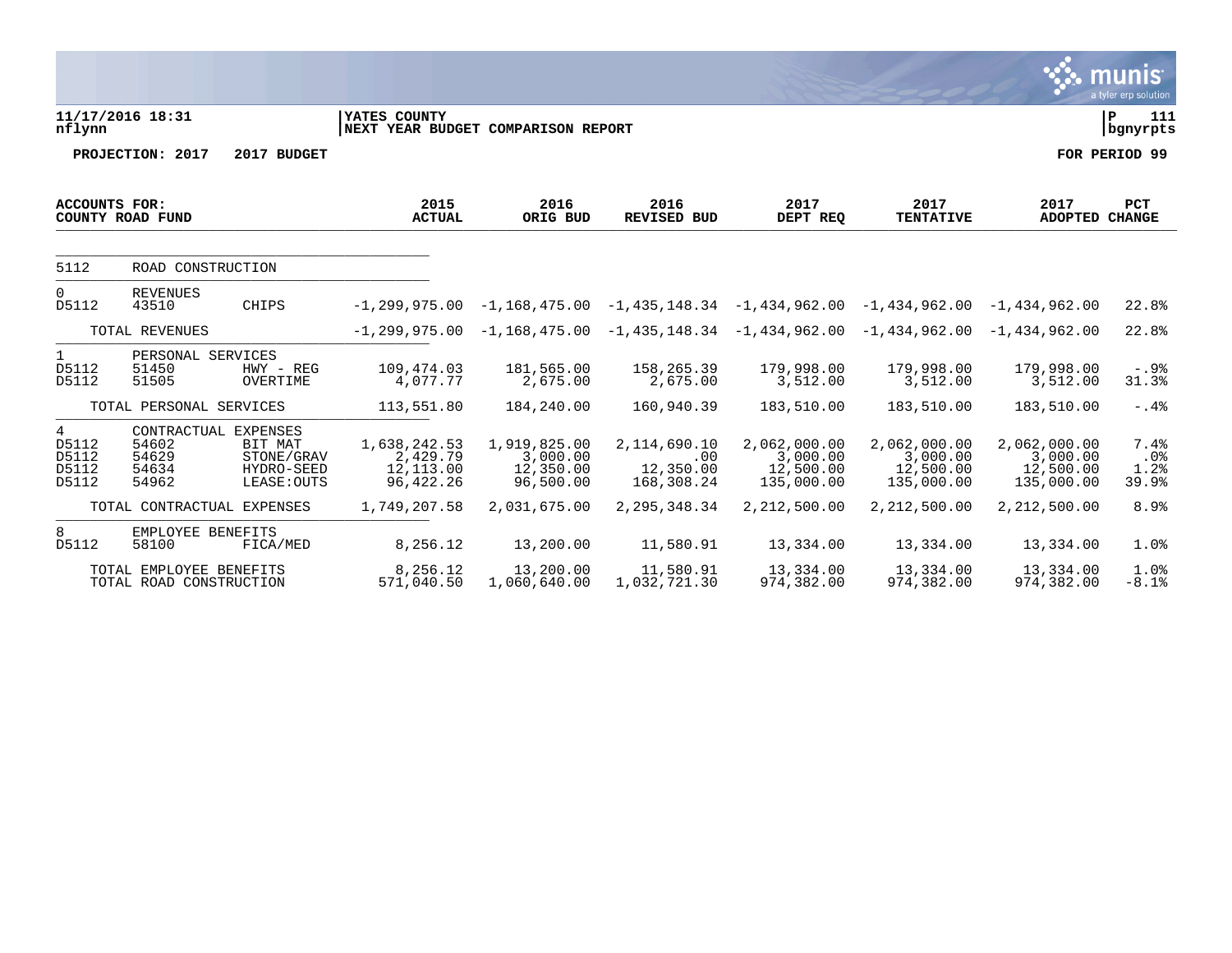11/17/2016 18:31 | YATES COUNTY | P 111
nflynn | NEXT YEAR BUDGET COMPARISON REPORT | bgnyrpts

**PROJECTION: 2017 2017 BUDGET** **FOR PERIOD 99**

| ACCOUNTS FOR: COUNTY ROAD FUND | | | 2015 ACTUAL | 2016 ORIG BUD | 2016 REVISED BUD | 2017 DEPT REQ | 2017 TENTATIVE | 2017 ADOPTED | PCT CHANGE |
|---|---|---|---|---|---|---|---|---|---|
| 5112 | ROAD CONSTRUCTION | | | | | | | | |
| 0 | REVENUES | | | | | | | | |
| D5112 | 43510 | CHIPS | -1,299,975.00 | -1,168,475.00 | -1,435,148.34 | -1,434,962.00 | -1,434,962.00 | -1,434,962.00 | 22.8% |
| | TOTAL REVENUES | | -1,299,975.00 | -1,168,475.00 | -1,435,148.34 | -1,434,962.00 | -1,434,962.00 | -1,434,962.00 | 22.8% |
| 1 | PERSONAL SERVICES | | | | | | | | |
| D5112 | 51450 | HWY - REG | 109,474.03 | 181,565.00 | 158,265.39 | 179,998.00 | 179,998.00 | 179,998.00 | -.9% |
| D5112 | 51505 | OVERTIME | 4,077.77 | 2,675.00 | 2,675.00 | 3,512.00 | 3,512.00 | 3,512.00 | 31.3% |
| | TOTAL PERSONAL SERVICES | | 113,551.80 | 184,240.00 | 160,940.39 | 183,510.00 | 183,510.00 | 183,510.00 | -.4% |
| 4 | CONTRACTUAL EXPENSES | | | | | | | | |
| D5112 | 54602 | BIT MAT | 1,638,242.53 | 1,919,825.00 | 2,114,690.10 | 2,062,000.00 | 2,062,000.00 | 2,062,000.00 | 7.4% |
| D5112 | 54629 | STONE/GRAV | 2,429.79 | 3,000.00 | .00 | 3,000.00 | 3,000.00 | 3,000.00 | .0% |
| D5112 | 54634 | HYDRO-SEED | 12,113.00 | 12,350.00 | 12,350.00 | 12,500.00 | 12,500.00 | 12,500.00 | 1.2% |
| D5112 | 54962 | LEASE:OUTS | 96,422.26 | 96,500.00 | 168,308.24 | 135,000.00 | 135,000.00 | 135,000.00 | 39.9% |
| | TOTAL CONTRACTUAL EXPENSES | | 1,749,207.58 | 2,031,675.00 | 2,295,348.34 | 2,212,500.00 | 2,212,500.00 | 2,212,500.00 | 8.9% |
| 8 | EMPLOYEE BENEFITS | | | | | | | | |
| D5112 | 58100 | FICA/MED | 8,256.12 | 13,200.00 | 11,580.91 | 13,334.00 | 13,334.00 | 13,334.00 | 1.0% |
| | TOTAL EMPLOYEE BENEFITS | | 8,256.12 | 13,200.00 | 11,580.91 | 13,334.00 | 13,334.00 | 13,334.00 | 1.0% |
| | TOTAL ROAD CONSTRUCTION | | 571,040.50 | 1,060,640.00 | 1,032,721.30 | 974,382.00 | 974,382.00 | 974,382.00 | -8.1% |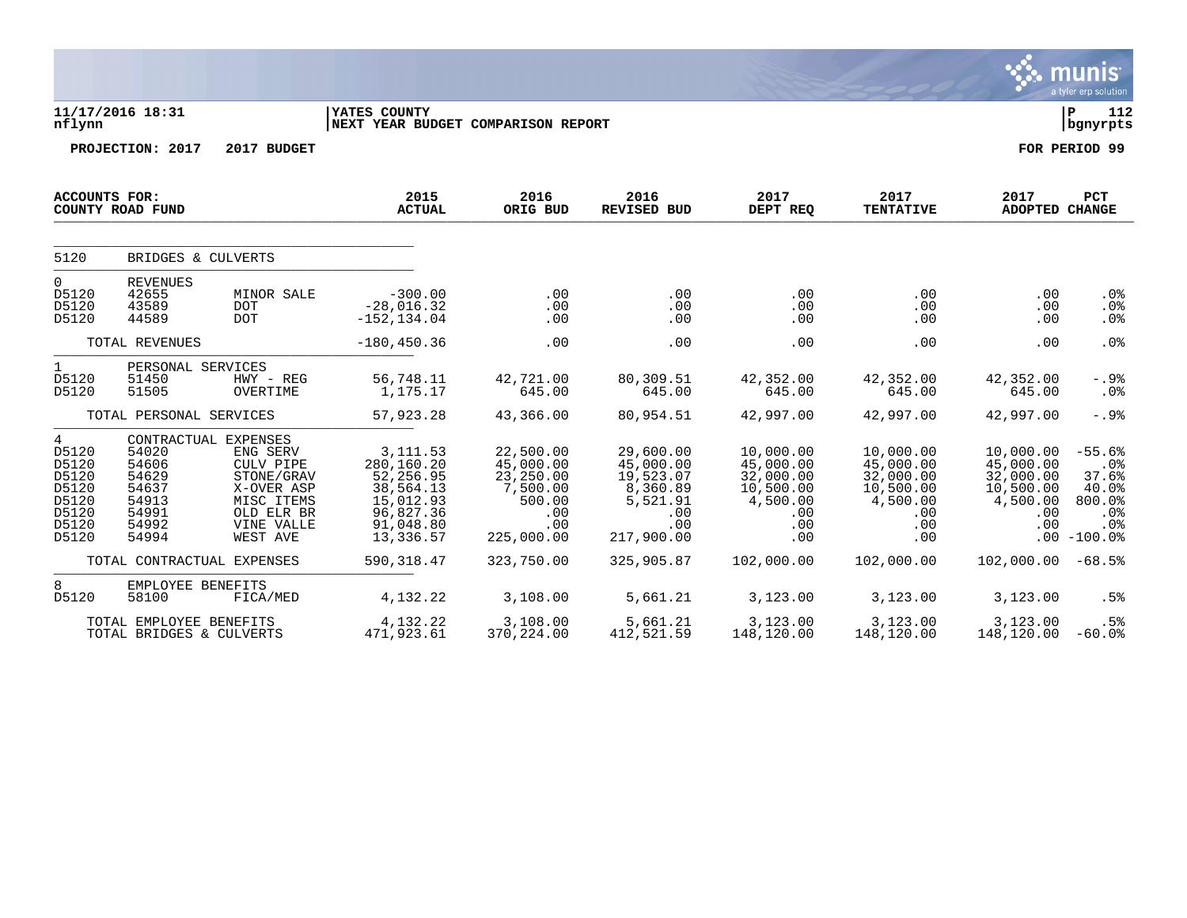11/17/2016 18:31 | YATES COUNTY | P 112
nflynn | NEXT YEAR BUDGET COMPARISON REPORT | bgnyrpts

**PROJECTION: 2017 2017 BUDGET** **FOR PERIOD 99**

| ACCOUNTS FOR: COUNTY ROAD FUND | | | 2015 ACTUAL | 2016 ORIG BUD | 2016 REVISED BUD | 2017 DEPT REQ | 2017 TENTATIVE | 2017 ADOPTED | PCT CHANGE |
|---|---|---|---|---|---|---|---|---|---|
| 5120 | BRIDGES & CULVERTS | | | | | | | | |
| 0 | REVENUES | | | | | | | | |
| D5120 | 42655 | MINOR SALE | -300.00 | .00 | .00 | .00 | .00 | .00 | .0% |
| D5120 | 43589 | DOT | -28,016.32 | .00 | .00 | .00 | .00 | .00 | .0% |
| D5120 | 44589 | DOT | -152,134.04 | .00 | .00 | .00 | .00 | .00 | .0% |
| | TOTAL REVENUES | | -180,450.36 | .00 | .00 | .00 | .00 | .00 | .0% |
| 1 | PERSONAL SERVICES | | | | | | | | |
| D5120 | 51450 | HWY - REG | 56,748.11 | 42,721.00 | 80,309.51 | 42,352.00 | 42,352.00 | 42,352.00 | -.9% |
| D5120 | 51505 | OVERTIME | 1,175.17 | 645.00 | 645.00 | 645.00 | 645.00 | 645.00 | .0% |
| | TOTAL PERSONAL SERVICES | | 57,923.28 | 43,366.00 | 80,954.51 | 42,997.00 | 42,997.00 | 42,997.00 | -.9% |
| 4 | CONTRACTUAL EXPENSES | | | | | | | | |
| D5120 | 54020 | ENG SERV | 3,111.53 | 22,500.00 | 29,600.00 | 10,000.00 | 10,000.00 | 10,000.00 | -55.6% |
| D5120 | 54606 | CULV PIPE | 280,160.20 | 45,000.00 | 45,000.00 | 45,000.00 | 45,000.00 | 45,000.00 | .0% |
| D5120 | 54629 | STONE/GRAV | 52,256.95 | 23,250.00 | 19,523.07 | 32,000.00 | 32,000.00 | 32,000.00 | 37.6% |
| D5120 | 54637 | X-OVER ASP | 38,564.13 | 7,500.00 | 8,360.89 | 10,500.00 | 10,500.00 | 10,500.00 | 40.0% |
| D5120 | 54913 | MISC ITEMS | 15,012.93 | 500.00 | 5,521.91 | 4,500.00 | 4,500.00 | 4,500.00 | 800.0% |
| D5120 | 54991 | OLD ELR BR | 96,827.36 | .00 | .00 | .00 | .00 | .00 | .0% |
| D5120 | 54992 | VINE VALLE | 91,048.80 | .00 | .00 | .00 | .00 | .00 | .0% |
| D5120 | 54994 | WEST AVE | 13,336.57 | 225,000.00 | 217,900.00 | .00 | .00 | .00 | -100.0% |
| | TOTAL CONTRACTUAL EXPENSES | | 590,318.47 | 323,750.00 | 325,905.87 | 102,000.00 | 102,000.00 | 102,000.00 | -68.5% |
| 8 | EMPLOYEE BENEFITS | | | | | | | | |
| D5120 | 58100 | FICA/MED | 4,132.22 | 3,108.00 | 5,661.21 | 3,123.00 | 3,123.00 | 3,123.00 | .5% |
| | TOTAL EMPLOYEE BENEFITS | | 4,132.22 | 3,108.00 | 5,661.21 | 3,123.00 | 3,123.00 | 3,123.00 | .5% |
| | TOTAL BRIDGES & CULVERTS | | 471,923.61 | 370,224.00 | 412,521.59 | 148,120.00 | 148,120.00 | 148,120.00 | -60.0% |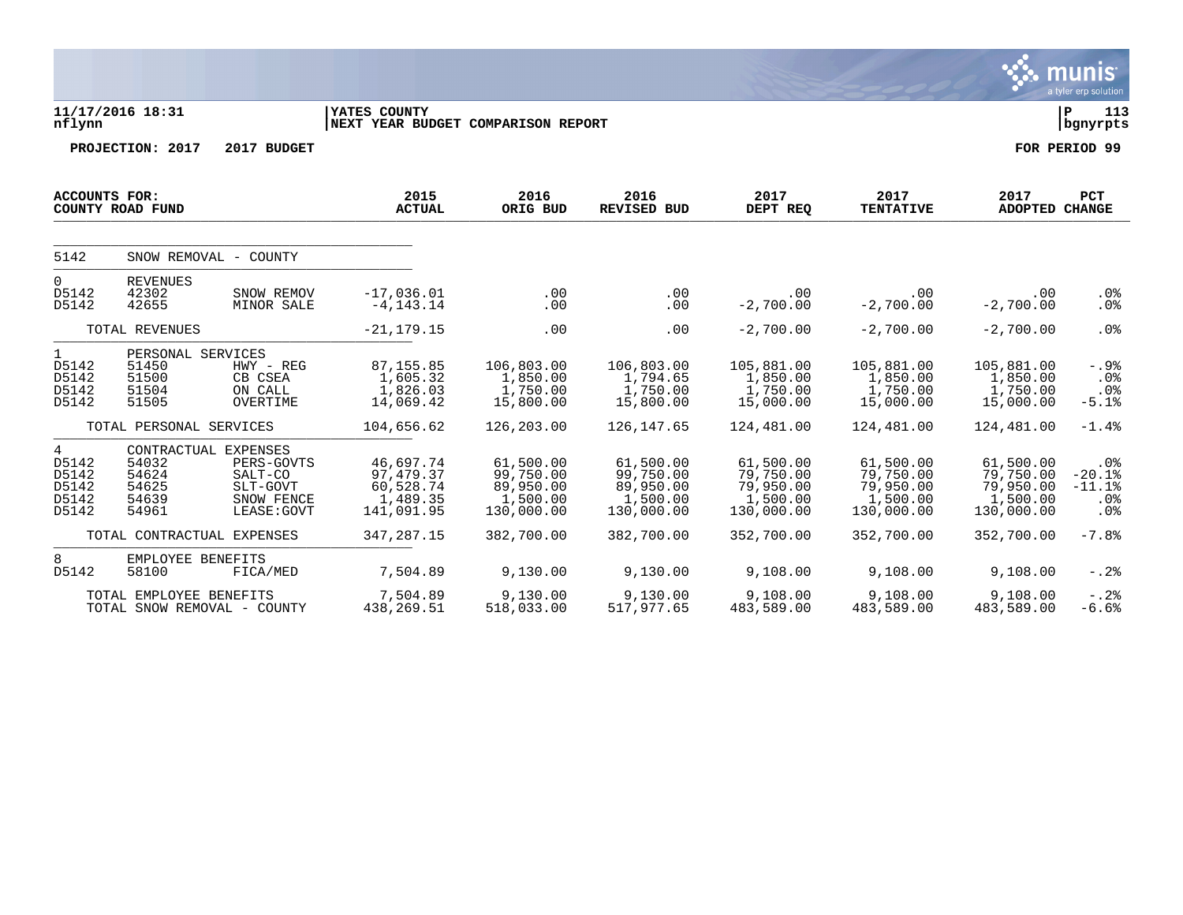11/17/2016 18:31 | YATES COUNTY | P 113
nflynn | NEXT YEAR BUDGET COMPARISON REPORT | bgnyrpts

**PROJECTION: 2017 2017 BUDGET** **FOR PERIOD 99**

| ACCOUNTS FOR: COUNTY ROAD FUND | | | 2015 ACTUAL | 2016 ORIG BUD | 2016 REVISED BUD | 2017 DEPT REQ | 2017 TENTATIVE | 2017 ADOPTED | PCT CHANGE |
|---|---|---|---|---|---|---|---|---|---|
| 5142 | SNOW REMOVAL - COUNTY | | | | | | | | |
| 0 | REVENUES | | | | | | | | |
| D5142 | 42302 | SNOW REMOV | -17,036.01 | .00 | .00 | .00 | .00 | .00 | .0% |
| D5142 | 42655 | MINOR SALE | -4,143.14 | .00 | .00 | -2,700.00 | -2,700.00 | -2,700.00 | .0% |
| | TOTAL REVENUES | | -21,179.15 | .00 | .00 | -2,700.00 | -2,700.00 | -2,700.00 | .0% |
| 1 | PERSONAL SERVICES | | | | | | | | |
| D5142 | 51450 | HWY - REG | 87,155.85 | 106,803.00 | 106,803.00 | 105,881.00 | 105,881.00 | 105,881.00 | -.9% |
| D5142 | 51500 | CB CSEA | 1,605.32 | 1,850.00 | 1,794.65 | 1,850.00 | 1,850.00 | 1,850.00 | .0% |
| D5142 | 51504 | ON CALL | 1,826.03 | 1,750.00 | 1,750.00 | 1,750.00 | 1,750.00 | 1,750.00 | .0% |
| D5142 | 51505 | OVERTIME | 14,069.42 | 15,800.00 | 15,800.00 | 15,000.00 | 15,000.00 | 15,000.00 | -5.1% |
| | TOTAL PERSONAL SERVICES | | 104,656.62 | 126,203.00 | 126,147.65 | 124,481.00 | 124,481.00 | 124,481.00 | -1.4% |
| 4 | CONTRACTUAL EXPENSES | | | | | | | | |
| D5142 | 54032 | PERS-GOVTS | 46,697.74 | 61,500.00 | 61,500.00 | 61,500.00 | 61,500.00 | 61,500.00 | .0% |
| D5142 | 54624 | SALT-CO | 97,479.37 | 99,750.00 | 99,750.00 | 79,750.00 | 79,750.00 | 79,750.00 | -20.1% |
| D5142 | 54625 | SLT-GOVT | 60,528.74 | 89,950.00 | 89,950.00 | 79,950.00 | 79,950.00 | 79,950.00 | -11.1% |
| D5142 | 54639 | SNOW FENCE | 1,489.35 | 1,500.00 | 1,500.00 | 1,500.00 | 1,500.00 | 1,500.00 | .0% |
| D5142 | 54961 | LEASE:GOVT | 141,091.95 | 130,000.00 | 130,000.00 | 130,000.00 | 130,000.00 | 130,000.00 | .0% |
| | TOTAL CONTRACTUAL EXPENSES | | 347,287.15 | 382,700.00 | 382,700.00 | 352,700.00 | 352,700.00 | 352,700.00 | -7.8% |
| 8 | EMPLOYEE BENEFITS | | | | | | | | |
| D5142 | 58100 | FICA/MED | 7,504.89 | 9,130.00 | 9,130.00 | 9,108.00 | 9,108.00 | 9,108.00 | -.2% |
| | TOTAL EMPLOYEE BENEFITS | | 7,504.89 | 9,130.00 | 9,130.00 | 9,108.00 | 9,108.00 | 9,108.00 | -.2% |
| | TOTAL SNOW REMOVAL - COUNTY | | 438,269.51 | 518,033.00 | 517,977.65 | 483,589.00 | 483,589.00 | 483,589.00 | -6.6% |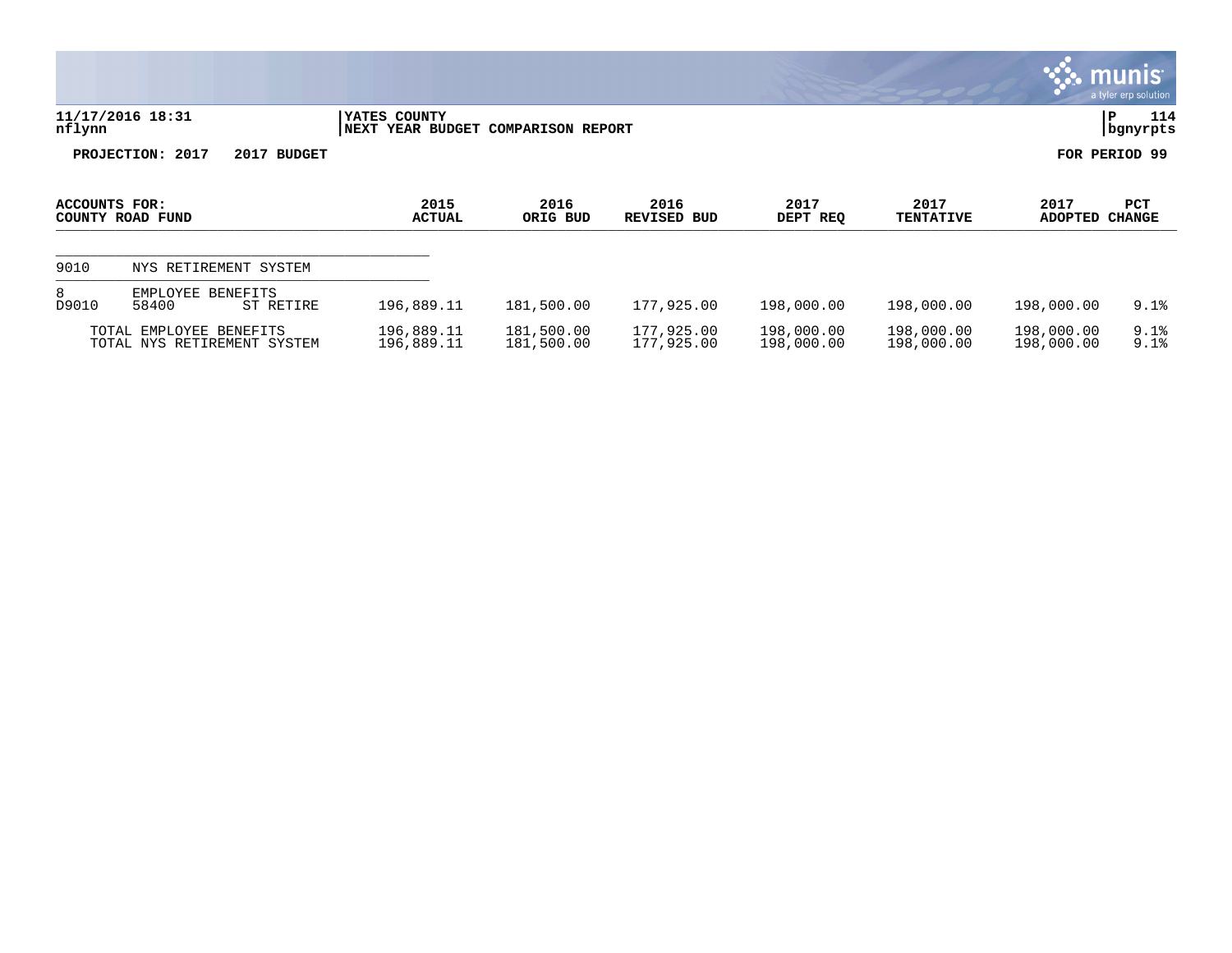**11/17/2016 18:31**
**nflynn**

**YATES COUNTY**
**NEXT YEAR BUDGET COMPARISON REPORT**

**P 114**
**bgnyrpts**

**PROJECTION: 2017 2017 BUDGET**

**FOR PERIOD 99**

| ACCOUNTS FOR: COUNTY ROAD FUND | | | 2015 ACTUAL | 2016 ORIG BUD | 2016 REVISED BUD | 2017 DEPT REQ | 2017 TENTATIVE | 2017 ADOPTED | PCT CHANGE |
|---|---|---|---|---|---|---|---|---|---|
| 9010 | NYS RETIREMENT SYSTEM | | | | | | | | |
| 8 | EMPLOYEE BENEFITS | | | | | | | | |
| D9010 | 58400 | ST RETIRE | 196,889.11 | 181,500.00 | 177,925.00 | 198,000.00 | 198,000.00 | 198,000.00 | 9.1% |
| TOTAL EMPLOYEE BENEFITS | | | 196,889.11 | 181,500.00 | 177,925.00 | 198,000.00 | 198,000.00 | 198,000.00 | 9.1% |
| TOTAL NYS RETIREMENT SYSTEM | | | 196,889.11 | 181,500.00 | 177,925.00 | 198,000.00 | 198,000.00 | 198,000.00 | 9.1% |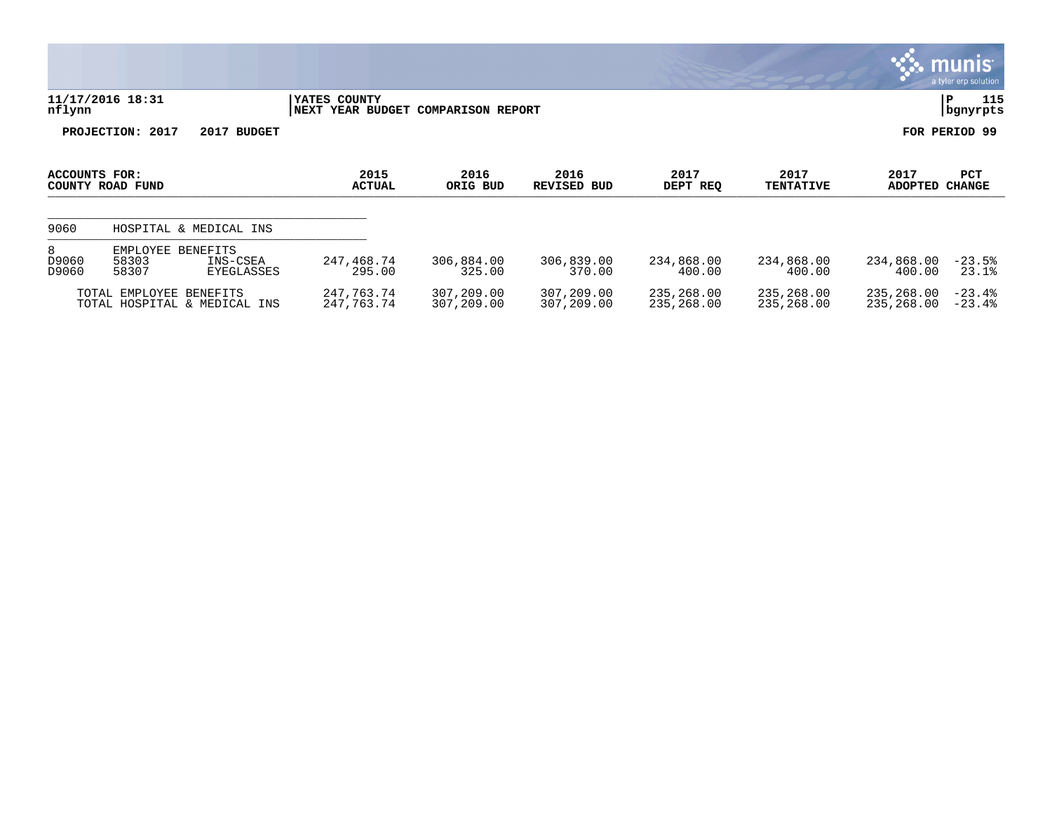**11/17/2016 18:31** | **YATES COUNTY**
**nflynn** | **NEXT YEAR BUDGET COMPARISON REPORT**

**PROJECTION: 2017 2017 BUDGET** — **FOR PERIOD 99**

| ACCOUNTS FOR: COUNTY ROAD FUND | | | 2015 ACTUAL | 2016 ORIG BUD | 2016 REVISED BUD | 2017 DEPT REQ | 2017 TENTATIVE | 2017 ADOPTED | PCT CHANGE |
|---|---|---|---|---|---|---|---|---|---|
| 9060 | HOSPITAL & MEDICAL INS | | | | | | | | |
| 8 | EMPLOYEE BENEFITS | | | | | | | | |
| D9060 | 58303 | INS-CSEA | 247,468.74 | 306,884.00 | 306,839.00 | 234,868.00 | 234,868.00 | 234,868.00 | -23.5% |
| D9060 | 58307 | EYEGLASSES | 295.00 | 325.00 | 370.00 | 400.00 | 400.00 | 400.00 | 23.1% |
| | TOTAL EMPLOYEE BENEFITS | | 247,763.74 | 307,209.00 | 307,209.00 | 235,268.00 | 235,268.00 | 235,268.00 | -23.4% |
| | TOTAL HOSPITAL & MEDICAL INS | | 247,763.74 | 307,209.00 | 307,209.00 | 235,268.00 | 235,268.00 | 235,268.00 | -23.4% |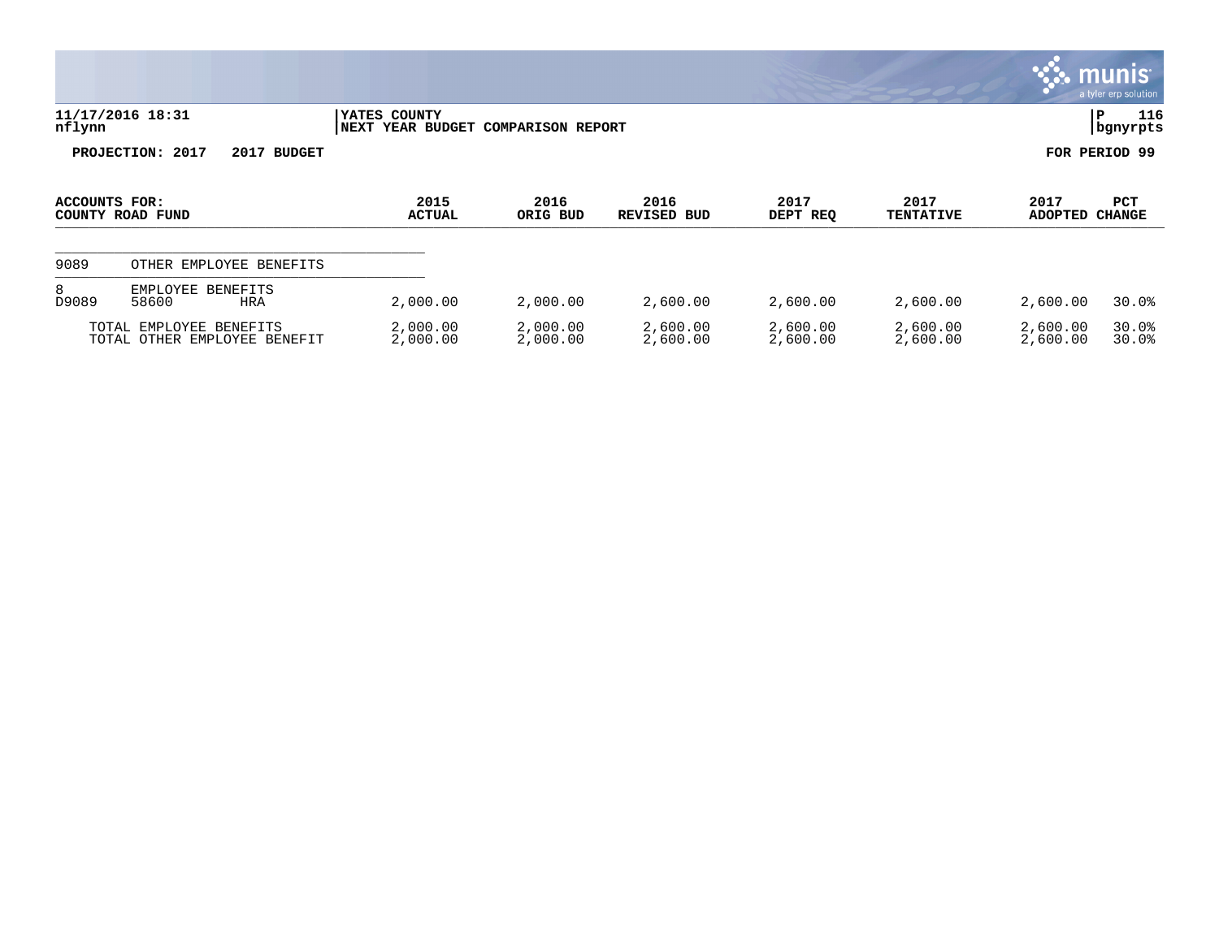11/17/2016 18:31
nflynn

YATES COUNTY
NEXT YEAR BUDGET COMPARISON REPORT

P 116
bgnyrpts

**PROJECTION: 2017 2017 BUDGET**

**FOR PERIOD 99**

| ACCOUNTS FOR: COUNTY ROAD FUND | | | 2015 ACTUAL | 2016 ORIG BUD | 2016 REVISED BUD | 2017 DEPT REQ | 2017 TENTATIVE | 2017 ADOPTED | PCT CHANGE |
|---|---|---|---|---|---|---|---|---|---|
| 9089 | OTHER EMPLOYEE BENEFITS | | | | | | | | |
| 8 | EMPLOYEE BENEFITS | | | | | | | | |
| D9089 | 58600 | HRA | 2,000.00 | 2,000.00 | 2,600.00 | 2,600.00 | 2,600.00 | 2,600.00 | 30.0% |
| | TOTAL EMPLOYEE BENEFITS | | 2,000.00 | 2,000.00 | 2,600.00 | 2,600.00 | 2,600.00 | 2,600.00 | 30.0% |
| | TOTAL OTHER EMPLOYEE BENEFIT | | 2,000.00 | 2,000.00 | 2,600.00 | 2,600.00 | 2,600.00 | 2,600.00 | 30.0% |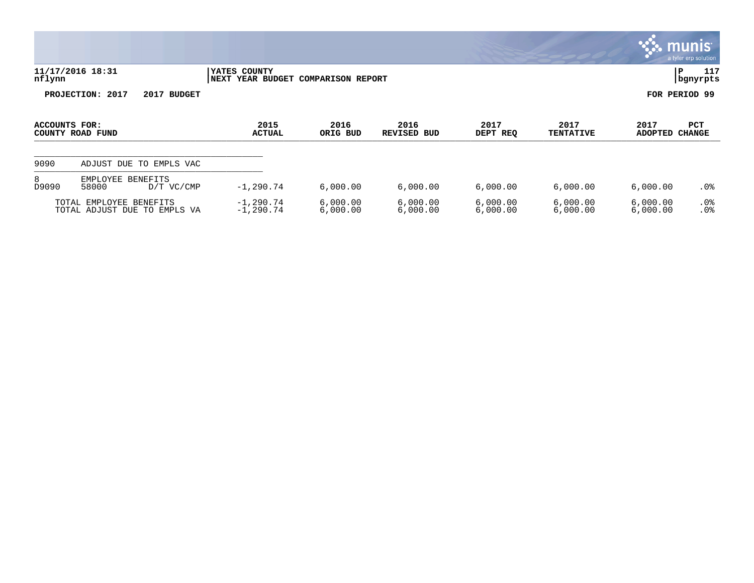**YATES COUNTY**
**NEXT YEAR BUDGET COMPARISON REPORT**

11/17/2016 18:31
nflynn

P 117
bgnyrpts

**PROJECTION: 2017 2017 BUDGET**

**FOR PERIOD 99**

| ACCOUNTS FOR: COUNTY ROAD FUND | | | 2015 ACTUAL | 2016 ORIG BUD | 2016 REVISED BUD | 2017 DEPT REQ | 2017 TENTATIVE | 2017 ADOPTED | PCT CHANGE |
|---|---|---|---|---|---|---|---|---|---|
| 9090 | ADJUST DUE TO EMPLS VAC | | | | | | | | |
| 8 | EMPLOYEE BENEFITS | | | | | | | | |
| D9090 | 58000 | D/T VC/CMP | -1,290.74 | 6,000.00 | 6,000.00 | 6,000.00 | 6,000.00 | 6,000.00 | .0% |
| | TOTAL EMPLOYEE BENEFITS | | -1,290.74 | 6,000.00 | 6,000.00 | 6,000.00 | 6,000.00 | 6,000.00 | .0% |
| | TOTAL ADJUST DUE TO EMPLS VA | | -1,290.74 | 6,000.00 | 6,000.00 | 6,000.00 | 6,000.00 | 6,000.00 | .0% |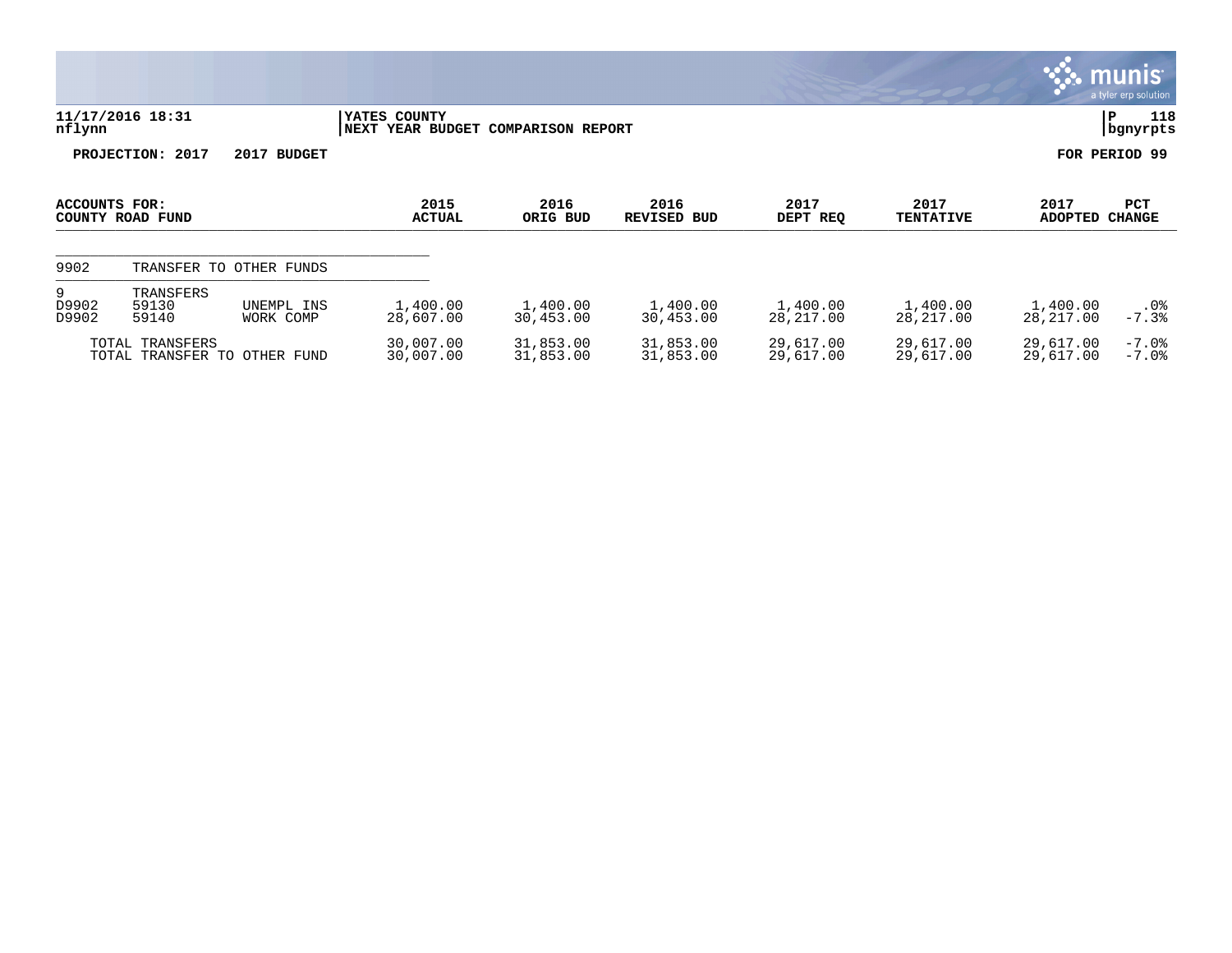**11/17/2016 18:31** | **YATES COUNTY** | **P 118**
**nflynn** | **NEXT YEAR BUDGET COMPARISON REPORT** | **bgnyrpts**

**PROJECTION: 2017 2017 BUDGET** | **FOR PERIOD 99**

| ACCOUNTS FOR: COUNTY ROAD FUND | | | 2015 ACTUAL | 2016 ORIG BUD | 2016 REVISED BUD | 2017 DEPT REQ | 2017 TENTATIVE | 2017 ADOPTED | PCT CHANGE |
|---|---|---|---|---|---|---|---|---|---|
| 9902 | TRANSFER TO OTHER FUNDS | | | | | | | | |
| 9 | TRANSFERS | | | | | | | | |
| D9902 | 59130 | UNEMPL INS | 1,400.00 | 1,400.00 | 1,400.00 | 1,400.00 | 1,400.00 | 1,400.00 | .0% |
| D9902 | 59140 | WORK COMP | 28,607.00 | 30,453.00 | 30,453.00 | 28,217.00 | 28,217.00 | 28,217.00 | -7.3% |
| | TOTAL TRANSFERS | | 30,007.00 | 31,853.00 | 31,853.00 | 29,617.00 | 29,617.00 | 29,617.00 | -7.0% |
| | TOTAL TRANSFER TO OTHER FUND | | 30,007.00 | 31,853.00 | 31,853.00 | 29,617.00 | 29,617.00 | 29,617.00 | -7.0% |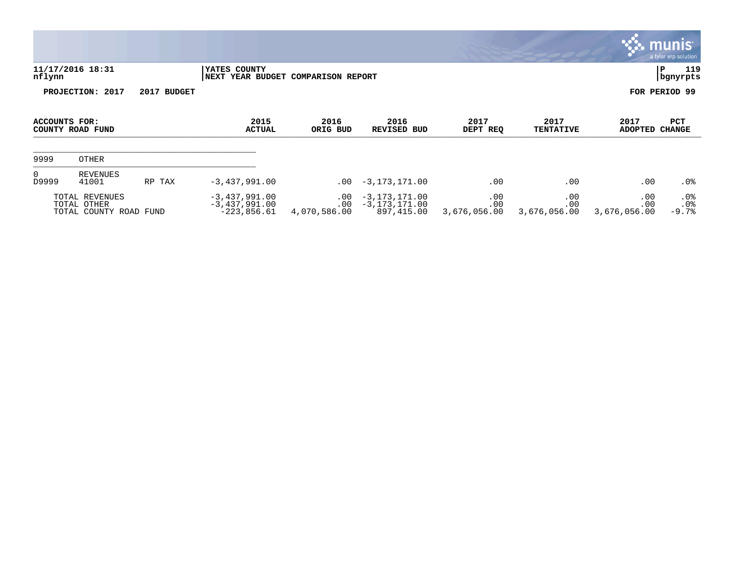**11/17/2016 18:31** | **YATES COUNTY** | **P 119**
**nflynn** | **NEXT YEAR BUDGET COMPARISON REPORT** | **bgnyrpts**

**PROJECTION: 2017 2017 BUDGET** — **FOR PERIOD 99**

| ACCOUNTS FOR: COUNTY ROAD FUND | | | 2015 ACTUAL | 2016 ORIG BUD | 2016 REVISED BUD | 2017 DEPT REQ | 2017 TENTATIVE | 2017 ADOPTED | PCT CHANGE |
|---|---|---|---|---|---|---|---|---|---|
| 9999 | OTHER | | | | | | | | |
| 0 | REVENUES | | | | | | | | |
| D9999 | 41001 | RP TAX | -3,437,991.00 | .00 | -3,173,171.00 | .00 | .00 | .00 | .0% |
| TOTAL REVENUES | | | -3,437,991.00 | .00 | -3,173,171.00 | .00 | .00 | .00 | .0% |
| TOTAL OTHER | | | -3,437,991.00 | .00 | -3,173,171.00 | .00 | .00 | .00 | .0% |
| TOTAL COUNTY ROAD FUND | | | -223,856.61 | 4,070,586.00 | 897,415.00 | 3,676,056.00 | 3,676,056.00 | 3,676,056.00 | -9.7% |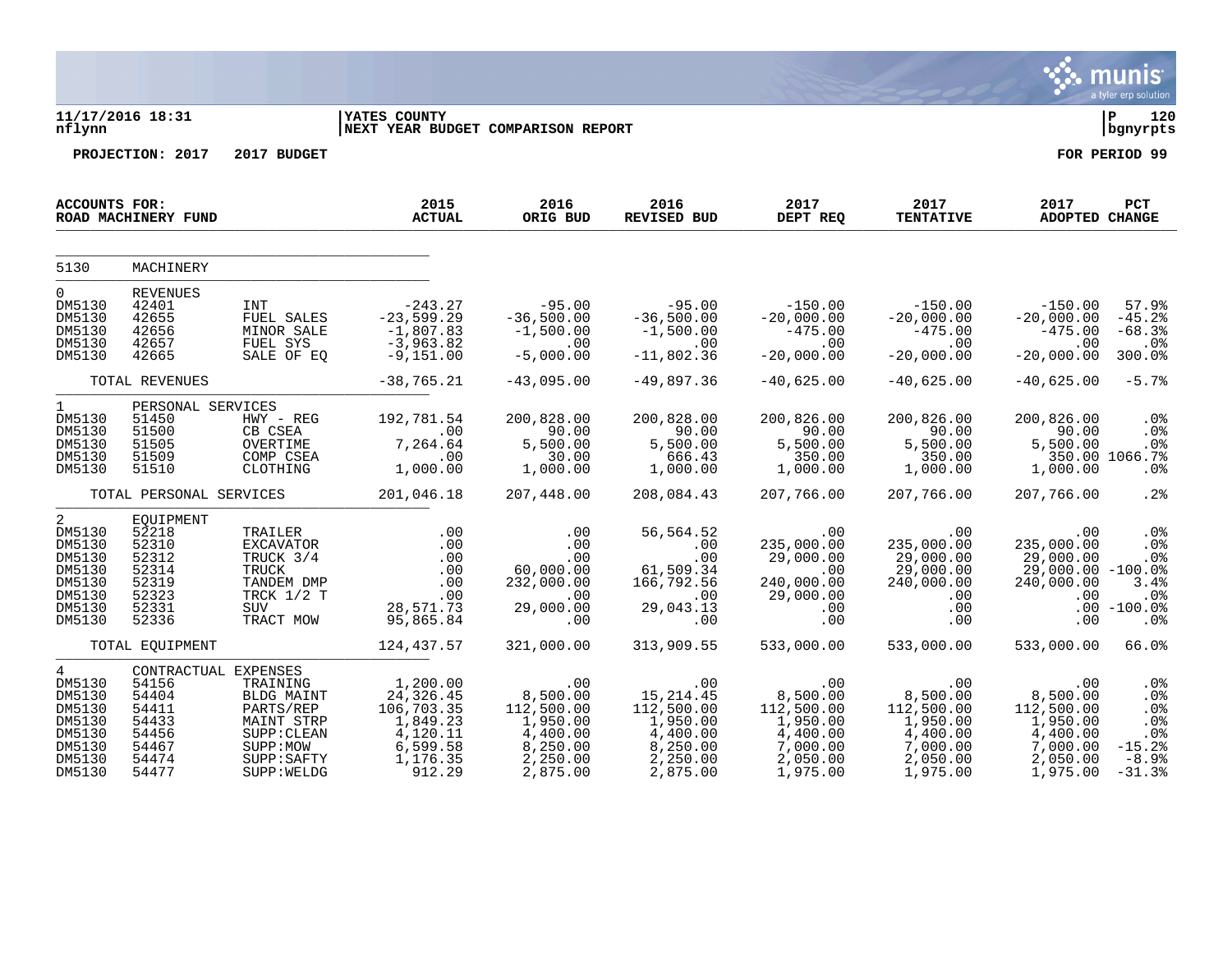11/17/2016 18:31 | YATES COUNTY | P 120
nflynn | NEXT YEAR BUDGET COMPARISON REPORT | bgnyrpts

**PROJECTION: 2017 2017 BUDGET** **FOR PERIOD 99**

| ACCOUNTS FOR: ROAD MACHINERY FUND | | | 2015 ACTUAL | 2016 ORIG BUD | 2016 REVISED BUD | 2017 DEPT REQ | 2017 TENTATIVE | 2017 ADOPTED | PCT CHANGE |
|---|---|---|---|---|---|---|---|---|---|
| 5130 | MACHINERY | | | | | | | | |
| 0 | REVENUES | | | | | | | | |
| DM5130 | 42401 | INT | -243.27 | -95.00 | -95.00 | -150.00 | -150.00 | -150.00 | 57.9% |
| DM5130 | 42655 | FUEL SALES | -23,599.29 | -36,500.00 | -36,500.00 | -20,000.00 | -20,000.00 | -20,000.00 | -45.2% |
| DM5130 | 42656 | MINOR SALE | -1,807.83 | -1,500.00 | -1,500.00 | -475.00 | -475.00 | -475.00 | -68.3% |
| DM5130 | 42657 | FUEL SYS | -3,963.82 | .00 | .00 | .00 | .00 | .00 | .0% |
| DM5130 | 42665 | SALE OF EQ | -9,151.00 | -5,000.00 | -11,802.36 | -20,000.00 | -20,000.00 | -20,000.00 | 300.0% |
| | TOTAL REVENUES | | -38,765.21 | -43,095.00 | -49,897.36 | -40,625.00 | -40,625.00 | -40,625.00 | -5.7% |
| 1 | PERSONAL SERVICES | | | | | | | | |
| DM5130 | 51450 | HWY - REG | 192,781.54 | 200,828.00 | 200,828.00 | 200,826.00 | 200,826.00 | 200,826.00 | .0% |
| DM5130 | 51500 | CB CSEA | .00 | 90.00 | 90.00 | 90.00 | 90.00 | 90.00 | .0% |
| DM5130 | 51505 | OVERTIME | 7,264.64 | 5,500.00 | 5,500.00 | 5,500.00 | 5,500.00 | 5,500.00 | .0% |
| DM5130 | 51509 | COMP CSEA | .00 | 30.00 | 666.43 | 350.00 | 350.00 | 350.00 | 1066.7% |
| DM5130 | 51510 | CLOTHING | 1,000.00 | 1,000.00 | 1,000.00 | 1,000.00 | 1,000.00 | 1,000.00 | .0% |
| | TOTAL PERSONAL SERVICES | | 201,046.18 | 207,448.00 | 208,084.43 | 207,766.00 | 207,766.00 | 207,766.00 | .2% |
| 2 | EQUIPMENT | | | | | | | | |
| DM5130 | 52218 | TRAILER | .00 | .00 | 56,564.52 | .00 | .00 | .00 | .0% |
| DM5130 | 52310 | EXCAVATOR | .00 | .00 | .00 | 235,000.00 | 235,000.00 | 235,000.00 | .0% |
| DM5130 | 52312 | TRUCK 3/4 | .00 | .00 | .00 | 29,000.00 | 29,000.00 | 29,000.00 | .0% |
| DM5130 | 52314 | TRUCK | .00 | 60,000.00 | 61,509.34 | .00 | 29,000.00 | 29,000.00 | -100.0% |
| DM5130 | 52319 | TANDEM DMP | .00 | 232,000.00 | 166,792.56 | 240,000.00 | 240,000.00 | 240,000.00 | 3.4% |
| DM5130 | 52323 | TRCK 1/2 T | .00 | .00 | .00 | 29,000.00 | .00 | .00 | .0% |
| DM5130 | 52331 | SUV | 28,571.73 | 29,000.00 | 29,043.13 | .00 | .00 | .00 | -100.0% |
| DM5130 | 52336 | TRACT MOW | 95,865.84 | .00 | .00 | .00 | .00 | .00 | .0% |
| | TOTAL EQUIPMENT | | 124,437.57 | 321,000.00 | 313,909.55 | 533,000.00 | 533,000.00 | 533,000.00 | 66.0% |
| 4 | CONTRACTUAL EXPENSES | | | | | | | | |
| DM5130 | 54156 | TRAINING | 1,200.00 | .00 | .00 | .00 | .00 | .00 | .0% |
| DM5130 | 54404 | BLDG MAINT | 24,326.45 | 8,500.00 | 15,214.45 | 8,500.00 | 8,500.00 | 8,500.00 | .0% |
| DM5130 | 54411 | PARTS/REP | 106,703.35 | 112,500.00 | 112,500.00 | 112,500.00 | 112,500.00 | 112,500.00 | .0% |
| DM5130 | 54433 | MAINT STRP | 1,849.23 | 1,950.00 | 1,950.00 | 1,950.00 | 1,950.00 | 1,950.00 | .0% |
| DM5130 | 54456 | SUPP:CLEAN | 4,120.11 | 4,400.00 | 4,400.00 | 4,400.00 | 4,400.00 | 4,400.00 | .0% |
| DM5130 | 54467 | SUPP:MOW | 6,599.58 | 8,250.00 | 8,250.00 | 7,000.00 | 7,000.00 | 7,000.00 | -15.2% |
| DM5130 | 54474 | SUPP:SAFTY | 1,176.35 | 2,250.00 | 2,250.00 | 2,050.00 | 2,050.00 | 2,050.00 | -8.9% |
| DM5130 | 54477 | SUPP:WELDG | 912.29 | 2,875.00 | 2,875.00 | 1,975.00 | 1,975.00 | 1,975.00 | -31.3% |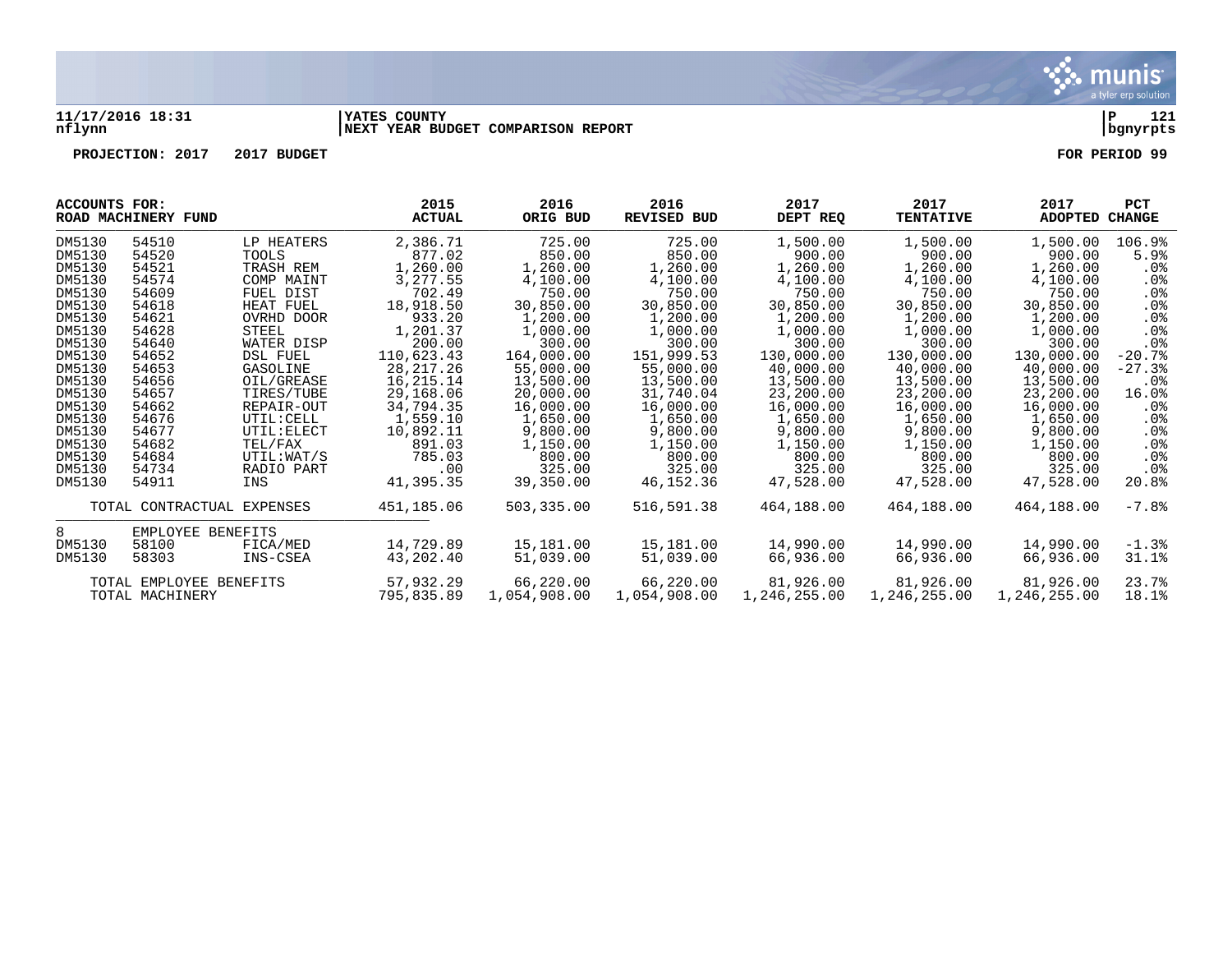11/17/2016 18:31 | YATES COUNTY | P 121
nflynn | NEXT YEAR BUDGET COMPARISON REPORT | bgnyrpts

PROJECTION: 2017 2017 BUDGET FOR PERIOD 99

| ACCOUNTS FOR: ROAD MACHINERY FUND | | | 2015 ACTUAL | 2016 ORIG BUD | 2016 REVISED BUD | 2017 DEPT REQ | 2017 TENTATIVE | 2017 ADOPTED | PCT CHANGE |
|---|---|---|---|---|---|---|---|---|---|
| DM5130 | 54510 | LP HEATERS | 2,386.71 | 725.00 | 725.00 | 1,500.00 | 1,500.00 | 1,500.00 | 106.9% |
| DM5130 | 54520 | TOOLS | 877.02 | 850.00 | 850.00 | 900.00 | 900.00 | 900.00 | 5.9% |
| DM5130 | 54521 | TRASH REM | 1,260.00 | 1,260.00 | 1,260.00 | 1,260.00 | 1,260.00 | 1,260.00 | .0% |
| DM5130 | 54574 | COMP MAINT | 3,277.55 | 4,100.00 | 4,100.00 | 4,100.00 | 4,100.00 | 4,100.00 | .0% |
| DM5130 | 54609 | FUEL DIST | 702.49 | 750.00 | 750.00 | 750.00 | 750.00 | 750.00 | .0% |
| DM5130 | 54618 | HEAT FUEL | 18,918.50 | 30,850.00 | 30,850.00 | 30,850.00 | 30,850.00 | 30,850.00 | .0% |
| DM5130 | 54621 | OVRHD DOOR | 933.20 | 1,200.00 | 1,200.00 | 1,200.00 | 1,200.00 | 1,200.00 | .0% |
| DM5130 | 54628 | STEEL | 1,201.37 | 1,000.00 | 1,000.00 | 1,000.00 | 1,000.00 | 1,000.00 | .0% |
| DM5130 | 54640 | WATER DISP | 200.00 | 300.00 | 300.00 | 300.00 | 300.00 | 300.00 | .0% |
| DM5130 | 54652 | DSL FUEL | 110,623.43 | 164,000.00 | 151,999.53 | 130,000.00 | 130,000.00 | 130,000.00 | -20.7% |
| DM5130 | 54653 | GASOLINE | 28,217.26 | 55,000.00 | 55,000.00 | 40,000.00 | 40,000.00 | 40,000.00 | -27.3% |
| DM5130 | 54656 | OIL/GREASE | 16,215.14 | 13,500.00 | 13,500.00 | 13,500.00 | 13,500.00 | 13,500.00 | .0% |
| DM5130 | 54657 | TIRES/TUBE | 29,168.06 | 20,000.00 | 31,740.04 | 23,200.00 | 23,200.00 | 23,200.00 | 16.0% |
| DM5130 | 54662 | REPAIR-OUT | 34,794.35 | 16,000.00 | 16,000.00 | 16,000.00 | 16,000.00 | 16,000.00 | .0% |
| DM5130 | 54676 | UTIL:CELL | 1,559.10 | 1,650.00 | 1,650.00 | 1,650.00 | 1,650.00 | 1,650.00 | .0% |
| DM5130 | 54677 | UTIL:ELECT | 10,892.11 | 9,800.00 | 9,800.00 | 9,800.00 | 9,800.00 | 9,800.00 | .0% |
| DM5130 | 54682 | TEL/FAX | 891.03 | 1,150.00 | 1,150.00 | 1,150.00 | 1,150.00 | 1,150.00 | .0% |
| DM5130 | 54684 | UTIL:WAT/S | 785.03 | 800.00 | 800.00 | 800.00 | 800.00 | 800.00 | .0% |
| DM5130 | 54734 | RADIO PART | .00 | 325.00 | 325.00 | 325.00 | 325.00 | 325.00 | .0% |
| DM5130 | 54911 | INS | 41,395.35 | 39,350.00 | 46,152.36 | 47,528.00 | 47,528.00 | 47,528.00 | 20.8% |
| TOTAL CONTRACTUAL EXPENSES | | | 451,185.06 | 503,335.00 | 516,591.38 | 464,188.00 | 464,188.00 | 464,188.00 | -7.8% |
| 8 | EMPLOYEE BENEFITS | | | | | | | | |
| DM5130 | 58100 | FICA/MED | 14,729.89 | 15,181.00 | 15,181.00 | 14,990.00 | 14,990.00 | 14,990.00 | -1.3% |
| DM5130 | 58303 | INS-CSEA | 43,202.40 | 51,039.00 | 51,039.00 | 66,936.00 | 66,936.00 | 66,936.00 | 31.1% |
| TOTAL EMPLOYEE BENEFITS | | | 57,932.29 | 66,220.00 | 66,220.00 | 81,926.00 | 81,926.00 | 81,926.00 | 23.7% |
| TOTAL MACHINERY | | | 795,835.89 | 1,054,908.00 | 1,054,908.00 | 1,246,255.00 | 1,246,255.00 | 1,246,255.00 | 18.1% |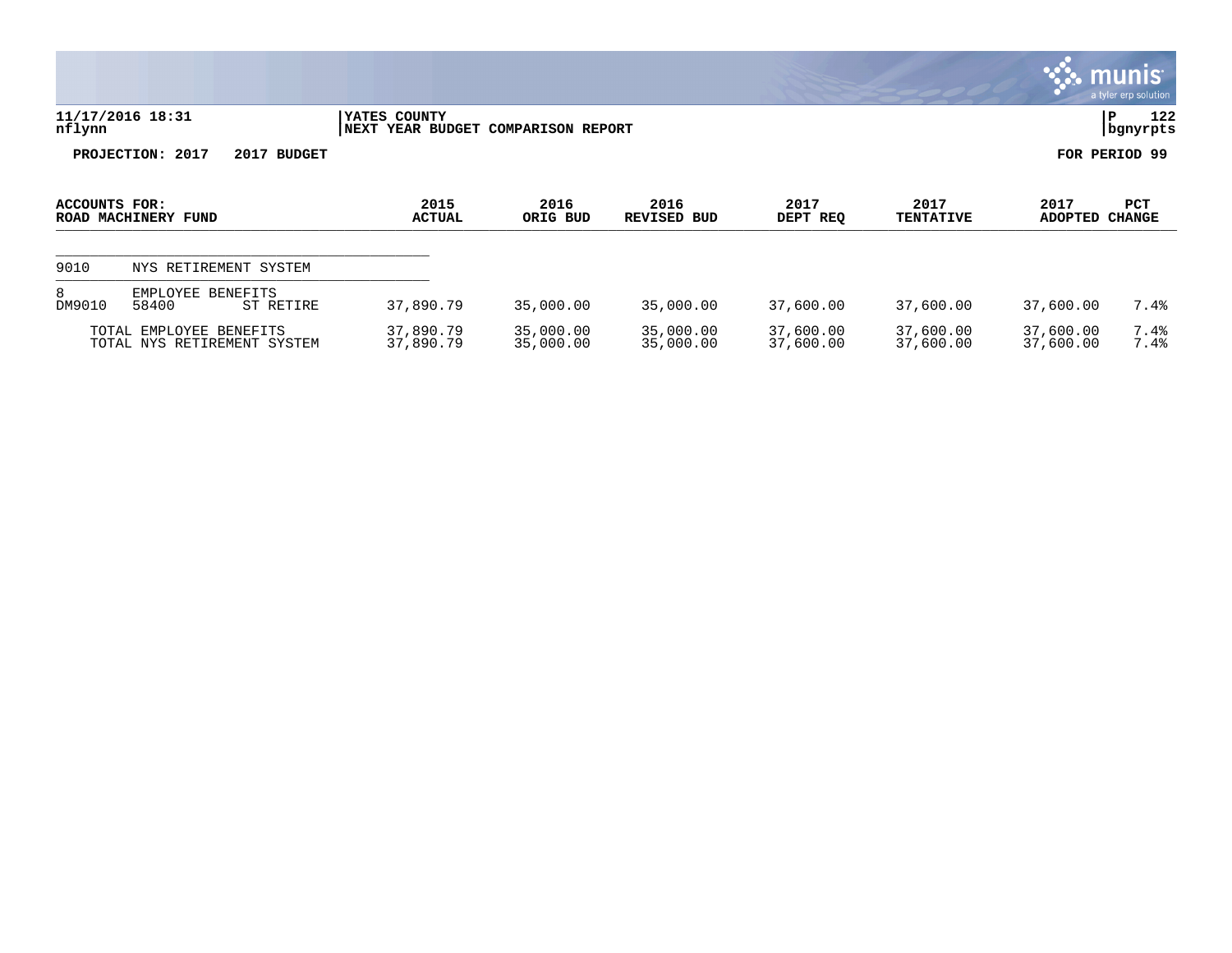**11/17/2016 18:31** | **YATES COUNTY** | **P 122**
**nflynn** | **NEXT YEAR BUDGET COMPARISON REPORT** | **bgnyrpts**

**PROJECTION: 2017 2017 BUDGET** | **FOR PERIOD 99**

| ACCOUNTS FOR: ROAD MACHINERY FUND | | | 2015 ACTUAL | 2016 ORIG BUD | 2016 REVISED BUD | 2017 DEPT REQ | 2017 TENTATIVE | 2017 ADOPTED | PCT CHANGE |
|---|---|---|---|---|---|---|---|---|---|
| 9010 | NYS RETIREMENT SYSTEM | | | | | | | | |
| 8 | EMPLOYEE BENEFITS | | | | | | | | |
| DM9010 | 58400 | ST RETIRE | 37,890.79 | 35,000.00 | 35,000.00 | 37,600.00 | 37,600.00 | 37,600.00 | 7.4% |
| | TOTAL EMPLOYEE BENEFITS | | 37,890.79 | 35,000.00 | 35,000.00 | 37,600.00 | 37,600.00 | 37,600.00 | 7.4% |
| | TOTAL NYS RETIREMENT SYSTEM | | 37,890.79 | 35,000.00 | 35,000.00 | 37,600.00 | 37,600.00 | 37,600.00 | 7.4% |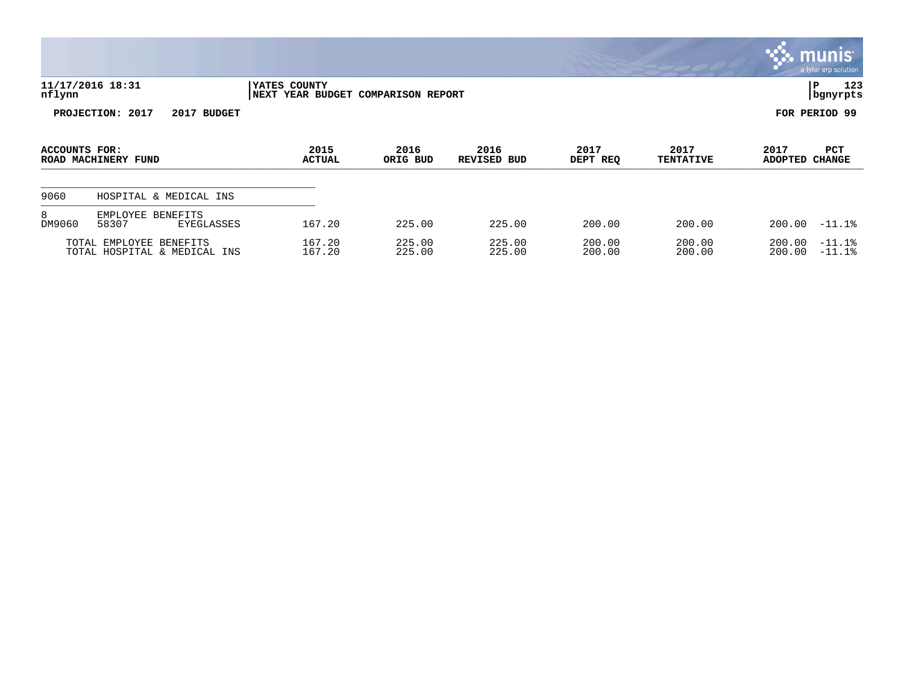**YATES COUNTY**
**NEXT YEAR BUDGET COMPARISON REPORT**

11/17/2016 18:31
nflynn

PROJECTION: 2017 2017 BUDGET

FOR PERIOD 99

| ACCOUNTS FOR: ROAD MACHINERY FUND | | | 2015 ACTUAL | 2016 ORIG BUD | 2016 REVISED BUD | 2017 DEPT REQ | 2017 TENTATIVE | 2017 ADOPTED | PCT CHANGE |
|---|---|---|---|---|---|---|---|---|---|
| 9060 | HOSPITAL & MEDICAL INS | | | | | | | | |
| 8 | EMPLOYEE BENEFITS | | | | | | | | |
| DM9060 | 58307 | EYEGLASSES | 167.20 | 225.00 | 225.00 | 200.00 | 200.00 | 200.00 | -11.1% |
| TOTAL EMPLOYEE BENEFITS | | | 167.20 | 225.00 | 225.00 | 200.00 | 200.00 | 200.00 | -11.1% |
| TOTAL HOSPITAL & MEDICAL INS | | | 167.20 | 225.00 | 225.00 | 200.00 | 200.00 | 200.00 | -11.1% |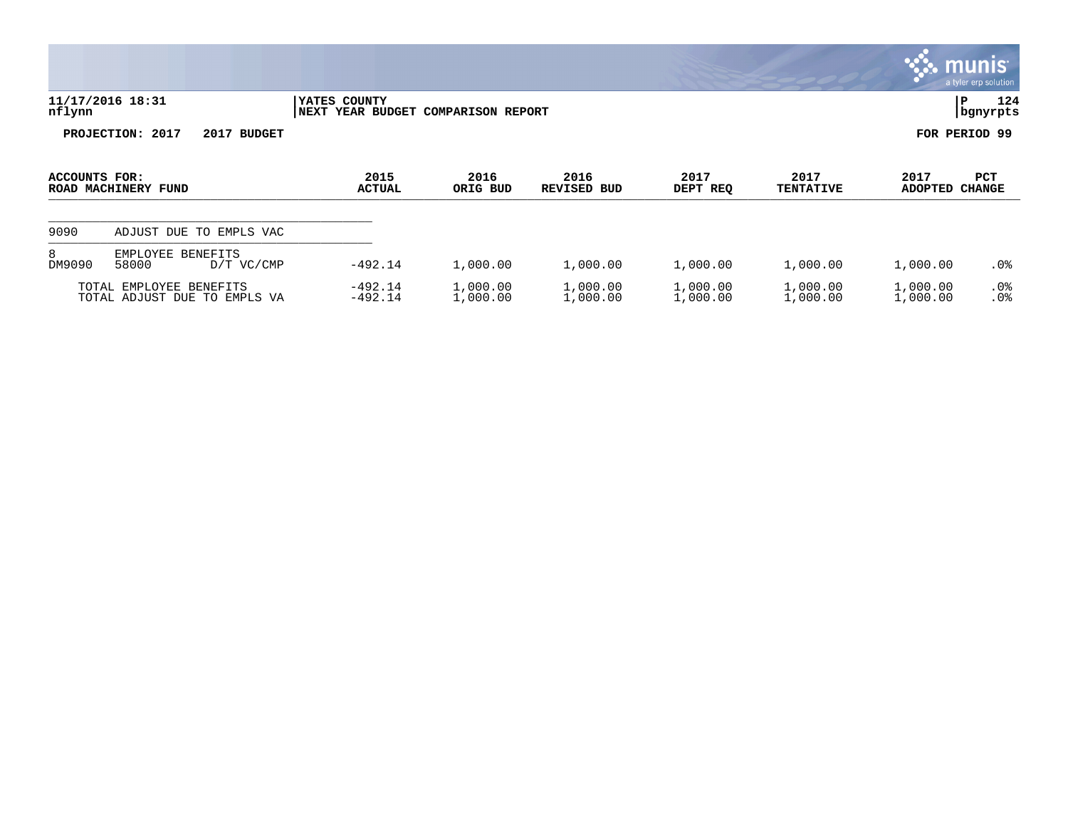11/17/2016 18:31
nflynn

YATES COUNTY
NEXT YEAR BUDGET COMPARISON REPORT

P 124
bgnyrpts

**PROJECTION: 2017 2017 BUDGET**

**FOR PERIOD 99**

| ACCOUNTS FOR: ROAD MACHINERY FUND | | | 2015 ACTUAL | 2016 ORIG BUD | 2016 REVISED BUD | 2017 DEPT REQ | 2017 TENTATIVE | 2017 ADOPTED | PCT CHANGE |
|---|---|---|---|---|---|---|---|---|---|
| 9090 | ADJUST DUE TO EMPLS VAC | | | | | | | | |
| 8 | EMPLOYEE BENEFITS | | | | | | | | |
| DM9090 | 58000 | D/T VC/CMP | -492.14 | 1,000.00 | 1,000.00 | 1,000.00 | 1,000.00 | 1,000.00 | .0% |
| TOTAL EMPLOYEE BENEFITS | | | -492.14 | 1,000.00 | 1,000.00 | 1,000.00 | 1,000.00 | 1,000.00 | .0% |
| TOTAL ADJUST DUE TO EMPLS VA | | | -492.14 | 1,000.00 | 1,000.00 | 1,000.00 | 1,000.00 | 1,000.00 | .0% |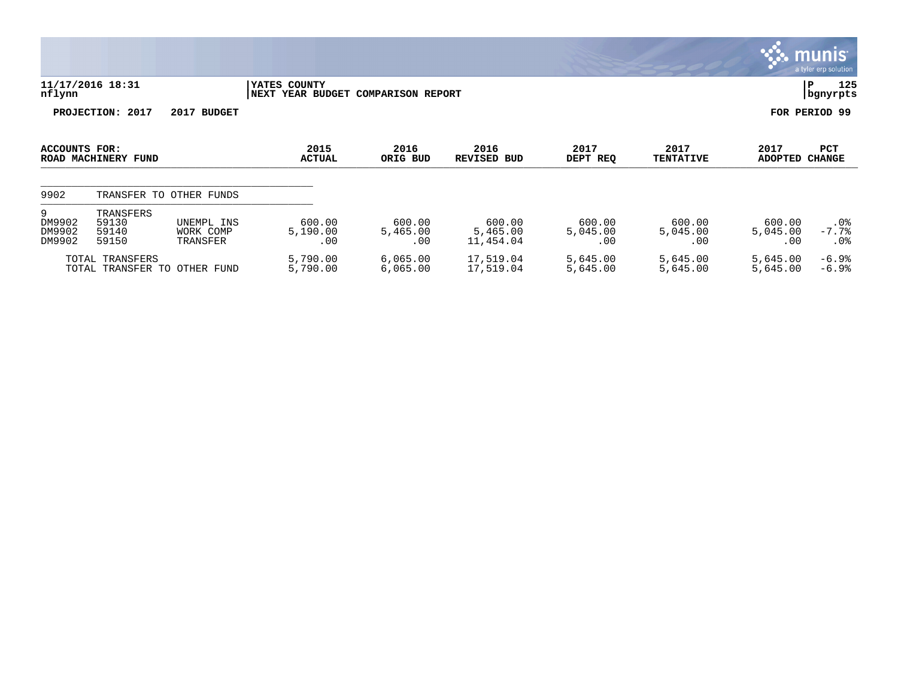11/17/2016 18:31 | YATES COUNTY | P 125
nflynn | NEXT YEAR BUDGET COMPARISON REPORT | bgnyrpts

**PROJECTION: 2017 2017 BUDGET** **FOR PERIOD 99**

| ACCOUNTS FOR: ROAD MACHINERY FUND | | | 2015 ACTUAL | 2016 ORIG BUD | 2016 REVISED BUD | 2017 DEPT REQ | 2017 TENTATIVE | 2017 ADOPTED | PCT CHANGE |
|---|---|---|---|---|---|---|---|---|---|
| 9902 | TRANSFER TO OTHER FUNDS | | | | | | | | |
| 9 | TRANSFERS | | | | | | | | |
| DM9902 | 59130 | UNEMPL INS | 600.00 | 600.00 | 600.00 | 600.00 | 600.00 | 600.00 | .0% |
| DM9902 | 59140 | WORK COMP | 5,190.00 | 5,465.00 | 5,465.00 | 5,045.00 | 5,045.00 | 5,045.00 | -7.7% |
| DM9902 | 59150 | TRANSFER | .00 | .00 | 11,454.04 | .00 | .00 | .00 | .0% |
| TOTAL TRANSFERS | | | 5,790.00 | 6,065.00 | 17,519.04 | 5,645.00 | 5,645.00 | 5,645.00 | -6.9% |
| TOTAL TRANSFER TO OTHER FUND | | | 5,790.00 | 6,065.00 | 17,519.04 | 5,645.00 | 5,645.00 | 5,645.00 | -6.9% |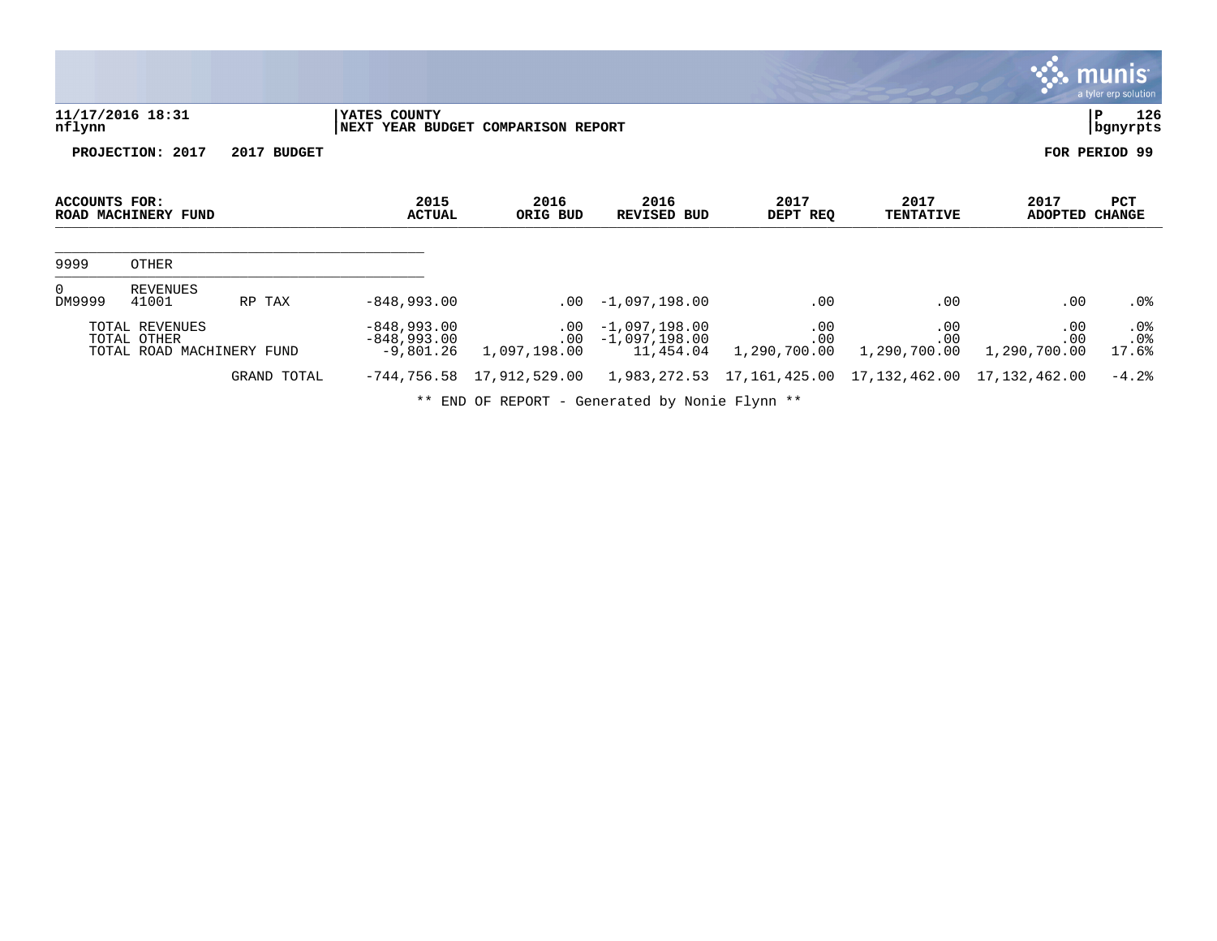11/17/2016 18:31
nflynn

YATES COUNTY
NEXT YEAR BUDGET COMPARISON REPORT

P 126
bgnyrpts

PROJECTION: 2017    2017 BUDGET    FOR PERIOD 99

| ACCOUNTS FOR: ROAD MACHINERY FUND | | | 2015 ACTUAL | 2016 ORIG BUD | 2016 REVISED BUD | 2017 DEPT REQ | 2017 TENTATIVE | 2017 ADOPTED | PCT CHANGE |
|---|---|---|---|---|---|---|---|---|---|
| 9999 | OTHER | | | | | | | | |
| 0 | REVENUES | | | | | | | | |
| DM9999 | 41001 | RP TAX | -848,993.00 | .00 | -1,097,198.00 | .00 | .00 | .00 | .0% |
| TOTAL REVENUES | | | -848,993.00 | .00 | -1,097,198.00 | .00 | .00 | .00 | .0% |
| TOTAL OTHER | | | -848,993.00 | .00 | -1,097,198.00 | .00 | .00 | .00 | .0% |
| TOTAL ROAD MACHINERY FUND | | | -9,801.26 | 1,097,198.00 | 11,454.04 | 1,290,700.00 | 1,290,700.00 | 1,290,700.00 | 17.6% |
| | | GRAND TOTAL | -744,756.58 | 17,912,529.00 | 1,983,272.53 | 17,161,425.00 | 17,132,462.00 | 17,132,462.00 | -4.2% |

** END OF REPORT - Generated by Nonie Flynn **